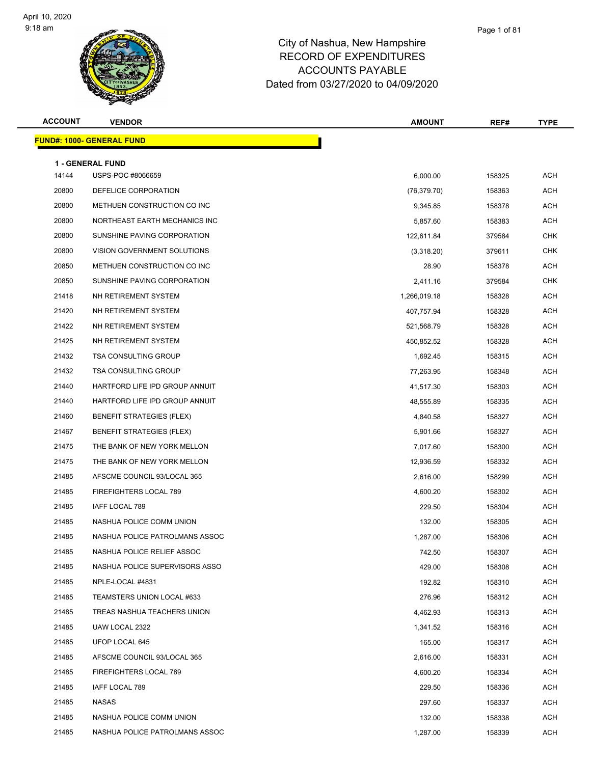# City of Nashua, New Hampshire
## RECORD OF EXPENDITURES
## ACCOUNTS PAYABLE
### Dated from 03/27/2020 to 04/09/2020

**FUND#: 1000- GENERAL FUND**

**1 - GENERAL FUND**

| ACCOUNT | VENDOR | AMOUNT | REF# | TYPE |
|---|---|---|---|---|
| 14144 | USPS-POC #8066659 | 6,000.00 | 158325 | ACH |
| 20800 | DEFELICE CORPORATION | (76,379.70) | 158363 | ACH |
| 20800 | METHUEN CONSTRUCTION CO INC | 9,345.85 | 158378 | ACH |
| 20800 | NORTHEAST EARTH MECHANICS INC | 5,857.60 | 158383 | ACH |
| 20800 | SUNSHINE PAVING CORPORATION | 122,611.84 | 379584 | CHK |
| 20800 | VISION GOVERNMENT SOLUTIONS | (3,318.20) | 379611 | CHK |
| 20850 | METHUEN CONSTRUCTION CO INC | 28.90 | 158378 | ACH |
| 20850 | SUNSHINE PAVING CORPORATION | 2,411.16 | 379584 | CHK |
| 21418 | NH RETIREMENT SYSTEM | 1,266,019.18 | 158328 | ACH |
| 21420 | NH RETIREMENT SYSTEM | 407,757.94 | 158328 | ACH |
| 21422 | NH RETIREMENT SYSTEM | 521,568.79 | 158328 | ACH |
| 21425 | NH RETIREMENT SYSTEM | 450,852.52 | 158328 | ACH |
| 21432 | TSA CONSULTING GROUP | 1,692.45 | 158315 | ACH |
| 21432 | TSA CONSULTING GROUP | 77,263.95 | 158348 | ACH |
| 21440 | HARTFORD LIFE IPD GROUP ANNUIT | 41,517.30 | 158303 | ACH |
| 21440 | HARTFORD LIFE IPD GROUP ANNUIT | 48,555.89 | 158335 | ACH |
| 21460 | BENEFIT STRATEGIES (FLEX) | 4,840.58 | 158327 | ACH |
| 21467 | BENEFIT STRATEGIES (FLEX) | 5,901.66 | 158327 | ACH |
| 21475 | THE BANK OF NEW YORK MELLON | 7,017.60 | 158300 | ACH |
| 21475 | THE BANK OF NEW YORK MELLON | 12,936.59 | 158332 | ACH |
| 21485 | AFSCME COUNCIL 93/LOCAL 365 | 2,616.00 | 158299 | ACH |
| 21485 | FIREFIGHTERS LOCAL 789 | 4,600.20 | 158302 | ACH |
| 21485 | IAFF LOCAL 789 | 229.50 | 158304 | ACH |
| 21485 | NASHUA POLICE COMM UNION | 132.00 | 158305 | ACH |
| 21485 | NASHUA POLICE PATROLMANS ASSOC | 1,287.00 | 158306 | ACH |
| 21485 | NASHUA POLICE RELIEF ASSOC | 742.50 | 158307 | ACH |
| 21485 | NASHUA POLICE SUPERVISORS ASSO | 429.00 | 158308 | ACH |
| 21485 | NPLE-LOCAL #4831 | 192.82 | 158310 | ACH |
| 21485 | TEAMSTERS UNION LOCAL #633 | 276.96 | 158312 | ACH |
| 21485 | TREAS NASHUA TEACHERS UNION | 4,462.93 | 158313 | ACH |
| 21485 | UAW LOCAL 2322 | 1,341.52 | 158316 | ACH |
| 21485 | UFOP LOCAL 645 | 165.00 | 158317 | ACH |
| 21485 | AFSCME COUNCIL 93/LOCAL 365 | 2,616.00 | 158331 | ACH |
| 21485 | FIREFIGHTERS LOCAL 789 | 4,600.20 | 158334 | ACH |
| 21485 | IAFF LOCAL 789 | 229.50 | 158336 | ACH |
| 21485 | NASAS | 297.60 | 158337 | ACH |
| 21485 | NASHUA POLICE COMM UNION | 132.00 | 158338 | ACH |
| 21485 | NASHUA POLICE PATROLMANS ASSOC | 1,287.00 | 158339 | ACH |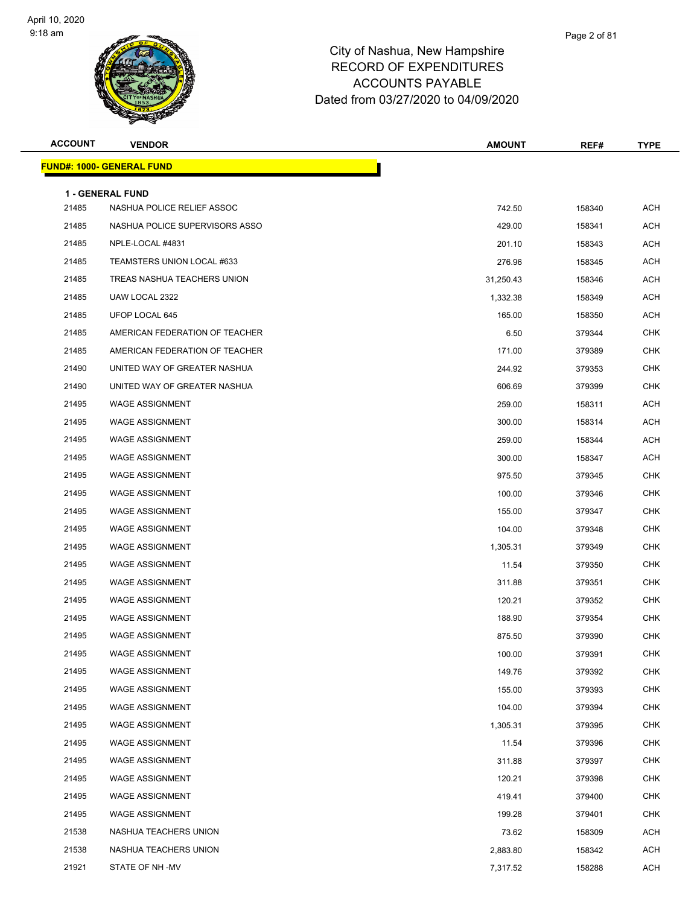# City of Nashua, New Hampshire
## RECORD OF EXPENDITURES
## ACCOUNTS PAYABLE
## Dated from 03/27/2020 to 04/09/2020

**FUND#: 1000- GENERAL FUND**

**1 - GENERAL FUND**

| ACCOUNT | VENDOR | AMOUNT | REF# | TYPE |
|---|---|---|---|---|
| 21485 | NASHUA POLICE RELIEF ASSOC | 742.50 | 158340 | ACH |
| 21485 | NASHUA POLICE SUPERVISORS ASSO | 429.00 | 158341 | ACH |
| 21485 | NPLE-LOCAL #4831 | 201.10 | 158343 | ACH |
| 21485 | TEAMSTERS UNION LOCAL #633 | 276.96 | 158345 | ACH |
| 21485 | TREAS NASHUA TEACHERS UNION | 31,250.43 | 158346 | ACH |
| 21485 | UAW LOCAL 2322 | 1,332.38 | 158349 | ACH |
| 21485 | UFOP LOCAL 645 | 165.00 | 158350 | ACH |
| 21485 | AMERICAN FEDERATION OF TEACHER | 6.50 | 379344 | CHK |
| 21485 | AMERICAN FEDERATION OF TEACHER | 171.00 | 379389 | CHK |
| 21490 | UNITED WAY OF GREATER NASHUA | 244.92 | 379353 | CHK |
| 21490 | UNITED WAY OF GREATER NASHUA | 606.69 | 379399 | CHK |
| 21495 | WAGE ASSIGNMENT | 259.00 | 158311 | ACH |
| 21495 | WAGE ASSIGNMENT | 300.00 | 158314 | ACH |
| 21495 | WAGE ASSIGNMENT | 259.00 | 158344 | ACH |
| 21495 | WAGE ASSIGNMENT | 300.00 | 158347 | ACH |
| 21495 | WAGE ASSIGNMENT | 975.50 | 379345 | CHK |
| 21495 | WAGE ASSIGNMENT | 100.00 | 379346 | CHK |
| 21495 | WAGE ASSIGNMENT | 155.00 | 379347 | CHK |
| 21495 | WAGE ASSIGNMENT | 104.00 | 379348 | CHK |
| 21495 | WAGE ASSIGNMENT | 1,305.31 | 379349 | CHK |
| 21495 | WAGE ASSIGNMENT | 11.54 | 379350 | CHK |
| 21495 | WAGE ASSIGNMENT | 311.88 | 379351 | CHK |
| 21495 | WAGE ASSIGNMENT | 120.21 | 379352 | CHK |
| 21495 | WAGE ASSIGNMENT | 188.90 | 379354 | CHK |
| 21495 | WAGE ASSIGNMENT | 875.50 | 379390 | CHK |
| 21495 | WAGE ASSIGNMENT | 100.00 | 379391 | CHK |
| 21495 | WAGE ASSIGNMENT | 149.76 | 379392 | CHK |
| 21495 | WAGE ASSIGNMENT | 155.00 | 379393 | CHK |
| 21495 | WAGE ASSIGNMENT | 104.00 | 379394 | CHK |
| 21495 | WAGE ASSIGNMENT | 1,305.31 | 379395 | CHK |
| 21495 | WAGE ASSIGNMENT | 11.54 | 379396 | CHK |
| 21495 | WAGE ASSIGNMENT | 311.88 | 379397 | CHK |
| 21495 | WAGE ASSIGNMENT | 120.21 | 379398 | CHK |
| 21495 | WAGE ASSIGNMENT | 419.41 | 379400 | CHK |
| 21495 | WAGE ASSIGNMENT | 199.28 | 379401 | CHK |
| 21538 | NASHUA TEACHERS UNION | 73.62 | 158309 | ACH |
| 21538 | NASHUA TEACHERS UNION | 2,883.80 | 158342 | ACH |
| 21921 | STATE OF NH -MV | 7,317.52 | 158288 | ACH |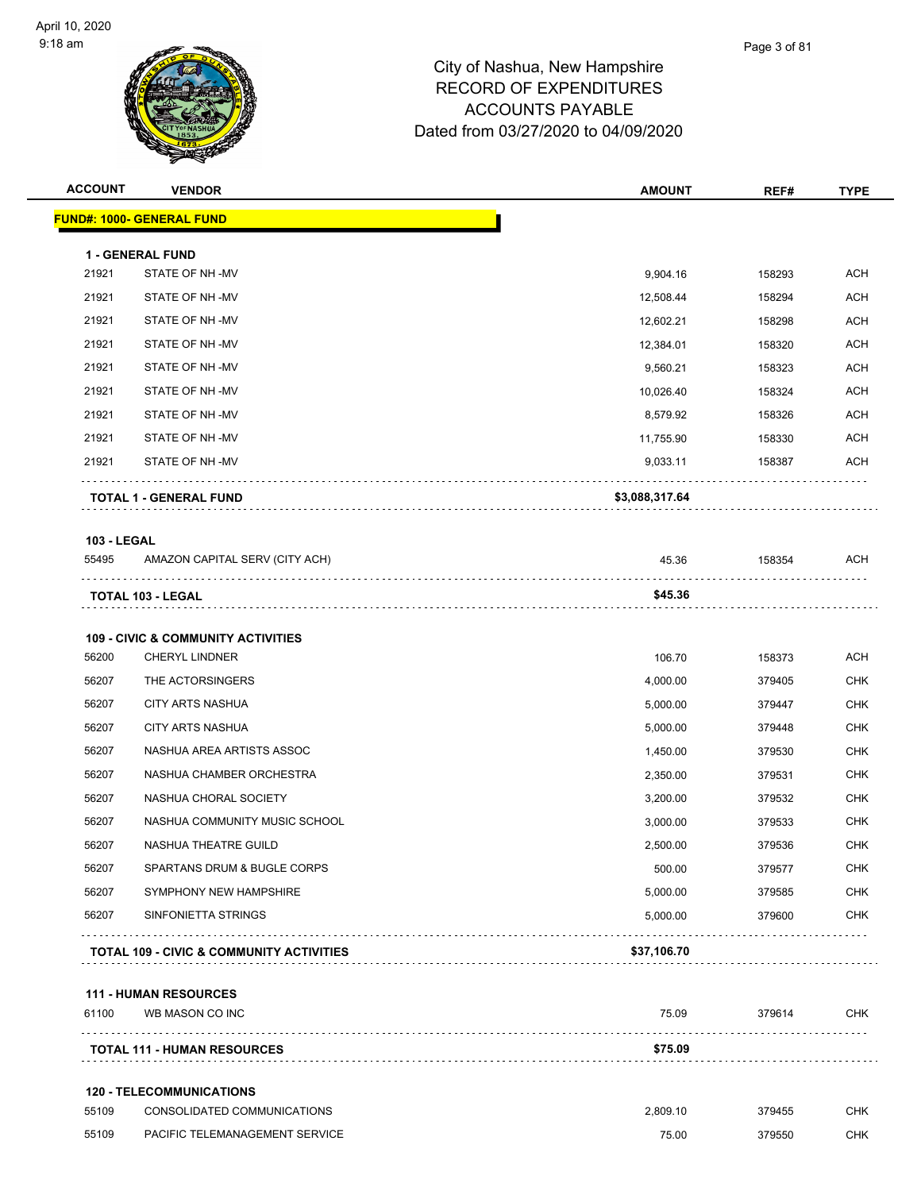# City of Nashua, New Hampshire
# RECORD OF EXPENDITURES
# ACCOUNTS PAYABLE
# Dated from 03/27/2020 to 04/09/2020

| ACCOUNT | VENDOR | AMOUNT | REF# | TYPE |
|---|---|---|---|---|
| **FUND#: 1000- GENERAL FUND** | | | | |
| **1 - GENERAL FUND** | | | | |
| 21921 | STATE OF NH -MV | 9,904.16 | 158293 | ACH |
| 21921 | STATE OF NH -MV | 12,508.44 | 158294 | ACH |
| 21921 | STATE OF NH -MV | 12,602.21 | 158298 | ACH |
| 21921 | STATE OF NH -MV | 12,384.01 | 158320 | ACH |
| 21921 | STATE OF NH -MV | 9,560.21 | 158323 | ACH |
| 21921 | STATE OF NH -MV | 10,026.40 | 158324 | ACH |
| 21921 | STATE OF NH -MV | 8,579.92 | 158326 | ACH |
| 21921 | STATE OF NH -MV | 11,755.90 | 158330 | ACH |
| 21921 | STATE OF NH -MV | 9,033.11 | 158387 | ACH |
| | **TOTAL 1 - GENERAL FUND** | **$3,088,317.64** | | |
| **103 - LEGAL** | | | | |
| 55495 | AMAZON CAPITAL SERV (CITY ACH) | 45.36 | 158354 | ACH |
| | **TOTAL 103 - LEGAL** | **$45.36** | | |
| **109 - CIVIC & COMMUNITY ACTIVITIES** | | | | |
| 56200 | CHERYL LINDNER | 106.70 | 158373 | ACH |
| 56207 | THE ACTORSINGERS | 4,000.00 | 379405 | CHK |
| 56207 | CITY ARTS NASHUA | 5,000.00 | 379447 | CHK |
| 56207 | CITY ARTS NASHUA | 5,000.00 | 379448 | CHK |
| 56207 | NASHUA AREA ARTISTS ASSOC | 1,450.00 | 379530 | CHK |
| 56207 | NASHUA CHAMBER ORCHESTRA | 2,350.00 | 379531 | CHK |
| 56207 | NASHUA CHORAL SOCIETY | 3,200.00 | 379532 | CHK |
| 56207 | NASHUA COMMUNITY MUSIC SCHOOL | 3,000.00 | 379533 | CHK |
| 56207 | NASHUA THEATRE GUILD | 2,500.00 | 379536 | CHK |
| 56207 | SPARTANS DRUM & BUGLE CORPS | 500.00 | 379577 | CHK |
| 56207 | SYMPHONY NEW HAMPSHIRE | 5,000.00 | 379585 | CHK |
| 56207 | SINFONIETTA STRINGS | 5,000.00 | 379600 | CHK |
| | **TOTAL 109 - CIVIC & COMMUNITY ACTIVITIES** | **$37,106.70** | | |
| **111 - HUMAN RESOURCES** | | | | |
| 61100 | WB MASON CO INC | 75.09 | 379614 | CHK |
| | **TOTAL 111 - HUMAN RESOURCES** | **$75.09** | | |
| **120 - TELECOMMUNICATIONS** | | | | |
| 55109 | CONSOLIDATED COMMUNICATIONS | 2,809.10 | 379455 | CHK |
| 55109 | PACIFIC TELEMANAGEMENT SERVICE | 75.00 | 379550 | CHK |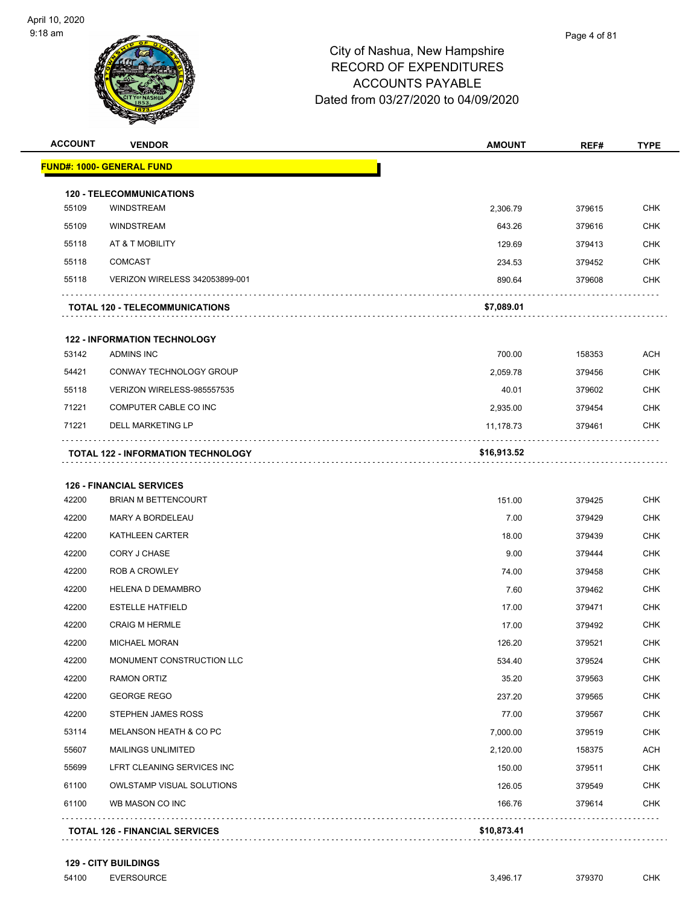# City of Nashua, New Hampshire
## RECORD OF EXPENDITURES
## ACCOUNTS PAYABLE
## Dated from 03/27/2020 to 04/09/2020

| ACCOUNT | VENDOR | AMOUNT | REF# | TYPE |
|---|---|---|---|---|
| **FUND#: 1000- GENERAL FUND** | | | | |
| **120 - TELECOMMUNICATIONS** | | | | |
| 55109 | WINDSTREAM | 2,306.79 | 379615 | CHK |
| 55109 | WINDSTREAM | 643.26 | 379616 | CHK |
| 55118 | AT & T MOBILITY | 129.69 | 379413 | CHK |
| 55118 | COMCAST | 234.53 | 379452 | CHK |
| 55118 | VERIZON WIRELESS 342053899-001 | 890.64 | 379608 | CHK |
| | **TOTAL 120 - TELECOMMUNICATIONS** | **$7,089.01** | | |
| **122 - INFORMATION TECHNOLOGY** | | | | |
| 53142 | ADMINS INC | 700.00 | 158353 | ACH |
| 54421 | CONWAY TECHNOLOGY GROUP | 2,059.78 | 379456 | CHK |
| 55118 | VERIZON WIRELESS-985557535 | 40.01 | 379602 | CHK |
| 71221 | COMPUTER CABLE CO INC | 2,935.00 | 379454 | CHK |
| 71221 | DELL MARKETING LP | 11,178.73 | 379461 | CHK |
| | **TOTAL 122 - INFORMATION TECHNOLOGY** | **$16,913.52** | | |
| **126 - FINANCIAL SERVICES** | | | | |
| 42200 | BRIAN M BETTENCOURT | 151.00 | 379425 | CHK |
| 42200 | MARY A BORDELEAU | 7.00 | 379429 | CHK |
| 42200 | KATHLEEN CARTER | 18.00 | 379439 | CHK |
| 42200 | CORY J CHASE | 9.00 | 379444 | CHK |
| 42200 | ROB A CROWLEY | 74.00 | 379458 | CHK |
| 42200 | HELENA D DEMAMBRO | 7.60 | 379462 | CHK |
| 42200 | ESTELLE HATFIELD | 17.00 | 379471 | CHK |
| 42200 | CRAIG M HERMLE | 17.00 | 379492 | CHK |
| 42200 | MICHAEL MORAN | 126.20 | 379521 | CHK |
| 42200 | MONUMENT CONSTRUCTION LLC | 534.40 | 379524 | CHK |
| 42200 | RAMON ORTIZ | 35.20 | 379563 | CHK |
| 42200 | GEORGE REGO | 237.20 | 379565 | CHK |
| 42200 | STEPHEN JAMES ROSS | 77.00 | 379567 | CHK |
| 53114 | MELANSON HEATH & CO PC | 7,000.00 | 379519 | CHK |
| 55607 | MAILINGS UNLIMITED | 2,120.00 | 158375 | ACH |
| 55699 | LFRT CLEANING SERVICES INC | 150.00 | 379511 | CHK |
| 61100 | OWLSTAMP VISUAL SOLUTIONS | 126.05 | 379549 | CHK |
| 61100 | WB MASON CO INC | 166.76 | 379614 | CHK |
| | **TOTAL 126 - FINANCIAL SERVICES** | **$10,873.41** | | |
| **129 - CITY BUILDINGS** | | | | |
| 54100 | EVERSOURCE | 3,496.17 | 379370 | CHK |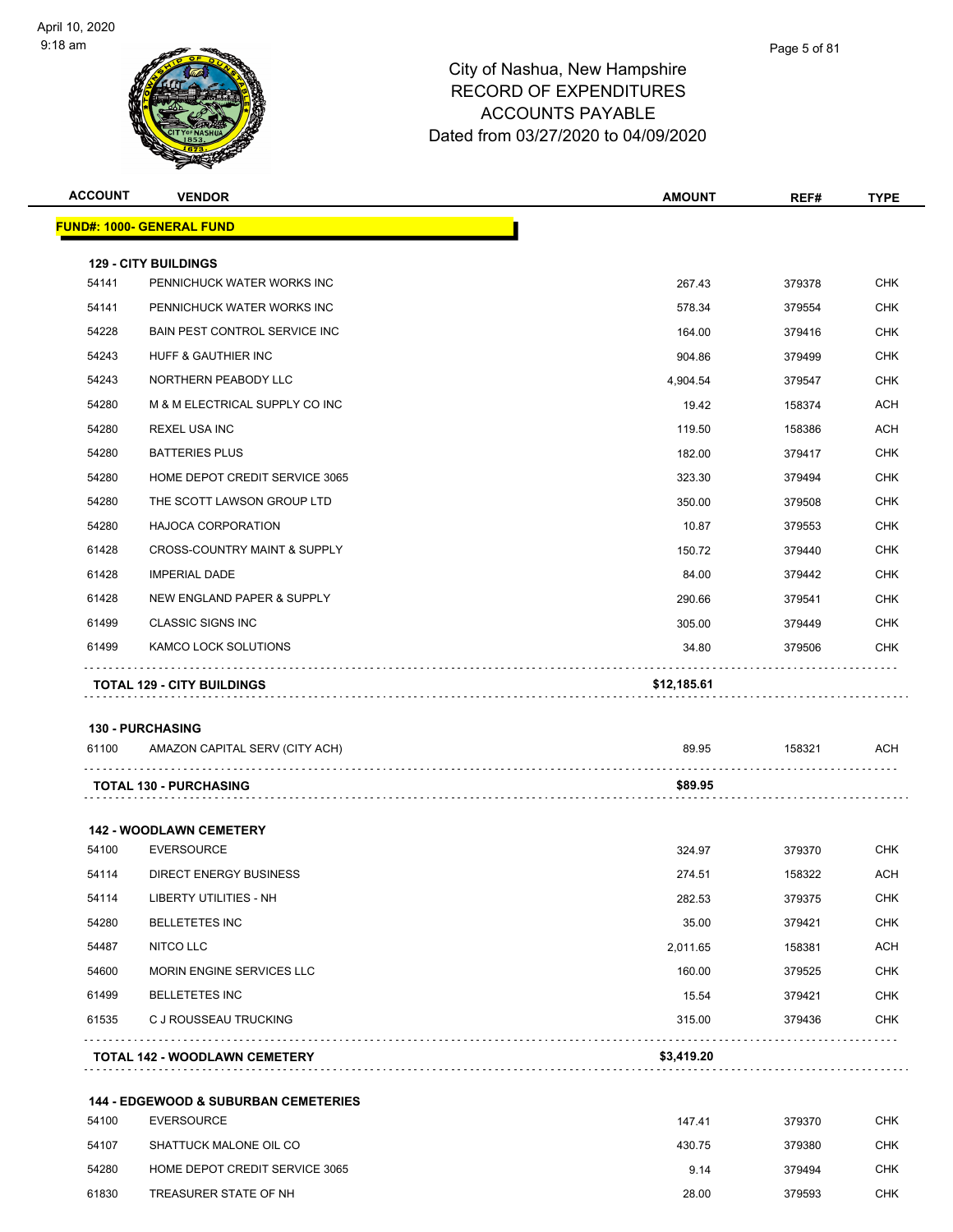# City of Nashua, New Hampshire
## RECORD OF EXPENDITURES
## ACCOUNTS PAYABLE
### Dated from 03/27/2020 to 04/09/2020

| ACCOUNT | VENDOR | AMOUNT | REF# | TYPE |
|---|---|---|---|---|
| **FUND#: 1000- GENERAL FUND** | | | | |
| **129 - CITY BUILDINGS** | | | | |
| 54141 | PENNICHUCK WATER WORKS INC | 267.43 | 379378 | CHK |
| 54141 | PENNICHUCK WATER WORKS INC | 578.34 | 379554 | CHK |
| 54228 | BAIN PEST CONTROL SERVICE INC | 164.00 | 379416 | CHK |
| 54243 | HUFF & GAUTHIER INC | 904.86 | 379499 | CHK |
| 54243 | NORTHERN PEABODY LLC | 4,904.54 | 379547 | CHK |
| 54280 | M & M ELECTRICAL SUPPLY CO INC | 19.42 | 158374 | ACH |
| 54280 | REXEL USA INC | 119.50 | 158386 | ACH |
| 54280 | BATTERIES PLUS | 182.00 | 379417 | CHK |
| 54280 | HOME DEPOT CREDIT SERVICE 3065 | 323.30 | 379494 | CHK |
| 54280 | THE SCOTT LAWSON GROUP LTD | 350.00 | 379508 | CHK |
| 54280 | HAJOCA CORPORATION | 10.87 | 379553 | CHK |
| 61428 | CROSS-COUNTRY MAINT & SUPPLY | 150.72 | 379440 | CHK |
| 61428 | IMPERIAL DADE | 84.00 | 379442 | CHK |
| 61428 | NEW ENGLAND PAPER & SUPPLY | 290.66 | 379541 | CHK |
| 61499 | CLASSIC SIGNS INC | 305.00 | 379449 | CHK |
| 61499 | KAMCO LOCK SOLUTIONS | 34.80 | 379506 | CHK |
| | **TOTAL 129 - CITY BUILDINGS** | **$12,185.61** | | |
| **130 - PURCHASING** | | | | |
| 61100 | AMAZON CAPITAL SERV (CITY ACH) | 89.95 | 158321 | ACH |
| | **TOTAL 130 - PURCHASING** | **$89.95** | | |
| **142 - WOODLAWN CEMETERY** | | | | |
| 54100 | EVERSOURCE | 324.97 | 379370 | CHK |
| 54114 | DIRECT ENERGY BUSINESS | 274.51 | 158322 | ACH |
| 54114 | LIBERTY UTILITIES - NH | 282.53 | 379375 | CHK |
| 54280 | BELLETETES INC | 35.00 | 379421 | CHK |
| 54487 | NITCO LLC | 2,011.65 | 158381 | ACH |
| 54600 | MORIN ENGINE SERVICES LLC | 160.00 | 379525 | CHK |
| 61499 | BELLETETES INC | 15.54 | 379421 | CHK |
| 61535 | C J ROUSSEAU TRUCKING | 315.00 | 379436 | CHK |
| | **TOTAL 142 - WOODLAWN CEMETERY** | **$3,419.20** | | |
| **144 - EDGEWOOD & SUBURBAN CEMETERIES** | | | | |
| 54100 | EVERSOURCE | 147.41 | 379370 | CHK |
| 54107 | SHATTUCK MALONE OIL CO | 430.75 | 379380 | CHK |
| 54280 | HOME DEPOT CREDIT SERVICE 3065 | 9.14 | 379494 | CHK |
| 61830 | TREASURER STATE OF NH | 28.00 | 379593 | CHK |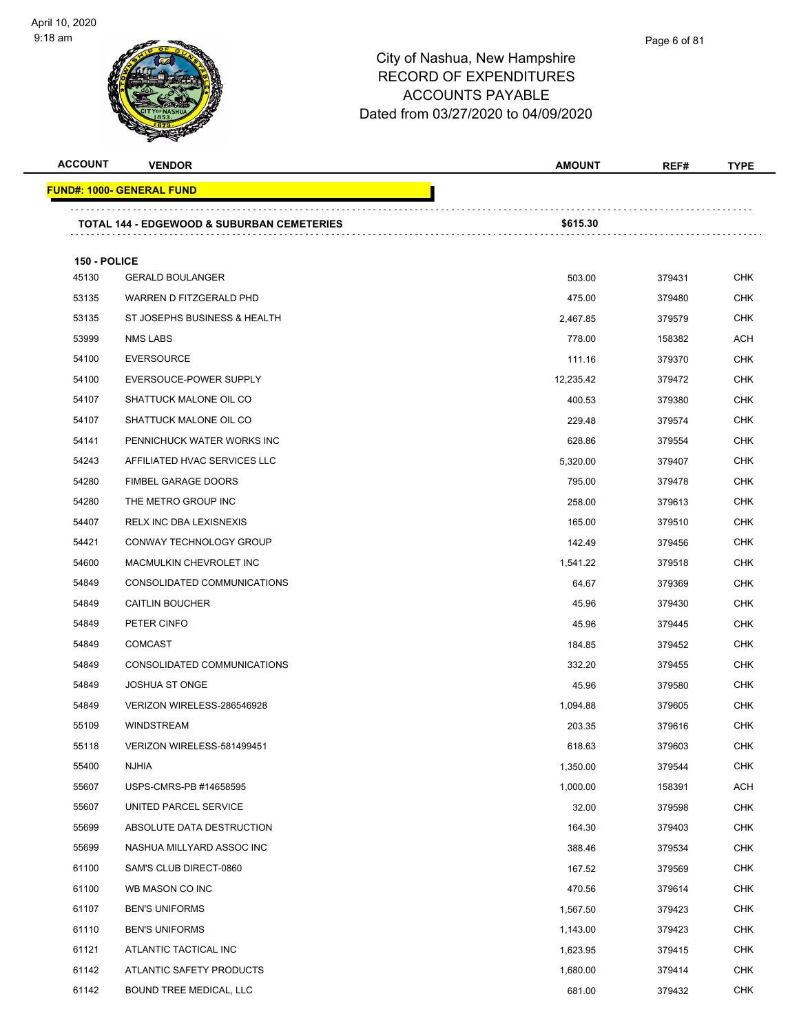# City of Nashua, New Hampshire
## RECORD OF EXPENDITURES
## ACCOUNTS PAYABLE
## Dated from 03/27/2020 to 04/09/2020

| ACCOUNT | VENDOR | AMOUNT | REF# | TYPE |
|---|---|---|---|---|
| **FUND#: 1000- GENERAL FUND** | | | | |
| **TOTAL 144 - EDGEWOOD & SUBURBAN CEMETERIES** | | **$615.30** | | |
| **150 - POLICE** | | | | |
| 45130 | GERALD BOULANGER | 503.00 | 379431 | CHK |
| 53135 | WARREN D FITZGERALD PHD | 475.00 | 379480 | CHK |
| 53135 | ST JOSEPHS BUSINESS & HEALTH | 2,467.85 | 379579 | CHK |
| 53999 | NMS LABS | 778.00 | 158382 | ACH |
| 54100 | EVERSOURCE | 111.16 | 379370 | CHK |
| 54100 | EVERSOUCE-POWER SUPPLY | 12,235.42 | 379472 | CHK |
| 54107 | SHATTUCK MALONE OIL CO | 400.53 | 379380 | CHK |
| 54107 | SHATTUCK MALONE OIL CO | 229.48 | 379574 | CHK |
| 54141 | PENNICHUCK WATER WORKS INC | 628.86 | 379554 | CHK |
| 54243 | AFFILIATED HVAC SERVICES LLC | 5,320.00 | 379407 | CHK |
| 54280 | FIMBEL GARAGE DOORS | 795.00 | 379478 | CHK |
| 54280 | THE METRO GROUP INC | 258.00 | 379613 | CHK |
| 54407 | RELX INC DBA LEXISNEXIS | 165.00 | 379510 | CHK |
| 54421 | CONWAY TECHNOLOGY GROUP | 142.49 | 379456 | CHK |
| 54600 | MACMULKIN CHEVROLET INC | 1,541.22 | 379518 | CHK |
| 54849 | CONSOLIDATED COMMUNICATIONS | 64.67 | 379369 | CHK |
| 54849 | CAITLIN BOUCHER | 45.96 | 379430 | CHK |
| 54849 | PETER CINFO | 45.96 | 379445 | CHK |
| 54849 | COMCAST | 184.85 | 379452 | CHK |
| 54849 | CONSOLIDATED COMMUNICATIONS | 332.20 | 379455 | CHK |
| 54849 | JOSHUA ST ONGE | 45.96 | 379580 | CHK |
| 54849 | VERIZON WIRELESS-286546928 | 1,094.88 | 379605 | CHK |
| 55109 | WINDSTREAM | 203.35 | 379616 | CHK |
| 55118 | VERIZON WIRELESS-581499451 | 618.63 | 379603 | CHK |
| 55400 | NJHIA | 1,350.00 | 379544 | CHK |
| 55607 | USPS-CMRS-PB #14658595 | 1,000.00 | 158391 | ACH |
| 55607 | UNITED PARCEL SERVICE | 32.00 | 379598 | CHK |
| 55699 | ABSOLUTE DATA DESTRUCTION | 164.30 | 379403 | CHK |
| 55699 | NASHUA MILLYARD ASSOC INC | 388.46 | 379534 | CHK |
| 61100 | SAM'S CLUB DIRECT-0860 | 167.52 | 379569 | CHK |
| 61100 | WB MASON CO INC | 470.56 | 379614 | CHK |
| 61107 | BEN'S UNIFORMS | 1,567.50 | 379423 | CHK |
| 61110 | BEN'S UNIFORMS | 1,143.00 | 379423 | CHK |
| 61121 | ATLANTIC TACTICAL INC | 1,623.95 | 379415 | CHK |
| 61142 | ATLANTIC SAFETY PRODUCTS | 1,680.00 | 379414 | CHK |
| 61142 | BOUND TREE MEDICAL, LLC | 681.00 | 379432 | CHK |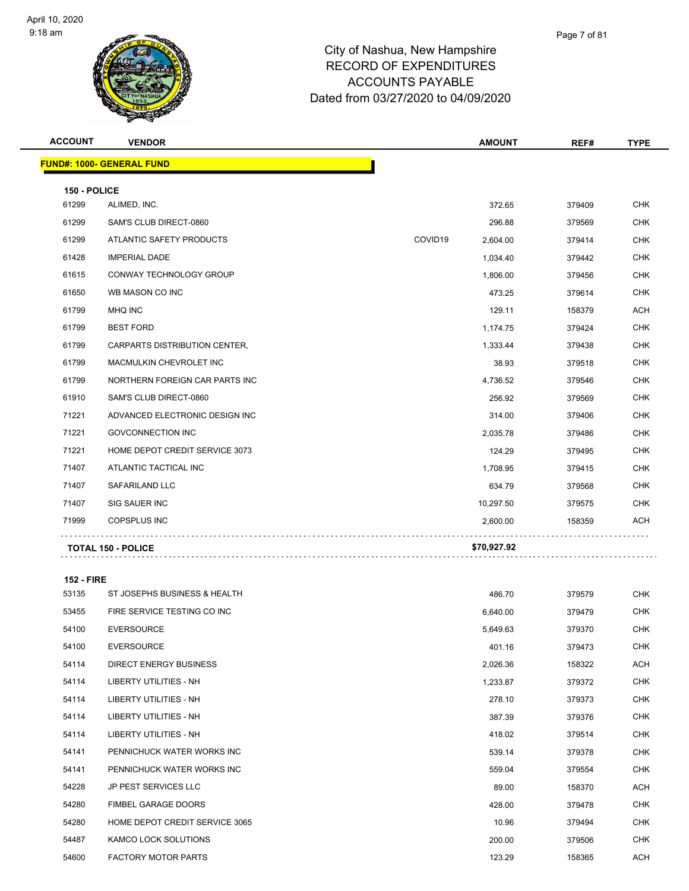City of Nashua, New Hampshire
RECORD OF EXPENDITURES
ACCOUNTS PAYABLE
Dated from 03/27/2020 to 04/09/2020

| ACCOUNT | VENDOR | | AMOUNT | REF# | TYPE |
|---|---|---|---|---|---|
| **FUND#: 1000- GENERAL FUND** | | | | | |
| **150 - POLICE** | | | | | |
| 61299 | ALIMED, INC. | | 372.65 | 379409 | CHK |
| 61299 | SAM'S CLUB DIRECT-0860 | | 296.88 | 379569 | CHK |
| 61299 | ATLANTIC SAFETY PRODUCTS | COVID19 | 2,604.00 | 379414 | CHK |
| 61428 | IMPERIAL DADE | | 1,034.40 | 379442 | CHK |
| 61615 | CONWAY TECHNOLOGY GROUP | | 1,806.00 | 379456 | CHK |
| 61650 | WB MASON CO INC | | 473.25 | 379614 | CHK |
| 61799 | MHQ INC | | 129.11 | 158379 | ACH |
| 61799 | BEST FORD | | 1,174.75 | 379424 | CHK |
| 61799 | CARPARTS DISTRIBUTION CENTER, | | 1,333.44 | 379438 | CHK |
| 61799 | MACMULKIN CHEVROLET INC | | 38.93 | 379518 | CHK |
| 61799 | NORTHERN FOREIGN CAR PARTS INC | | 4,736.52 | 379546 | CHK |
| 61910 | SAM'S CLUB DIRECT-0860 | | 256.92 | 379569 | CHK |
| 71221 | ADVANCED ELECTRONIC DESIGN INC | | 314.00 | 379406 | CHK |
| 71221 | GOVCONNECTION INC | | 2,035.78 | 379486 | CHK |
| 71221 | HOME DEPOT CREDIT SERVICE 3073 | | 124.29 | 379495 | CHK |
| 71407 | ATLANTIC TACTICAL INC | | 1,708.95 | 379415 | CHK |
| 71407 | SAFARILAND LLC | | 634.79 | 379568 | CHK |
| 71407 | SIG SAUER INC | | 10,297.50 | 379575 | CHK |
| 71999 | COPSPLUS INC | | 2,600.00 | 158359 | ACH |
| **TOTAL 150 - POLICE** | | | **$70,927.92** | | |
| **152 - FIRE** | | | | | |
| 53135 | ST JOSEPHS BUSINESS & HEALTH | | 486.70 | 379579 | CHK |
| 53455 | FIRE SERVICE TESTING CO INC | | 6,640.00 | 379479 | CHK |
| 54100 | EVERSOURCE | | 5,649.63 | 379370 | CHK |
| 54100 | EVERSOURCE | | 401.16 | 379473 | CHK |
| 54114 | DIRECT ENERGY BUSINESS | | 2,026.36 | 158322 | ACH |
| 54114 | LIBERTY UTILITIES - NH | | 1,233.87 | 379372 | CHK |
| 54114 | LIBERTY UTILITIES - NH | | 278.10 | 379373 | CHK |
| 54114 | LIBERTY UTILITIES - NH | | 387.39 | 379376 | CHK |
| 54114 | LIBERTY UTILITIES - NH | | 418.02 | 379514 | CHK |
| 54141 | PENNICHUCK WATER WORKS INC | | 539.14 | 379378 | CHK |
| 54141 | PENNICHUCK WATER WORKS INC | | 559.04 | 379554 | CHK |
| 54228 | JP PEST SERVICES LLC | | 89.00 | 158370 | ACH |
| 54280 | FIMBEL GARAGE DOORS | | 428.00 | 379478 | CHK |
| 54280 | HOME DEPOT CREDIT SERVICE 3065 | | 10.96 | 379494 | CHK |
| 54487 | KAMCO LOCK SOLUTIONS | | 200.00 | 379506 | CHK |
| 54600 | FACTORY MOTOR PARTS | | 123.29 | 158365 | ACH |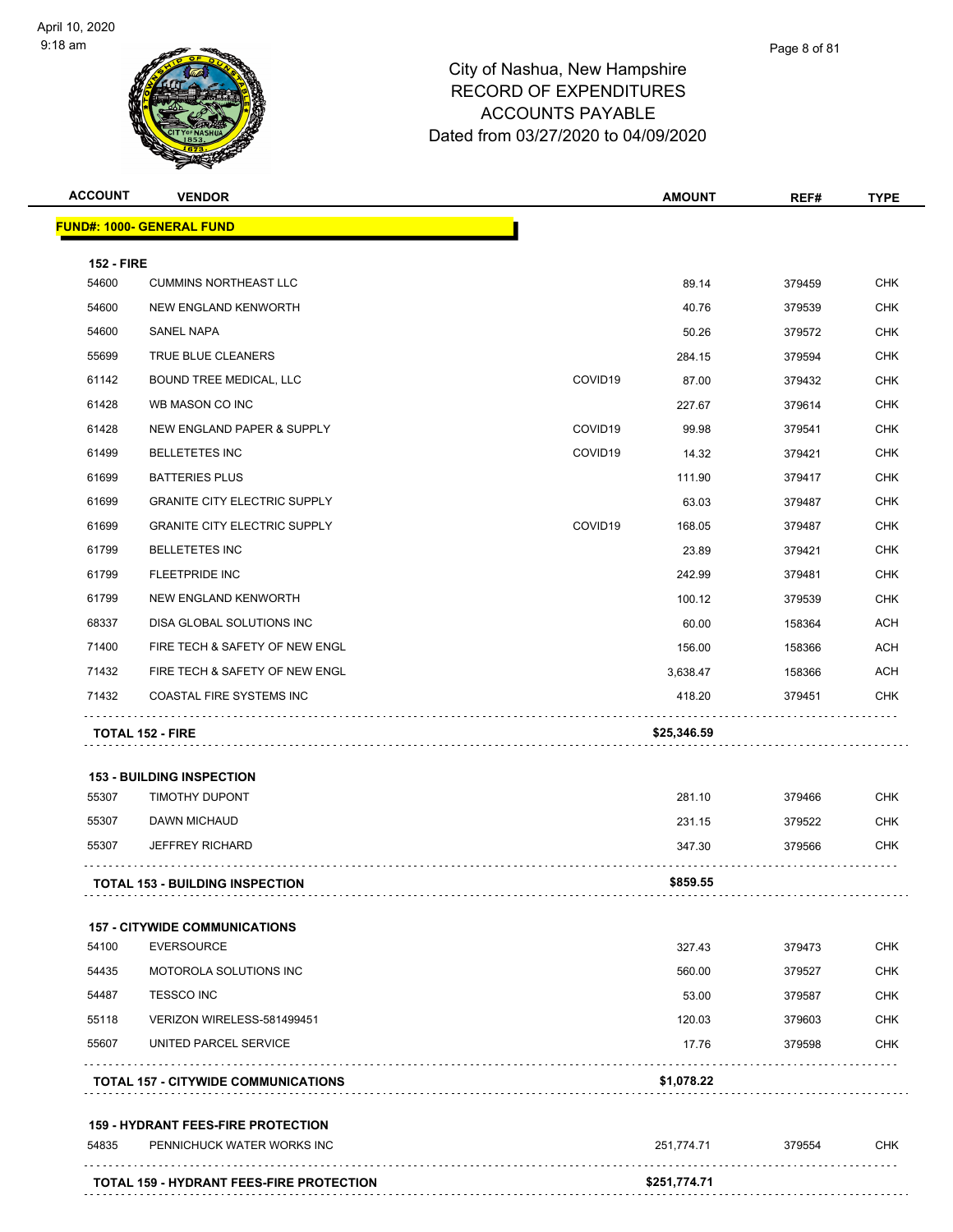# City of Nashua, New Hampshire
## RECORD OF EXPENDITURES
## ACCOUNTS PAYABLE
## Dated from 03/27/2020 to 04/09/2020

| ACCOUNT | VENDOR | | AMOUNT | REF# | TYPE |
|---|---|---|---|---|---|
| **FUND#: 1000- GENERAL FUND** | | | | | |
| **152 - FIRE** | | | | | |
| 54600 | CUMMINS NORTHEAST LLC | | 89.14 | 379459 | CHK |
| 54600 | NEW ENGLAND KENWORTH | | 40.76 | 379539 | CHK |
| 54600 | SANEL NAPA | | 50.26 | 379572 | CHK |
| 55699 | TRUE BLUE CLEANERS | | 284.15 | 379594 | CHK |
| 61142 | BOUND TREE MEDICAL, LLC | COVID19 | 87.00 | 379432 | CHK |
| 61428 | WB MASON CO INC | | 227.67 | 379614 | CHK |
| 61428 | NEW ENGLAND PAPER & SUPPLY | COVID19 | 99.98 | 379541 | CHK |
| 61499 | BELLETETES INC | COVID19 | 14.32 | 379421 | CHK |
| 61699 | BATTERIES PLUS | | 111.90 | 379417 | CHK |
| 61699 | GRANITE CITY ELECTRIC SUPPLY | | 63.03 | 379487 | CHK |
| 61699 | GRANITE CITY ELECTRIC SUPPLY | COVID19 | 168.05 | 379487 | CHK |
| 61799 | BELLETETES INC | | 23.89 | 379421 | CHK |
| 61799 | FLEETPRIDE INC | | 242.99 | 379481 | CHK |
| 61799 | NEW ENGLAND KENWORTH | | 100.12 | 379539 | CHK |
| 68337 | DISA GLOBAL SOLUTIONS INC | | 60.00 | 158364 | ACH |
| 71400 | FIRE TECH & SAFETY OF NEW ENGL | | 156.00 | 158366 | ACH |
| 71432 | FIRE TECH & SAFETY OF NEW ENGL | | 3,638.47 | 158366 | ACH |
| 71432 | COASTAL FIRE SYSTEMS INC | | 418.20 | 379451 | CHK |
| **TOTAL 152 - FIRE** | | | **$25,346.59** | | |
| **153 - BUILDING INSPECTION** | | | | | |
| 55307 | TIMOTHY DUPONT | | 281.10 | 379466 | CHK |
| 55307 | DAWN MICHAUD | | 231.15 | 379522 | CHK |
| 55307 | JEFFREY RICHARD | | 347.30 | 379566 | CHK |
| **TOTAL 153 - BUILDING INSPECTION** | | | **$859.55** | | |
| **157 - CITYWIDE COMMUNICATIONS** | | | | | |
| 54100 | EVERSOURCE | | 327.43 | 379473 | CHK |
| 54435 | MOTOROLA SOLUTIONS INC | | 560.00 | 379527 | CHK |
| 54487 | TESSCO INC | | 53.00 | 379587 | CHK |
| 55118 | VERIZON WIRELESS-581499451 | | 120.03 | 379603 | CHK |
| 55607 | UNITED PARCEL SERVICE | | 17.76 | 379598 | CHK |
| **TOTAL 157 - CITYWIDE COMMUNICATIONS** | | | **$1,078.22** | | |
| **159 - HYDRANT FEES-FIRE PROTECTION** | | | | | |
| 54835 | PENNICHUCK WATER WORKS INC | | 251,774.71 | 379554 | CHK |
| **TOTAL 159 - HYDRANT FEES-FIRE PROTECTION** | | | **$251,774.71** | | |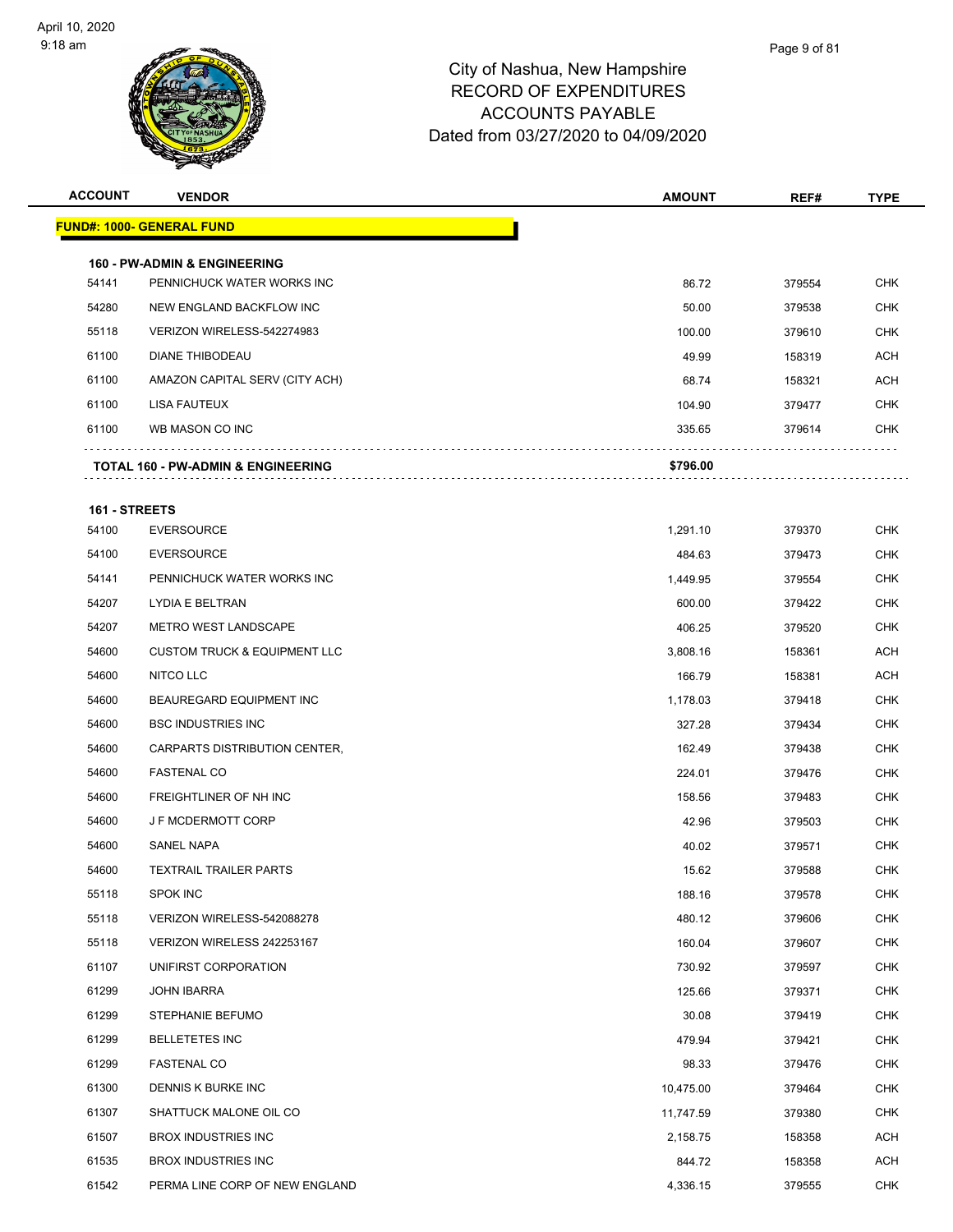# City of Nashua, New Hampshire
## RECORD OF EXPENDITURES
## ACCOUNTS PAYABLE
### Dated from 03/27/2020 to 04/09/2020

| ACCOUNT | VENDOR | AMOUNT | REF# | TYPE |
|---|---|---|---|---|
| **FUND#: 1000- GENERAL FUND** | | | | |
| **160 - PW-ADMIN & ENGINEERING** | | | | |
| 54141 | PENNICHUCK WATER WORKS INC | 86.72 | 379554 | CHK |
| 54280 | NEW ENGLAND BACKFLOW INC | 50.00 | 379538 | CHK |
| 55118 | VERIZON WIRELESS-542274983 | 100.00 | 379610 | CHK |
| 61100 | DIANE THIBODEAU | 49.99 | 158319 | ACH |
| 61100 | AMAZON CAPITAL SERV (CITY ACH) | 68.74 | 158321 | ACH |
| 61100 | LISA FAUTEUX | 104.90 | 379477 | CHK |
| 61100 | WB MASON CO INC | 335.65 | 379614 | CHK |
| **TOTAL 160 - PW-ADMIN & ENGINEERING** | | **$796.00** | | |
| **161 - STREETS** | | | | |
| 54100 | EVERSOURCE | 1,291.10 | 379370 | CHK |
| 54100 | EVERSOURCE | 484.63 | 379473 | CHK |
| 54141 | PENNICHUCK WATER WORKS INC | 1,449.95 | 379554 | CHK |
| 54207 | LYDIA E BELTRAN | 600.00 | 379422 | CHK |
| 54207 | METRO WEST LANDSCAPE | 406.25 | 379520 | CHK |
| 54600 | CUSTOM TRUCK & EQUIPMENT LLC | 3,808.16 | 158361 | ACH |
| 54600 | NITCO LLC | 166.79 | 158381 | ACH |
| 54600 | BEAUREGARD EQUIPMENT INC | 1,178.03 | 379418 | CHK |
| 54600 | BSC INDUSTRIES INC | 327.28 | 379434 | CHK |
| 54600 | CARPARTS DISTRIBUTION CENTER, | 162.49 | 379438 | CHK |
| 54600 | FASTENAL CO | 224.01 | 379476 | CHK |
| 54600 | FREIGHTLINER OF NH INC | 158.56 | 379483 | CHK |
| 54600 | J F MCDERMOTT CORP | 42.96 | 379503 | CHK |
| 54600 | SANEL NAPA | 40.02 | 379571 | CHK |
| 54600 | TEXTRAIL TRAILER PARTS | 15.62 | 379588 | CHK |
| 55118 | SPOK INC | 188.16 | 379578 | CHK |
| 55118 | VERIZON WIRELESS-542088278 | 480.12 | 379606 | CHK |
| 55118 | VERIZON WIRELESS 242253167 | 160.04 | 379607 | CHK |
| 61107 | UNIFIRST CORPORATION | 730.92 | 379597 | CHK |
| 61299 | JOHN IBARRA | 125.66 | 379371 | CHK |
| 61299 | STEPHANIE BEFUMO | 30.08 | 379419 | CHK |
| 61299 | BELLETETES INC | 479.94 | 379421 | CHK |
| 61299 | FASTENAL CO | 98.33 | 379476 | CHK |
| 61300 | DENNIS K BURKE INC | 10,475.00 | 379464 | CHK |
| 61307 | SHATTUCK MALONE OIL CO | 11,747.59 | 379380 | CHK |
| 61507 | BROX INDUSTRIES INC | 2,158.75 | 158358 | ACH |
| 61535 | BROX INDUSTRIES INC | 844.72 | 158358 | ACH |
| 61542 | PERMA LINE CORP OF NEW ENGLAND | 4,336.15 | 379555 | CHK |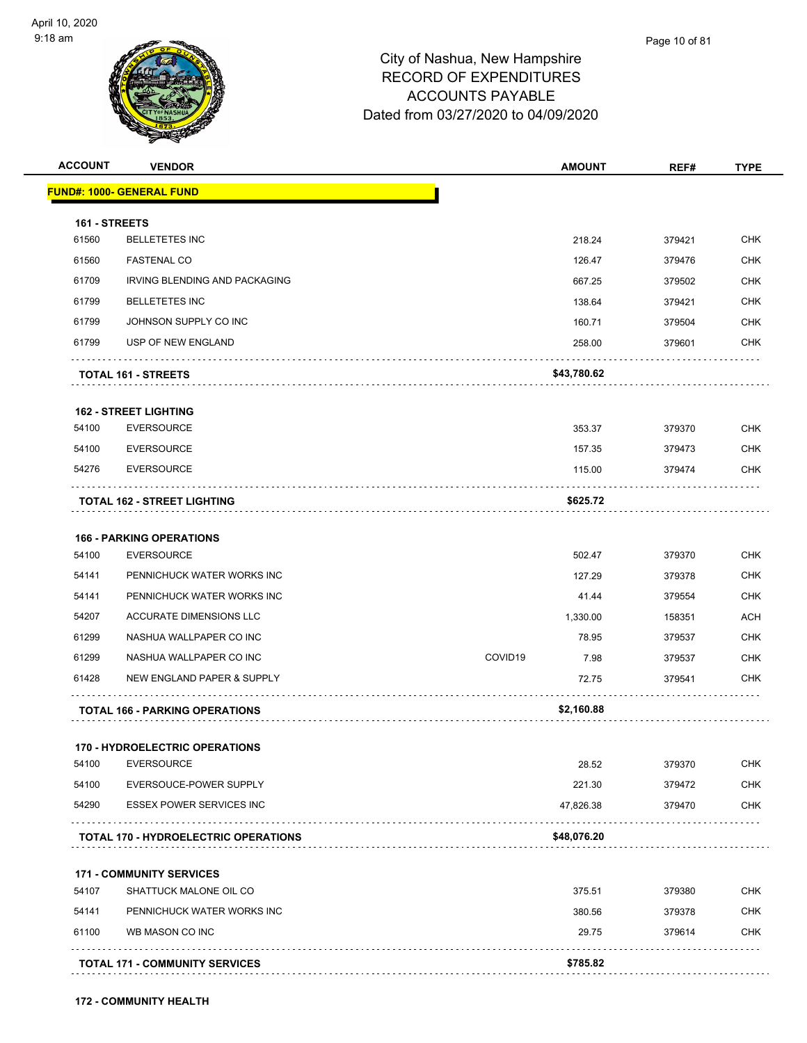City of Nashua, New Hampshire
RECORD OF EXPENDITURES
ACCOUNTS PAYABLE
Dated from 03/27/2020 to 04/09/2020

| ACCOUNT | VENDOR | | AMOUNT | REF# | TYPE |
|---|---|---|---|---|---|
| **FUND#: 1000- GENERAL FUND** | | | | | |
| **161 - STREETS** | | | | | |
| 61560 | BELLETETES INC | | 218.24 | 379421 | CHK |
| 61560 | FASTENAL CO | | 126.47 | 379476 | CHK |
| 61709 | IRVING BLENDING AND PACKAGING | | 667.25 | 379502 | CHK |
| 61799 | BELLETETES INC | | 138.64 | 379421 | CHK |
| 61799 | JOHNSON SUPPLY CO INC | | 160.71 | 379504 | CHK |
| 61799 | USP OF NEW ENGLAND | | 258.00 | 379601 | CHK |
| | **TOTAL 161 - STREETS** | | **$43,780.62** | | |
| **162 - STREET LIGHTING** | | | | | |
| 54100 | EVERSOURCE | | 353.37 | 379370 | CHK |
| 54100 | EVERSOURCE | | 157.35 | 379473 | CHK |
| 54276 | EVERSOURCE | | 115.00 | 379474 | CHK |
| | **TOTAL 162 - STREET LIGHTING** | | **$625.72** | | |
| **166 - PARKING OPERATIONS** | | | | | |
| 54100 | EVERSOURCE | | 502.47 | 379370 | CHK |
| 54141 | PENNICHUCK WATER WORKS INC | | 127.29 | 379378 | CHK |
| 54141 | PENNICHUCK WATER WORKS INC | | 41.44 | 379554 | CHK |
| 54207 | ACCURATE DIMENSIONS LLC | | 1,330.00 | 158351 | ACH |
| 61299 | NASHUA WALLPAPER CO INC | | 78.95 | 379537 | CHK |
| 61299 | NASHUA WALLPAPER CO INC | COVID19 | 7.98 | 379537 | CHK |
| 61428 | NEW ENGLAND PAPER & SUPPLY | | 72.75 | 379541 | CHK |
| | **TOTAL 166 - PARKING OPERATIONS** | | **$2,160.88** | | |
| **170 - HYDROELECTRIC OPERATIONS** | | | | | |
| 54100 | EVERSOURCE | | 28.52 | 379370 | CHK |
| 54100 | EVERSOUCE-POWER SUPPLY | | 221.30 | 379472 | CHK |
| 54290 | ESSEX POWER SERVICES INC | | 47,826.38 | 379470 | CHK |
| | **TOTAL 170 - HYDROELECTRIC OPERATIONS** | | **$48,076.20** | | |
| **171 - COMMUNITY SERVICES** | | | | | |
| 54107 | SHATTUCK MALONE OIL CO | | 375.51 | 379380 | CHK |
| 54141 | PENNICHUCK WATER WORKS INC | | 380.56 | 379378 | CHK |
| 61100 | WB MASON CO INC | | 29.75 | 379614 | CHK |
| | **TOTAL 171 - COMMUNITY SERVICES** | | **$785.82** | | |

**172 - COMMUNITY HEALTH**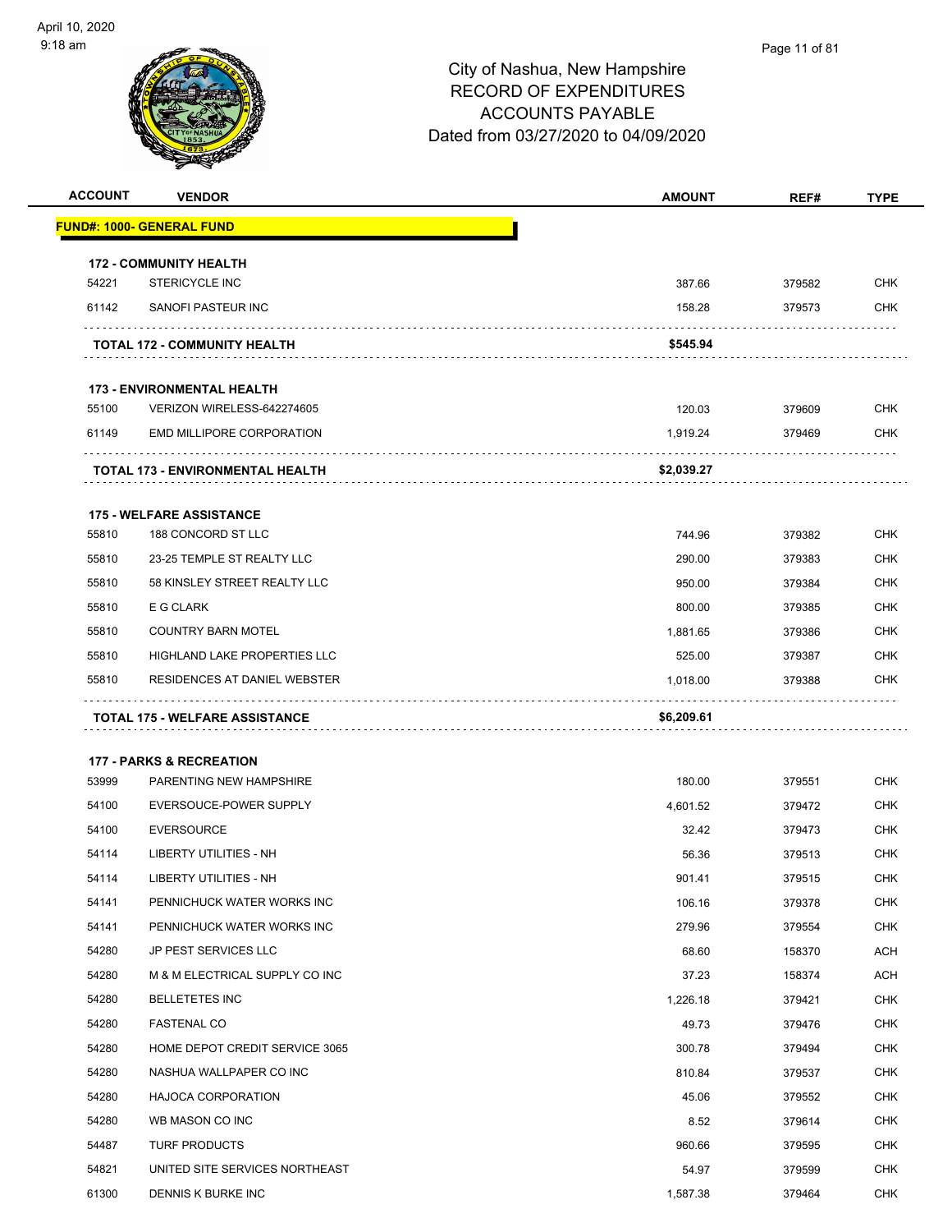# City of Nashua, New Hampshire
## RECORD OF EXPENDITURES
## ACCOUNTS PAYABLE
## Dated from 03/27/2020 to 04/09/2020

| ACCOUNT | VENDOR | AMOUNT | REF# | TYPE |
|---|---|---|---|---|
| **FUND#: 1000- GENERAL FUND** | | | | |
| **172 - COMMUNITY HEALTH** | | | | |
| 54221 | STERICYCLE INC | 387.66 | 379582 | CHK |
| 61142 | SANOFI PASTEUR INC | 158.28 | 379573 | CHK |
| | **TOTAL 172 - COMMUNITY HEALTH** | **$545.94** | | |
| **173 - ENVIRONMENTAL HEALTH** | | | | |
| 55100 | VERIZON WIRELESS-642274605 | 120.03 | 379609 | CHK |
| 61149 | EMD MILLIPORE CORPORATION | 1,919.24 | 379469 | CHK |
| | **TOTAL 173 - ENVIRONMENTAL HEALTH** | **$2,039.27** | | |
| **175 - WELFARE ASSISTANCE** | | | | |
| 55810 | 188 CONCORD ST LLC | 744.96 | 379382 | CHK |
| 55810 | 23-25 TEMPLE ST REALTY LLC | 290.00 | 379383 | CHK |
| 55810 | 58 KINSLEY STREET REALTY LLC | 950.00 | 379384 | CHK |
| 55810 | E G CLARK | 800.00 | 379385 | CHK |
| 55810 | COUNTRY BARN MOTEL | 1,881.65 | 379386 | CHK |
| 55810 | HIGHLAND LAKE PROPERTIES LLC | 525.00 | 379387 | CHK |
| 55810 | RESIDENCES AT DANIEL WEBSTER | 1,018.00 | 379388 | CHK |
| | **TOTAL 175 - WELFARE ASSISTANCE** | **$6,209.61** | | |
| **177 - PARKS & RECREATION** | | | | |
| 53999 | PARENTING NEW HAMPSHIRE | 180.00 | 379551 | CHK |
| 54100 | EVERSOUCE-POWER SUPPLY | 4,601.52 | 379472 | CHK |
| 54100 | EVERSOURCE | 32.42 | 379473 | CHK |
| 54114 | LIBERTY UTILITIES - NH | 56.36 | 379513 | CHK |
| 54114 | LIBERTY UTILITIES - NH | 901.41 | 379515 | CHK |
| 54141 | PENNICHUCK WATER WORKS INC | 106.16 | 379378 | CHK |
| 54141 | PENNICHUCK WATER WORKS INC | 279.96 | 379554 | CHK |
| 54280 | JP PEST SERVICES LLC | 68.60 | 158370 | ACH |
| 54280 | M & M ELECTRICAL SUPPLY CO INC | 37.23 | 158374 | ACH |
| 54280 | BELLETETES INC | 1,226.18 | 379421 | CHK |
| 54280 | FASTENAL CO | 49.73 | 379476 | CHK |
| 54280 | HOME DEPOT CREDIT SERVICE 3065 | 300.78 | 379494 | CHK |
| 54280 | NASHUA WALLPAPER CO INC | 810.84 | 379537 | CHK |
| 54280 | HAJOCA CORPORATION | 45.06 | 379552 | CHK |
| 54280 | WB MASON CO INC | 8.52 | 379614 | CHK |
| 54487 | TURF PRODUCTS | 960.66 | 379595 | CHK |
| 54821 | UNITED SITE SERVICES NORTHEAST | 54.97 | 379599 | CHK |
| 61300 | DENNIS K BURKE INC | 1,587.38 | 379464 | CHK |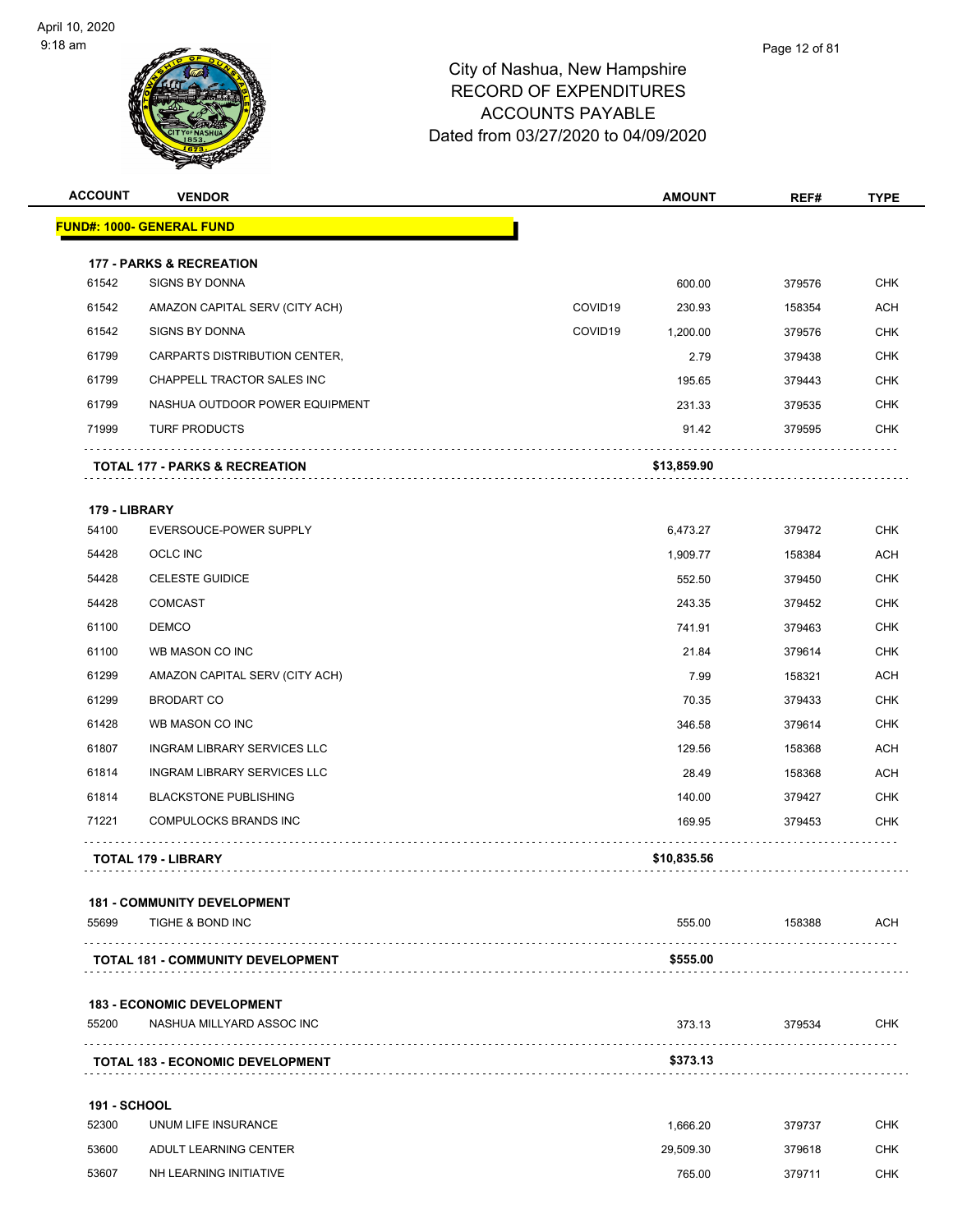City of Nashua, New Hampshire
RECORD OF EXPENDITURES
ACCOUNTS PAYABLE
Dated from 03/27/2020 to 04/09/2020

| ACCOUNT | VENDOR | | AMOUNT | REF# | TYPE |
|---|---|---|---|---|---|
| **FUND#: 1000- GENERAL FUND** | | | | | |
| **177 - PARKS & RECREATION** | | | | | |
| 61542 | SIGNS BY DONNA | | 600.00 | 379576 | CHK |
| 61542 | AMAZON CAPITAL SERV (CITY ACH) | COVID19 | 230.93 | 158354 | ACH |
| 61542 | SIGNS BY DONNA | COVID19 | 1,200.00 | 379576 | CHK |
| 61799 | CARPARTS DISTRIBUTION CENTER, | | 2.79 | 379438 | CHK |
| 61799 | CHAPPELL TRACTOR SALES INC | | 195.65 | 379443 | CHK |
| 61799 | NASHUA OUTDOOR POWER EQUIPMENT | | 231.33 | 379535 | CHK |
| 71999 | TURF PRODUCTS | | 91.42 | 379595 | CHK |
| | **TOTAL 177 - PARKS & RECREATION** | | **$13,859.90** | | |
| **179 - LIBRARY** | | | | | |
| 54100 | EVERSOUCE-POWER SUPPLY | | 6,473.27 | 379472 | CHK |
| 54428 | OCLC INC | | 1,909.77 | 158384 | ACH |
| 54428 | CELESTE GUIDICE | | 552.50 | 379450 | CHK |
| 54428 | COMCAST | | 243.35 | 379452 | CHK |
| 61100 | DEMCO | | 741.91 | 379463 | CHK |
| 61100 | WB MASON CO INC | | 21.84 | 379614 | CHK |
| 61299 | AMAZON CAPITAL SERV (CITY ACH) | | 7.99 | 158321 | ACH |
| 61299 | BRODART CO | | 70.35 | 379433 | CHK |
| 61428 | WB MASON CO INC | | 346.58 | 379614 | CHK |
| 61807 | INGRAM LIBRARY SERVICES LLC | | 129.56 | 158368 | ACH |
| 61814 | INGRAM LIBRARY SERVICES LLC | | 28.49 | 158368 | ACH |
| 61814 | BLACKSTONE PUBLISHING | | 140.00 | 379427 | CHK |
| 71221 | COMPULOCKS BRANDS INC | | 169.95 | 379453 | CHK |
| | **TOTAL 179 - LIBRARY** | | **$10,835.56** | | |
| **181 - COMMUNITY DEVELOPMENT** | | | | | |
| 55699 | TIGHE & BOND INC | | 555.00 | 158388 | ACH |
| | **TOTAL 181 - COMMUNITY DEVELOPMENT** | | **$555.00** | | |
| **183 - ECONOMIC DEVELOPMENT** | | | | | |
| 55200 | NASHUA MILLYARD ASSOC INC | | 373.13 | 379534 | CHK |
| | **TOTAL 183 - ECONOMIC DEVELOPMENT** | | **$373.13** | | |
| **191 - SCHOOL** | | | | | |
| 52300 | UNUM LIFE INSURANCE | | 1,666.20 | 379737 | CHK |
| 53600 | ADULT LEARNING CENTER | | 29,509.30 | 379618 | CHK |
| 53607 | NH LEARNING INITIATIVE | | 765.00 | 379711 | CHK |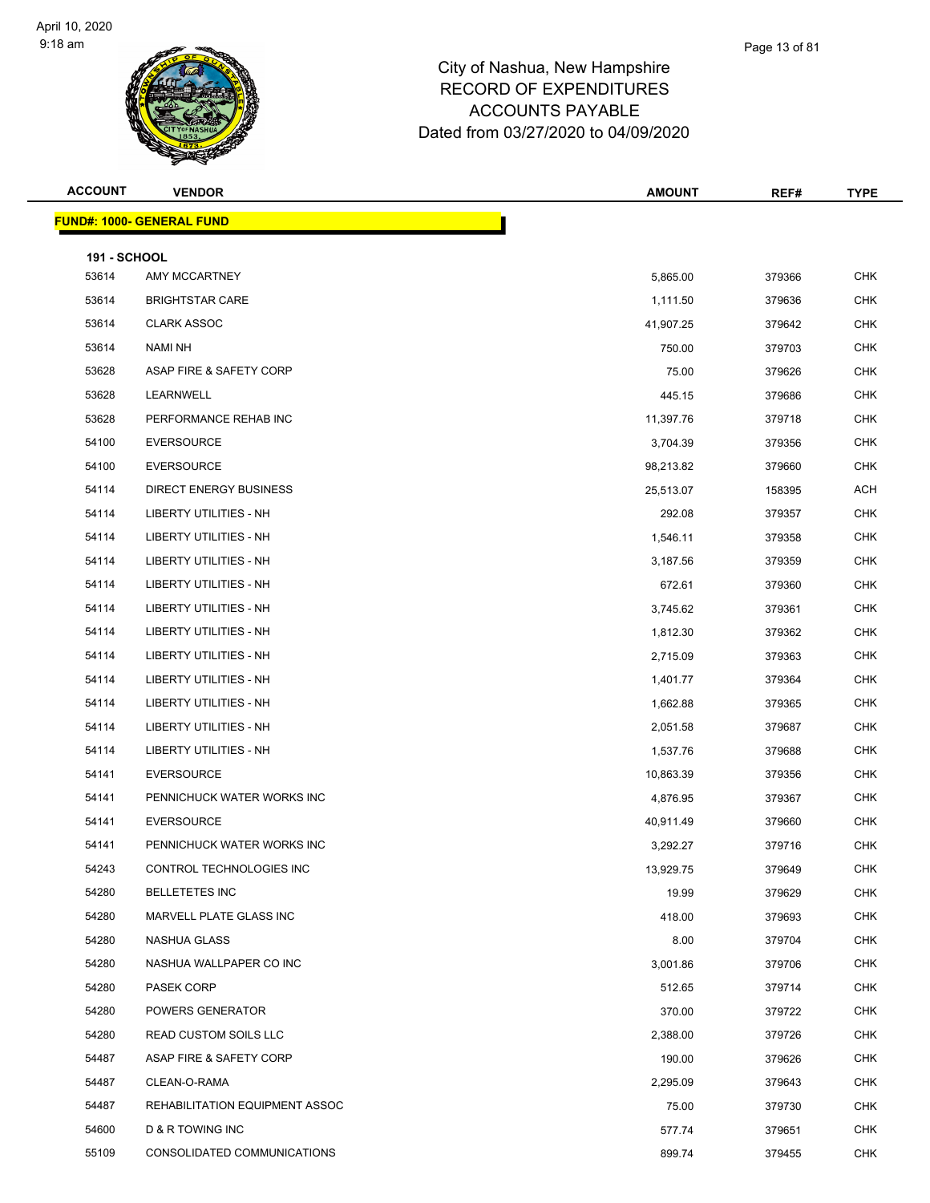# City of Nashua, New Hampshire
## RECORD OF EXPENDITURES
## ACCOUNTS PAYABLE
### Dated from 03/27/2020 to 04/09/2020

| ACCOUNT | VENDOR | AMOUNT | REF# | TYPE |
|---|---|---|---|---|
| **FUND#: 1000- GENERAL FUND** | | | | |
| **191 - SCHOOL** | | | | |
| 53614 | AMY MCCARTNEY | 5,865.00 | 379366 | CHK |
| 53614 | BRIGHTSTAR CARE | 1,111.50 | 379636 | CHK |
| 53614 | CLARK ASSOC | 41,907.25 | 379642 | CHK |
| 53614 | NAMI NH | 750.00 | 379703 | CHK |
| 53628 | ASAP FIRE & SAFETY CORP | 75.00 | 379626 | CHK |
| 53628 | LEARNWELL | 445.15 | 379686 | CHK |
| 53628 | PERFORMANCE REHAB INC | 11,397.76 | 379718 | CHK |
| 54100 | EVERSOURCE | 3,704.39 | 379356 | CHK |
| 54100 | EVERSOURCE | 98,213.82 | 379660 | CHK |
| 54114 | DIRECT ENERGY BUSINESS | 25,513.07 | 158395 | ACH |
| 54114 | LIBERTY UTILITIES - NH | 292.08 | 379357 | CHK |
| 54114 | LIBERTY UTILITIES - NH | 1,546.11 | 379358 | CHK |
| 54114 | LIBERTY UTILITIES - NH | 3,187.56 | 379359 | CHK |
| 54114 | LIBERTY UTILITIES - NH | 672.61 | 379360 | CHK |
| 54114 | LIBERTY UTILITIES - NH | 3,745.62 | 379361 | CHK |
| 54114 | LIBERTY UTILITIES - NH | 1,812.30 | 379362 | CHK |
| 54114 | LIBERTY UTILITIES - NH | 2,715.09 | 379363 | CHK |
| 54114 | LIBERTY UTILITIES - NH | 1,401.77 | 379364 | CHK |
| 54114 | LIBERTY UTILITIES - NH | 1,662.88 | 379365 | CHK |
| 54114 | LIBERTY UTILITIES - NH | 2,051.58 | 379687 | CHK |
| 54114 | LIBERTY UTILITIES - NH | 1,537.76 | 379688 | CHK |
| 54141 | EVERSOURCE | 10,863.39 | 379356 | CHK |
| 54141 | PENNICHUCK WATER WORKS INC | 4,876.95 | 379367 | CHK |
| 54141 | EVERSOURCE | 40,911.49 | 379660 | CHK |
| 54141 | PENNICHUCK WATER WORKS INC | 3,292.27 | 379716 | CHK |
| 54243 | CONTROL TECHNOLOGIES INC | 13,929.75 | 379649 | CHK |
| 54280 | BELLETETES INC | 19.99 | 379629 | CHK |
| 54280 | MARVELL PLATE GLASS INC | 418.00 | 379693 | CHK |
| 54280 | NASHUA GLASS | 8.00 | 379704 | CHK |
| 54280 | NASHUA WALLPAPER CO INC | 3,001.86 | 379706 | CHK |
| 54280 | PASEK CORP | 512.65 | 379714 | CHK |
| 54280 | POWERS GENERATOR | 370.00 | 379722 | CHK |
| 54280 | READ CUSTOM SOILS LLC | 2,388.00 | 379726 | CHK |
| 54487 | ASAP FIRE & SAFETY CORP | 190.00 | 379626 | CHK |
| 54487 | CLEAN-O-RAMA | 2,295.09 | 379643 | CHK |
| 54487 | REHABILITATION EQUIPMENT ASSOC | 75.00 | 379730 | CHK |
| 54600 | D & R TOWING INC | 577.74 | 379651 | CHK |
| 55109 | CONSOLIDATED COMMUNICATIONS | 899.74 | 379455 | CHK |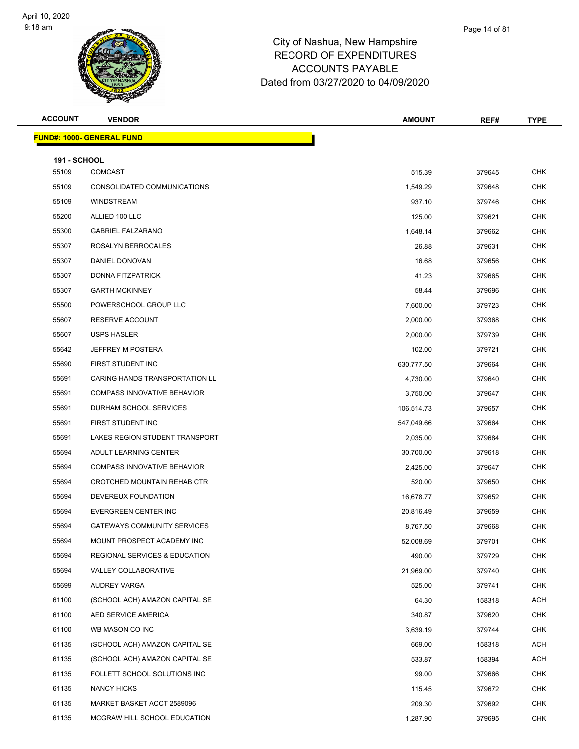# City of Nashua, New Hampshire
## RECORD OF EXPENDITURES
## ACCOUNTS PAYABLE
## Dated from 03/27/2020 to 04/09/2020

| ACCOUNT | VENDOR | AMOUNT | REF# | TYPE |
|---|---|---|---|---|
| **FUND#: 1000- GENERAL FUND** | | | | |
| **191 - SCHOOL** | | | | |
| 55109 | COMCAST | 515.39 | 379645 | CHK |
| 55109 | CONSOLIDATED COMMUNICATIONS | 1,549.29 | 379648 | CHK |
| 55109 | WINDSTREAM | 937.10 | 379746 | CHK |
| 55200 | ALLIED 100 LLC | 125.00 | 379621 | CHK |
| 55300 | GABRIEL FALZARANO | 1,648.14 | 379662 | CHK |
| 55307 | ROSALYN BERROCALES | 26.88 | 379631 | CHK |
| 55307 | DANIEL DONOVAN | 16.68 | 379656 | CHK |
| 55307 | DONNA FITZPATRICK | 41.23 | 379665 | CHK |
| 55307 | GARTH MCKINNEY | 58.44 | 379696 | CHK |
| 55500 | POWERSCHOOL GROUP LLC | 7,600.00 | 379723 | CHK |
| 55607 | RESERVE ACCOUNT | 2,000.00 | 379368 | CHK |
| 55607 | USPS HASLER | 2,000.00 | 379739 | CHK |
| 55642 | JEFFREY M POSTERA | 102.00 | 379721 | CHK |
| 55690 | FIRST STUDENT INC | 630,777.50 | 379664 | CHK |
| 55691 | CARING HANDS TRANSPORTATION LL | 4,730.00 | 379640 | CHK |
| 55691 | COMPASS INNOVATIVE BEHAVIOR | 3,750.00 | 379647 | CHK |
| 55691 | DURHAM SCHOOL SERVICES | 106,514.73 | 379657 | CHK |
| 55691 | FIRST STUDENT INC | 547,049.66 | 379664 | CHK |
| 55691 | LAKES REGION STUDENT TRANSPORT | 2,035.00 | 379684 | CHK |
| 55694 | ADULT LEARNING CENTER | 30,700.00 | 379618 | CHK |
| 55694 | COMPASS INNOVATIVE BEHAVIOR | 2,425.00 | 379647 | CHK |
| 55694 | CROTCHED MOUNTAIN REHAB CTR | 520.00 | 379650 | CHK |
| 55694 | DEVEREUX FOUNDATION | 16,678.77 | 379652 | CHK |
| 55694 | EVERGREEN CENTER INC | 20,816.49 | 379659 | CHK |
| 55694 | GATEWAYS COMMUNITY SERVICES | 8,767.50 | 379668 | CHK |
| 55694 | MOUNT PROSPECT ACADEMY INC | 52,008.69 | 379701 | CHK |
| 55694 | REGIONAL SERVICES & EDUCATION | 490.00 | 379729 | CHK |
| 55694 | VALLEY COLLABORATIVE | 21,969.00 | 379740 | CHK |
| 55699 | AUDREY VARGA | 525.00 | 379741 | CHK |
| 61100 | (SCHOOL ACH) AMAZON CAPITAL SE | 64.30 | 158318 | ACH |
| 61100 | AED SERVICE AMERICA | 340.87 | 379620 | CHK |
| 61100 | WB MASON CO INC | 3,639.19 | 379744 | CHK |
| 61135 | (SCHOOL ACH) AMAZON CAPITAL SE | 669.00 | 158318 | ACH |
| 61135 | (SCHOOL ACH) AMAZON CAPITAL SE | 533.87 | 158394 | ACH |
| 61135 | FOLLETT SCHOOL SOLUTIONS INC | 99.00 | 379666 | CHK |
| 61135 | NANCY HICKS | 115.45 | 379672 | CHK |
| 61135 | MARKET BASKET ACCT 2589096 | 209.30 | 379692 | CHK |
| 61135 | MCGRAW HILL SCHOOL EDUCATION | 1,287.90 | 379695 | CHK |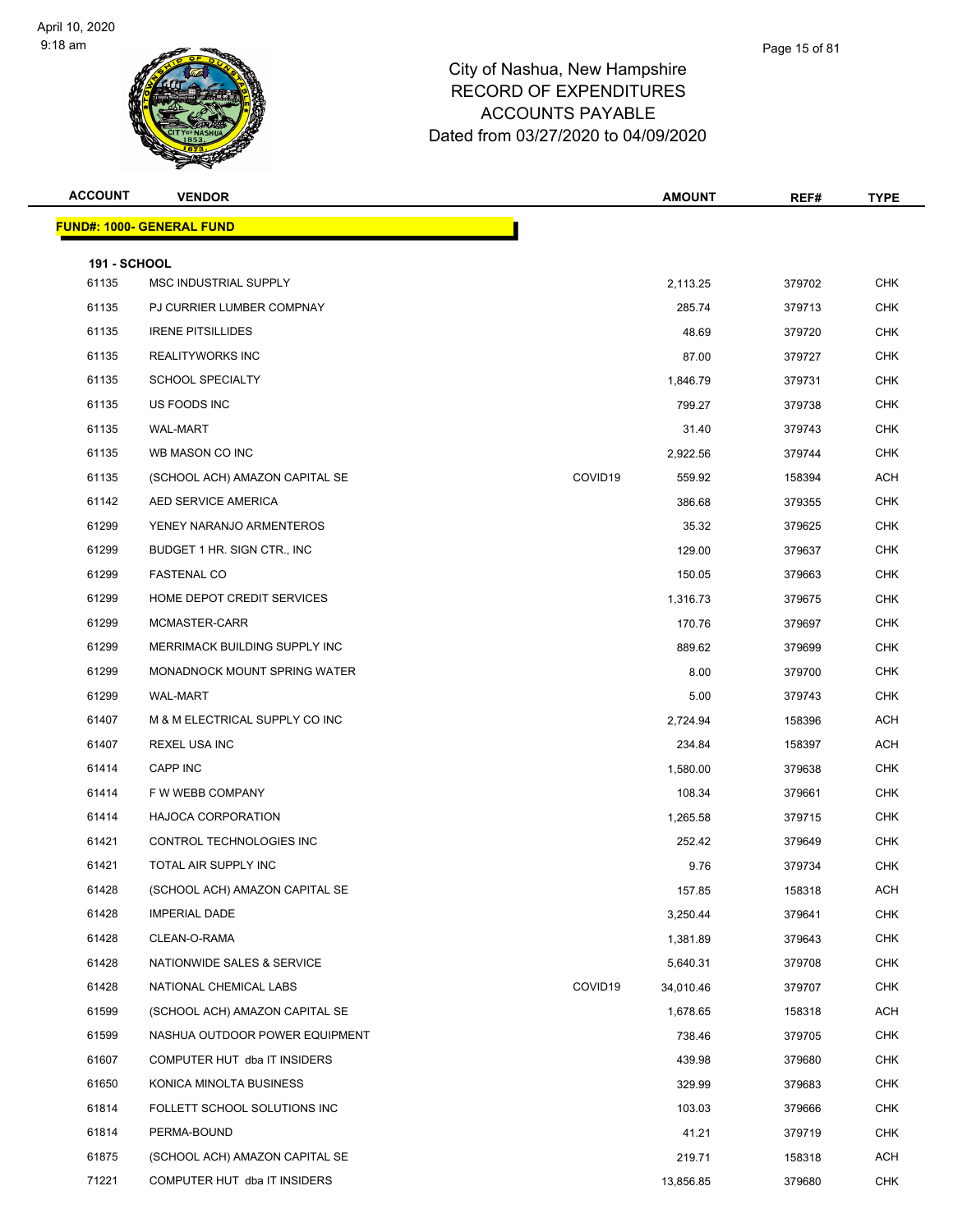# City of Nashua, New Hampshire
# RECORD OF EXPENDITURES
# ACCOUNTS PAYABLE
# Dated from 03/27/2020 to 04/09/2020

| ACCOUNT | VENDOR | | AMOUNT | REF# | TYPE |
|---|---|---|---|---|---|
| **FUND#: 1000- GENERAL FUND** | | | | | |
| **191 - SCHOOL** | | | | | |
| 61135 | MSC INDUSTRIAL SUPPLY | | 2,113.25 | 379702 | CHK |
| 61135 | PJ CURRIER LUMBER COMPNAY | | 285.74 | 379713 | CHK |
| 61135 | IRENE PITSILLIDES | | 48.69 | 379720 | CHK |
| 61135 | REALITYWORKS INC | | 87.00 | 379727 | CHK |
| 61135 | SCHOOL SPECIALTY | | 1,846.79 | 379731 | CHK |
| 61135 | US FOODS INC | | 799.27 | 379738 | CHK |
| 61135 | WAL-MART | | 31.40 | 379743 | CHK |
| 61135 | WB MASON CO INC | | 2,922.56 | 379744 | CHK |
| 61135 | (SCHOOL ACH) AMAZON CAPITAL SE | COVID19 | 559.92 | 158394 | ACH |
| 61142 | AED SERVICE AMERICA | | 386.68 | 379355 | CHK |
| 61299 | YENEY NARANJO ARMENTEROS | | 35.32 | 379625 | CHK |
| 61299 | BUDGET 1 HR. SIGN CTR., INC | | 129.00 | 379637 | CHK |
| 61299 | FASTENAL CO | | 150.05 | 379663 | CHK |
| 61299 | HOME DEPOT CREDIT SERVICES | | 1,316.73 | 379675 | CHK |
| 61299 | MCMASTER-CARR | | 170.76 | 379697 | CHK |
| 61299 | MERRIMACK BUILDING SUPPLY INC | | 889.62 | 379699 | CHK |
| 61299 | MONADNOCK MOUNT SPRING WATER | | 8.00 | 379700 | CHK |
| 61299 | WAL-MART | | 5.00 | 379743 | CHK |
| 61407 | M & M ELECTRICAL SUPPLY CO INC | | 2,724.94 | 158396 | ACH |
| 61407 | REXEL USA INC | | 234.84 | 158397 | ACH |
| 61414 | CAPP INC | | 1,580.00 | 379638 | CHK |
| 61414 | F W WEBB COMPANY | | 108.34 | 379661 | CHK |
| 61414 | HAJOCA CORPORATION | | 1,265.58 | 379715 | CHK |
| 61421 | CONTROL TECHNOLOGIES INC | | 252.42 | 379649 | CHK |
| 61421 | TOTAL AIR SUPPLY INC | | 9.76 | 379734 | CHK |
| 61428 | (SCHOOL ACH) AMAZON CAPITAL SE | | 157.85 | 158318 | ACH |
| 61428 | IMPERIAL DADE | | 3,250.44 | 379641 | CHK |
| 61428 | CLEAN-O-RAMA | | 1,381.89 | 379643 | CHK |
| 61428 | NATIONWIDE SALES & SERVICE | | 5,640.31 | 379708 | CHK |
| 61428 | NATIONAL CHEMICAL LABS | COVID19 | 34,010.46 | 379707 | CHK |
| 61599 | (SCHOOL ACH) AMAZON CAPITAL SE | | 1,678.65 | 158318 | ACH |
| 61599 | NASHUA OUTDOOR POWER EQUIPMENT | | 738.46 | 379705 | CHK |
| 61607 | COMPUTER HUT dba IT INSIDERS | | 439.98 | 379680 | CHK |
| 61650 | KONICA MINOLTA BUSINESS | | 329.99 | 379683 | CHK |
| 61814 | FOLLETT SCHOOL SOLUTIONS INC | | 103.03 | 379666 | CHK |
| 61814 | PERMA-BOUND | | 41.21 | 379719 | CHK |
| 61875 | (SCHOOL ACH) AMAZON CAPITAL SE | | 219.71 | 158318 | ACH |
| 71221 | COMPUTER HUT dba IT INSIDERS | | 13,856.85 | 379680 | CHK |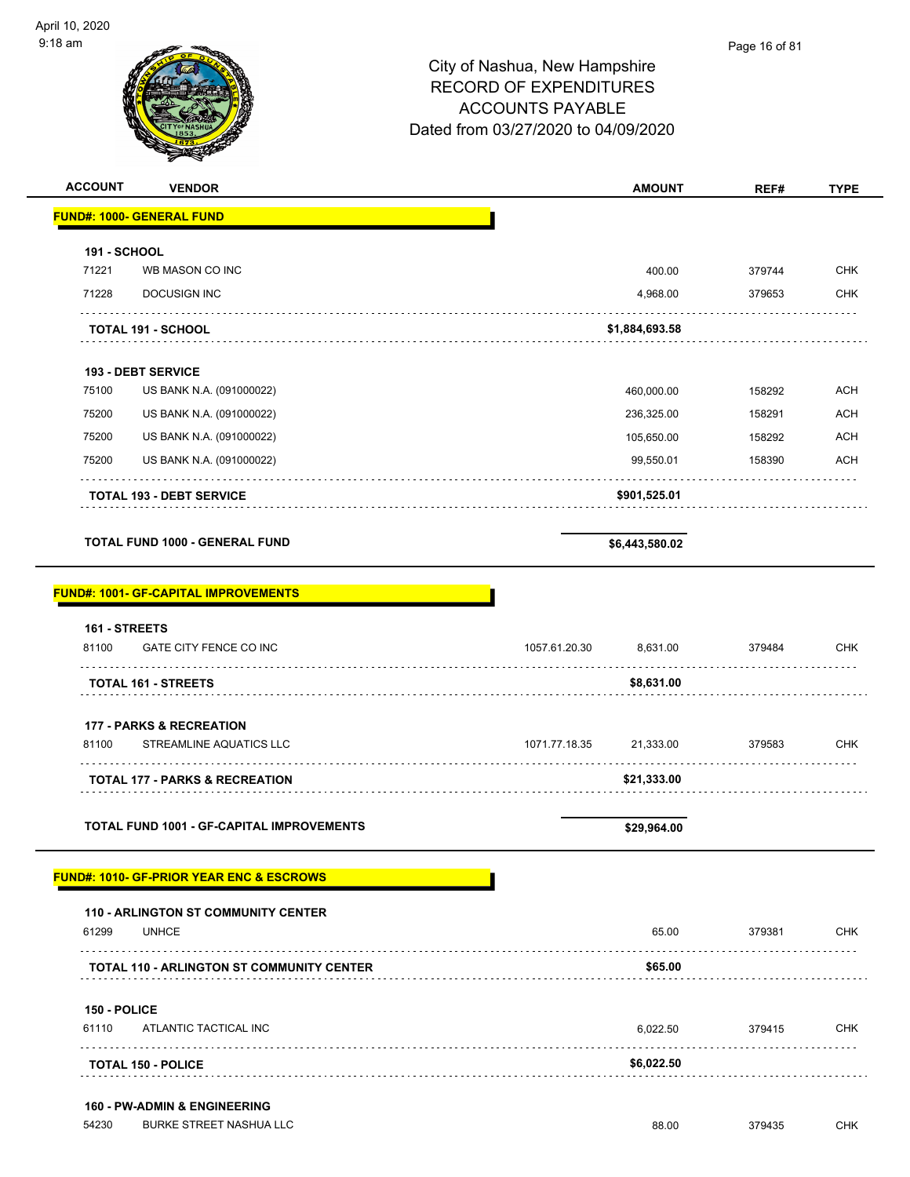City of Nashua, New Hampshire
RECORD OF EXPENDITURES
ACCOUNTS PAYABLE
Dated from 03/27/2020 to 04/09/2020

| ACCOUNT | VENDOR | | AMOUNT | REF# | TYPE |
|---|---|---|---|---|---|
| **FUND#: 1000- GENERAL FUND** | | | | | |
| **191 - SCHOOL** | | | | | |
| 71221 | WB MASON CO INC | | 400.00 | 379744 | CHK |
| 71228 | DOCUSIGN INC | | 4,968.00 | 379653 | CHK |
| | **TOTAL 191 - SCHOOL** | | **$1,884,693.58** | | |
| **193 - DEBT SERVICE** | | | | | |
| 75100 | US BANK N.A. (091000022) | | 460,000.00 | 158292 | ACH |
| 75200 | US BANK N.A. (091000022) | | 236,325.00 | 158291 | ACH |
| 75200 | US BANK N.A. (091000022) | | 105,650.00 | 158292 | ACH |
| 75200 | US BANK N.A. (091000022) | | 99,550.01 | 158390 | ACH |
| | **TOTAL 193 - DEBT SERVICE** | | **$901,525.01** | | |
| | **TOTAL FUND 1000 - GENERAL FUND** | | **$6,443,580.02** | | |
| **FUND#: 1001- GF-CAPITAL IMPROVEMENTS** | | | | | |
| **161 - STREETS** | | | | | |
| 81100 | GATE CITY FENCE CO INC | 1057.61.20.30 | 8,631.00 | 379484 | CHK |
| | **TOTAL 161 - STREETS** | | **$8,631.00** | | |
| **177 - PARKS & RECREATION** | | | | | |
| 81100 | STREAMLINE AQUATICS LLC | 1071.77.18.35 | 21,333.00 | 379583 | CHK |
| | **TOTAL 177 - PARKS & RECREATION** | | **$21,333.00** | | |
| | **TOTAL FUND 1001 - GF-CAPITAL IMPROVEMENTS** | | **$29,964.00** | | |
| **FUND#: 1010- GF-PRIOR YEAR ENC & ESCROWS** | | | | | |
| **110 - ARLINGTON ST COMMUNITY CENTER** | | | | | |
| 61299 | UNHCE | | 65.00 | 379381 | CHK |
| | **TOTAL 110 - ARLINGTON ST COMMUNITY CENTER** | | **$65.00** | | |
| **150 - POLICE** | | | | | |
| 61110 | ATLANTIC TACTICAL INC | | 6,022.50 | 379415 | CHK |
| | **TOTAL 150 - POLICE** | | **$6,022.50** | | |
| **160 - PW-ADMIN & ENGINEERING** | | | | | |
| 54230 | BURKE STREET NASHUA LLC | | 88.00 | 379435 | CHK |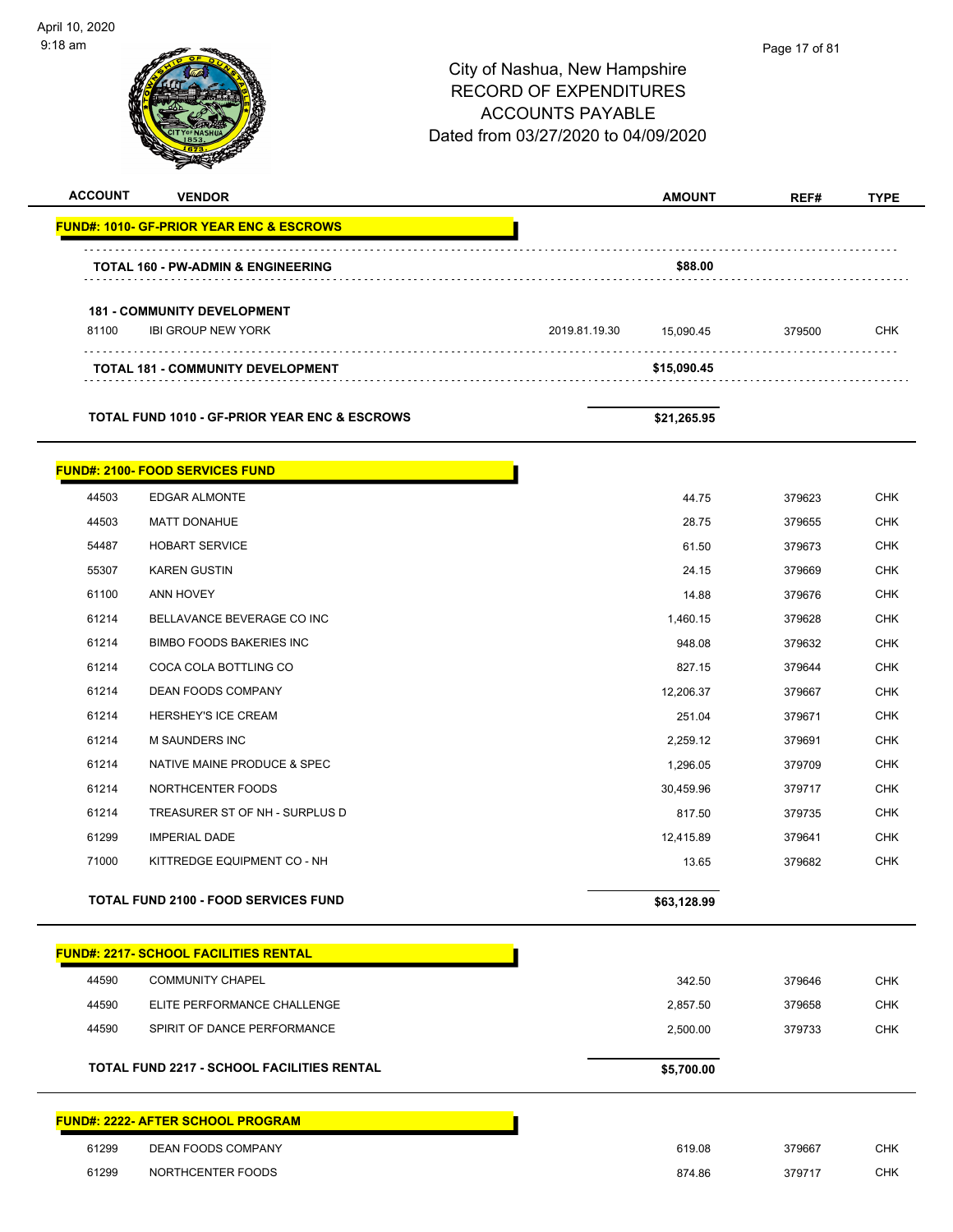# City of Nashua, New Hampshire
## RECORD OF EXPENDITURES
## ACCOUNTS PAYABLE
### Dated from 03/27/2020 to 04/09/2020

| ACCOUNT | VENDOR | | AMOUNT | REF# | TYPE |
|---|---|---|---|---|---|
| **FUND#: 1010- GF-PRIOR YEAR ENC & ESCROWS** | | | | | |
| | **TOTAL 160 - PW-ADMIN & ENGINEERING** | | **$88.00** | | |
| | **181 - COMMUNITY DEVELOPMENT** | | | | |
| 81100 | IBI GROUP NEW YORK | 2019.81.19.30 | 15,090.45 | 379500 | CHK |
| | **TOTAL 181 - COMMUNITY DEVELOPMENT** | | **$15,090.45** | | |
| | **TOTAL FUND 1010 - GF-PRIOR YEAR ENC & ESCROWS** | | **$21,265.95** | | |
| **FUND#: 2100- FOOD SERVICES FUND** | | | | | |
| 44503 | EDGAR ALMONTE | | 44.75 | 379623 | CHK |
| 44503 | MATT DONAHUE | | 28.75 | 379655 | CHK |
| 54487 | HOBART SERVICE | | 61.50 | 379673 | CHK |
| 55307 | KAREN GUSTIN | | 24.15 | 379669 | CHK |
| 61100 | ANN HOVEY | | 14.88 | 379676 | CHK |
| 61214 | BELLAVANCE BEVERAGE CO INC | | 1,460.15 | 379628 | CHK |
| 61214 | BIMBO FOODS BAKERIES INC | | 948.08 | 379632 | CHK |
| 61214 | COCA COLA BOTTLING CO | | 827.15 | 379644 | CHK |
| 61214 | DEAN FOODS COMPANY | | 12,206.37 | 379667 | CHK |
| 61214 | HERSHEY'S ICE CREAM | | 251.04 | 379671 | CHK |
| 61214 | M SAUNDERS INC | | 2,259.12 | 379691 | CHK |
| 61214 | NATIVE MAINE PRODUCE & SPEC | | 1,296.05 | 379709 | CHK |
| 61214 | NORTHCENTER FOODS | | 30,459.96 | 379717 | CHK |
| 61214 | TREASURER ST OF NH - SURPLUS D | | 817.50 | 379735 | CHK |
| 61299 | IMPERIAL DADE | | 12,415.89 | 379641 | CHK |
| 71000 | KITTREDGE EQUIPMENT CO - NH | | 13.65 | 379682 | CHK |
| | **TOTAL FUND 2100 - FOOD SERVICES FUND** | | **$63,128.99** | | |
| **FUND#: 2217- SCHOOL FACILITIES RENTAL** | | | | | |
| 44590 | COMMUNITY CHAPEL | | 342.50 | 379646 | CHK |
| 44590 | ELITE PERFORMANCE CHALLENGE | | 2,857.50 | 379658 | CHK |
| 44590 | SPIRIT OF DANCE PERFORMANCE | | 2,500.00 | 379733 | CHK |
| | **TOTAL FUND 2217 - SCHOOL FACILITIES RENTAL** | | **$5,700.00** | | |
| **FUND#: 2222- AFTER SCHOOL PROGRAM** | | | | | |
| 61299 | DEAN FOODS COMPANY | | 619.08 | 379667 | CHK |
| 61299 | NORTHCENTER FOODS | | 874.86 | 379717 | CHK |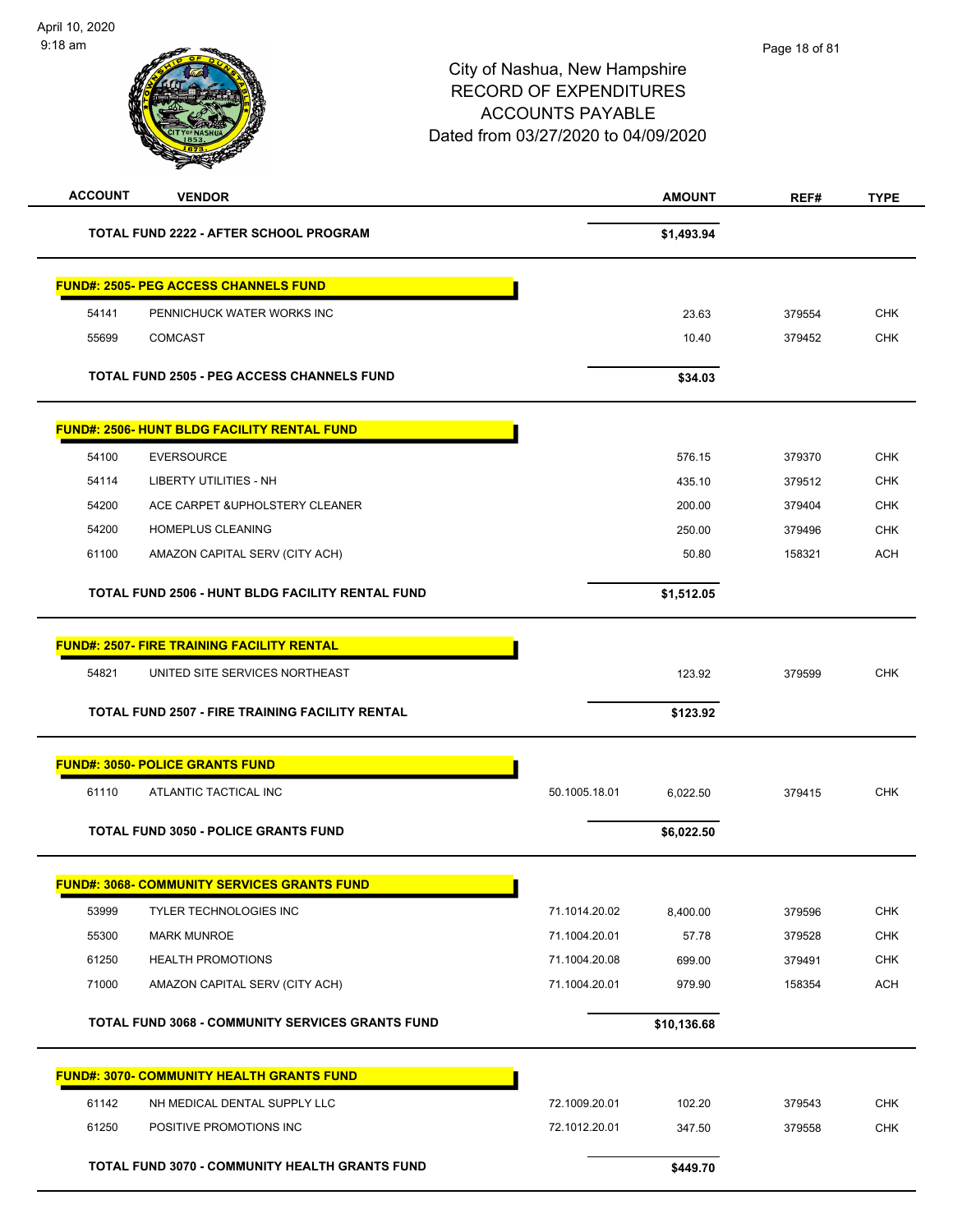# City of Nashua, New Hampshire
## RECORD OF EXPENDITURES
## ACCOUNTS PAYABLE
## Dated from 03/27/2020 to 04/09/2020

| ACCOUNT | VENDOR | | AMOUNT | REF# | TYPE |
|---|---|---|---|---|---|
| | **TOTAL FUND 2222 - AFTER SCHOOL PROGRAM** | | **$1,493.94** | | |
| **FUND#: 2505- PEG ACCESS CHANNELS FUND** | | | | | |
| 54141 | PENNICHUCK WATER WORKS INC | | 23.63 | 379554 | CHK |
| 55699 | COMCAST | | 10.40 | 379452 | CHK |
| | **TOTAL FUND 2505 - PEG ACCESS CHANNELS FUND** | | **$34.03** | | |
| **FUND#: 2506- HUNT BLDG FACILITY RENTAL FUND** | | | | | |
| 54100 | EVERSOURCE | | 576.15 | 379370 | CHK |
| 54114 | LIBERTY UTILITIES - NH | | 435.10 | 379512 | CHK |
| 54200 | ACE CARPET &UPHOLSTERY CLEANER | | 200.00 | 379404 | CHK |
| 54200 | HOMEPLUS CLEANING | | 250.00 | 379496 | CHK |
| 61100 | AMAZON CAPITAL SERV (CITY ACH) | | 50.80 | 158321 | ACH |
| | **TOTAL FUND 2506 - HUNT BLDG FACILITY RENTAL FUND** | | **$1,512.05** | | |
| **FUND#: 2507- FIRE TRAINING FACILITY RENTAL** | | | | | |
| 54821 | UNITED SITE SERVICES NORTHEAST | | 123.92 | 379599 | CHK |
| | **TOTAL FUND 2507 - FIRE TRAINING FACILITY RENTAL** | | **$123.92** | | |
| **FUND#: 3050- POLICE GRANTS FUND** | | | | | |
| 61110 | ATLANTIC TACTICAL INC | 50.1005.18.01 | 6,022.50 | 379415 | CHK |
| | **TOTAL FUND 3050 - POLICE GRANTS FUND** | | **$6,022.50** | | |
| **FUND#: 3068- COMMUNITY SERVICES GRANTS FUND** | | | | | |
| 53999 | TYLER TECHNOLOGIES INC | 71.1014.20.02 | 8,400.00 | 379596 | CHK |
| 55300 | MARK MUNROE | 71.1004.20.01 | 57.78 | 379528 | CHK |
| 61250 | HEALTH PROMOTIONS | 71.1004.20.08 | 699.00 | 379491 | CHK |
| 71000 | AMAZON CAPITAL SERV (CITY ACH) | 71.1004.20.01 | 979.90 | 158354 | ACH |
| | **TOTAL FUND 3068 - COMMUNITY SERVICES GRANTS FUND** | | **$10,136.68** | | |
| **FUND#: 3070- COMMUNITY HEALTH GRANTS FUND** | | | | | |
| 61142 | NH MEDICAL DENTAL SUPPLY LLC | 72.1009.20.01 | 102.20 | 379543 | CHK |
| 61250 | POSITIVE PROMOTIONS INC | 72.1012.20.01 | 347.50 | 379558 | CHK |
| | **TOTAL FUND 3070 - COMMUNITY HEALTH GRANTS FUND** | | **$449.70** | | |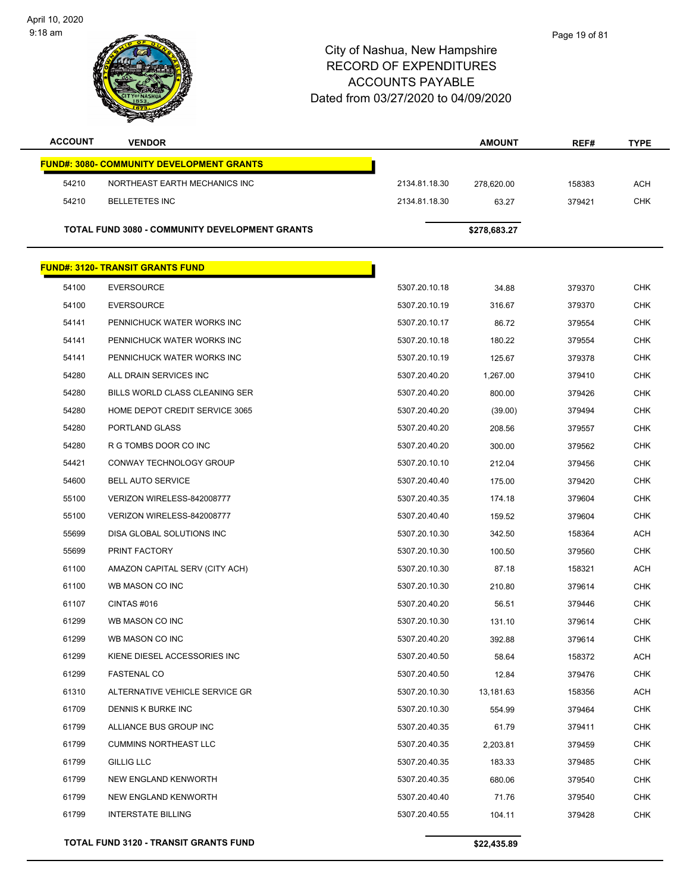# City of Nashua, New Hampshire
## RECORD OF EXPENDITURES
## ACCOUNTS PAYABLE
## Dated from 03/27/2020 to 04/09/2020

| ACCOUNT | VENDOR | | AMOUNT | REF# | TYPE |
|---|---|---|---|---|---|
| **FUND#: 3080- COMMUNITY DEVELOPMENT GRANTS** | | | | | |
| 54210 | NORTHEAST EARTH MECHANICS INC | 2134.81.18.30 | 278,620.00 | 158383 | ACH |
| 54210 | BELLETETES INC | 2134.81.18.30 | 63.27 | 379421 | CHK |
| **TOTAL FUND 3080 - COMMUNITY DEVELOPMENT GRANTS** | | | **$278,683.27** | | |
| **FUND#: 3120- TRANSIT GRANTS FUND** | | | | | |
| 54100 | EVERSOURCE | 5307.20.10.18 | 34.88 | 379370 | CHK |
| 54100 | EVERSOURCE | 5307.20.10.19 | 316.67 | 379370 | CHK |
| 54141 | PENNICHUCK WATER WORKS INC | 5307.20.10.17 | 86.72 | 379554 | CHK |
| 54141 | PENNICHUCK WATER WORKS INC | 5307.20.10.18 | 180.22 | 379554 | CHK |
| 54141 | PENNICHUCK WATER WORKS INC | 5307.20.10.19 | 125.67 | 379378 | CHK |
| 54280 | ALL DRAIN SERVICES INC | 5307.20.40.20 | 1,267.00 | 379410 | CHK |
| 54280 | BILLS WORLD CLASS CLEANING SER | 5307.20.40.20 | 800.00 | 379426 | CHK |
| 54280 | HOME DEPOT CREDIT SERVICE 3065 | 5307.20.40.20 | (39.00) | 379494 | CHK |
| 54280 | PORTLAND GLASS | 5307.20.40.20 | 208.56 | 379557 | CHK |
| 54280 | R G TOMBS DOOR CO INC | 5307.20.40.20 | 300.00 | 379562 | CHK |
| 54421 | CONWAY TECHNOLOGY GROUP | 5307.20.10.10 | 212.04 | 379456 | CHK |
| 54600 | BELL AUTO SERVICE | 5307.20.40.40 | 175.00 | 379420 | CHK |
| 55100 | VERIZON WIRELESS-842008777 | 5307.20.40.35 | 174.18 | 379604 | CHK |
| 55100 | VERIZON WIRELESS-842008777 | 5307.20.40.40 | 159.52 | 379604 | CHK |
| 55699 | DISA GLOBAL SOLUTIONS INC | 5307.20.10.30 | 342.50 | 158364 | ACH |
| 55699 | PRINT FACTORY | 5307.20.10.30 | 100.50 | 379560 | CHK |
| 61100 | AMAZON CAPITAL SERV (CITY ACH) | 5307.20.10.30 | 87.18 | 158321 | ACH |
| 61100 | WB MASON CO INC | 5307.20.10.30 | 210.80 | 379614 | CHK |
| 61107 | CINTAS #016 | 5307.20.40.20 | 56.51 | 379446 | CHK |
| 61299 | WB MASON CO INC | 5307.20.10.30 | 131.10 | 379614 | CHK |
| 61299 | WB MASON CO INC | 5307.20.40.20 | 392.88 | 379614 | CHK |
| 61299 | KIENE DIESEL ACCESSORIES INC | 5307.20.40.50 | 58.64 | 158372 | ACH |
| 61299 | FASTENAL CO | 5307.20.40.50 | 12.84 | 379476 | CHK |
| 61310 | ALTERNATIVE VEHICLE SERVICE GR | 5307.20.10.30 | 13,181.63 | 158356 | ACH |
| 61709 | DENNIS K BURKE INC | 5307.20.10.30 | 554.99 | 379464 | CHK |
| 61799 | ALLIANCE BUS GROUP INC | 5307.20.40.35 | 61.79 | 379411 | CHK |
| 61799 | CUMMINS NORTHEAST LLC | 5307.20.40.35 | 2,203.81 | 379459 | CHK |
| 61799 | GILLIG LLC | 5307.20.40.35 | 183.33 | 379485 | CHK |
| 61799 | NEW ENGLAND KENWORTH | 5307.20.40.35 | 680.06 | 379540 | CHK |
| 61799 | NEW ENGLAND KENWORTH | 5307.20.40.40 | 71.76 | 379540 | CHK |
| 61799 | INTERSTATE BILLING | 5307.20.40.55 | 104.11 | 379428 | CHK |
| **TOTAL FUND 3120 - TRANSIT GRANTS FUND** | | | **$22,435.89** | | |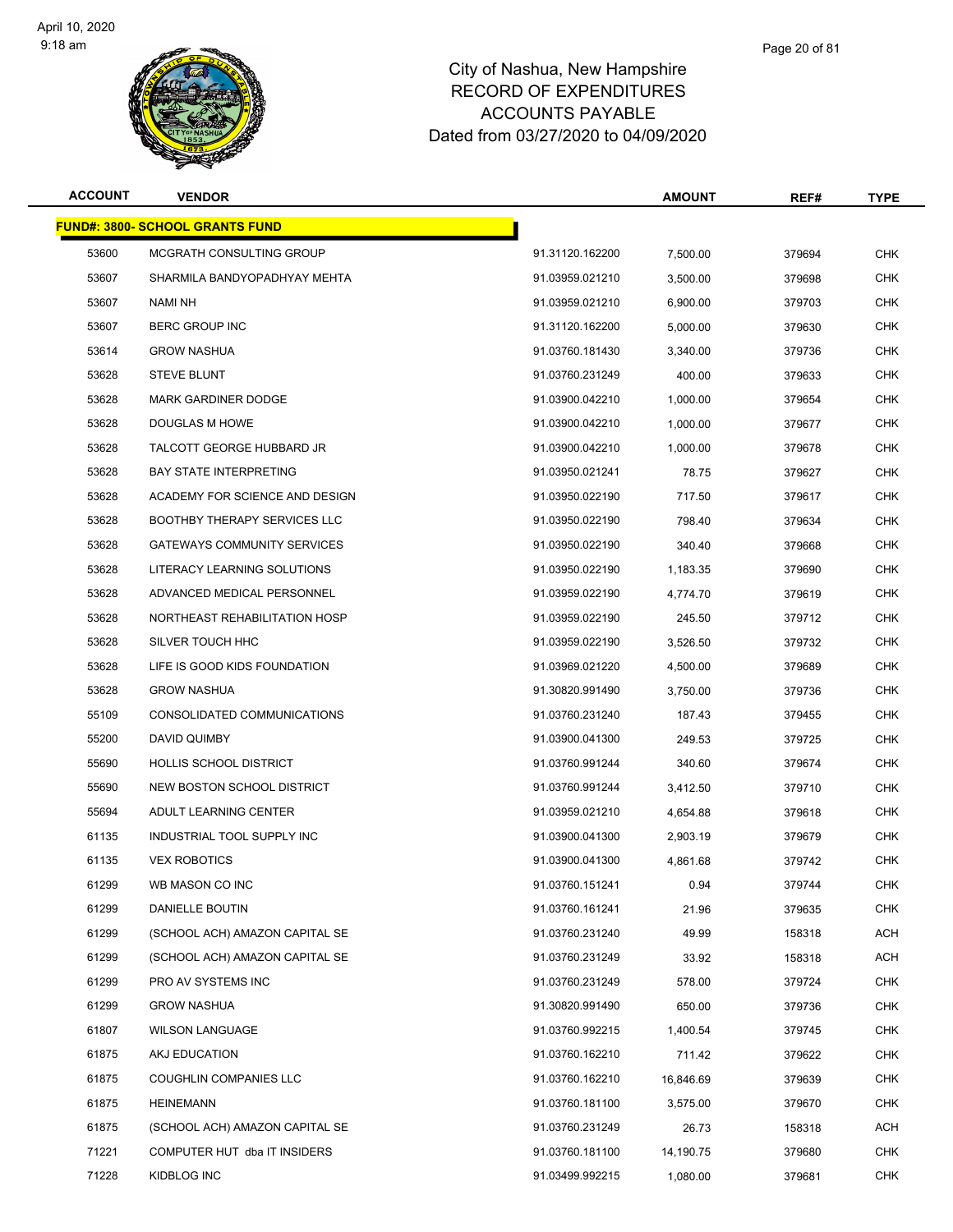# City of Nashua, New Hampshire
# RECORD OF EXPENDITURES
# ACCOUNTS PAYABLE
# Dated from 03/27/2020 to 04/09/2020

| ACCOUNT | VENDOR | | AMOUNT | REF# | TYPE |
|---|---|---|---|---|---|
| **FUND#: 3800- SCHOOL GRANTS FUND** | | | | | |
| 53600 | MCGRATH CONSULTING GROUP | 91.31120.162200 | 7,500.00 | 379694 | CHK |
| 53607 | SHARMILA BANDYOPADHYAY MEHTA | 91.03959.021210 | 3,500.00 | 379698 | CHK |
| 53607 | NAMI NH | 91.03959.021210 | 6,900.00 | 379703 | CHK |
| 53607 | BERC GROUP INC | 91.31120.162200 | 5,000.00 | 379630 | CHK |
| 53614 | GROW NASHUA | 91.03760.181430 | 3,340.00 | 379736 | CHK |
| 53628 | STEVE BLUNT | 91.03760.231249 | 400.00 | 379633 | CHK |
| 53628 | MARK GARDINER DODGE | 91.03900.042210 | 1,000.00 | 379654 | CHK |
| 53628 | DOUGLAS M HOWE | 91.03900.042210 | 1,000.00 | 379677 | CHK |
| 53628 | TALCOTT GEORGE HUBBARD JR | 91.03900.042210 | 1,000.00 | 379678 | CHK |
| 53628 | BAY STATE INTERPRETING | 91.03950.021241 | 78.75 | 379627 | CHK |
| 53628 | ACADEMY FOR SCIENCE AND DESIGN | 91.03950.022190 | 717.50 | 379617 | CHK |
| 53628 | BOOTHBY THERAPY SERVICES LLC | 91.03950.022190 | 798.40 | 379634 | CHK |
| 53628 | GATEWAYS COMMUNITY SERVICES | 91.03950.022190 | 340.40 | 379668 | CHK |
| 53628 | LITERACY LEARNING SOLUTIONS | 91.03950.022190 | 1,183.35 | 379690 | CHK |
| 53628 | ADVANCED MEDICAL PERSONNEL | 91.03959.022190 | 4,774.70 | 379619 | CHK |
| 53628 | NORTHEAST REHABILITATION HOSP | 91.03959.022190 | 245.50 | 379712 | CHK |
| 53628 | SILVER TOUCH HHC | 91.03959.022190 | 3,526.50 | 379732 | CHK |
| 53628 | LIFE IS GOOD KIDS FOUNDATION | 91.03969.021220 | 4,500.00 | 379689 | CHK |
| 53628 | GROW NASHUA | 91.30820.991490 | 3,750.00 | 379736 | CHK |
| 55109 | CONSOLIDATED COMMUNICATIONS | 91.03760.231240 | 187.43 | 379455 | CHK |
| 55200 | DAVID QUIMBY | 91.03900.041300 | 249.53 | 379725 | CHK |
| 55690 | HOLLIS SCHOOL DISTRICT | 91.03760.991244 | 340.60 | 379674 | CHK |
| 55690 | NEW BOSTON SCHOOL DISTRICT | 91.03760.991244 | 3,412.50 | 379710 | CHK |
| 55694 | ADULT LEARNING CENTER | 91.03959.021210 | 4,654.88 | 379618 | CHK |
| 61135 | INDUSTRIAL TOOL SUPPLY INC | 91.03900.041300 | 2,903.19 | 379679 | CHK |
| 61135 | VEX ROBOTICS | 91.03900.041300 | 4,861.68 | 379742 | CHK |
| 61299 | WB MASON CO INC | 91.03760.151241 | 0.94 | 379744 | CHK |
| 61299 | DANIELLE BOUTIN | 91.03760.161241 | 21.96 | 379635 | CHK |
| 61299 | (SCHOOL ACH) AMAZON CAPITAL SE | 91.03760.231240 | 49.99 | 158318 | ACH |
| 61299 | (SCHOOL ACH) AMAZON CAPITAL SE | 91.03760.231249 | 33.92 | 158318 | ACH |
| 61299 | PRO AV SYSTEMS INC | 91.03760.231249 | 578.00 | 379724 | CHK |
| 61299 | GROW NASHUA | 91.30820.991490 | 650.00 | 379736 | CHK |
| 61807 | WILSON LANGUAGE | 91.03760.992215 | 1,400.54 | 379745 | CHK |
| 61875 | AKJ EDUCATION | 91.03760.162210 | 711.42 | 379622 | CHK |
| 61875 | COUGHLIN COMPANIES LLC | 91.03760.162210 | 16,846.69 | 379639 | CHK |
| 61875 | HEINEMANN | 91.03760.181100 | 3,575.00 | 379670 | CHK |
| 61875 | (SCHOOL ACH) AMAZON CAPITAL SE | 91.03760.231249 | 26.73 | 158318 | ACH |
| 71221 | COMPUTER HUT dba IT INSIDERS | 91.03760.181100 | 14,190.75 | 379680 | CHK |
| 71228 | KIDBLOG INC | 91.03499.992215 | 1,080.00 | 379681 | CHK |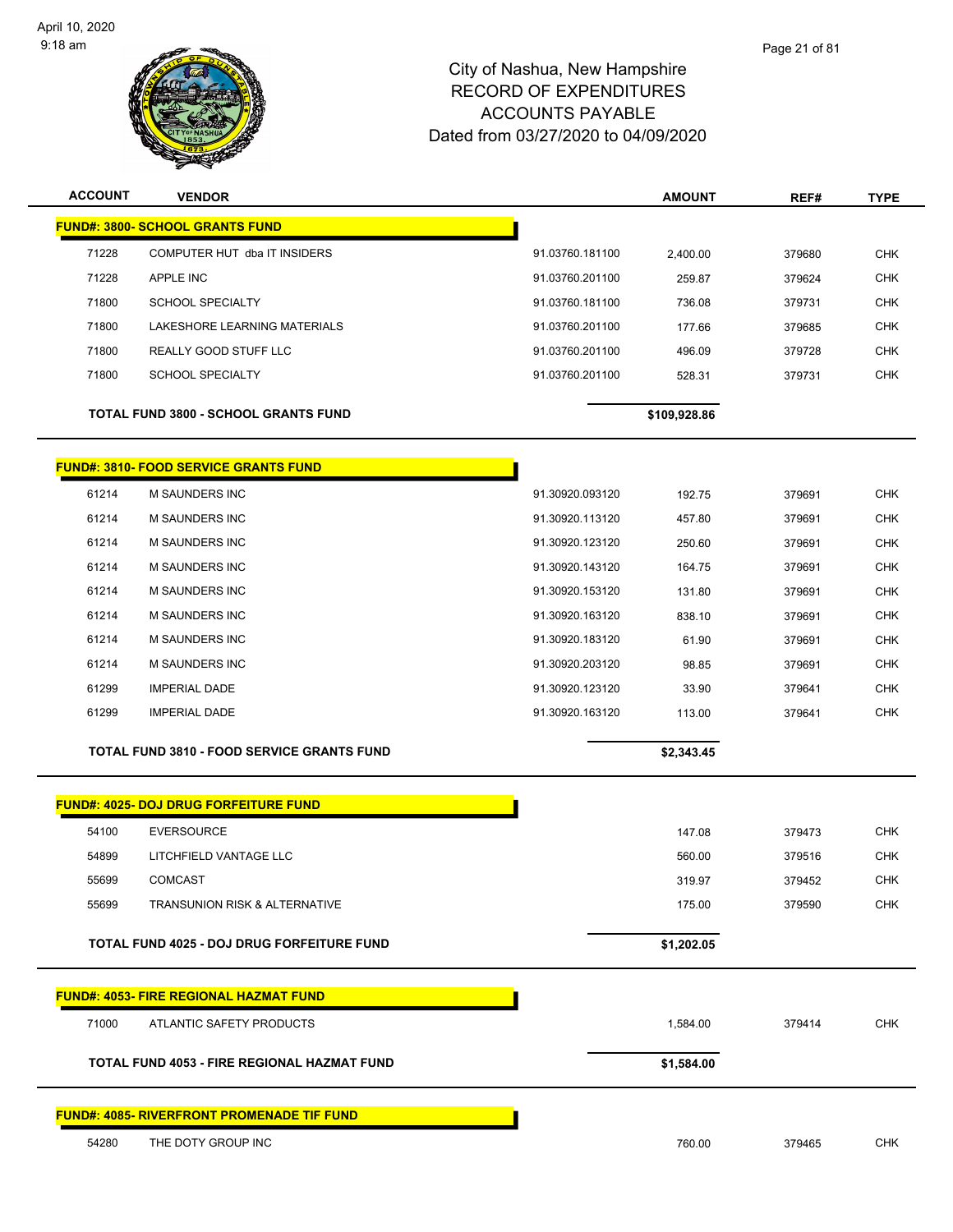# City of Nashua, New Hampshire
## RECORD OF EXPENDITURES
## ACCOUNTS PAYABLE
## Dated from 03/27/2020 to 04/09/2020

| ACCOUNT | VENDOR | | AMOUNT | REF# | TYPE |
|---|---|---|---|---|---|
| **FUND#: 3800- SCHOOL GRANTS FUND** | | | | | |
| 71228 | COMPUTER HUT dba IT INSIDERS | 91.03760.181100 | 2,400.00 | 379680 | CHK |
| 71228 | APPLE INC | 91.03760.201100 | 259.87 | 379624 | CHK |
| 71800 | SCHOOL SPECIALTY | 91.03760.181100 | 736.08 | 379731 | CHK |
| 71800 | LAKESHORE LEARNING MATERIALS | 91.03760.201100 | 177.66 | 379685 | CHK |
| 71800 | REALLY GOOD STUFF LLC | 91.03760.201100 | 496.09 | 379728 | CHK |
| 71800 | SCHOOL SPECIALTY | 91.03760.201100 | 528.31 | 379731 | CHK |
| | **TOTAL FUND 3800 - SCHOOL GRANTS FUND** | | **$109,928.86** | | |
| **FUND#: 3810- FOOD SERVICE GRANTS FUND** | | | | | |
| 61214 | M SAUNDERS INC | 91.30920.093120 | 192.75 | 379691 | CHK |
| 61214 | M SAUNDERS INC | 91.30920.113120 | 457.80 | 379691 | CHK |
| 61214 | M SAUNDERS INC | 91.30920.123120 | 250.60 | 379691 | CHK |
| 61214 | M SAUNDERS INC | 91.30920.143120 | 164.75 | 379691 | CHK |
| 61214 | M SAUNDERS INC | 91.30920.153120 | 131.80 | 379691 | CHK |
| 61214 | M SAUNDERS INC | 91.30920.163120 | 838.10 | 379691 | CHK |
| 61214 | M SAUNDERS INC | 91.30920.183120 | 61.90 | 379691 | CHK |
| 61214 | M SAUNDERS INC | 91.30920.203120 | 98.85 | 379691 | CHK |
| 61299 | IMPERIAL DADE | 91.30920.123120 | 33.90 | 379641 | CHK |
| 61299 | IMPERIAL DADE | 91.30920.163120 | 113.00 | 379641 | CHK |
| | **TOTAL FUND 3810 - FOOD SERVICE GRANTS FUND** | | **$2,343.45** | | |
| **FUND#: 4025- DOJ DRUG FORFEITURE FUND** | | | | | |
| 54100 | EVERSOURCE | | 147.08 | 379473 | CHK |
| 54899 | LITCHFIELD VANTAGE LLC | | 560.00 | 379516 | CHK |
| 55699 | COMCAST | | 319.97 | 379452 | CHK |
| 55699 | TRANSUNION RISK & ALTERNATIVE | | 175.00 | 379590 | CHK |
| | **TOTAL FUND 4025 - DOJ DRUG FORFEITURE FUND** | | **$1,202.05** | | |
| **FUND#: 4053- FIRE REGIONAL HAZMAT FUND** | | | | | |
| 71000 | ATLANTIC SAFETY PRODUCTS | | 1,584.00 | 379414 | CHK |
| | **TOTAL FUND 4053 - FIRE REGIONAL HAZMAT FUND** | | **$1,584.00** | | |
| **FUND#: 4085- RIVERFRONT PROMENADE TIF FUND** | | | | | |
| 54280 | THE DOTY GROUP INC | | 760.00 | 379465 | CHK |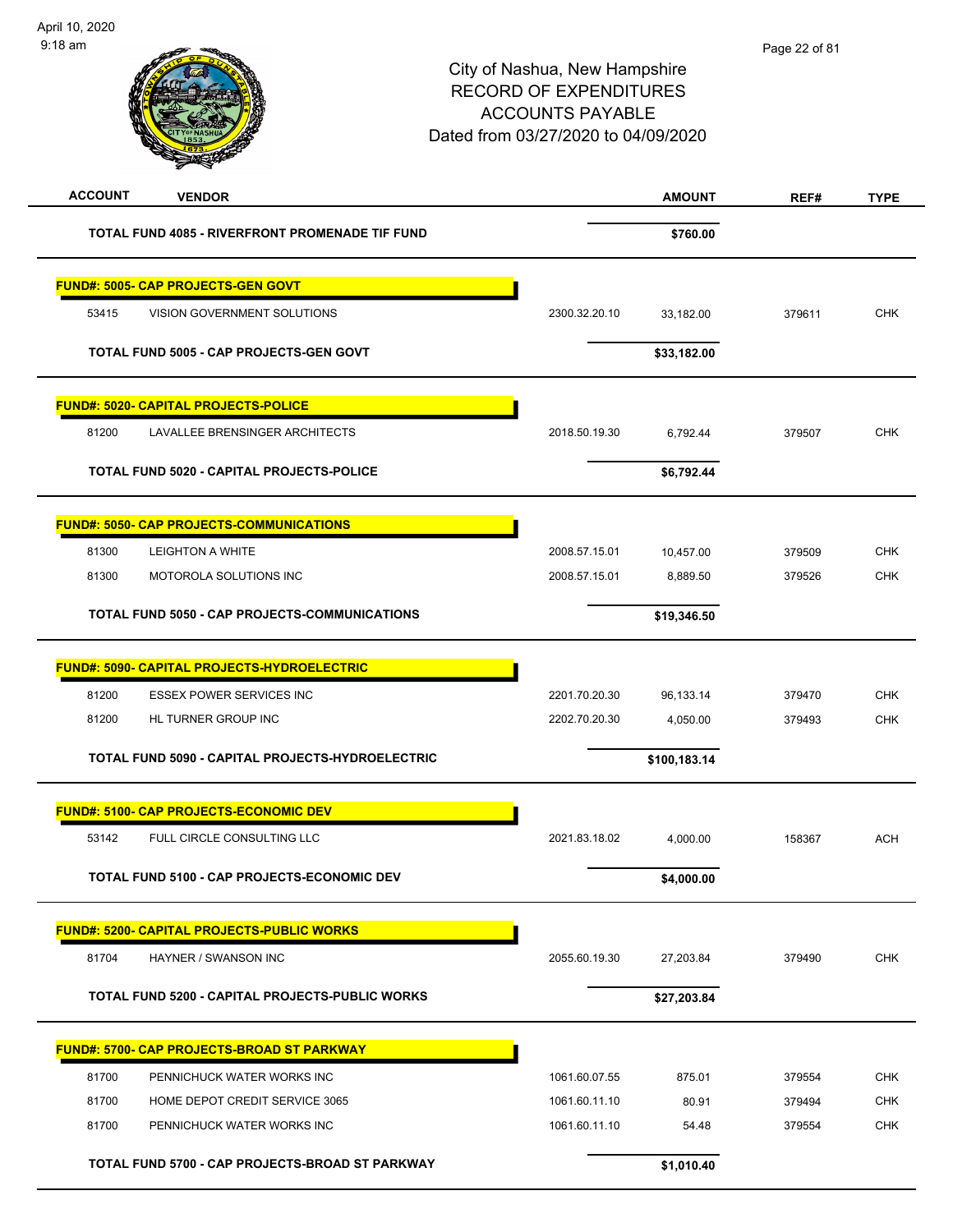City of Nashua, New Hampshire
RECORD OF EXPENDITURES
ACCOUNTS PAYABLE
Dated from 03/27/2020 to 04/09/2020

| ACCOUNT | VENDOR | | AMOUNT | REF# | TYPE |
|---|---|---|---|---|---|
| | **TOTAL FUND 4085 - RIVERFRONT PROMENADE TIF FUND** | | **$760.00** | | |
| **FUND#: 5005- CAP PROJECTS-GEN GOVT** | | | | | |
| 53415 | VISION GOVERNMENT SOLUTIONS | 2300.32.20.10 | 33,182.00 | 379611 | CHK |
| | **TOTAL FUND 5005 - CAP PROJECTS-GEN GOVT** | | **$33,182.00** | | |
| **FUND#: 5020- CAPITAL PROJECTS-POLICE** | | | | | |
| 81200 | LAVALLEE BRENSINGER ARCHITECTS | 2018.50.19.30 | 6,792.44 | 379507 | CHK |
| | **TOTAL FUND 5020 - CAPITAL PROJECTS-POLICE** | | **$6,792.44** | | |
| **FUND#: 5050- CAP PROJECTS-COMMUNICATIONS** | | | | | |
| 81300 | LEIGHTON A WHITE | 2008.57.15.01 | 10,457.00 | 379509 | CHK |
| 81300 | MOTOROLA SOLUTIONS INC | 2008.57.15.01 | 8,889.50 | 379526 | CHK |
| | **TOTAL FUND 5050 - CAP PROJECTS-COMMUNICATIONS** | | **$19,346.50** | | |
| **FUND#: 5090- CAPITAL PROJECTS-HYDROELECTRIC** | | | | | |
| 81200 | ESSEX POWER SERVICES INC | 2201.70.20.30 | 96,133.14 | 379470 | CHK |
| 81200 | HL TURNER GROUP INC | 2202.70.20.30 | 4,050.00 | 379493 | CHK |
| | **TOTAL FUND 5090 - CAPITAL PROJECTS-HYDROELECTRIC** | | **$100,183.14** | | |
| **FUND#: 5100- CAP PROJECTS-ECONOMIC DEV** | | | | | |
| 53142 | FULL CIRCLE CONSULTING LLC | 2021.83.18.02 | 4,000.00 | 158367 | ACH |
| | **TOTAL FUND 5100 - CAP PROJECTS-ECONOMIC DEV** | | **$4,000.00** | | |
| **FUND#: 5200- CAPITAL PROJECTS-PUBLIC WORKS** | | | | | |
| 81704 | HAYNER / SWANSON INC | 2055.60.19.30 | 27,203.84 | 379490 | CHK |
| | **TOTAL FUND 5200 - CAPITAL PROJECTS-PUBLIC WORKS** | | **$27,203.84** | | |
| **FUND#: 5700- CAP PROJECTS-BROAD ST PARKWAY** | | | | | |
| 81700 | PENNICHUCK WATER WORKS INC | 1061.60.07.55 | 875.01 | 379554 | CHK |
| 81700 | HOME DEPOT CREDIT SERVICE 3065 | 1061.60.11.10 | 80.91 | 379494 | CHK |
| 81700 | PENNICHUCK WATER WORKS INC | 1061.60.11.10 | 54.48 | 379554 | CHK |
| | **TOTAL FUND 5700 - CAP PROJECTS-BROAD ST PARKWAY** | | **$1,010.40** | | |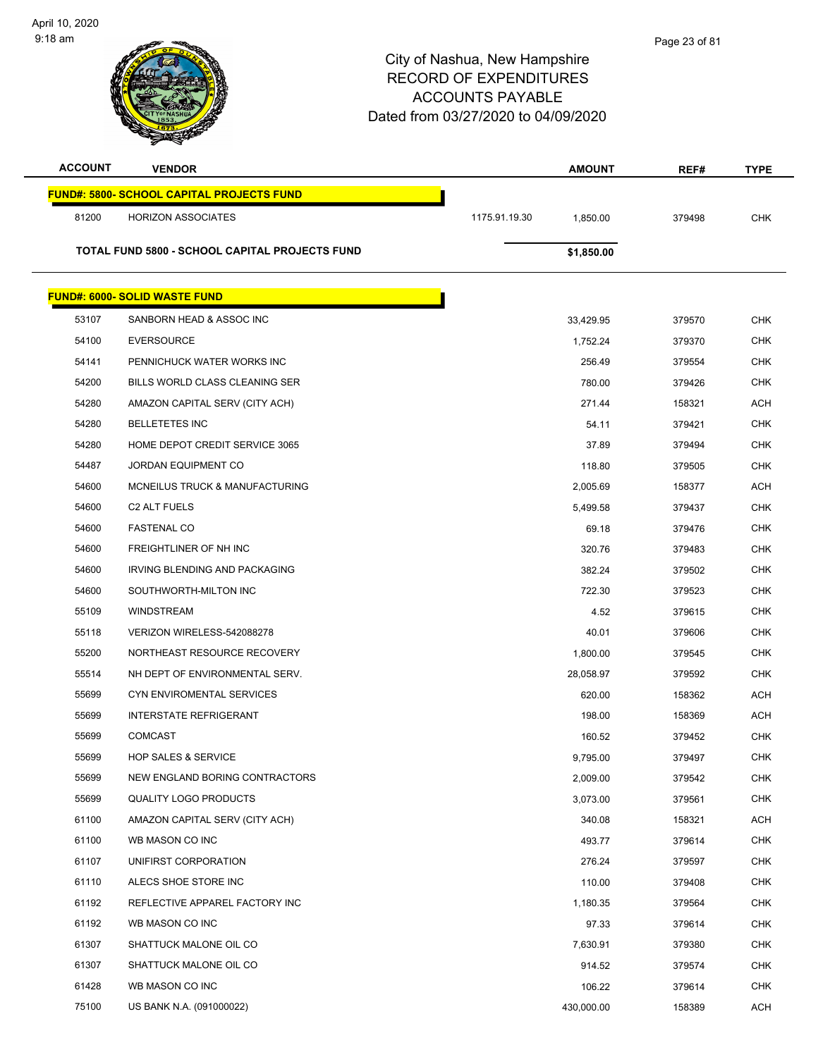April 10, 2020
9:18 am

# City of Nashua, New Hampshire
## RECORD OF EXPENDITURES
## ACCOUNTS PAYABLE
## Dated from 03/27/2020 to 04/09/2020

| ACCOUNT | VENDOR | | AMOUNT | REF# | TYPE |
|---|---|---|---|---|---|
| **FUND#: 5800- SCHOOL CAPITAL PROJECTS FUND** | | | | | |
| 81200 | HORIZON ASSOCIATES | 1175.91.19.30 | 1,850.00 | 379498 | CHK |
| **TOTAL FUND 5800 - SCHOOL CAPITAL PROJECTS FUND** | | | **$1,850.00** | | |
| **FUND#: 6000- SOLID WASTE FUND** | | | | | |
| 53107 | SANBORN HEAD & ASSOC INC | | 33,429.95 | 379570 | CHK |
| 54100 | EVERSOURCE | | 1,752.24 | 379370 | CHK |
| 54141 | PENNICHUCK WATER WORKS INC | | 256.49 | 379554 | CHK |
| 54200 | BILLS WORLD CLASS CLEANING SER | | 780.00 | 379426 | CHK |
| 54280 | AMAZON CAPITAL SERV (CITY ACH) | | 271.44 | 158321 | ACH |
| 54280 | BELLETETES INC | | 54.11 | 379421 | CHK |
| 54280 | HOME DEPOT CREDIT SERVICE 3065 | | 37.89 | 379494 | CHK |
| 54487 | JORDAN EQUIPMENT CO | | 118.80 | 379505 | CHK |
| 54600 | MCNEILUS TRUCK & MANUFACTURING | | 2,005.69 | 158377 | ACH |
| 54600 | C2 ALT FUELS | | 5,499.58 | 379437 | CHK |
| 54600 | FASTENAL CO | | 69.18 | 379476 | CHK |
| 54600 | FREIGHTLINER OF NH INC | | 320.76 | 379483 | CHK |
| 54600 | IRVING BLENDING AND PACKAGING | | 382.24 | 379502 | CHK |
| 54600 | SOUTHWORTH-MILTON INC | | 722.30 | 379523 | CHK |
| 55109 | WINDSTREAM | | 4.52 | 379615 | CHK |
| 55118 | VERIZON WIRELESS-542088278 | | 40.01 | 379606 | CHK |
| 55200 | NORTHEAST RESOURCE RECOVERY | | 1,800.00 | 379545 | CHK |
| 55514 | NH DEPT OF ENVIRONMENTAL SERV. | | 28,058.97 | 379592 | CHK |
| 55699 | CYN ENVIROMENTAL SERVICES | | 620.00 | 158362 | ACH |
| 55699 | INTERSTATE REFRIGERANT | | 198.00 | 158369 | ACH |
| 55699 | COMCAST | | 160.52 | 379452 | CHK |
| 55699 | HOP SALES & SERVICE | | 9,795.00 | 379497 | CHK |
| 55699 | NEW ENGLAND BORING CONTRACTORS | | 2,009.00 | 379542 | CHK |
| 55699 | QUALITY LOGO PRODUCTS | | 3,073.00 | 379561 | CHK |
| 61100 | AMAZON CAPITAL SERV (CITY ACH) | | 340.08 | 158321 | ACH |
| 61100 | WB MASON CO INC | | 493.77 | 379614 | CHK |
| 61107 | UNIFIRST CORPORATION | | 276.24 | 379597 | CHK |
| 61110 | ALECS SHOE STORE INC | | 110.00 | 379408 | CHK |
| 61192 | REFLECTIVE APPAREL FACTORY INC | | 1,180.35 | 379564 | CHK |
| 61192 | WB MASON CO INC | | 97.33 | 379614 | CHK |
| 61307 | SHATTUCK MALONE OIL CO | | 7,630.91 | 379380 | CHK |
| 61307 | SHATTUCK MALONE OIL CO | | 914.52 | 379574 | CHK |
| 61428 | WB MASON CO INC | | 106.22 | 379614 | CHK |
| 75100 | US BANK N.A. (091000022) | | 430,000.00 | 158389 | ACH |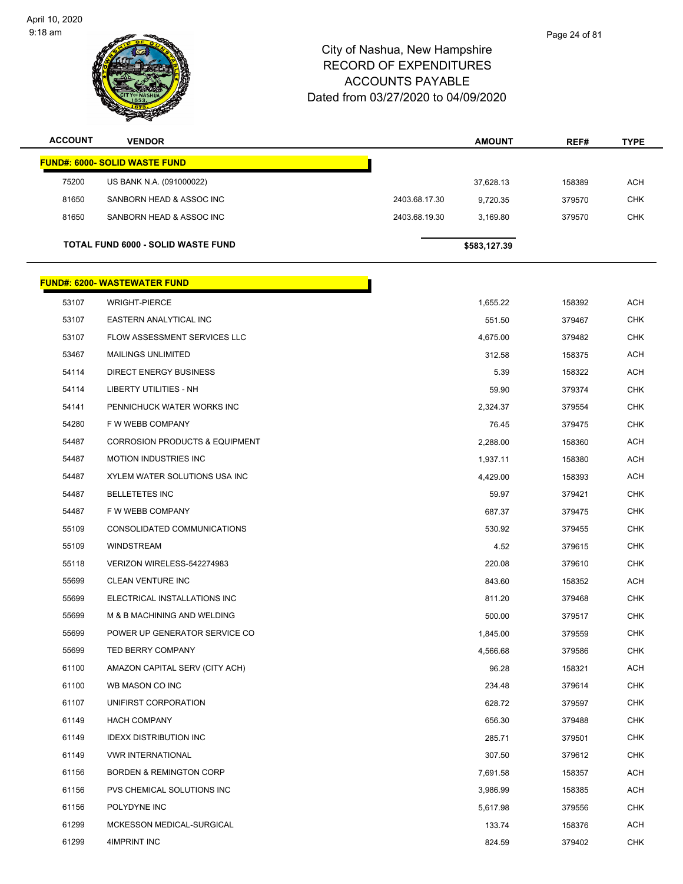# City of Nashua, New Hampshire
## RECORD OF EXPENDITURES
## ACCOUNTS PAYABLE
## Dated from 03/27/2020 to 04/09/2020

| ACCOUNT | VENDOR | | AMOUNT | REF# | TYPE |
|---|---|---|---|---|---|
| **FUND#: 6000- SOLID WASTE FUND** | | | | | |
| 75200 | US BANK N.A. (091000022) | | 37,628.13 | 158389 | ACH |
| 81650 | SANBORN HEAD & ASSOC INC | 2403.68.17.30 | 9,720.35 | 379570 | CHK |
| 81650 | SANBORN HEAD & ASSOC INC | 2403.68.19.30 | 3,169.80 | 379570 | CHK |
| **TOTAL FUND 6000 - SOLID WASTE FUND** | | | **$583,127.39** | | |

| ACCOUNT | VENDOR | AMOUNT | REF# | TYPE |
|---|---|---|---|---|
| **FUND#: 6200- WASTEWATER FUND** | | | | |
| 53107 | WRIGHT-PIERCE | 1,655.22 | 158392 | ACH |
| 53107 | EASTERN ANALYTICAL INC | 551.50 | 379467 | CHK |
| 53107 | FLOW ASSESSMENT SERVICES LLC | 4,675.00 | 379482 | CHK |
| 53467 | MAILINGS UNLIMITED | 312.58 | 158375 | ACH |
| 54114 | DIRECT ENERGY BUSINESS | 5.39 | 158322 | ACH |
| 54114 | LIBERTY UTILITIES - NH | 59.90 | 379374 | CHK |
| 54141 | PENNICHUCK WATER WORKS INC | 2,324.37 | 379554 | CHK |
| 54280 | F W WEBB COMPANY | 76.45 | 379475 | CHK |
| 54487 | CORROSION PRODUCTS & EQUIPMENT | 2,288.00 | 158360 | ACH |
| 54487 | MOTION INDUSTRIES INC | 1,937.11 | 158380 | ACH |
| 54487 | XYLEM WATER SOLUTIONS USA INC | 4,429.00 | 158393 | ACH |
| 54487 | BELLETETES INC | 59.97 | 379421 | CHK |
| 54487 | F W WEBB COMPANY | 687.37 | 379475 | CHK |
| 55109 | CONSOLIDATED COMMUNICATIONS | 530.92 | 379455 | CHK |
| 55109 | WINDSTREAM | 4.52 | 379615 | CHK |
| 55118 | VERIZON WIRELESS-542274983 | 220.08 | 379610 | CHK |
| 55699 | CLEAN VENTURE INC | 843.60 | 158352 | ACH |
| 55699 | ELECTRICAL INSTALLATIONS INC | 811.20 | 379468 | CHK |
| 55699 | M & B MACHINING AND WELDING | 500.00 | 379517 | CHK |
| 55699 | POWER UP GENERATOR SERVICE CO | 1,845.00 | 379559 | CHK |
| 55699 | TED BERRY COMPANY | 4,566.68 | 379586 | CHK |
| 61100 | AMAZON CAPITAL SERV (CITY ACH) | 96.28 | 158321 | ACH |
| 61100 | WB MASON CO INC | 234.48 | 379614 | CHK |
| 61107 | UNIFIRST CORPORATION | 628.72 | 379597 | CHK |
| 61149 | HACH COMPANY | 656.30 | 379488 | CHK |
| 61149 | IDEXX DISTRIBUTION INC | 285.71 | 379501 | CHK |
| 61149 | VWR INTERNATIONAL | 307.50 | 379612 | CHK |
| 61156 | BORDEN & REMINGTON CORP | 7,691.58 | 158357 | ACH |
| 61156 | PVS CHEMICAL SOLUTIONS INC | 3,986.99 | 158385 | ACH |
| 61156 | POLYDYNE INC | 5,617.98 | 379556 | CHK |
| 61299 | MCKESSON MEDICAL-SURGICAL | 133.74 | 158376 | ACH |
| 61299 | 4IMPRINT INC | 824.59 | 379402 | CHK |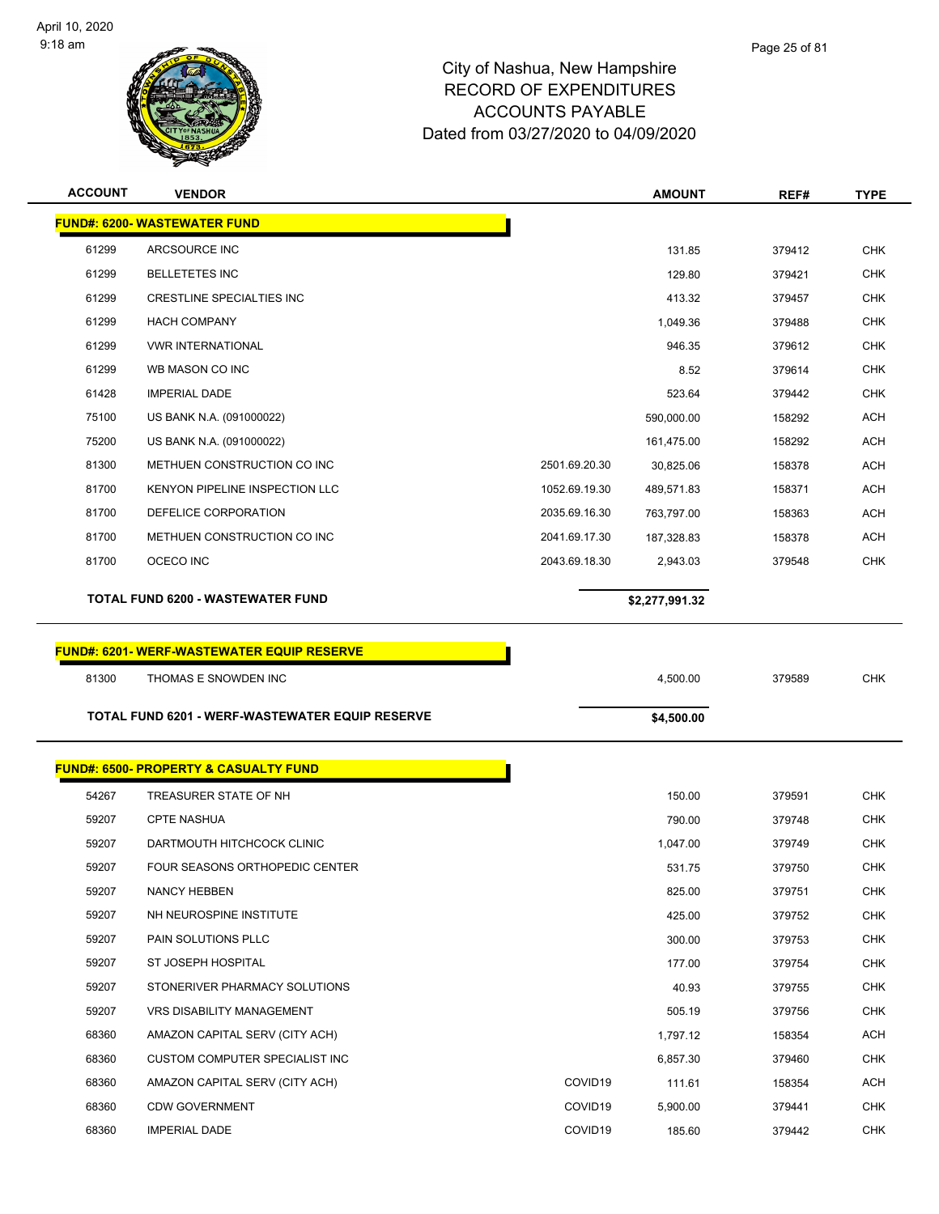# City of Nashua, New Hampshire
# RECORD OF EXPENDITURES
# ACCOUNTS PAYABLE
# Dated from 03/27/2020 to 04/09/2020

| ACCOUNT | VENDOR | | AMOUNT | REF# | TYPE |
|---|---|---|---|---|---|
| **FUND#: 6200- WASTEWATER FUND** | | | | | |
| 61299 | ARCSOURCE INC | | 131.85 | 379412 | CHK |
| 61299 | BELLETETES INC | | 129.80 | 379421 | CHK |
| 61299 | CRESTLINE SPECIALTIES INC | | 413.32 | 379457 | CHK |
| 61299 | HACH COMPANY | | 1,049.36 | 379488 | CHK |
| 61299 | VWR INTERNATIONAL | | 946.35 | 379612 | CHK |
| 61299 | WB MASON CO INC | | 8.52 | 379614 | CHK |
| 61428 | IMPERIAL DADE | | 523.64 | 379442 | CHK |
| 75100 | US BANK N.A. (091000022) | | 590,000.00 | 158292 | ACH |
| 75200 | US BANK N.A. (091000022) | | 161,475.00 | 158292 | ACH |
| 81300 | METHUEN CONSTRUCTION CO INC | 2501.69.20.30 | 30,825.06 | 158378 | ACH |
| 81700 | KENYON PIPELINE INSPECTION LLC | 1052.69.19.30 | 489,571.83 | 158371 | ACH |
| 81700 | DEFELICE CORPORATION | 2035.69.16.30 | 763,797.00 | 158363 | ACH |
| 81700 | METHUEN CONSTRUCTION CO INC | 2041.69.17.30 | 187,328.83 | 158378 | ACH |
| 81700 | OCECO INC | 2043.69.18.30 | 2,943.03 | 379548 | CHK |
| **TOTAL FUND 6200 - WASTEWATER FUND** | | | **$2,277,991.32** | | |

| ACCOUNT | VENDOR | | AMOUNT | REF# | TYPE |
|---|---|---|---|---|---|
| **FUND#: 6201- WERF-WASTEWATER EQUIP RESERVE** | | | | | |
| 81300 | THOMAS E SNOWDEN INC | | 4,500.00 | 379589 | CHK |
| **TOTAL FUND 6201 - WERF-WASTEWATER EQUIP RESERVE** | | | **$4,500.00** | | |

| ACCOUNT | VENDOR | | AMOUNT | REF# | TYPE |
|---|---|---|---|---|---|
| **FUND#: 6500- PROPERTY & CASUALTY FUND** | | | | | |
| 54267 | TREASURER STATE OF NH | | 150.00 | 379591 | CHK |
| 59207 | CPTE NASHUA | | 790.00 | 379748 | CHK |
| 59207 | DARTMOUTH HITCHCOCK CLINIC | | 1,047.00 | 379749 | CHK |
| 59207 | FOUR SEASONS ORTHOPEDIC CENTER | | 531.75 | 379750 | CHK |
| 59207 | NANCY HEBBEN | | 825.00 | 379751 | CHK |
| 59207 | NH NEUROSPINE INSTITUTE | | 425.00 | 379752 | CHK |
| 59207 | PAIN SOLUTIONS PLLC | | 300.00 | 379753 | CHK |
| 59207 | ST JOSEPH HOSPITAL | | 177.00 | 379754 | CHK |
| 59207 | STONERIVER PHARMACY SOLUTIONS | | 40.93 | 379755 | CHK |
| 59207 | VRS DISABILITY MANAGEMENT | | 505.19 | 379756 | CHK |
| 68360 | AMAZON CAPITAL SERV (CITY ACH) | | 1,797.12 | 158354 | ACH |
| 68360 | CUSTOM COMPUTER SPECIALIST INC | | 6,857.30 | 379460 | CHK |
| 68360 | AMAZON CAPITAL SERV (CITY ACH) | COVID19 | 111.61 | 158354 | ACH |
| 68360 | CDW GOVERNMENT | COVID19 | 5,900.00 | 379441 | CHK |
| 68360 | IMPERIAL DADE | COVID19 | 185.60 | 379442 | CHK |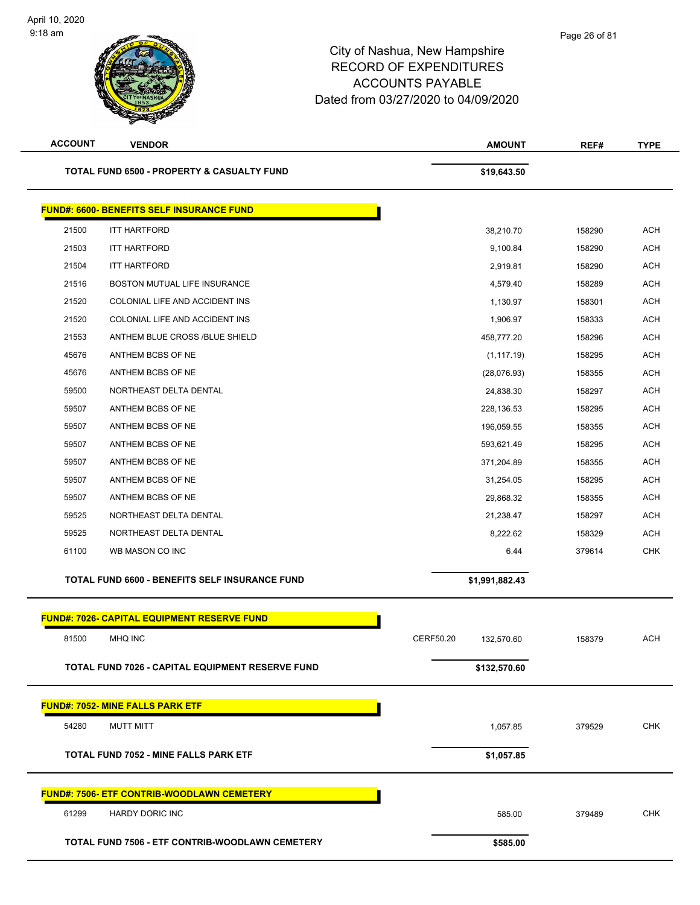# City of Nashua, New Hampshire
## RECORD OF EXPENDITURES
## ACCOUNTS PAYABLE
## Dated from 03/27/2020 to 04/09/2020

| ACCOUNT | VENDOR | | AMOUNT | REF# | TYPE |
|---|---|---|---|---|---|
| | **TOTAL FUND 6500 - PROPERTY & CASUALTY FUND** | | **$19,643.50** | | |
| **FUND#: 6600- BENEFITS SELF INSURANCE FUND** | | | | | |
| 21500 | ITT HARTFORD | | 38,210.70 | 158290 | ACH |
| 21503 | ITT HARTFORD | | 9,100.84 | 158290 | ACH |
| 21504 | ITT HARTFORD | | 2,919.81 | 158290 | ACH |
| 21516 | BOSTON MUTUAL LIFE INSURANCE | | 4,579.40 | 158289 | ACH |
| 21520 | COLONIAL LIFE AND ACCIDENT INS | | 1,130.97 | 158301 | ACH |
| 21520 | COLONIAL LIFE AND ACCIDENT INS | | 1,906.97 | 158333 | ACH |
| 21553 | ANTHEM BLUE CROSS /BLUE SHIELD | | 458,777.20 | 158296 | ACH |
| 45676 | ANTHEM BCBS OF NE | | (1,117.19) | 158295 | ACH |
| 45676 | ANTHEM BCBS OF NE | | (28,076.93) | 158355 | ACH |
| 59500 | NORTHEAST DELTA DENTAL | | 24,838.30 | 158297 | ACH |
| 59507 | ANTHEM BCBS OF NE | | 228,136.53 | 158295 | ACH |
| 59507 | ANTHEM BCBS OF NE | | 196,059.55 | 158355 | ACH |
| 59507 | ANTHEM BCBS OF NE | | 593,621.49 | 158295 | ACH |
| 59507 | ANTHEM BCBS OF NE | | 371,204.89 | 158355 | ACH |
| 59507 | ANTHEM BCBS OF NE | | 31,254.05 | 158295 | ACH |
| 59507 | ANTHEM BCBS OF NE | | 29,868.32 | 158355 | ACH |
| 59525 | NORTHEAST DELTA DENTAL | | 21,238.47 | 158297 | ACH |
| 59525 | NORTHEAST DELTA DENTAL | | 8,222.62 | 158329 | ACH |
| 61100 | WB MASON CO INC | | 6.44 | 379614 | CHK |
| | **TOTAL FUND 6600 - BENEFITS SELF INSURANCE FUND** | | **$1,991,882.43** | | |
| **FUND#: 7026- CAPITAL EQUIPMENT RESERVE FUND** | | | | | |
| 81500 | MHQ INC | CERF50.20 | 132,570.60 | 158379 | ACH |
| | **TOTAL FUND 7026 - CAPITAL EQUIPMENT RESERVE FUND** | | **$132,570.60** | | |
| **FUND#: 7052- MINE FALLS PARK ETF** | | | | | |
| 54280 | MUTT MITT | | 1,057.85 | 379529 | CHK |
| | **TOTAL FUND 7052 - MINE FALLS PARK ETF** | | **$1,057.85** | | |
| **FUND#: 7506- ETF CONTRIB-WOODLAWN CEMETERY** | | | | | |
| 61299 | HARDY DORIC INC | | 585.00 | 379489 | CHK |
| | **TOTAL FUND 7506 - ETF CONTRIB-WOODLAWN CEMETERY** | | **$585.00** | | |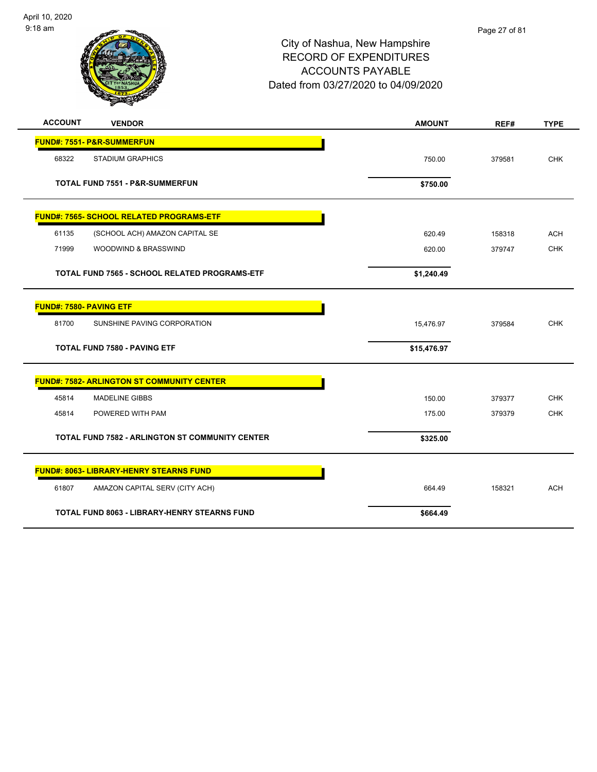# City of Nashua, New Hampshire
## RECORD OF EXPENDITURES
## ACCOUNTS PAYABLE
## Dated from 03/27/2020 to 04/09/2020

| ACCOUNT | VENDOR | AMOUNT | REF# | TYPE |
|---|---|---|---|---|
| **FUND#: 7551- P&R-SUMMERFUN** | | | | |
| 68322 | STADIUM GRAPHICS | 750.00 | 379581 | CHK |
| | **TOTAL FUND 7551 - P&R-SUMMERFUN** | **$750.00** | | |
| **FUND#: 7565- SCHOOL RELATED PROGRAMS-ETF** | | | | |
| 61135 | (SCHOOL ACH) AMAZON CAPITAL SE | 620.49 | 158318 | ACH |
| 71999 | WOODWIND & BRASSWIND | 620.00 | 379747 | CHK |
| | **TOTAL FUND 7565 - SCHOOL RELATED PROGRAMS-ETF** | **$1,240.49** | | |
| **FUND#: 7580- PAVING ETF** | | | | |
| 81700 | SUNSHINE PAVING CORPORATION | 15,476.97 | 379584 | CHK |
| | **TOTAL FUND 7580 - PAVING ETF** | **$15,476.97** | | |
| **FUND#: 7582- ARLINGTON ST COMMUNITY CENTER** | | | | |
| 45814 | MADELINE GIBBS | 150.00 | 379377 | CHK |
| 45814 | POWERED WITH PAM | 175.00 | 379379 | CHK |
| | **TOTAL FUND 7582 - ARLINGTON ST COMMUNITY CENTER** | **$325.00** | | |
| **FUND#: 8063- LIBRARY-HENRY STEARNS FUND** | | | | |
| 61807 | AMAZON CAPITAL SERV (CITY ACH) | 664.49 | 158321 | ACH |
| | **TOTAL FUND 8063 - LIBRARY-HENRY STEARNS FUND** | **$664.49** | | |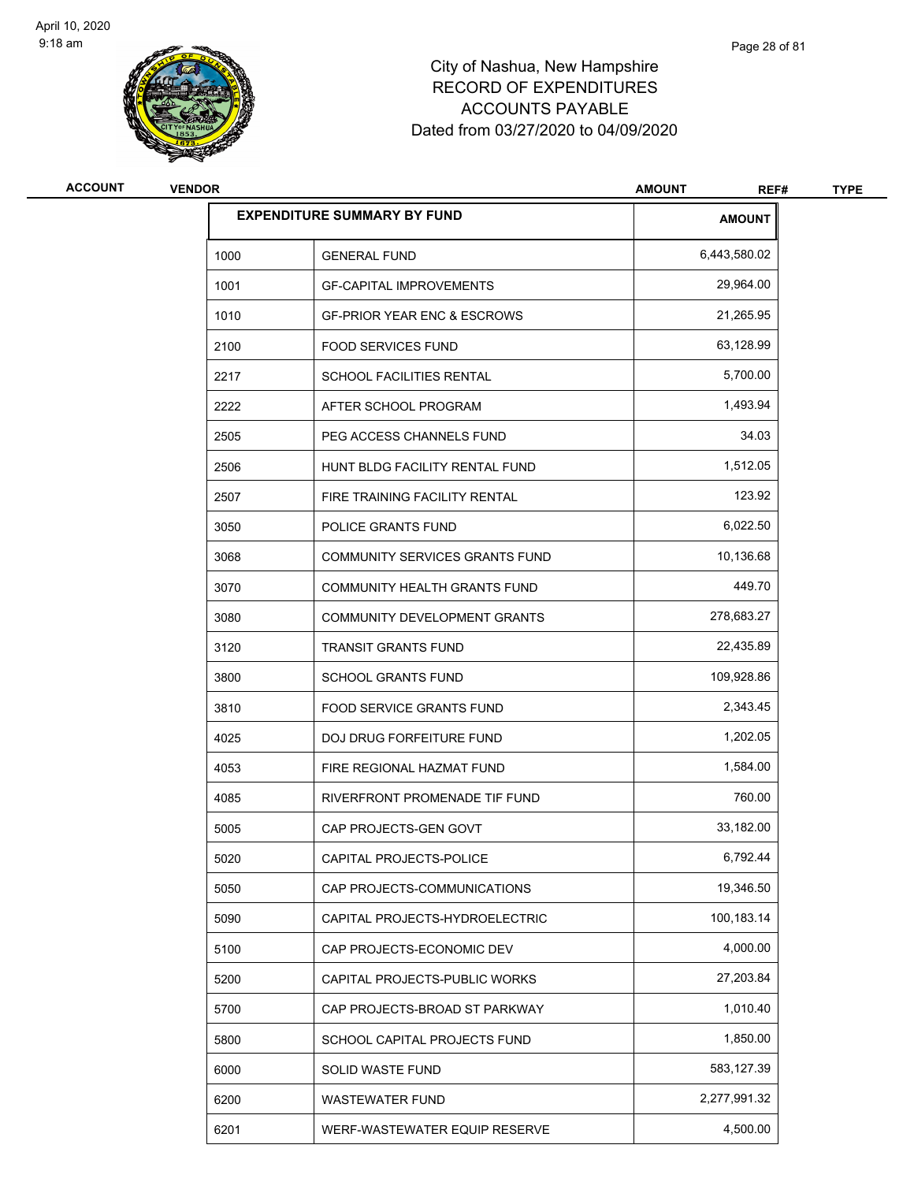City of Nashua, New Hampshire
RECORD OF EXPENDITURES
ACCOUNTS PAYABLE
Dated from 03/27/2020 to 04/09/2020

| ACCOUNT | VENDOR | AMOUNT | REF# | TYPE |
|---|---|---|---|---|

| EXPENDITURE SUMMARY BY FUND | | AMOUNT |
|---|---|---|
| 1000 | GENERAL FUND | 6,443,580.02 |
| 1001 | GF-CAPITAL IMPROVEMENTS | 29,964.00 |
| 1010 | GF-PRIOR YEAR ENC & ESCROWS | 21,265.95 |
| 2100 | FOOD SERVICES FUND | 63,128.99 |
| 2217 | SCHOOL FACILITIES RENTAL | 5,700.00 |
| 2222 | AFTER SCHOOL PROGRAM | 1,493.94 |
| 2505 | PEG ACCESS CHANNELS FUND | 34.03 |
| 2506 | HUNT BLDG FACILITY RENTAL FUND | 1,512.05 |
| 2507 | FIRE TRAINING FACILITY RENTAL | 123.92 |
| 3050 | POLICE GRANTS FUND | 6,022.50 |
| 3068 | COMMUNITY SERVICES GRANTS FUND | 10,136.68 |
| 3070 | COMMUNITY HEALTH GRANTS FUND | 449.70 |
| 3080 | COMMUNITY DEVELOPMENT GRANTS | 278,683.27 |
| 3120 | TRANSIT GRANTS FUND | 22,435.89 |
| 3800 | SCHOOL GRANTS FUND | 109,928.86 |
| 3810 | FOOD SERVICE GRANTS FUND | 2,343.45 |
| 4025 | DOJ DRUG FORFEITURE FUND | 1,202.05 |
| 4053 | FIRE REGIONAL HAZMAT FUND | 1,584.00 |
| 4085 | RIVERFRONT PROMENADE TIF FUND | 760.00 |
| 5005 | CAP PROJECTS-GEN GOVT | 33,182.00 |
| 5020 | CAPITAL PROJECTS-POLICE | 6,792.44 |
| 5050 | CAP PROJECTS-COMMUNICATIONS | 19,346.50 |
| 5090 | CAPITAL PROJECTS-HYDROELECTRIC | 100,183.14 |
| 5100 | CAP PROJECTS-ECONOMIC DEV | 4,000.00 |
| 5200 | CAPITAL PROJECTS-PUBLIC WORKS | 27,203.84 |
| 5700 | CAP PROJECTS-BROAD ST PARKWAY | 1,010.40 |
| 5800 | SCHOOL CAPITAL PROJECTS FUND | 1,850.00 |
| 6000 | SOLID WASTE FUND | 583,127.39 |
| 6200 | WASTEWATER FUND | 2,277,991.32 |
| 6201 | WERF-WASTEWATER EQUIP RESERVE | 4,500.00 |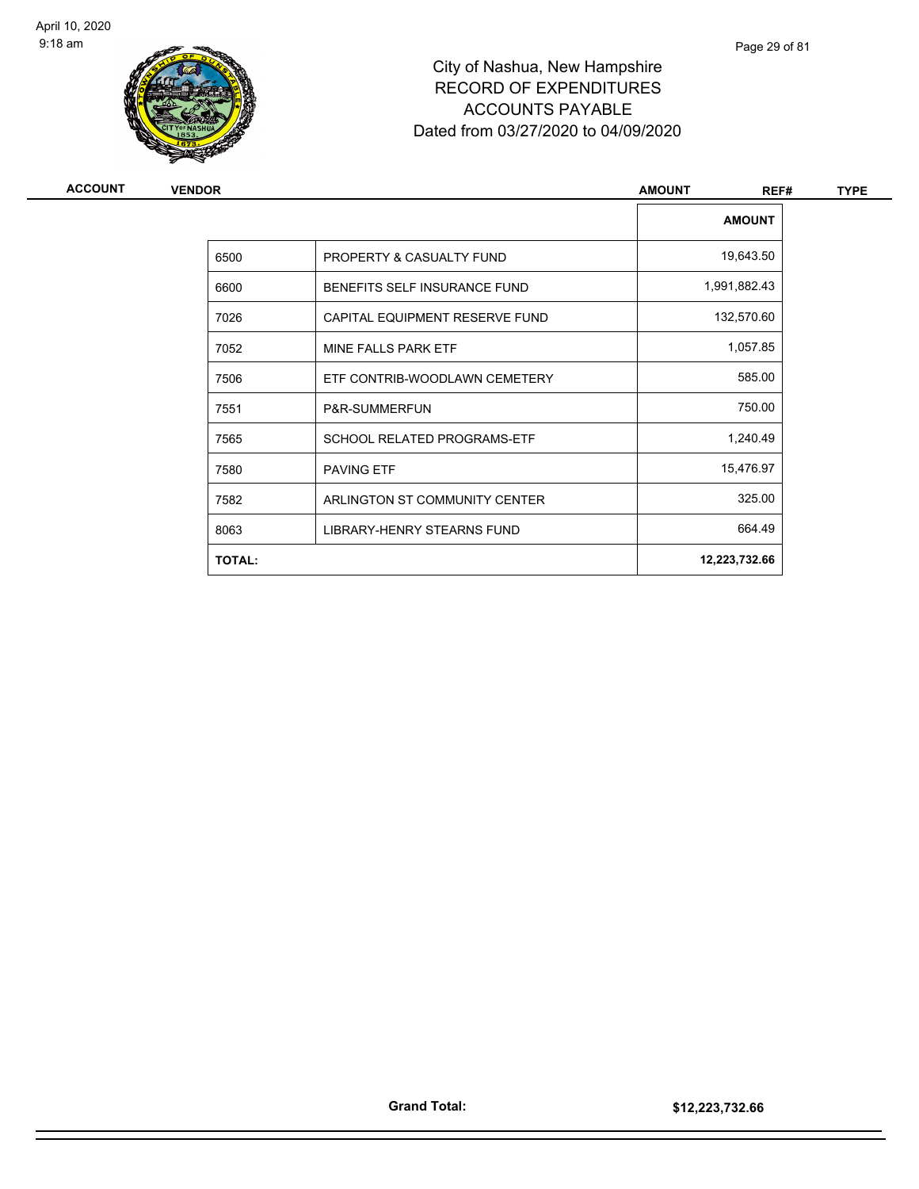# City of Nashua, New Hampshire
## RECORD OF EXPENDITURES
## ACCOUNTS PAYABLE
## Dated from 03/27/2020 to 04/09/2020

| ACCOUNT | VENDOR | AMOUNT | REF# | TYPE |
|---|---|---|---|---|

| | | AMOUNT |
|---|---|---|
| 6500 | PROPERTY & CASUALTY FUND | 19,643.50 |
| 6600 | BENEFITS SELF INSURANCE FUND | 1,991,882.43 |
| 7026 | CAPITAL EQUIPMENT RESERVE FUND | 132,570.60 |
| 7052 | MINE FALLS PARK ETF | 1,057.85 |
| 7506 | ETF CONTRIB-WOODLAWN CEMETERY | 585.00 |
| 7551 | P&R-SUMMERFUN | 750.00 |
| 7565 | SCHOOL RELATED PROGRAMS-ETF | 1,240.49 |
| 7580 | PAVING ETF | 15,476.97 |
| 7582 | ARLINGTON ST COMMUNITY CENTER | 325.00 |
| 8063 | LIBRARY-HENRY STEARNS FUND | 664.49 |
| **TOTAL:** | | **12,223,732.66** |

**Grand Total:** **$12,223,732.66**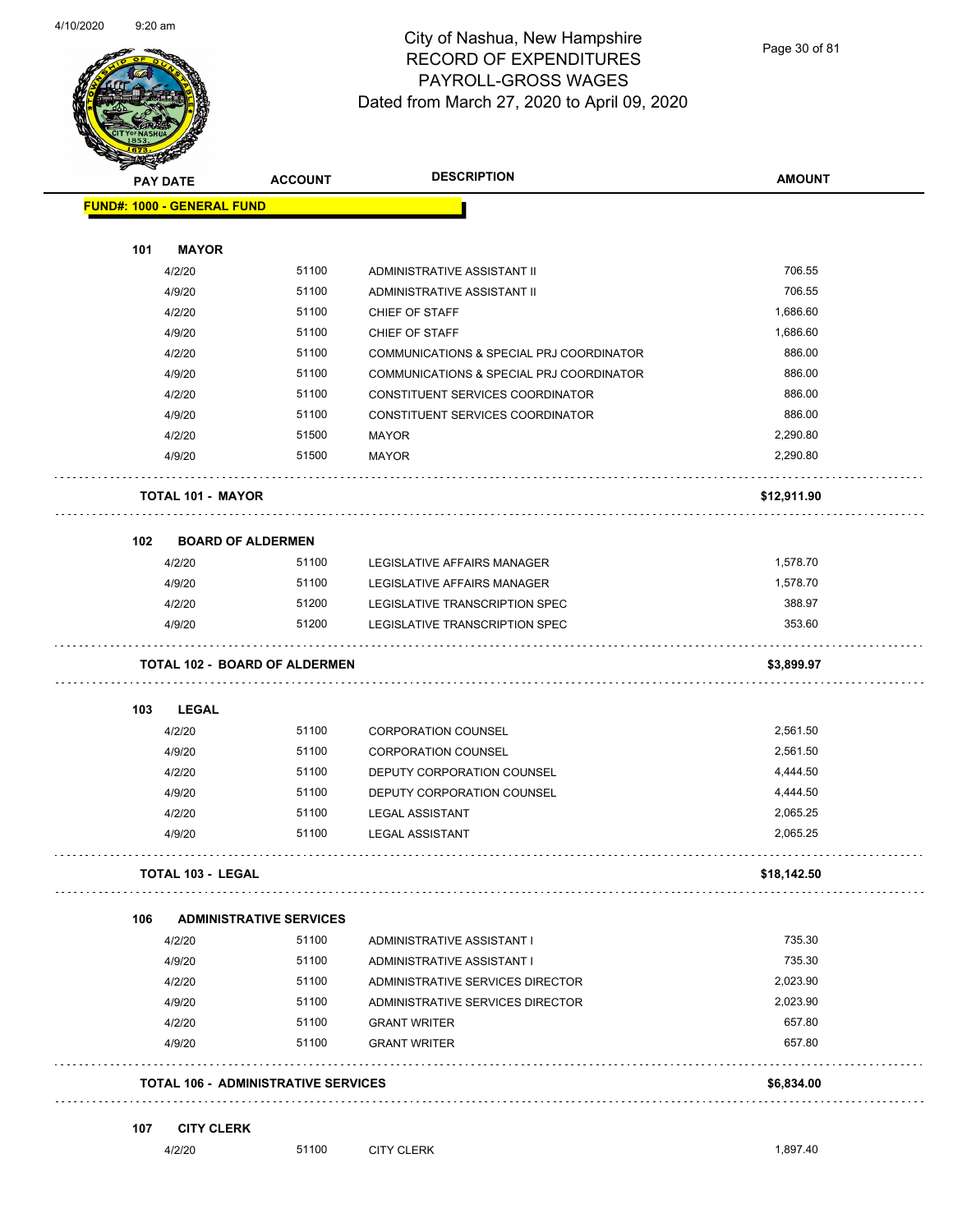# City of Nashua, New Hampshire
## RECORD OF EXPENDITURES
## PAYROLL-GROSS WAGES
## Dated from March 27, 2020 to April 09, 2020

| PAY DATE | ACCOUNT | DESCRIPTION | AMOUNT |
|---|---|---|---|
| **FUND#: 1000 - GENERAL FUND** | | | |
| **101 MAYOR** | | | |
| 4/2/20 | 51100 | ADMINISTRATIVE ASSISTANT II | 706.55 |
| 4/9/20 | 51100 | ADMINISTRATIVE ASSISTANT II | 706.55 |
| 4/2/20 | 51100 | CHIEF OF STAFF | 1,686.60 |
| 4/9/20 | 51100 | CHIEF OF STAFF | 1,686.60 |
| 4/2/20 | 51100 | COMMUNICATIONS & SPECIAL PRJ COORDINATOR | 886.00 |
| 4/9/20 | 51100 | COMMUNICATIONS & SPECIAL PRJ COORDINATOR | 886.00 |
| 4/2/20 | 51100 | CONSTITUENT SERVICES COORDINATOR | 886.00 |
| 4/9/20 | 51100 | CONSTITUENT SERVICES COORDINATOR | 886.00 |
| 4/2/20 | 51500 | MAYOR | 2,290.80 |
| 4/9/20 | 51500 | MAYOR | 2,290.80 |
| **TOTAL 101 - MAYOR** | | | **$12,911.90** |
| **102 BOARD OF ALDERMEN** | | | |
| 4/2/20 | 51100 | LEGISLATIVE AFFAIRS MANAGER | 1,578.70 |
| 4/9/20 | 51100 | LEGISLATIVE AFFAIRS MANAGER | 1,578.70 |
| 4/2/20 | 51200 | LEGISLATIVE TRANSCRIPTION SPEC | 388.97 |
| 4/9/20 | 51200 | LEGISLATIVE TRANSCRIPTION SPEC | 353.60 |
| **TOTAL 102 - BOARD OF ALDERMEN** | | | **$3,899.97** |
| **103 LEGAL** | | | |
| 4/2/20 | 51100 | CORPORATION COUNSEL | 2,561.50 |
| 4/9/20 | 51100 | CORPORATION COUNSEL | 2,561.50 |
| 4/2/20 | 51100 | DEPUTY CORPORATION COUNSEL | 4,444.50 |
| 4/9/20 | 51100 | DEPUTY CORPORATION COUNSEL | 4,444.50 |
| 4/2/20 | 51100 | LEGAL ASSISTANT | 2,065.25 |
| 4/9/20 | 51100 | LEGAL ASSISTANT | 2,065.25 |
| **TOTAL 103 - LEGAL** | | | **$18,142.50** |
| **106 ADMINISTRATIVE SERVICES** | | | |
| 4/2/20 | 51100 | ADMINISTRATIVE ASSISTANT I | 735.30 |
| 4/9/20 | 51100 | ADMINISTRATIVE ASSISTANT I | 735.30 |
| 4/2/20 | 51100 | ADMINISTRATIVE SERVICES DIRECTOR | 2,023.90 |
| 4/9/20 | 51100 | ADMINISTRATIVE SERVICES DIRECTOR | 2,023.90 |
| 4/2/20 | 51100 | GRANT WRITER | 657.80 |
| 4/9/20 | 51100 | GRANT WRITER | 657.80 |
| **TOTAL 106 - ADMINISTRATIVE SERVICES** | | | **$6,834.00** |
| **107 CITY CLERK** | | | |
| 4/2/20 | 51100 | CITY CLERK | 1,897.40 |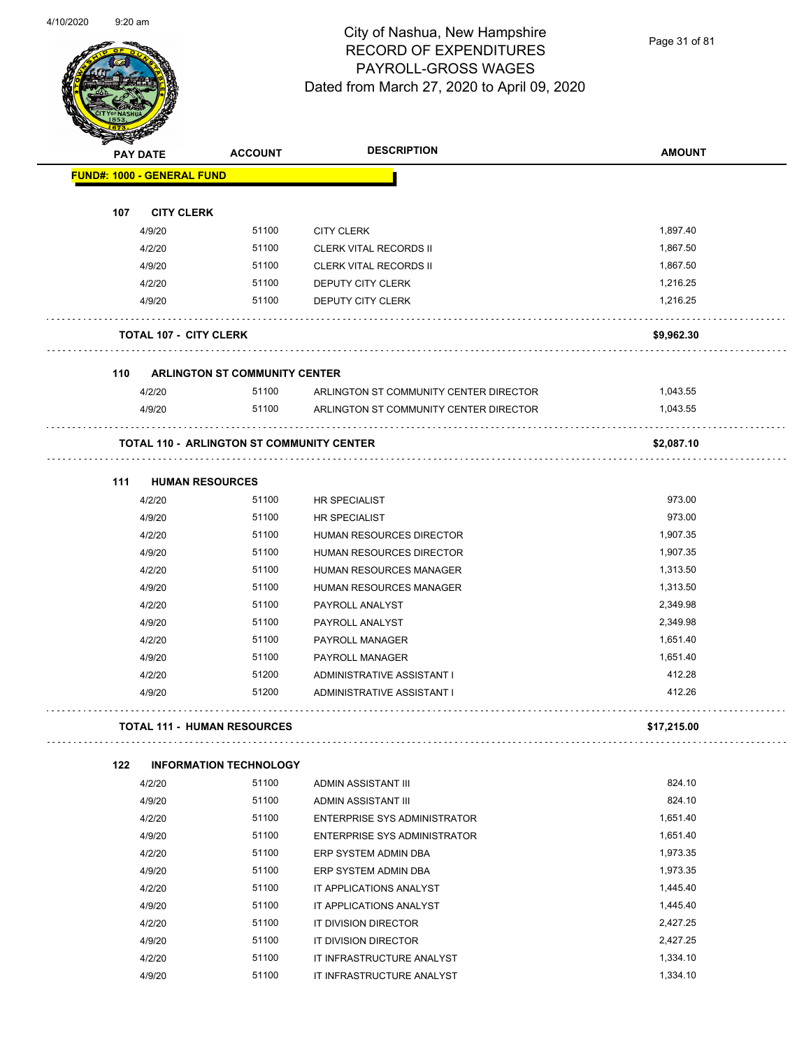City of Nashua, New Hampshire
RECORD OF EXPENDITURES
PAYROLL-GROSS WAGES
Dated from March 27, 2020 to April 09, 2020

| PAY DATE | ACCOUNT | DESCRIPTION | AMOUNT |
|---|---|---|---|
| **FUND#: 1000 - GENERAL FUND** | | | |
| **107 CITY CLERK** | | | |
| 4/9/20 | 51100 | CITY CLERK | 1,897.40 |
| 4/2/20 | 51100 | CLERK VITAL RECORDS II | 1,867.50 |
| 4/9/20 | 51100 | CLERK VITAL RECORDS II | 1,867.50 |
| 4/2/20 | 51100 | DEPUTY CITY CLERK | 1,216.25 |
| 4/9/20 | 51100 | DEPUTY CITY CLERK | 1,216.25 |
| **TOTAL 107 - CITY CLERK** | | | **$9,962.30** |
| **110 ARLINGTON ST COMMUNITY CENTER** | | | |
| 4/2/20 | 51100 | ARLINGTON ST COMMUNITY CENTER DIRECTOR | 1,043.55 |
| 4/9/20 | 51100 | ARLINGTON ST COMMUNITY CENTER DIRECTOR | 1,043.55 |
| **TOTAL 110 - ARLINGTON ST COMMUNITY CENTER** | | | **$2,087.10** |
| **111 HUMAN RESOURCES** | | | |
| 4/2/20 | 51100 | HR SPECIALIST | 973.00 |
| 4/9/20 | 51100 | HR SPECIALIST | 973.00 |
| 4/2/20 | 51100 | HUMAN RESOURCES DIRECTOR | 1,907.35 |
| 4/9/20 | 51100 | HUMAN RESOURCES DIRECTOR | 1,907.35 |
| 4/2/20 | 51100 | HUMAN RESOURCES MANAGER | 1,313.50 |
| 4/9/20 | 51100 | HUMAN RESOURCES MANAGER | 1,313.50 |
| 4/2/20 | 51100 | PAYROLL ANALYST | 2,349.98 |
| 4/9/20 | 51100 | PAYROLL ANALYST | 2,349.98 |
| 4/2/20 | 51100 | PAYROLL MANAGER | 1,651.40 |
| 4/9/20 | 51100 | PAYROLL MANAGER | 1,651.40 |
| 4/2/20 | 51200 | ADMINISTRATIVE ASSISTANT I | 412.28 |
| 4/9/20 | 51200 | ADMINISTRATIVE ASSISTANT I | 412.26 |
| **TOTAL 111 - HUMAN RESOURCES** | | | **$17,215.00** |
| **122 INFORMATION TECHNOLOGY** | | | |
| 4/2/20 | 51100 | ADMIN ASSISTANT III | 824.10 |
| 4/9/20 | 51100 | ADMIN ASSISTANT III | 824.10 |
| 4/2/20 | 51100 | ENTERPRISE SYS ADMINISTRATOR | 1,651.40 |
| 4/9/20 | 51100 | ENTERPRISE SYS ADMINISTRATOR | 1,651.40 |
| 4/2/20 | 51100 | ERP SYSTEM ADMIN DBA | 1,973.35 |
| 4/9/20 | 51100 | ERP SYSTEM ADMIN DBA | 1,973.35 |
| 4/2/20 | 51100 | IT APPLICATIONS ANALYST | 1,445.40 |
| 4/9/20 | 51100 | IT APPLICATIONS ANALYST | 1,445.40 |
| 4/2/20 | 51100 | IT DIVISION DIRECTOR | 2,427.25 |
| 4/9/20 | 51100 | IT DIVISION DIRECTOR | 2,427.25 |
| 4/2/20 | 51100 | IT INFRASTRUCTURE ANALYST | 1,334.10 |
| 4/9/20 | 51100 | IT INFRASTRUCTURE ANALYST | 1,334.10 |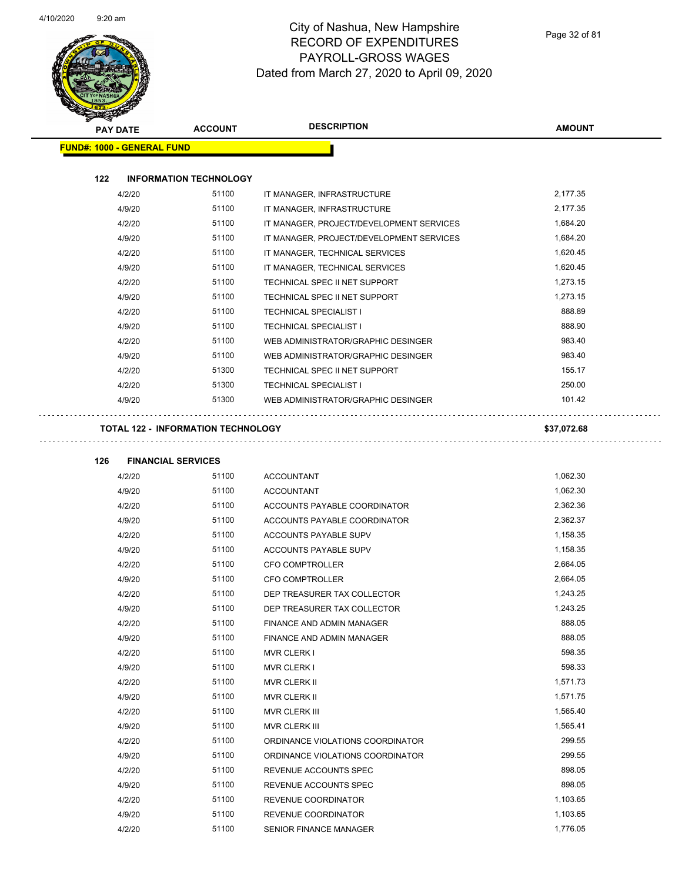# City of Nashua, New Hampshire
# RECORD OF EXPENDITURES
# PAYROLL-GROSS WAGES
# Dated from March 27, 2020 to April 09, 2020

| PAY DATE | ACCOUNT | DESCRIPTION | AMOUNT |
|---|---|---|---|

**FUND#: 1000 - GENERAL FUND**

**122 INFORMATION TECHNOLOGY**

| PAY DATE | ACCOUNT | DESCRIPTION | AMOUNT |
|---|---|---|---|
| 4/2/20 | 51100 | IT MANAGER, INFRASTRUCTURE | 2,177.35 |
| 4/9/20 | 51100 | IT MANAGER, INFRASTRUCTURE | 2,177.35 |
| 4/2/20 | 51100 | IT MANAGER, PROJECT/DEVELOPMENT SERVICES | 1,684.20 |
| 4/9/20 | 51100 | IT MANAGER, PROJECT/DEVELOPMENT SERVICES | 1,684.20 |
| 4/2/20 | 51100 | IT MANAGER, TECHNICAL SERVICES | 1,620.45 |
| 4/9/20 | 51100 | IT MANAGER, TECHNICAL SERVICES | 1,620.45 |
| 4/2/20 | 51100 | TECHNICAL SPEC II NET SUPPORT | 1,273.15 |
| 4/9/20 | 51100 | TECHNICAL SPEC II NET SUPPORT | 1,273.15 |
| 4/2/20 | 51100 | TECHNICAL SPECIALIST I | 888.89 |
| 4/9/20 | 51100 | TECHNICAL SPECIALIST I | 888.90 |
| 4/2/20 | 51100 | WEB ADMINISTRATOR/GRAPHIC DESINGER | 983.40 |
| 4/9/20 | 51100 | WEB ADMINISTRATOR/GRAPHIC DESINGER | 983.40 |
| 4/2/20 | 51300 | TECHNICAL SPEC II NET SUPPORT | 155.17 |
| 4/2/20 | 51300 | TECHNICAL SPECIALIST I | 250.00 |
| 4/9/20 | 51300 | WEB ADMINISTRATOR/GRAPHIC DESINGER | 101.42 |

**TOTAL 122 - INFORMATION TECHNOLOGY** **$37,072.68**

**126 FINANCIAL SERVICES**

| PAY DATE | ACCOUNT | DESCRIPTION | AMOUNT |
|---|---|---|---|
| 4/2/20 | 51100 | ACCOUNTANT | 1,062.30 |
| 4/9/20 | 51100 | ACCOUNTANT | 1,062.30 |
| 4/2/20 | 51100 | ACCOUNTS PAYABLE COORDINATOR | 2,362.36 |
| 4/9/20 | 51100 | ACCOUNTS PAYABLE COORDINATOR | 2,362.37 |
| 4/2/20 | 51100 | ACCOUNTS PAYABLE SUPV | 1,158.35 |
| 4/9/20 | 51100 | ACCOUNTS PAYABLE SUPV | 1,158.35 |
| 4/2/20 | 51100 | CFO COMPTROLLER | 2,664.05 |
| 4/9/20 | 51100 | CFO COMPTROLLER | 2,664.05 |
| 4/2/20 | 51100 | DEP TREASURER TAX COLLECTOR | 1,243.25 |
| 4/9/20 | 51100 | DEP TREASURER TAX COLLECTOR | 1,243.25 |
| 4/2/20 | 51100 | FINANCE AND ADMIN MANAGER | 888.05 |
| 4/9/20 | 51100 | FINANCE AND ADMIN MANAGER | 888.05 |
| 4/2/20 | 51100 | MVR CLERK I | 598.35 |
| 4/9/20 | 51100 | MVR CLERK I | 598.33 |
| 4/2/20 | 51100 | MVR CLERK II | 1,571.73 |
| 4/9/20 | 51100 | MVR CLERK II | 1,571.75 |
| 4/2/20 | 51100 | MVR CLERK III | 1,565.40 |
| 4/9/20 | 51100 | MVR CLERK III | 1,565.41 |
| 4/2/20 | 51100 | ORDINANCE VIOLATIONS COORDINATOR | 299.55 |
| 4/9/20 | 51100 | ORDINANCE VIOLATIONS COORDINATOR | 299.55 |
| 4/2/20 | 51100 | REVENUE ACCOUNTS SPEC | 898.05 |
| 4/9/20 | 51100 | REVENUE ACCOUNTS SPEC | 898.05 |
| 4/2/20 | 51100 | REVENUE COORDINATOR | 1,103.65 |
| 4/9/20 | 51100 | REVENUE COORDINATOR | 1,103.65 |
| 4/2/20 | 51100 | SENIOR FINANCE MANAGER | 1,776.05 |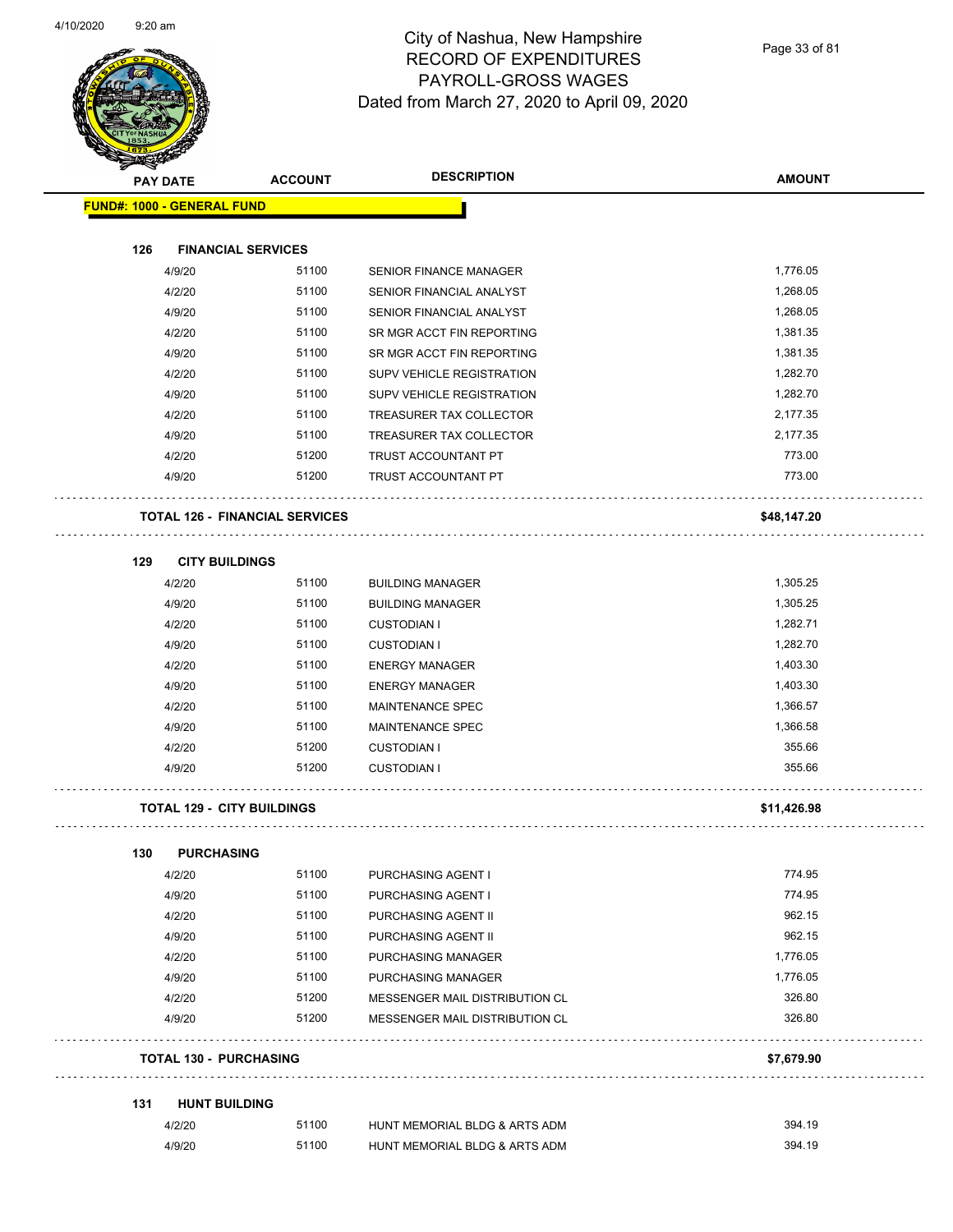City of Nashua, New Hampshire
RECORD OF EXPENDITURES
PAYROLL-GROSS WAGES
Dated from March 27, 2020 to April 09, 2020

| PAY DATE | ACCOUNT | DESCRIPTION | AMOUNT |
|---|---|---|---|
| **FUND#: 1000 - GENERAL FUND** | | | |
| **126 FINANCIAL SERVICES** | | | |
| 4/9/20 | 51100 | SENIOR FINANCE MANAGER | 1,776.05 |
| 4/2/20 | 51100 | SENIOR FINANCIAL ANALYST | 1,268.05 |
| 4/9/20 | 51100 | SENIOR FINANCIAL ANALYST | 1,268.05 |
| 4/2/20 | 51100 | SR MGR ACCT FIN REPORTING | 1,381.35 |
| 4/9/20 | 51100 | SR MGR ACCT FIN REPORTING | 1,381.35 |
| 4/2/20 | 51100 | SUPV VEHICLE REGISTRATION | 1,282.70 |
| 4/9/20 | 51100 | SUPV VEHICLE REGISTRATION | 1,282.70 |
| 4/2/20 | 51100 | TREASURER TAX COLLECTOR | 2,177.35 |
| 4/9/20 | 51100 | TREASURER TAX COLLECTOR | 2,177.35 |
| 4/2/20 | 51200 | TRUST ACCOUNTANT PT | 773.00 |
| 4/9/20 | 51200 | TRUST ACCOUNTANT PT | 773.00 |
| **TOTAL 126 - FINANCIAL SERVICES** | | | **$48,147.20** |
| **129 CITY BUILDINGS** | | | |
| 4/2/20 | 51100 | BUILDING MANAGER | 1,305.25 |
| 4/9/20 | 51100 | BUILDING MANAGER | 1,305.25 |
| 4/2/20 | 51100 | CUSTODIAN I | 1,282.71 |
| 4/9/20 | 51100 | CUSTODIAN I | 1,282.70 |
| 4/2/20 | 51100 | ENERGY MANAGER | 1,403.30 |
| 4/9/20 | 51100 | ENERGY MANAGER | 1,403.30 |
| 4/2/20 | 51100 | MAINTENANCE SPEC | 1,366.57 |
| 4/9/20 | 51100 | MAINTENANCE SPEC | 1,366.58 |
| 4/2/20 | 51200 | CUSTODIAN I | 355.66 |
| 4/9/20 | 51200 | CUSTODIAN I | 355.66 |
| **TOTAL 129 - CITY BUILDINGS** | | | **$11,426.98** |
| **130 PURCHASING** | | | |
| 4/2/20 | 51100 | PURCHASING AGENT I | 774.95 |
| 4/9/20 | 51100 | PURCHASING AGENT I | 774.95 |
| 4/2/20 | 51100 | PURCHASING AGENT II | 962.15 |
| 4/9/20 | 51100 | PURCHASING AGENT II | 962.15 |
| 4/2/20 | 51100 | PURCHASING MANAGER | 1,776.05 |
| 4/9/20 | 51100 | PURCHASING MANAGER | 1,776.05 |
| 4/2/20 | 51200 | MESSENGER MAIL DISTRIBUTION CL | 326.80 |
| 4/9/20 | 51200 | MESSENGER MAIL DISTRIBUTION CL | 326.80 |
| **TOTAL 130 - PURCHASING** | | | **$7,679.90** |
| **131 HUNT BUILDING** | | | |
| 4/2/20 | 51100 | HUNT MEMORIAL BLDG & ARTS ADM | 394.19 |
| 4/9/20 | 51100 | HUNT MEMORIAL BLDG & ARTS ADM | 394.19 |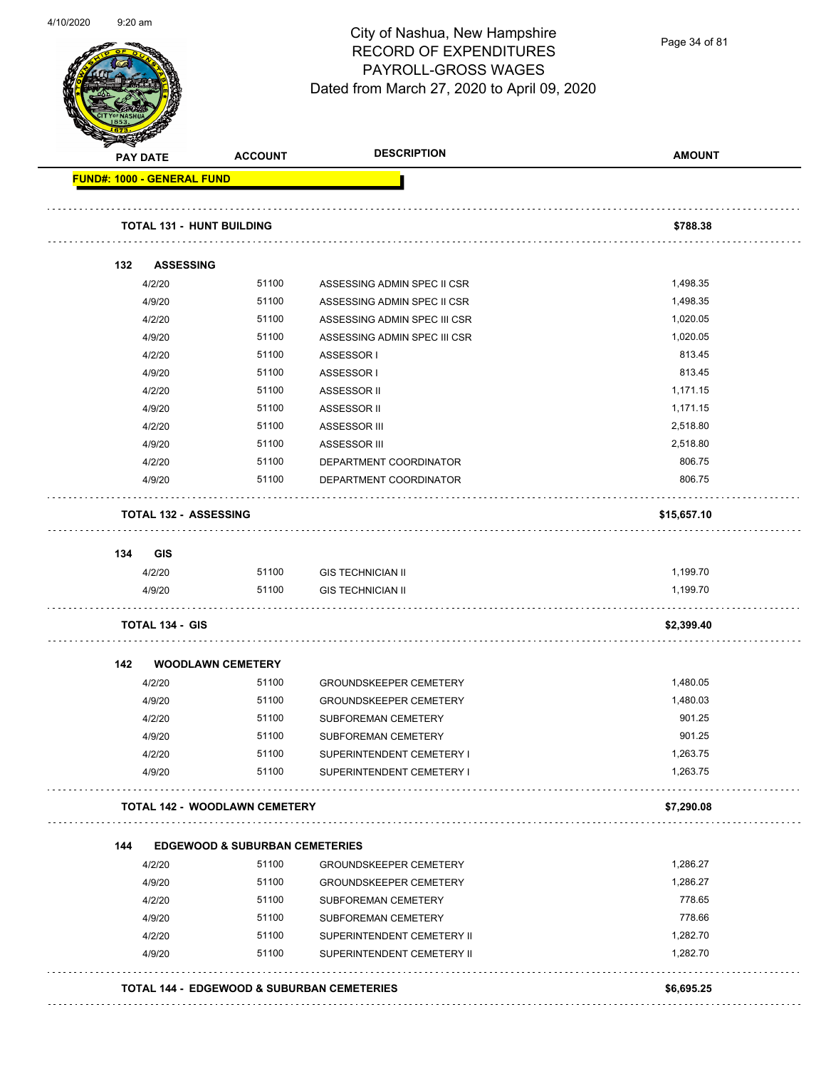# City of Nashua, New Hampshire
## RECORD OF EXPENDITURES
## PAYROLL-GROSS WAGES
## Dated from March 27, 2020 to April 09, 2020

| PAY DATE | ACCOUNT | DESCRIPTION | AMOUNT |
|---|---|---|---|
| **FUND#: 1000 - GENERAL FUND** | | | |
| **TOTAL 131 - HUNT BUILDING** | | | **$788.38** |
| **132 ASSESSING** | | | |
| 4/2/20 | 51100 | ASSESSING ADMIN SPEC II CSR | 1,498.35 |
| 4/9/20 | 51100 | ASSESSING ADMIN SPEC II CSR | 1,498.35 |
| 4/2/20 | 51100 | ASSESSING ADMIN SPEC III CSR | 1,020.05 |
| 4/9/20 | 51100 | ASSESSING ADMIN SPEC III CSR | 1,020.05 |
| 4/2/20 | 51100 | ASSESSOR I | 813.45 |
| 4/9/20 | 51100 | ASSESSOR I | 813.45 |
| 4/2/20 | 51100 | ASSESSOR II | 1,171.15 |
| 4/9/20 | 51100 | ASSESSOR II | 1,171.15 |
| 4/2/20 | 51100 | ASSESSOR III | 2,518.80 |
| 4/9/20 | 51100 | ASSESSOR III | 2,518.80 |
| 4/2/20 | 51100 | DEPARTMENT COORDINATOR | 806.75 |
| 4/9/20 | 51100 | DEPARTMENT COORDINATOR | 806.75 |
| **TOTAL 132 - ASSESSING** | | | **$15,657.10** |
| **134 GIS** | | | |
| 4/2/20 | 51100 | GIS TECHNICIAN II | 1,199.70 |
| 4/9/20 | 51100 | GIS TECHNICIAN II | 1,199.70 |
| **TOTAL 134 - GIS** | | | **$2,399.40** |
| **142 WOODLAWN CEMETERY** | | | |
| 4/2/20 | 51100 | GROUNDSKEEPER CEMETERY | 1,480.05 |
| 4/9/20 | 51100 | GROUNDSKEEPER CEMETERY | 1,480.03 |
| 4/2/20 | 51100 | SUBFOREMAN CEMETERY | 901.25 |
| 4/9/20 | 51100 | SUBFOREMAN CEMETERY | 901.25 |
| 4/2/20 | 51100 | SUPERINTENDENT CEMETERY I | 1,263.75 |
| 4/9/20 | 51100 | SUPERINTENDENT CEMETERY I | 1,263.75 |
| **TOTAL 142 - WOODLAWN CEMETERY** | | | **$7,290.08** |
| **144 EDGEWOOD & SUBURBAN CEMETERIES** | | | |
| 4/2/20 | 51100 | GROUNDSKEEPER CEMETERY | 1,286.27 |
| 4/9/20 | 51100 | GROUNDSKEEPER CEMETERY | 1,286.27 |
| 4/2/20 | 51100 | SUBFOREMAN CEMETERY | 778.65 |
| 4/9/20 | 51100 | SUBFOREMAN CEMETERY | 778.66 |
| 4/2/20 | 51100 | SUPERINTENDENT CEMETERY II | 1,282.70 |
| 4/9/20 | 51100 | SUPERINTENDENT CEMETERY II | 1,282.70 |
| **TOTAL 144 - EDGEWOOD & SUBURBAN CEMETERIES** | | | **$6,695.25** |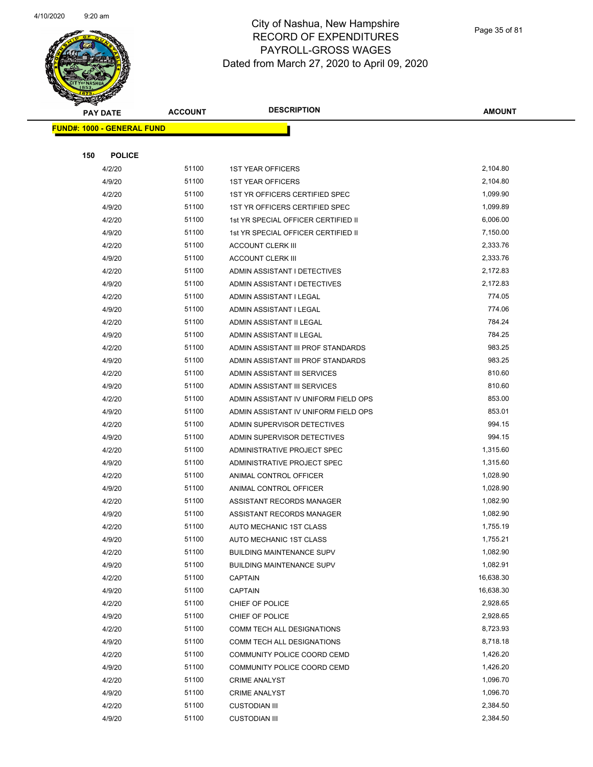# City of Nashua, New Hampshire
## RECORD OF EXPENDITURES
## PAYROLL-GROSS WAGES
## Dated from March 27, 2020 to April 09, 2020

4/10/2020 9:20 am

| PAY DATE | ACCOUNT | DESCRIPTION | AMOUNT |
|---|---|---|---|

**FUND#: 1000 - GENERAL FUND**

**150 POLICE**

| PAY DATE | ACCOUNT | DESCRIPTION | AMOUNT |
|---|---|---|---|
| 4/2/20 | 51100 | 1ST YEAR OFFICERS | 2,104.80 |
| 4/9/20 | 51100 | 1ST YEAR OFFICERS | 2,104.80 |
| 4/2/20 | 51100 | 1ST YR OFFICERS CERTIFIED SPEC | 1,099.90 |
| 4/9/20 | 51100 | 1ST YR OFFICERS CERTIFIED SPEC | 1,099.89 |
| 4/2/20 | 51100 | 1st YR SPECIAL OFFICER CERTIFIED II | 6,006.00 |
| 4/9/20 | 51100 | 1st YR SPECIAL OFFICER CERTIFIED II | 7,150.00 |
| 4/2/20 | 51100 | ACCOUNT CLERK III | 2,333.76 |
| 4/9/20 | 51100 | ACCOUNT CLERK III | 2,333.76 |
| 4/2/20 | 51100 | ADMIN ASSISTANT I DETECTIVES | 2,172.83 |
| 4/9/20 | 51100 | ADMIN ASSISTANT I DETECTIVES | 2,172.83 |
| 4/2/20 | 51100 | ADMIN ASSISTANT I LEGAL | 774.05 |
| 4/9/20 | 51100 | ADMIN ASSISTANT I LEGAL | 774.06 |
| 4/2/20 | 51100 | ADMIN ASSISTANT II LEGAL | 784.24 |
| 4/9/20 | 51100 | ADMIN ASSISTANT II LEGAL | 784.25 |
| 4/2/20 | 51100 | ADMIN ASSISTANT III PROF STANDARDS | 983.25 |
| 4/9/20 | 51100 | ADMIN ASSISTANT III PROF STANDARDS | 983.25 |
| 4/2/20 | 51100 | ADMIN ASSISTANT III SERVICES | 810.60 |
| 4/9/20 | 51100 | ADMIN ASSISTANT III SERVICES | 810.60 |
| 4/2/20 | 51100 | ADMIN ASSISTANT IV UNIFORM FIELD OPS | 853.00 |
| 4/9/20 | 51100 | ADMIN ASSISTANT IV UNIFORM FIELD OPS | 853.01 |
| 4/2/20 | 51100 | ADMIN SUPERVISOR DETECTIVES | 994.15 |
| 4/9/20 | 51100 | ADMIN SUPERVISOR DETECTIVES | 994.15 |
| 4/2/20 | 51100 | ADMINISTRATIVE PROJECT SPEC | 1,315.60 |
| 4/9/20 | 51100 | ADMINISTRATIVE PROJECT SPEC | 1,315.60 |
| 4/2/20 | 51100 | ANIMAL CONTROL OFFICER | 1,028.90 |
| 4/9/20 | 51100 | ANIMAL CONTROL OFFICER | 1,028.90 |
| 4/2/20 | 51100 | ASSISTANT RECORDS MANAGER | 1,082.90 |
| 4/9/20 | 51100 | ASSISTANT RECORDS MANAGER | 1,082.90 |
| 4/2/20 | 51100 | AUTO MECHANIC 1ST CLASS | 1,755.19 |
| 4/9/20 | 51100 | AUTO MECHANIC 1ST CLASS | 1,755.21 |
| 4/2/20 | 51100 | BUILDING MAINTENANCE SUPV | 1,082.90 |
| 4/9/20 | 51100 | BUILDING MAINTENANCE SUPV | 1,082.91 |
| 4/2/20 | 51100 | CAPTAIN | 16,638.30 |
| 4/9/20 | 51100 | CAPTAIN | 16,638.30 |
| 4/2/20 | 51100 | CHIEF OF POLICE | 2,928.65 |
| 4/9/20 | 51100 | CHIEF OF POLICE | 2,928.65 |
| 4/2/20 | 51100 | COMM TECH ALL DESIGNATIONS | 8,723.93 |
| 4/9/20 | 51100 | COMM TECH ALL DESIGNATIONS | 8,718.18 |
| 4/2/20 | 51100 | COMMUNITY POLICE COORD CEMD | 1,426.20 |
| 4/9/20 | 51100 | COMMUNITY POLICE COORD CEMD | 1,426.20 |
| 4/2/20 | 51100 | CRIME ANALYST | 1,096.70 |
| 4/9/20 | 51100 | CRIME ANALYST | 1,096.70 |
| 4/2/20 | 51100 | CUSTODIAN III | 2,384.50 |
| 4/9/20 | 51100 | CUSTODIAN III | 2,384.50 |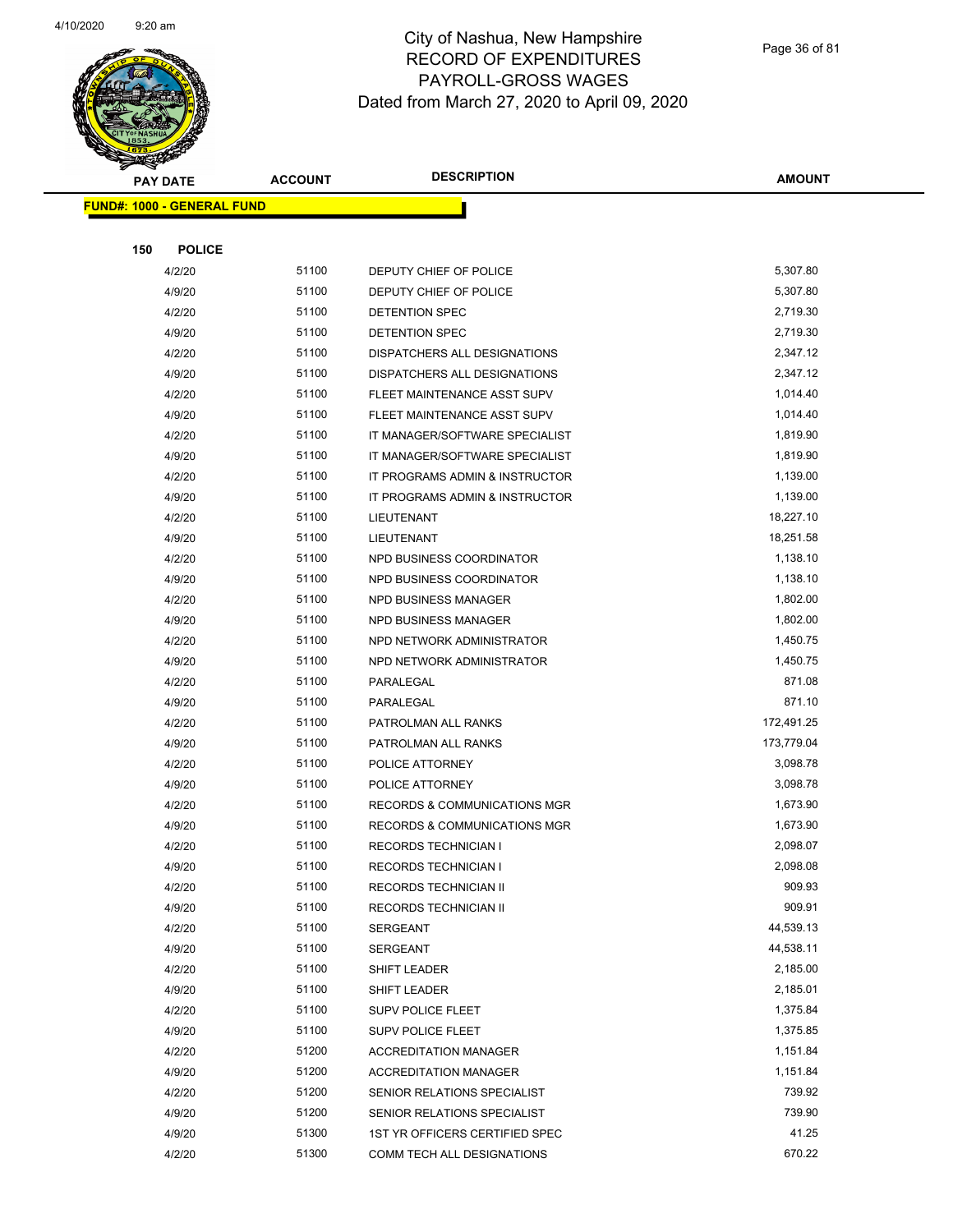# City of Nashua, New Hampshire
## RECORD OF EXPENDITURES
## PAYROLL-GROSS WAGES
## Dated from March 27, 2020 to April 09, 2020

| PAY DATE | ACCOUNT | DESCRIPTION | AMOUNT |
|---|---|---|---|
| **FUND#: 1000 - GENERAL FUND** | | | |
| **150 POLICE** | | | |
| 4/2/20 | 51100 | DEPUTY CHIEF OF POLICE | 5,307.80 |
| 4/9/20 | 51100 | DEPUTY CHIEF OF POLICE | 5,307.80 |
| 4/2/20 | 51100 | DETENTION SPEC | 2,719.30 |
| 4/9/20 | 51100 | DETENTION SPEC | 2,719.30 |
| 4/2/20 | 51100 | DISPATCHERS ALL DESIGNATIONS | 2,347.12 |
| 4/9/20 | 51100 | DISPATCHERS ALL DESIGNATIONS | 2,347.12 |
| 4/2/20 | 51100 | FLEET MAINTENANCE ASST SUPV | 1,014.40 |
| 4/9/20 | 51100 | FLEET MAINTENANCE ASST SUPV | 1,014.40 |
| 4/2/20 | 51100 | IT MANAGER/SOFTWARE SPECIALIST | 1,819.90 |
| 4/9/20 | 51100 | IT MANAGER/SOFTWARE SPECIALIST | 1,819.90 |
| 4/2/20 | 51100 | IT PROGRAMS ADMIN & INSTRUCTOR | 1,139.00 |
| 4/9/20 | 51100 | IT PROGRAMS ADMIN & INSTRUCTOR | 1,139.00 |
| 4/2/20 | 51100 | LIEUTENANT | 18,227.10 |
| 4/9/20 | 51100 | LIEUTENANT | 18,251.58 |
| 4/2/20 | 51100 | NPD BUSINESS COORDINATOR | 1,138.10 |
| 4/9/20 | 51100 | NPD BUSINESS COORDINATOR | 1,138.10 |
| 4/2/20 | 51100 | NPD BUSINESS MANAGER | 1,802.00 |
| 4/9/20 | 51100 | NPD BUSINESS MANAGER | 1,802.00 |
| 4/2/20 | 51100 | NPD NETWORK ADMINISTRATOR | 1,450.75 |
| 4/9/20 | 51100 | NPD NETWORK ADMINISTRATOR | 1,450.75 |
| 4/2/20 | 51100 | PARALEGAL | 871.08 |
| 4/9/20 | 51100 | PARALEGAL | 871.10 |
| 4/2/20 | 51100 | PATROLMAN ALL RANKS | 172,491.25 |
| 4/9/20 | 51100 | PATROLMAN ALL RANKS | 173,779.04 |
| 4/2/20 | 51100 | POLICE ATTORNEY | 3,098.78 |
| 4/9/20 | 51100 | POLICE ATTORNEY | 3,098.78 |
| 4/2/20 | 51100 | RECORDS & COMMUNICATIONS MGR | 1,673.90 |
| 4/9/20 | 51100 | RECORDS & COMMUNICATIONS MGR | 1,673.90 |
| 4/2/20 | 51100 | RECORDS TECHNICIAN I | 2,098.07 |
| 4/9/20 | 51100 | RECORDS TECHNICIAN I | 2,098.08 |
| 4/2/20 | 51100 | RECORDS TECHNICIAN II | 909.93 |
| 4/9/20 | 51100 | RECORDS TECHNICIAN II | 909.91 |
| 4/2/20 | 51100 | SERGEANT | 44,539.13 |
| 4/9/20 | 51100 | SERGEANT | 44,538.11 |
| 4/2/20 | 51100 | SHIFT LEADER | 2,185.00 |
| 4/9/20 | 51100 | SHIFT LEADER | 2,185.01 |
| 4/2/20 | 51100 | SUPV POLICE FLEET | 1,375.84 |
| 4/9/20 | 51100 | SUPV POLICE FLEET | 1,375.85 |
| 4/2/20 | 51200 | ACCREDITATION MANAGER | 1,151.84 |
| 4/9/20 | 51200 | ACCREDITATION MANAGER | 1,151.84 |
| 4/2/20 | 51200 | SENIOR RELATIONS SPECIALIST | 739.92 |
| 4/9/20 | 51200 | SENIOR RELATIONS SPECIALIST | 739.90 |
| 4/9/20 | 51300 | 1ST YR OFFICERS CERTIFIED SPEC | 41.25 |
| 4/2/20 | 51300 | COMM TECH ALL DESIGNATIONS | 670.22 |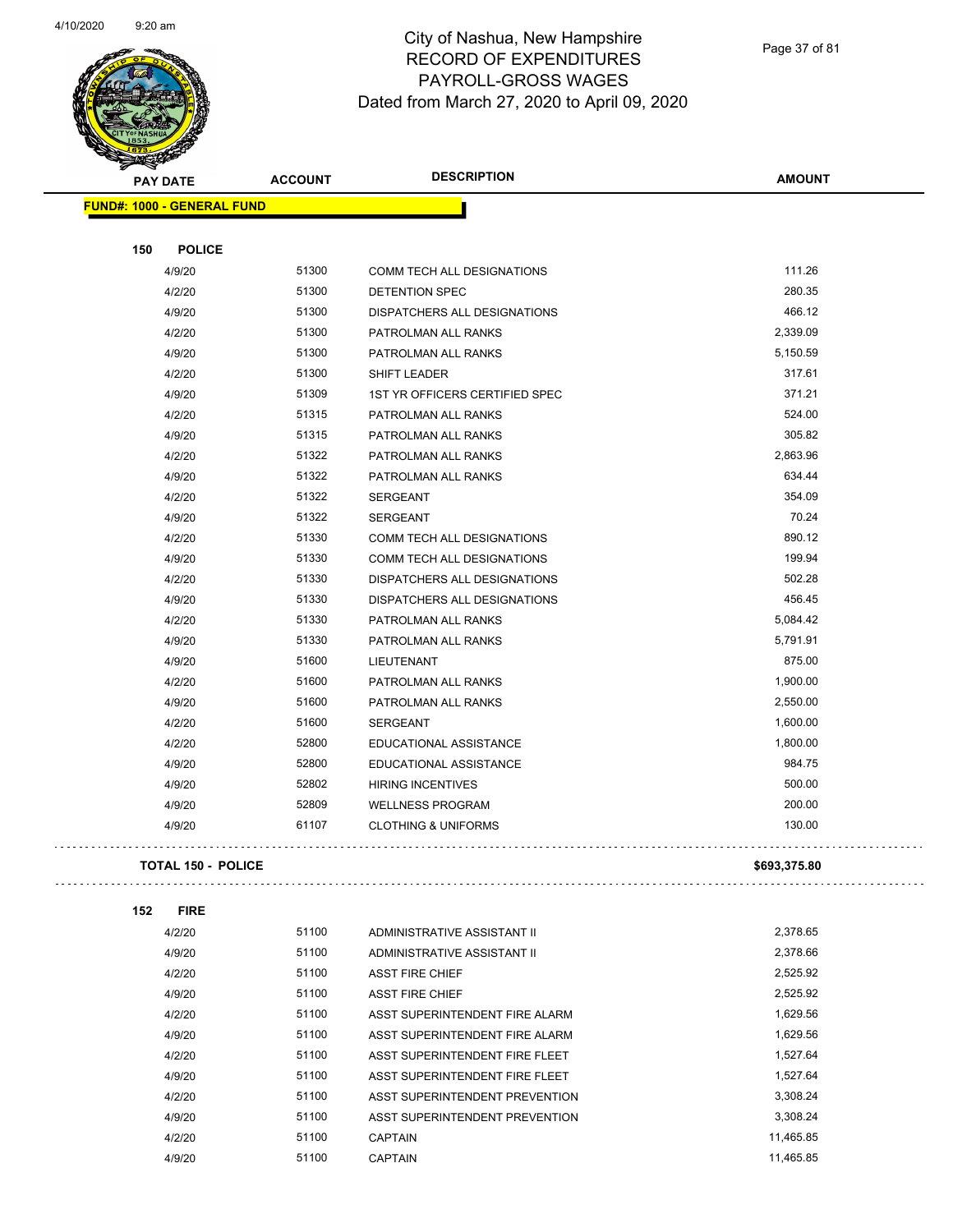# City of Nashua, New Hampshire
## RECORD OF EXPENDITURES
## PAYROLL-GROSS WAGES
## Dated from March 27, 2020 to April 09, 2020

| PAY DATE | ACCOUNT | DESCRIPTION | AMOUNT |
|---|---|---|---|
| **FUND#: 1000 - GENERAL FUND** | | | |
| **150 POLICE** | | | |
| 4/9/20 | 51300 | COMM TECH ALL DESIGNATIONS | 111.26 |
| 4/2/20 | 51300 | DETENTION SPEC | 280.35 |
| 4/9/20 | 51300 | DISPATCHERS ALL DESIGNATIONS | 466.12 |
| 4/2/20 | 51300 | PATROLMAN ALL RANKS | 2,339.09 |
| 4/9/20 | 51300 | PATROLMAN ALL RANKS | 5,150.59 |
| 4/2/20 | 51300 | SHIFT LEADER | 317.61 |
| 4/9/20 | 51309 | 1ST YR OFFICERS CERTIFIED SPEC | 371.21 |
| 4/2/20 | 51315 | PATROLMAN ALL RANKS | 524.00 |
| 4/9/20 | 51315 | PATROLMAN ALL RANKS | 305.82 |
| 4/2/20 | 51322 | PATROLMAN ALL RANKS | 2,863.96 |
| 4/9/20 | 51322 | PATROLMAN ALL RANKS | 634.44 |
| 4/2/20 | 51322 | SERGEANT | 354.09 |
| 4/9/20 | 51322 | SERGEANT | 70.24 |
| 4/2/20 | 51330 | COMM TECH ALL DESIGNATIONS | 890.12 |
| 4/9/20 | 51330 | COMM TECH ALL DESIGNATIONS | 199.94 |
| 4/2/20 | 51330 | DISPATCHERS ALL DESIGNATIONS | 502.28 |
| 4/9/20 | 51330 | DISPATCHERS ALL DESIGNATIONS | 456.45 |
| 4/2/20 | 51330 | PATROLMAN ALL RANKS | 5,084.42 |
| 4/9/20 | 51330 | PATROLMAN ALL RANKS | 5,791.91 |
| 4/9/20 | 51600 | LIEUTENANT | 875.00 |
| 4/2/20 | 51600 | PATROLMAN ALL RANKS | 1,900.00 |
| 4/9/20 | 51600 | PATROLMAN ALL RANKS | 2,550.00 |
| 4/2/20 | 51600 | SERGEANT | 1,600.00 |
| 4/2/20 | 52800 | EDUCATIONAL ASSISTANCE | 1,800.00 |
| 4/9/20 | 52800 | EDUCATIONAL ASSISTANCE | 984.75 |
| 4/9/20 | 52802 | HIRING INCENTIVES | 500.00 |
| 4/9/20 | 52809 | WELLNESS PROGRAM | 200.00 |
| 4/9/20 | 61107 | CLOTHING & UNIFORMS | 130.00 |
| **TOTAL 150 - POLICE** | | | **$693,375.80** |
| **152 FIRE** | | | |
| 4/2/20 | 51100 | ADMINISTRATIVE ASSISTANT II | 2,378.65 |
| 4/9/20 | 51100 | ADMINISTRATIVE ASSISTANT II | 2,378.66 |
| 4/2/20 | 51100 | ASST FIRE CHIEF | 2,525.92 |
| 4/9/20 | 51100 | ASST FIRE CHIEF | 2,525.92 |
| 4/2/20 | 51100 | ASST SUPERINTENDENT FIRE ALARM | 1,629.56 |
| 4/9/20 | 51100 | ASST SUPERINTENDENT FIRE ALARM | 1,629.56 |
| 4/2/20 | 51100 | ASST SUPERINTENDENT FIRE FLEET | 1,527.64 |
| 4/9/20 | 51100 | ASST SUPERINTENDENT FIRE FLEET | 1,527.64 |
| 4/2/20 | 51100 | ASST SUPERINTENDENT PREVENTION | 3,308.24 |
| 4/9/20 | 51100 | ASST SUPERINTENDENT PREVENTION | 3,308.24 |
| 4/2/20 | 51100 | CAPTAIN | 11,465.85 |
| 4/9/20 | 51100 | CAPTAIN | 11,465.85 |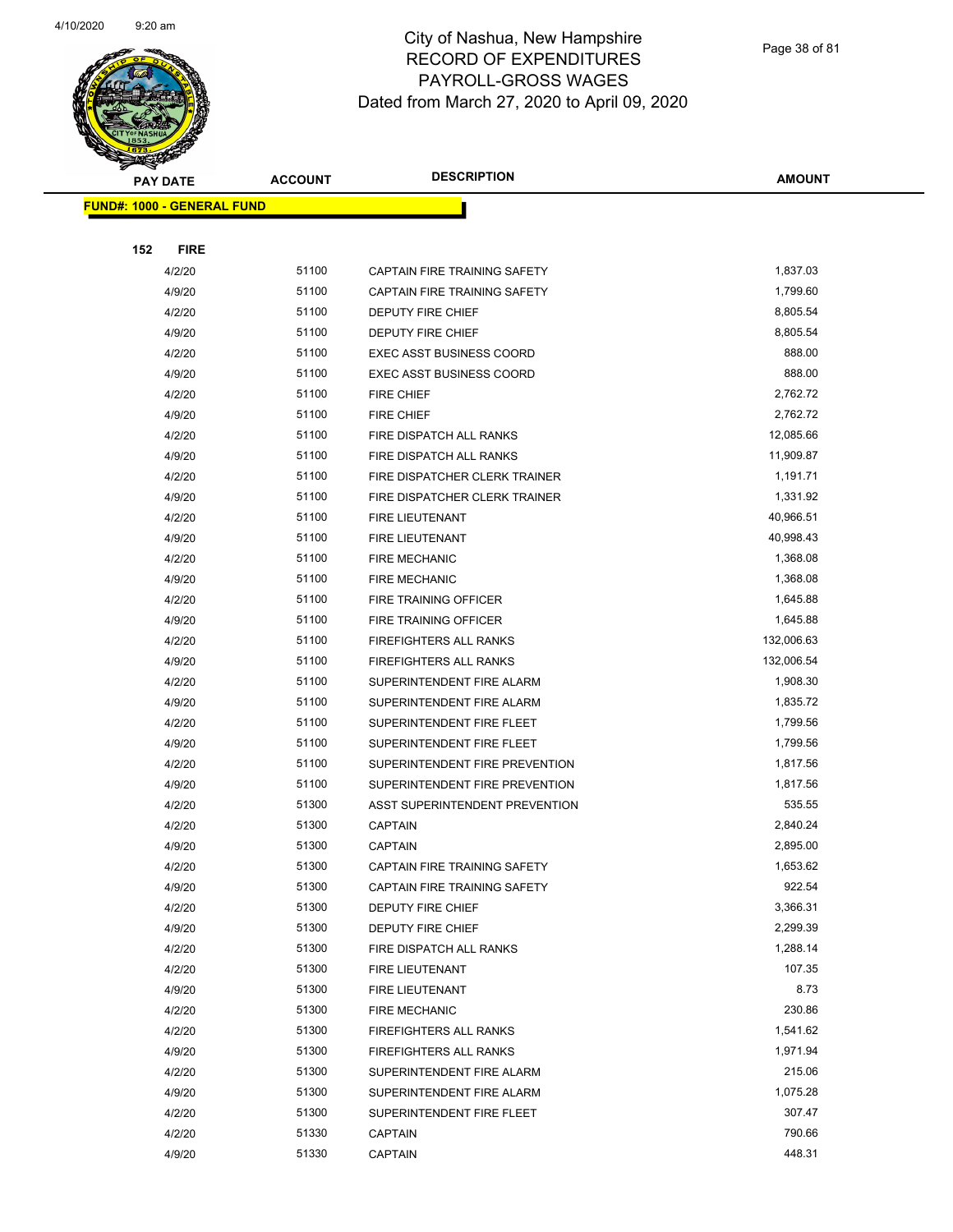# City of Nashua, New Hampshire
## RECORD OF EXPENDITURES
## PAYROLL-GROSS WAGES
### Dated from March 27, 2020 to April 09, 2020

| PAY DATE | ACCOUNT | DESCRIPTION | AMOUNT |
|---|---|---|---|
| **FUND#: 1000 - GENERAL FUND** | | | |
| **152 FIRE** | | | |
| 4/2/20 | 51100 | CAPTAIN FIRE TRAINING SAFETY | 1,837.03 |
| 4/9/20 | 51100 | CAPTAIN FIRE TRAINING SAFETY | 1,799.60 |
| 4/2/20 | 51100 | DEPUTY FIRE CHIEF | 8,805.54 |
| 4/9/20 | 51100 | DEPUTY FIRE CHIEF | 8,805.54 |
| 4/2/20 | 51100 | EXEC ASST BUSINESS COORD | 888.00 |
| 4/9/20 | 51100 | EXEC ASST BUSINESS COORD | 888.00 |
| 4/2/20 | 51100 | FIRE CHIEF | 2,762.72 |
| 4/9/20 | 51100 | FIRE CHIEF | 2,762.72 |
| 4/2/20 | 51100 | FIRE DISPATCH ALL RANKS | 12,085.66 |
| 4/9/20 | 51100 | FIRE DISPATCH ALL RANKS | 11,909.87 |
| 4/2/20 | 51100 | FIRE DISPATCHER CLERK TRAINER | 1,191.71 |
| 4/9/20 | 51100 | FIRE DISPATCHER CLERK TRAINER | 1,331.92 |
| 4/2/20 | 51100 | FIRE LIEUTENANT | 40,966.51 |
| 4/9/20 | 51100 | FIRE LIEUTENANT | 40,998.43 |
| 4/2/20 | 51100 | FIRE MECHANIC | 1,368.08 |
| 4/9/20 | 51100 | FIRE MECHANIC | 1,368.08 |
| 4/2/20 | 51100 | FIRE TRAINING OFFICER | 1,645.88 |
| 4/9/20 | 51100 | FIRE TRAINING OFFICER | 1,645.88 |
| 4/2/20 | 51100 | FIREFIGHTERS ALL RANKS | 132,006.63 |
| 4/9/20 | 51100 | FIREFIGHTERS ALL RANKS | 132,006.54 |
| 4/2/20 | 51100 | SUPERINTENDENT FIRE ALARM | 1,908.30 |
| 4/9/20 | 51100 | SUPERINTENDENT FIRE ALARM | 1,835.72 |
| 4/2/20 | 51100 | SUPERINTENDENT FIRE FLEET | 1,799.56 |
| 4/9/20 | 51100 | SUPERINTENDENT FIRE FLEET | 1,799.56 |
| 4/2/20 | 51100 | SUPERINTENDENT FIRE PREVENTION | 1,817.56 |
| 4/9/20 | 51100 | SUPERINTENDENT FIRE PREVENTION | 1,817.56 |
| 4/2/20 | 51300 | ASST SUPERINTENDENT PREVENTION | 535.55 |
| 4/2/20 | 51300 | CAPTAIN | 2,840.24 |
| 4/9/20 | 51300 | CAPTAIN | 2,895.00 |
| 4/2/20 | 51300 | CAPTAIN FIRE TRAINING SAFETY | 1,653.62 |
| 4/9/20 | 51300 | CAPTAIN FIRE TRAINING SAFETY | 922.54 |
| 4/2/20 | 51300 | DEPUTY FIRE CHIEF | 3,366.31 |
| 4/9/20 | 51300 | DEPUTY FIRE CHIEF | 2,299.39 |
| 4/2/20 | 51300 | FIRE DISPATCH ALL RANKS | 1,288.14 |
| 4/2/20 | 51300 | FIRE LIEUTENANT | 107.35 |
| 4/9/20 | 51300 | FIRE LIEUTENANT | 8.73 |
| 4/2/20 | 51300 | FIRE MECHANIC | 230.86 |
| 4/2/20 | 51300 | FIREFIGHTERS ALL RANKS | 1,541.62 |
| 4/9/20 | 51300 | FIREFIGHTERS ALL RANKS | 1,971.94 |
| 4/2/20 | 51300 | SUPERINTENDENT FIRE ALARM | 215.06 |
| 4/9/20 | 51300 | SUPERINTENDENT FIRE ALARM | 1,075.28 |
| 4/2/20 | 51300 | SUPERINTENDENT FIRE FLEET | 307.47 |
| 4/2/20 | 51330 | CAPTAIN | 790.66 |
| 4/9/20 | 51330 | CAPTAIN | 448.31 |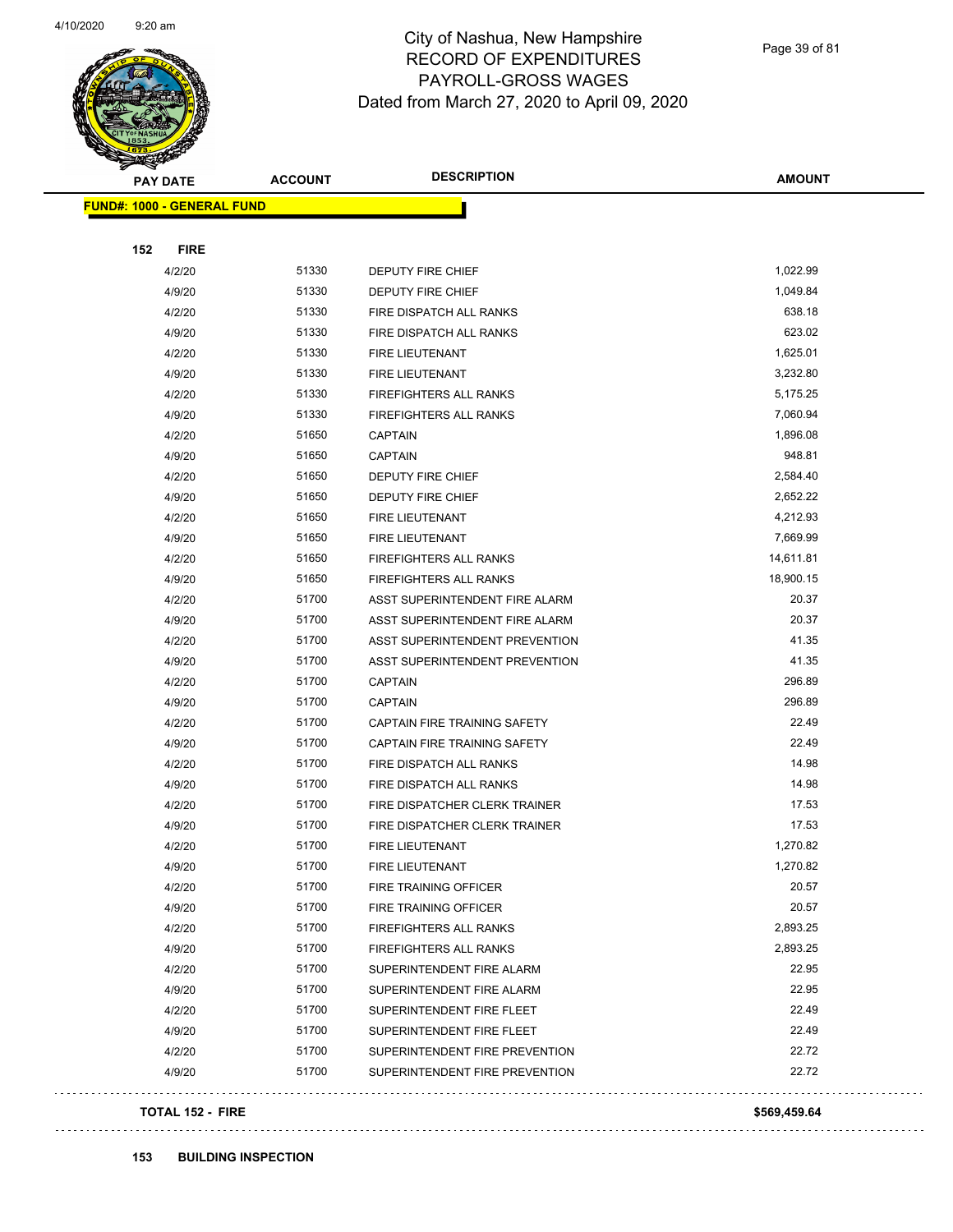# City of Nashua, New Hampshire
## RECORD OF EXPENDITURES
## PAYROLL-GROSS WAGES
### Dated from March 27, 2020 to April 09, 2020

| PAY DATE | ACCOUNT | DESCRIPTION | AMOUNT |
|---|---|---|---|
| **FUND#: 1000 - GENERAL FUND** | | | |
| **152 FIRE** | | | |
| 4/2/20 | 51330 | DEPUTY FIRE CHIEF | 1,022.99 |
| 4/9/20 | 51330 | DEPUTY FIRE CHIEF | 1,049.84 |
| 4/2/20 | 51330 | FIRE DISPATCH ALL RANKS | 638.18 |
| 4/9/20 | 51330 | FIRE DISPATCH ALL RANKS | 623.02 |
| 4/2/20 | 51330 | FIRE LIEUTENANT | 1,625.01 |
| 4/9/20 | 51330 | FIRE LIEUTENANT | 3,232.80 |
| 4/2/20 | 51330 | FIREFIGHTERS ALL RANKS | 5,175.25 |
| 4/9/20 | 51330 | FIREFIGHTERS ALL RANKS | 7,060.94 |
| 4/2/20 | 51650 | CAPTAIN | 1,896.08 |
| 4/9/20 | 51650 | CAPTAIN | 948.81 |
| 4/2/20 | 51650 | DEPUTY FIRE CHIEF | 2,584.40 |
| 4/9/20 | 51650 | DEPUTY FIRE CHIEF | 2,652.22 |
| 4/2/20 | 51650 | FIRE LIEUTENANT | 4,212.93 |
| 4/9/20 | 51650 | FIRE LIEUTENANT | 7,669.99 |
| 4/2/20 | 51650 | FIREFIGHTERS ALL RANKS | 14,611.81 |
| 4/9/20 | 51650 | FIREFIGHTERS ALL RANKS | 18,900.15 |
| 4/2/20 | 51700 | ASST SUPERINTENDENT FIRE ALARM | 20.37 |
| 4/9/20 | 51700 | ASST SUPERINTENDENT FIRE ALARM | 20.37 |
| 4/2/20 | 51700 | ASST SUPERINTENDENT PREVENTION | 41.35 |
| 4/9/20 | 51700 | ASST SUPERINTENDENT PREVENTION | 41.35 |
| 4/2/20 | 51700 | CAPTAIN | 296.89 |
| 4/9/20 | 51700 | CAPTAIN | 296.89 |
| 4/2/20 | 51700 | CAPTAIN FIRE TRAINING SAFETY | 22.49 |
| 4/9/20 | 51700 | CAPTAIN FIRE TRAINING SAFETY | 22.49 |
| 4/2/20 | 51700 | FIRE DISPATCH ALL RANKS | 14.98 |
| 4/9/20 | 51700 | FIRE DISPATCH ALL RANKS | 14.98 |
| 4/2/20 | 51700 | FIRE DISPATCHER CLERK TRAINER | 17.53 |
| 4/9/20 | 51700 | FIRE DISPATCHER CLERK TRAINER | 17.53 |
| 4/2/20 | 51700 | FIRE LIEUTENANT | 1,270.82 |
| 4/9/20 | 51700 | FIRE LIEUTENANT | 1,270.82 |
| 4/2/20 | 51700 | FIRE TRAINING OFFICER | 20.57 |
| 4/9/20 | 51700 | FIRE TRAINING OFFICER | 20.57 |
| 4/2/20 | 51700 | FIREFIGHTERS ALL RANKS | 2,893.25 |
| 4/9/20 | 51700 | FIREFIGHTERS ALL RANKS | 2,893.25 |
| 4/2/20 | 51700 | SUPERINTENDENT FIRE ALARM | 22.95 |
| 4/9/20 | 51700 | SUPERINTENDENT FIRE ALARM | 22.95 |
| 4/2/20 | 51700 | SUPERINTENDENT FIRE FLEET | 22.49 |
| 4/9/20 | 51700 | SUPERINTENDENT FIRE FLEET | 22.49 |
| 4/2/20 | 51700 | SUPERINTENDENT FIRE PREVENTION | 22.72 |
| 4/9/20 | 51700 | SUPERINTENDENT FIRE PREVENTION | 22.72 |
| **TOTAL 152 - FIRE** | | | **$569,459.64** |

**153 BUILDING INSPECTION**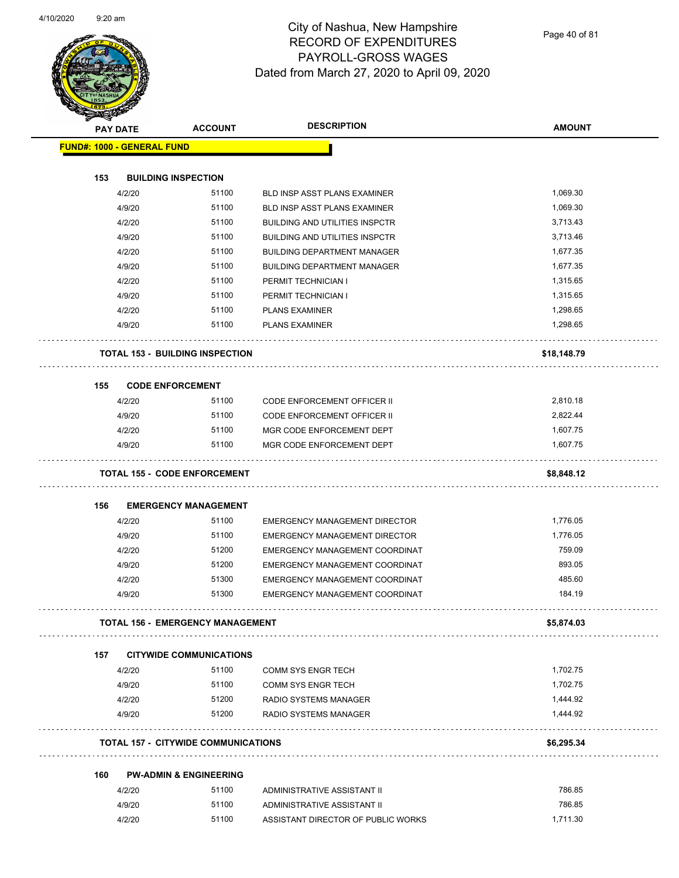# City of Nashua, New Hampshire
## RECORD OF EXPENDITURES
## PAYROLL-GROSS WAGES
## Dated from March 27, 2020 to April 09, 2020

| PAY DATE | ACCOUNT | DESCRIPTION | AMOUNT |
|---|---|---|---|
| **FUND#: 1000 - GENERAL FUND** | | | |
| **153 BUILDING INSPECTION** | | | |
| 4/2/20 | 51100 | BLD INSP ASST PLANS EXAMINER | 1,069.30 |
| 4/9/20 | 51100 | BLD INSP ASST PLANS EXAMINER | 1,069.30 |
| 4/2/20 | 51100 | BUILDING AND UTILITIES INSPCTR | 3,713.43 |
| 4/9/20 | 51100 | BUILDING AND UTILITIES INSPCTR | 3,713.46 |
| 4/2/20 | 51100 | BUILDING DEPARTMENT MANAGER | 1,677.35 |
| 4/9/20 | 51100 | BUILDING DEPARTMENT MANAGER | 1,677.35 |
| 4/2/20 | 51100 | PERMIT TECHNICIAN I | 1,315.65 |
| 4/9/20 | 51100 | PERMIT TECHNICIAN I | 1,315.65 |
| 4/2/20 | 51100 | PLANS EXAMINER | 1,298.65 |
| 4/9/20 | 51100 | PLANS EXAMINER | 1,298.65 |
| **TOTAL 153 - BUILDING INSPECTION** | | | **$18,148.79** |
| **155 CODE ENFORCEMENT** | | | |
| 4/2/20 | 51100 | CODE ENFORCEMENT OFFICER II | 2,810.18 |
| 4/9/20 | 51100 | CODE ENFORCEMENT OFFICER II | 2,822.44 |
| 4/2/20 | 51100 | MGR CODE ENFORCEMENT DEPT | 1,607.75 |
| 4/9/20 | 51100 | MGR CODE ENFORCEMENT DEPT | 1,607.75 |
| **TOTAL 155 - CODE ENFORCEMENT** | | | **$8,848.12** |
| **156 EMERGENCY MANAGEMENT** | | | |
| 4/2/20 | 51100 | EMERGENCY MANAGEMENT DIRECTOR | 1,776.05 |
| 4/9/20 | 51100 | EMERGENCY MANAGEMENT DIRECTOR | 1,776.05 |
| 4/2/20 | 51200 | EMERGENCY MANAGEMENT COORDINAT | 759.09 |
| 4/9/20 | 51200 | EMERGENCY MANAGEMENT COORDINAT | 893.05 |
| 4/2/20 | 51300 | EMERGENCY MANAGEMENT COORDINAT | 485.60 |
| 4/9/20 | 51300 | EMERGENCY MANAGEMENT COORDINAT | 184.19 |
| **TOTAL 156 - EMERGENCY MANAGEMENT** | | | **$5,874.03** |
| **157 CITYWIDE COMMUNICATIONS** | | | |
| 4/2/20 | 51100 | COMM SYS ENGR TECH | 1,702.75 |
| 4/9/20 | 51100 | COMM SYS ENGR TECH | 1,702.75 |
| 4/2/20 | 51200 | RADIO SYSTEMS MANAGER | 1,444.92 |
| 4/9/20 | 51200 | RADIO SYSTEMS MANAGER | 1,444.92 |
| **TOTAL 157 - CITYWIDE COMMUNICATIONS** | | | **$6,295.34** |
| **160 PW-ADMIN & ENGINEERING** | | | |
| 4/2/20 | 51100 | ADMINISTRATIVE ASSISTANT II | 786.85 |
| 4/9/20 | 51100 | ADMINISTRATIVE ASSISTANT II | 786.85 |
| 4/2/20 | 51100 | ASSISTANT DIRECTOR OF PUBLIC WORKS | 1,711.30 |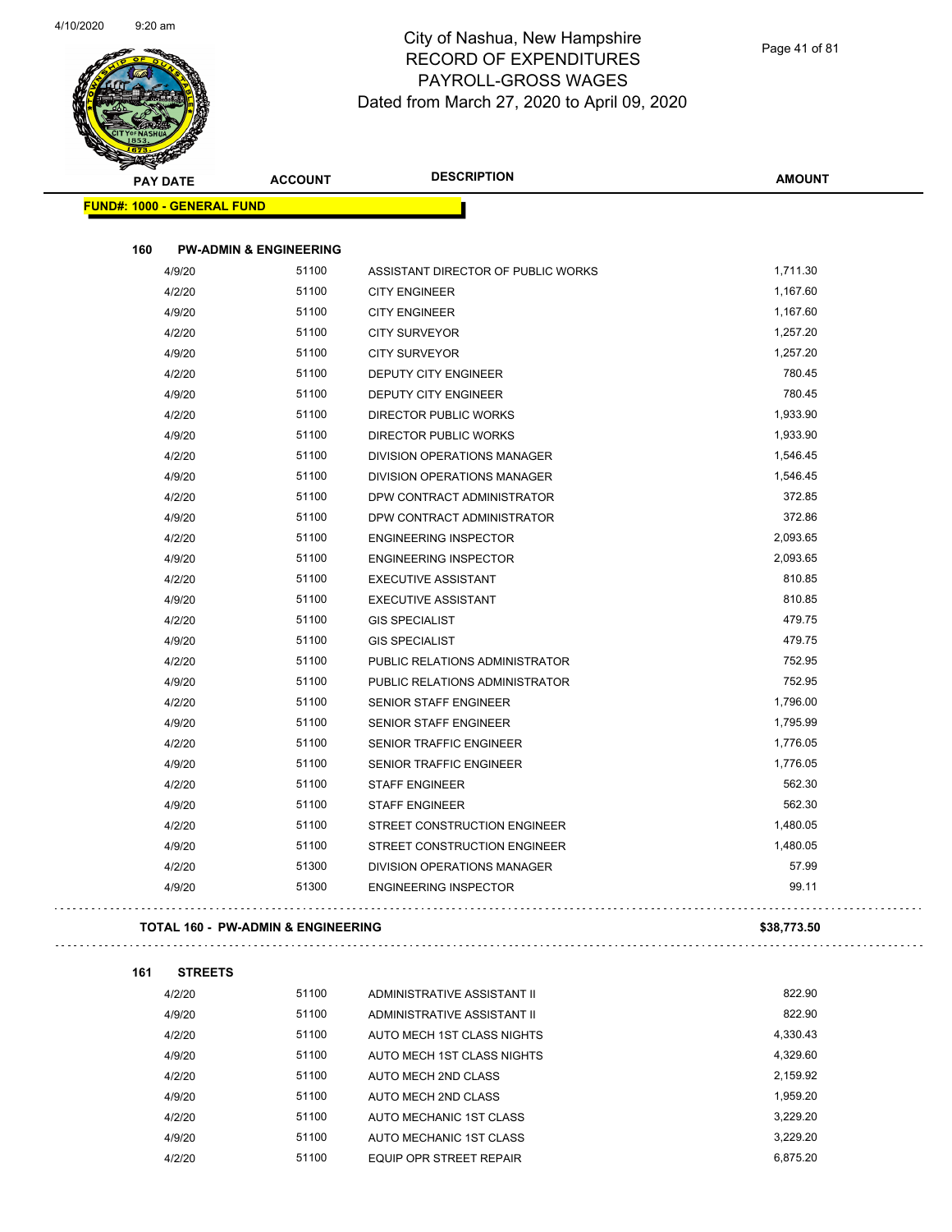# City of Nashua, New Hampshire
## RECORD OF EXPENDITURES
## PAYROLL-GROSS WAGES
## Dated from March 27, 2020 to April 09, 2020

| PAY DATE | ACCOUNT | DESCRIPTION | AMOUNT |
|---|---|---|---|
| **FUND#: 1000 - GENERAL FUND** | | | |
| **160 PW-ADMIN & ENGINEERING** | | | |
| 4/9/20 | 51100 | ASSISTANT DIRECTOR OF PUBLIC WORKS | 1,711.30 |
| 4/2/20 | 51100 | CITY ENGINEER | 1,167.60 |
| 4/9/20 | 51100 | CITY ENGINEER | 1,167.60 |
| 4/2/20 | 51100 | CITY SURVEYOR | 1,257.20 |
| 4/9/20 | 51100 | CITY SURVEYOR | 1,257.20 |
| 4/2/20 | 51100 | DEPUTY CITY ENGINEER | 780.45 |
| 4/9/20 | 51100 | DEPUTY CITY ENGINEER | 780.45 |
| 4/2/20 | 51100 | DIRECTOR PUBLIC WORKS | 1,933.90 |
| 4/9/20 | 51100 | DIRECTOR PUBLIC WORKS | 1,933.90 |
| 4/2/20 | 51100 | DIVISION OPERATIONS MANAGER | 1,546.45 |
| 4/9/20 | 51100 | DIVISION OPERATIONS MANAGER | 1,546.45 |
| 4/2/20 | 51100 | DPW CONTRACT ADMINISTRATOR | 372.85 |
| 4/9/20 | 51100 | DPW CONTRACT ADMINISTRATOR | 372.86 |
| 4/2/20 | 51100 | ENGINEERING INSPECTOR | 2,093.65 |
| 4/9/20 | 51100 | ENGINEERING INSPECTOR | 2,093.65 |
| 4/2/20 | 51100 | EXECUTIVE ASSISTANT | 810.85 |
| 4/9/20 | 51100 | EXECUTIVE ASSISTANT | 810.85 |
| 4/2/20 | 51100 | GIS SPECIALIST | 479.75 |
| 4/9/20 | 51100 | GIS SPECIALIST | 479.75 |
| 4/2/20 | 51100 | PUBLIC RELATIONS ADMINISTRATOR | 752.95 |
| 4/9/20 | 51100 | PUBLIC RELATIONS ADMINISTRATOR | 752.95 |
| 4/2/20 | 51100 | SENIOR STAFF ENGINEER | 1,796.00 |
| 4/9/20 | 51100 | SENIOR STAFF ENGINEER | 1,795.99 |
| 4/2/20 | 51100 | SENIOR TRAFFIC ENGINEER | 1,776.05 |
| 4/9/20 | 51100 | SENIOR TRAFFIC ENGINEER | 1,776.05 |
| 4/2/20 | 51100 | STAFF ENGINEER | 562.30 |
| 4/9/20 | 51100 | STAFF ENGINEER | 562.30 |
| 4/2/20 | 51100 | STREET CONSTRUCTION ENGINEER | 1,480.05 |
| 4/9/20 | 51100 | STREET CONSTRUCTION ENGINEER | 1,480.05 |
| 4/2/20 | 51300 | DIVISION OPERATIONS MANAGER | 57.99 |
| 4/9/20 | 51300 | ENGINEERING INSPECTOR | 99.11 |
| **TOTAL 160 - PW-ADMIN & ENGINEERING** | | | **$38,773.50** |
| **161 STREETS** | | | |
| 4/2/20 | 51100 | ADMINISTRATIVE ASSISTANT II | 822.90 |
| 4/9/20 | 51100 | ADMINISTRATIVE ASSISTANT II | 822.90 |
| 4/2/20 | 51100 | AUTO MECH 1ST CLASS NIGHTS | 4,330.43 |
| 4/9/20 | 51100 | AUTO MECH 1ST CLASS NIGHTS | 4,329.60 |
| 4/2/20 | 51100 | AUTO MECH 2ND CLASS | 2,159.92 |
| 4/9/20 | 51100 | AUTO MECH 2ND CLASS | 1,959.20 |
| 4/2/20 | 51100 | AUTO MECHANIC 1ST CLASS | 3,229.20 |
| 4/9/20 | 51100 | AUTO MECHANIC 1ST CLASS | 3,229.20 |
| 4/2/20 | 51100 | EQUIP OPR STREET REPAIR | 6,875.20 |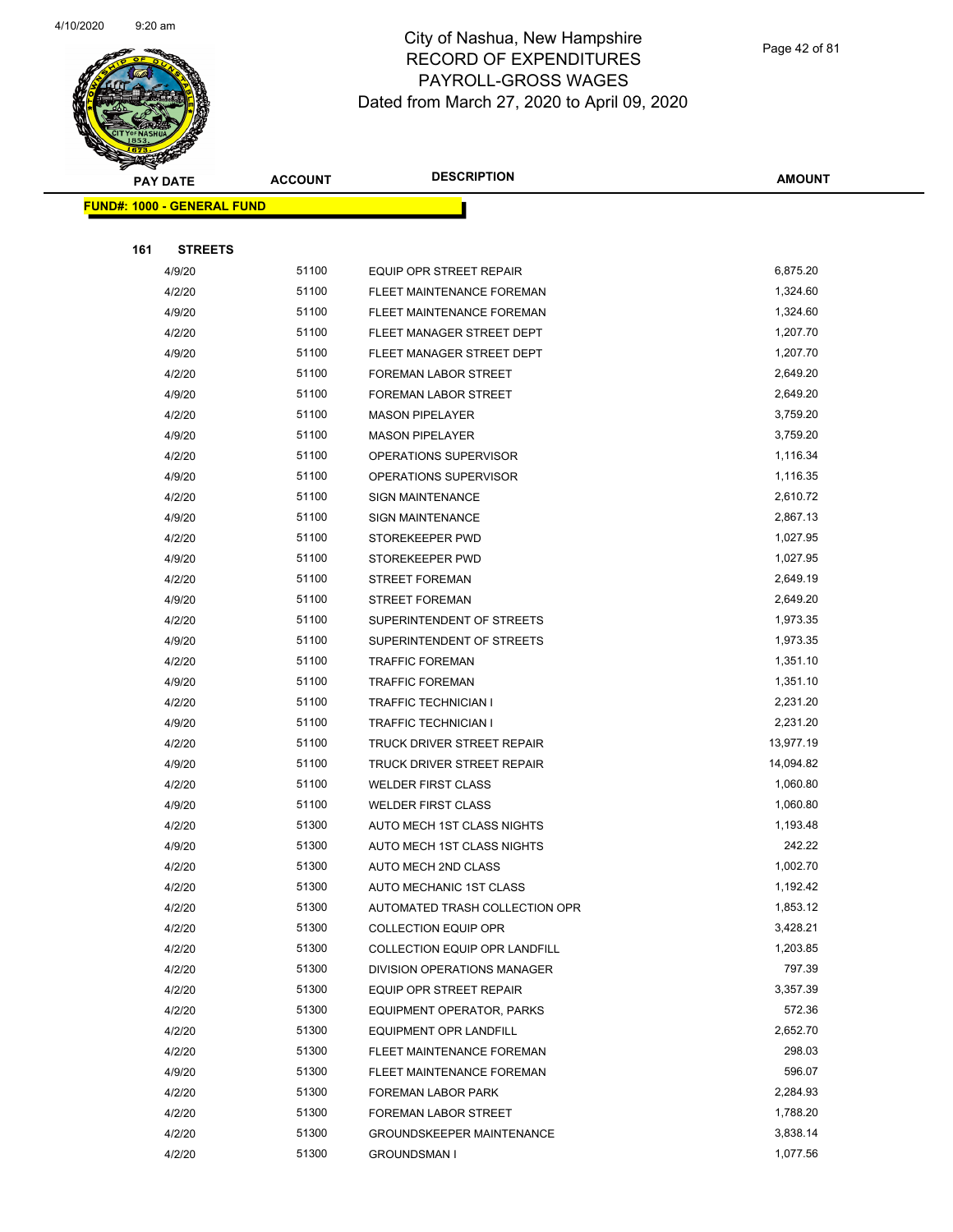# City of Nashua, New Hampshire
## RECORD OF EXPENDITURES
## PAYROLL-GROSS WAGES
## Dated from March 27, 2020 to April 09, 2020

| PAY DATE | ACCOUNT | DESCRIPTION | AMOUNT |
|---|---|---|---|

**FUND#: 1000 - GENERAL FUND**

**161 STREETS**

| PAY DATE | ACCOUNT | DESCRIPTION | AMOUNT |
|---|---|---|---|
| 4/9/20 | 51100 | EQUIP OPR STREET REPAIR | 6,875.20 |
| 4/2/20 | 51100 | FLEET MAINTENANCE FOREMAN | 1,324.60 |
| 4/9/20 | 51100 | FLEET MAINTENANCE FOREMAN | 1,324.60 |
| 4/2/20 | 51100 | FLEET MANAGER STREET DEPT | 1,207.70 |
| 4/9/20 | 51100 | FLEET MANAGER STREET DEPT | 1,207.70 |
| 4/2/20 | 51100 | FOREMAN LABOR STREET | 2,649.20 |
| 4/9/20 | 51100 | FOREMAN LABOR STREET | 2,649.20 |
| 4/2/20 | 51100 | MASON PIPELAYER | 3,759.20 |
| 4/9/20 | 51100 | MASON PIPELAYER | 3,759.20 |
| 4/2/20 | 51100 | OPERATIONS SUPERVISOR | 1,116.34 |
| 4/9/20 | 51100 | OPERATIONS SUPERVISOR | 1,116.35 |
| 4/2/20 | 51100 | SIGN MAINTENANCE | 2,610.72 |
| 4/9/20 | 51100 | SIGN MAINTENANCE | 2,867.13 |
| 4/2/20 | 51100 | STOREKEEPER PWD | 1,027.95 |
| 4/9/20 | 51100 | STOREKEEPER PWD | 1,027.95 |
| 4/2/20 | 51100 | STREET FOREMAN | 2,649.19 |
| 4/9/20 | 51100 | STREET FOREMAN | 2,649.20 |
| 4/2/20 | 51100 | SUPERINTENDENT OF STREETS | 1,973.35 |
| 4/9/20 | 51100 | SUPERINTENDENT OF STREETS | 1,973.35 |
| 4/2/20 | 51100 | TRAFFIC FOREMAN | 1,351.10 |
| 4/9/20 | 51100 | TRAFFIC FOREMAN | 1,351.10 |
| 4/2/20 | 51100 | TRAFFIC TECHNICIAN I | 2,231.20 |
| 4/9/20 | 51100 | TRAFFIC TECHNICIAN I | 2,231.20 |
| 4/2/20 | 51100 | TRUCK DRIVER STREET REPAIR | 13,977.19 |
| 4/9/20 | 51100 | TRUCK DRIVER STREET REPAIR | 14,094.82 |
| 4/2/20 | 51100 | WELDER FIRST CLASS | 1,060.80 |
| 4/9/20 | 51100 | WELDER FIRST CLASS | 1,060.80 |
| 4/2/20 | 51300 | AUTO MECH 1ST CLASS NIGHTS | 1,193.48 |
| 4/9/20 | 51300 | AUTO MECH 1ST CLASS NIGHTS | 242.22 |
| 4/2/20 | 51300 | AUTO MECH 2ND CLASS | 1,002.70 |
| 4/2/20 | 51300 | AUTO MECHANIC 1ST CLASS | 1,192.42 |
| 4/2/20 | 51300 | AUTOMATED TRASH COLLECTION OPR | 1,853.12 |
| 4/2/20 | 51300 | COLLECTION EQUIP OPR | 3,428.21 |
| 4/2/20 | 51300 | COLLECTION EQUIP OPR LANDFILL | 1,203.85 |
| 4/2/20 | 51300 | DIVISION OPERATIONS MANAGER | 797.39 |
| 4/2/20 | 51300 | EQUIP OPR STREET REPAIR | 3,357.39 |
| 4/2/20 | 51300 | EQUIPMENT OPERATOR, PARKS | 572.36 |
| 4/2/20 | 51300 | EQUIPMENT OPR LANDFILL | 2,652.70 |
| 4/2/20 | 51300 | FLEET MAINTENANCE FOREMAN | 298.03 |
| 4/9/20 | 51300 | FLEET MAINTENANCE FOREMAN | 596.07 |
| 4/2/20 | 51300 | FOREMAN LABOR PARK | 2,284.93 |
| 4/2/20 | 51300 | FOREMAN LABOR STREET | 1,788.20 |
| 4/2/20 | 51300 | GROUNDSKEEPER MAINTENANCE | 3,838.14 |
| 4/2/20 | 51300 | GROUNDSMAN I | 1,077.56 |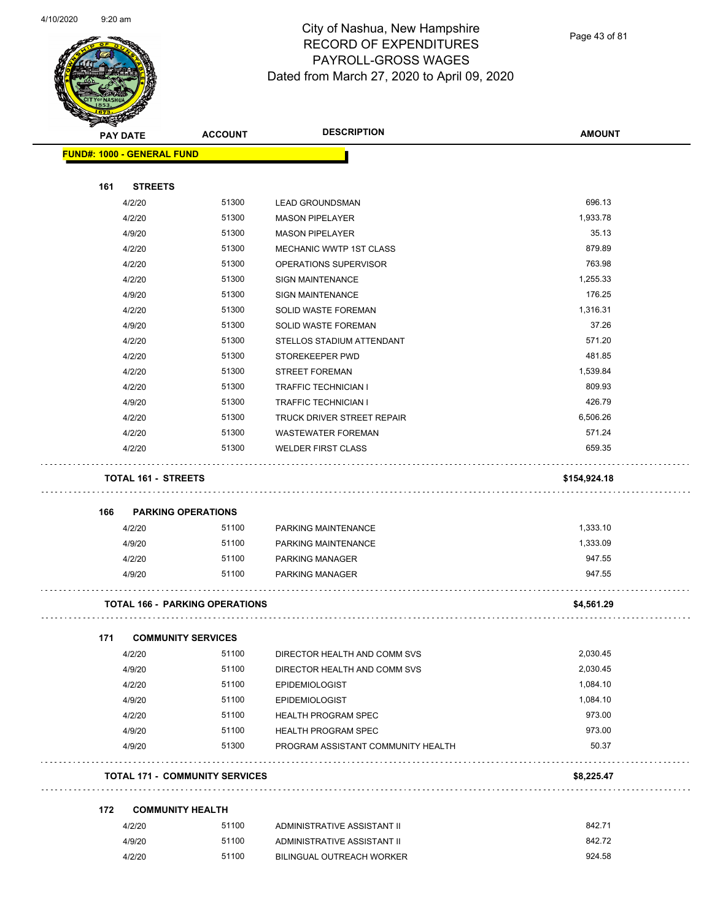# City of Nashua, New Hampshire
## RECORD OF EXPENDITURES
## PAYROLL-GROSS WAGES
## Dated from March 27, 2020 to April 09, 2020

| PAY DATE | ACCOUNT | DESCRIPTION | AMOUNT |
|---|---|---|---|
| **FUND#: 1000 - GENERAL FUND** | | | |
| **161 STREETS** | | | |
| 4/2/20 | 51300 | LEAD GROUNDSMAN | 696.13 |
| 4/2/20 | 51300 | MASON PIPELAYER | 1,933.78 |
| 4/9/20 | 51300 | MASON PIPELAYER | 35.13 |
| 4/2/20 | 51300 | MECHANIC WWTP 1ST CLASS | 879.89 |
| 4/2/20 | 51300 | OPERATIONS SUPERVISOR | 763.98 |
| 4/2/20 | 51300 | SIGN MAINTENANCE | 1,255.33 |
| 4/9/20 | 51300 | SIGN MAINTENANCE | 176.25 |
| 4/2/20 | 51300 | SOLID WASTE FOREMAN | 1,316.31 |
| 4/9/20 | 51300 | SOLID WASTE FOREMAN | 37.26 |
| 4/2/20 | 51300 | STELLOS STADIUM ATTENDANT | 571.20 |
| 4/2/20 | 51300 | STOREKEEPER PWD | 481.85 |
| 4/2/20 | 51300 | STREET FOREMAN | 1,539.84 |
| 4/2/20 | 51300 | TRAFFIC TECHNICIAN I | 809.93 |
| 4/9/20 | 51300 | TRAFFIC TECHNICIAN I | 426.79 |
| 4/2/20 | 51300 | TRUCK DRIVER STREET REPAIR | 6,506.26 |
| 4/2/20 | 51300 | WASTEWATER FOREMAN | 571.24 |
| 4/2/20 | 51300 | WELDER FIRST CLASS | 659.35 |
| **TOTAL 161 - STREETS** | | | **$154,924.18** |
| **166 PARKING OPERATIONS** | | | |
| 4/2/20 | 51100 | PARKING MAINTENANCE | 1,333.10 |
| 4/9/20 | 51100 | PARKING MAINTENANCE | 1,333.09 |
| 4/2/20 | 51100 | PARKING MANAGER | 947.55 |
| 4/9/20 | 51100 | PARKING MANAGER | 947.55 |
| **TOTAL 166 - PARKING OPERATIONS** | | | **$4,561.29** |
| **171 COMMUNITY SERVICES** | | | |
| 4/2/20 | 51100 | DIRECTOR HEALTH AND COMM SVS | 2,030.45 |
| 4/9/20 | 51100 | DIRECTOR HEALTH AND COMM SVS | 2,030.45 |
| 4/2/20 | 51100 | EPIDEMIOLOGIST | 1,084.10 |
| 4/9/20 | 51100 | EPIDEMIOLOGIST | 1,084.10 |
| 4/2/20 | 51100 | HEALTH PROGRAM SPEC | 973.00 |
| 4/9/20 | 51100 | HEALTH PROGRAM SPEC | 973.00 |
| 4/9/20 | 51300 | PROGRAM ASSISTANT COMMUNITY HEALTH | 50.37 |
| **TOTAL 171 - COMMUNITY SERVICES** | | | **$8,225.47** |
| **172 COMMUNITY HEALTH** | | | |
| 4/2/20 | 51100 | ADMINISTRATIVE ASSISTANT II | 842.71 |
| 4/9/20 | 51100 | ADMINISTRATIVE ASSISTANT II | 842.72 |
| 4/2/20 | 51100 | BILINGUAL OUTREACH WORKER | 924.58 |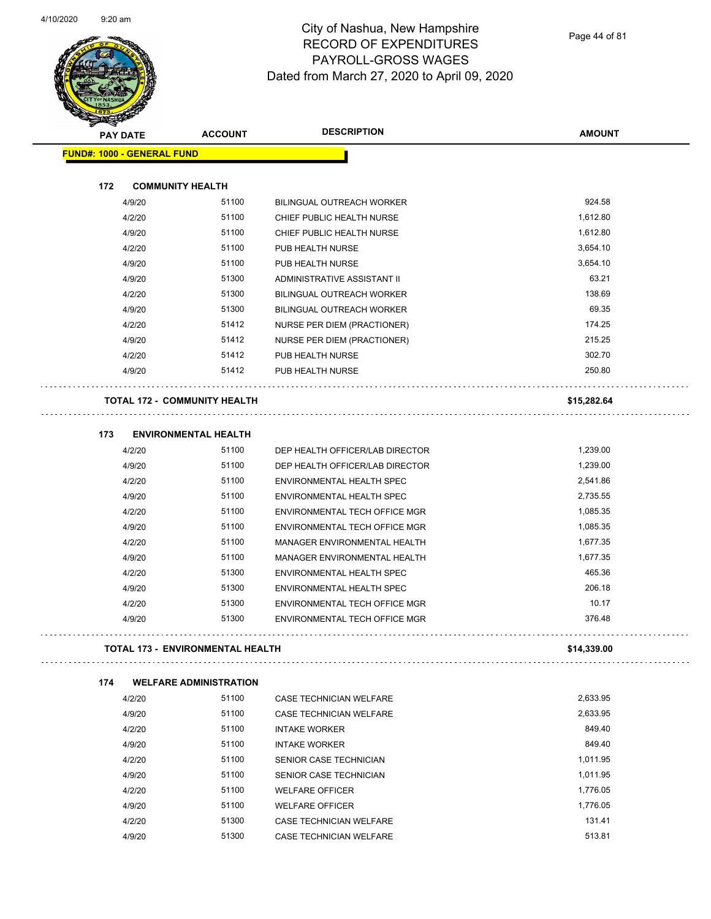# City of Nashua, New Hampshire
## RECORD OF EXPENDITURES
## PAYROLL-GROSS WAGES
## Dated from March 27, 2020 to April 09, 2020

| PAY DATE | ACCOUNT | DESCRIPTION | AMOUNT |
|---|---|---|---|
| **FUND#: 1000 - GENERAL FUND** | | | |
| **172 COMMUNITY HEALTH** | | | |
| 4/9/20 | 51100 | BILINGUAL OUTREACH WORKER | 924.58 |
| 4/2/20 | 51100 | CHIEF PUBLIC HEALTH NURSE | 1,612.80 |
| 4/9/20 | 51100 | CHIEF PUBLIC HEALTH NURSE | 1,612.80 |
| 4/2/20 | 51100 | PUB HEALTH NURSE | 3,654.10 |
| 4/9/20 | 51100 | PUB HEALTH NURSE | 3,654.10 |
| 4/9/20 | 51300 | ADMINISTRATIVE ASSISTANT II | 63.21 |
| 4/2/20 | 51300 | BILINGUAL OUTREACH WORKER | 138.69 |
| 4/9/20 | 51300 | BILINGUAL OUTREACH WORKER | 69.35 |
| 4/2/20 | 51412 | NURSE PER DIEM (PRACTIONER) | 174.25 |
| 4/9/20 | 51412 | NURSE PER DIEM (PRACTIONER) | 215.25 |
| 4/2/20 | 51412 | PUB HEALTH NURSE | 302.70 |
| 4/9/20 | 51412 | PUB HEALTH NURSE | 250.80 |
| **TOTAL 172 - COMMUNITY HEALTH** | | | **$15,282.64** |
| **173 ENVIRONMENTAL HEALTH** | | | |
| 4/2/20 | 51100 | DEP HEALTH OFFICER/LAB DIRECTOR | 1,239.00 |
| 4/9/20 | 51100 | DEP HEALTH OFFICER/LAB DIRECTOR | 1,239.00 |
| 4/2/20 | 51100 | ENVIRONMENTAL HEALTH SPEC | 2,541.86 |
| 4/9/20 | 51100 | ENVIRONMENTAL HEALTH SPEC | 2,735.55 |
| 4/2/20 | 51100 | ENVIRONMENTAL TECH OFFICE MGR | 1,085.35 |
| 4/9/20 | 51100 | ENVIRONMENTAL TECH OFFICE MGR | 1,085.35 |
| 4/2/20 | 51100 | MANAGER ENVIRONMENTAL HEALTH | 1,677.35 |
| 4/9/20 | 51100 | MANAGER ENVIRONMENTAL HEALTH | 1,677.35 |
| 4/2/20 | 51300 | ENVIRONMENTAL HEALTH SPEC | 465.36 |
| 4/9/20 | 51300 | ENVIRONMENTAL HEALTH SPEC | 206.18 |
| 4/2/20 | 51300 | ENVIRONMENTAL TECH OFFICE MGR | 10.17 |
| 4/9/20 | 51300 | ENVIRONMENTAL TECH OFFICE MGR | 376.48 |
| **TOTAL 173 - ENVIRONMENTAL HEALTH** | | | **$14,339.00** |
| **174 WELFARE ADMINISTRATION** | | | |
| 4/2/20 | 51100 | CASE TECHNICIAN WELFARE | 2,633.95 |
| 4/9/20 | 51100 | CASE TECHNICIAN WELFARE | 2,633.95 |
| 4/2/20 | 51100 | INTAKE WORKER | 849.40 |
| 4/9/20 | 51100 | INTAKE WORKER | 849.40 |
| 4/2/20 | 51100 | SENIOR CASE TECHNICIAN | 1,011.95 |
| 4/9/20 | 51100 | SENIOR CASE TECHNICIAN | 1,011.95 |
| 4/2/20 | 51100 | WELFARE OFFICER | 1,776.05 |
| 4/9/20 | 51100 | WELFARE OFFICER | 1,776.05 |
| 4/2/20 | 51300 | CASE TECHNICIAN WELFARE | 131.41 |
| 4/9/20 | 51300 | CASE TECHNICIAN WELFARE | 513.81 |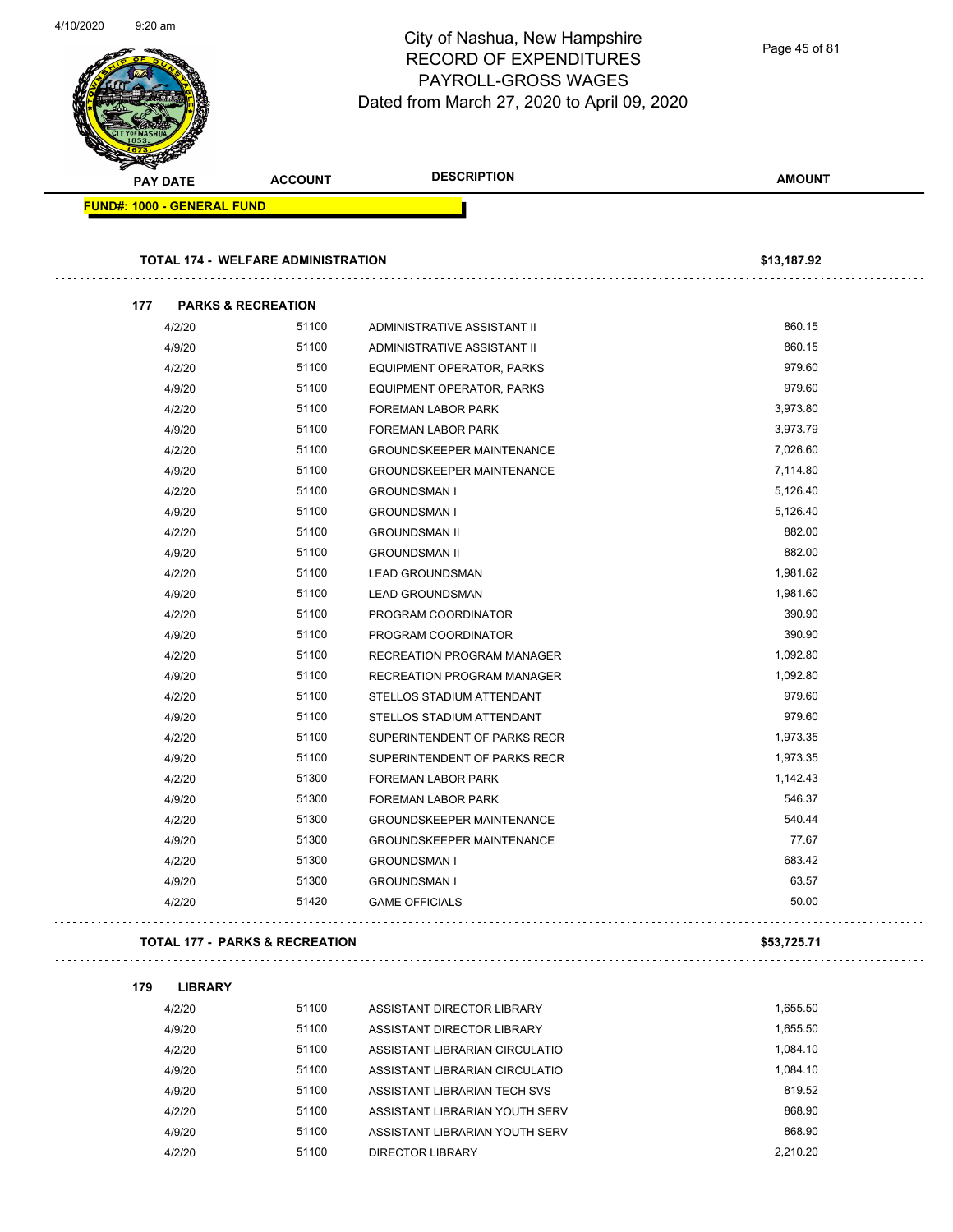# City of Nashua, New Hampshire
## RECORD OF EXPENDITURES
## PAYROLL-GROSS WAGES
## Dated from March 27, 2020 to April 09, 2020

| PAY DATE | ACCOUNT | DESCRIPTION | AMOUNT |
|---|---|---|---|
| **FUND#: 1000 - GENERAL FUND** | | | |
| **TOTAL 174 - WELFARE ADMINISTRATION** | | | **$13,187.92** |
| **177 PARKS & RECREATION** | | | |
| 4/2/20 | 51100 | ADMINISTRATIVE ASSISTANT II | 860.15 |
| 4/9/20 | 51100 | ADMINISTRATIVE ASSISTANT II | 860.15 |
| 4/2/20 | 51100 | EQUIPMENT OPERATOR, PARKS | 979.60 |
| 4/9/20 | 51100 | EQUIPMENT OPERATOR, PARKS | 979.60 |
| 4/2/20 | 51100 | FOREMAN LABOR PARK | 3,973.80 |
| 4/9/20 | 51100 | FOREMAN LABOR PARK | 3,973.79 |
| 4/2/20 | 51100 | GROUNDSKEEPER MAINTENANCE | 7,026.60 |
| 4/9/20 | 51100 | GROUNDSKEEPER MAINTENANCE | 7,114.80 |
| 4/2/20 | 51100 | GROUNDSMAN I | 5,126.40 |
| 4/9/20 | 51100 | GROUNDSMAN I | 5,126.40 |
| 4/2/20 | 51100 | GROUNDSMAN II | 882.00 |
| 4/9/20 | 51100 | GROUNDSMAN II | 882.00 |
| 4/2/20 | 51100 | LEAD GROUNDSMAN | 1,981.62 |
| 4/9/20 | 51100 | LEAD GROUNDSMAN | 1,981.60 |
| 4/2/20 | 51100 | PROGRAM COORDINATOR | 390.90 |
| 4/9/20 | 51100 | PROGRAM COORDINATOR | 390.90 |
| 4/2/20 | 51100 | RECREATION PROGRAM MANAGER | 1,092.80 |
| 4/9/20 | 51100 | RECREATION PROGRAM MANAGER | 1,092.80 |
| 4/2/20 | 51100 | STELLOS STADIUM ATTENDANT | 979.60 |
| 4/9/20 | 51100 | STELLOS STADIUM ATTENDANT | 979.60 |
| 4/2/20 | 51100 | SUPERINTENDENT OF PARKS RECR | 1,973.35 |
| 4/9/20 | 51100 | SUPERINTENDENT OF PARKS RECR | 1,973.35 |
| 4/2/20 | 51300 | FOREMAN LABOR PARK | 1,142.43 |
| 4/9/20 | 51300 | FOREMAN LABOR PARK | 546.37 |
| 4/2/20 | 51300 | GROUNDSKEEPER MAINTENANCE | 540.44 |
| 4/9/20 | 51300 | GROUNDSKEEPER MAINTENANCE | 77.67 |
| 4/2/20 | 51300 | GROUNDSMAN I | 683.42 |
| 4/9/20 | 51300 | GROUNDSMAN I | 63.57 |
| 4/2/20 | 51420 | GAME OFFICIALS | 50.00 |
| **TOTAL 177 - PARKS & RECREATION** | | | **$53,725.71** |
| **179 LIBRARY** | | | |
| 4/2/20 | 51100 | ASSISTANT DIRECTOR LIBRARY | 1,655.50 |
| 4/9/20 | 51100 | ASSISTANT DIRECTOR LIBRARY | 1,655.50 |
| 4/2/20 | 51100 | ASSISTANT LIBRARIAN CIRCULATIO | 1,084.10 |
| 4/9/20 | 51100 | ASSISTANT LIBRARIAN CIRCULATIO | 1,084.10 |
| 4/9/20 | 51100 | ASSISTANT LIBRARIAN TECH SVS | 819.52 |
| 4/2/20 | 51100 | ASSISTANT LIBRARIAN YOUTH SERV | 868.90 |
| 4/9/20 | 51100 | ASSISTANT LIBRARIAN YOUTH SERV | 868.90 |
| 4/2/20 | 51100 | DIRECTOR LIBRARY | 2,210.20 |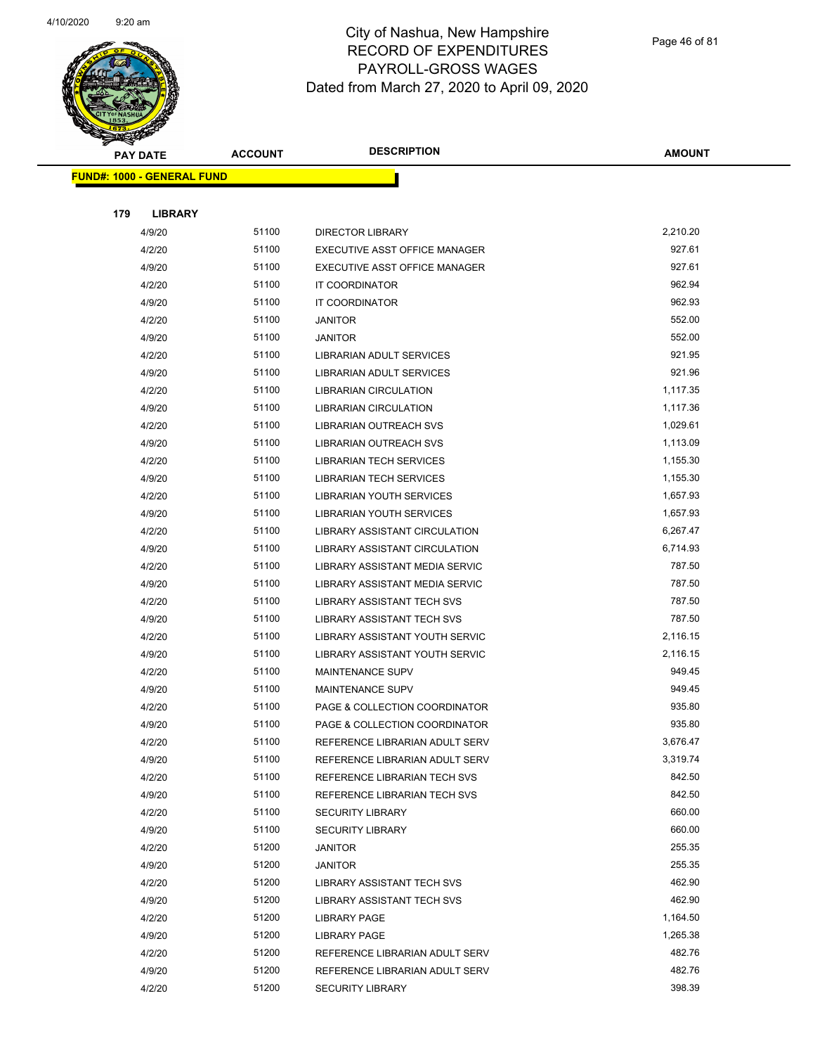# City of Nashua, New Hampshire
## RECORD OF EXPENDITURES
## PAYROLL-GROSS WAGES
## Dated from March 27, 2020 to April 09, 2020

| PAY DATE | ACCOUNT | DESCRIPTION | AMOUNT |
|---|---|---|---|

**FUND#: 1000 - GENERAL FUND**

**179 LIBRARY**

| PAY DATE | ACCOUNT | DESCRIPTION | AMOUNT |
|---|---|---|---|
| 4/9/20 | 51100 | DIRECTOR LIBRARY | 2,210.20 |
| 4/2/20 | 51100 | EXECUTIVE ASST OFFICE MANAGER | 927.61 |
| 4/9/20 | 51100 | EXECUTIVE ASST OFFICE MANAGER | 927.61 |
| 4/2/20 | 51100 | IT COORDINATOR | 962.94 |
| 4/9/20 | 51100 | IT COORDINATOR | 962.93 |
| 4/2/20 | 51100 | JANITOR | 552.00 |
| 4/9/20 | 51100 | JANITOR | 552.00 |
| 4/2/20 | 51100 | LIBRARIAN ADULT SERVICES | 921.95 |
| 4/9/20 | 51100 | LIBRARIAN ADULT SERVICES | 921.96 |
| 4/2/20 | 51100 | LIBRARIAN CIRCULATION | 1,117.35 |
| 4/9/20 | 51100 | LIBRARIAN CIRCULATION | 1,117.36 |
| 4/2/20 | 51100 | LIBRARIAN OUTREACH SVS | 1,029.61 |
| 4/9/20 | 51100 | LIBRARIAN OUTREACH SVS | 1,113.09 |
| 4/2/20 | 51100 | LIBRARIAN TECH SERVICES | 1,155.30 |
| 4/9/20 | 51100 | LIBRARIAN TECH SERVICES | 1,155.30 |
| 4/2/20 | 51100 | LIBRARIAN YOUTH SERVICES | 1,657.93 |
| 4/9/20 | 51100 | LIBRARIAN YOUTH SERVICES | 1,657.93 |
| 4/2/20 | 51100 | LIBRARY ASSISTANT CIRCULATION | 6,267.47 |
| 4/9/20 | 51100 | LIBRARY ASSISTANT CIRCULATION | 6,714.93 |
| 4/2/20 | 51100 | LIBRARY ASSISTANT MEDIA SERVIC | 787.50 |
| 4/9/20 | 51100 | LIBRARY ASSISTANT MEDIA SERVIC | 787.50 |
| 4/2/20 | 51100 | LIBRARY ASSISTANT TECH SVS | 787.50 |
| 4/9/20 | 51100 | LIBRARY ASSISTANT TECH SVS | 787.50 |
| 4/2/20 | 51100 | LIBRARY ASSISTANT YOUTH SERVIC | 2,116.15 |
| 4/9/20 | 51100 | LIBRARY ASSISTANT YOUTH SERVIC | 2,116.15 |
| 4/2/20 | 51100 | MAINTENANCE SUPV | 949.45 |
| 4/9/20 | 51100 | MAINTENANCE SUPV | 949.45 |
| 4/2/20 | 51100 | PAGE & COLLECTION COORDINATOR | 935.80 |
| 4/9/20 | 51100 | PAGE & COLLECTION COORDINATOR | 935.80 |
| 4/2/20 | 51100 | REFERENCE LIBRARIAN ADULT SERV | 3,676.47 |
| 4/9/20 | 51100 | REFERENCE LIBRARIAN ADULT SERV | 3,319.74 |
| 4/2/20 | 51100 | REFERENCE LIBRARIAN TECH SVS | 842.50 |
| 4/9/20 | 51100 | REFERENCE LIBRARIAN TECH SVS | 842.50 |
| 4/2/20 | 51100 | SECURITY LIBRARY | 660.00 |
| 4/9/20 | 51100 | SECURITY LIBRARY | 660.00 |
| 4/2/20 | 51200 | JANITOR | 255.35 |
| 4/9/20 | 51200 | JANITOR | 255.35 |
| 4/2/20 | 51200 | LIBRARY ASSISTANT TECH SVS | 462.90 |
| 4/9/20 | 51200 | LIBRARY ASSISTANT TECH SVS | 462.90 |
| 4/2/20 | 51200 | LIBRARY PAGE | 1,164.50 |
| 4/9/20 | 51200 | LIBRARY PAGE | 1,265.38 |
| 4/2/20 | 51200 | REFERENCE LIBRARIAN ADULT SERV | 482.76 |
| 4/9/20 | 51200 | REFERENCE LIBRARIAN ADULT SERV | 482.76 |
| 4/2/20 | 51200 | SECURITY LIBRARY | 398.39 |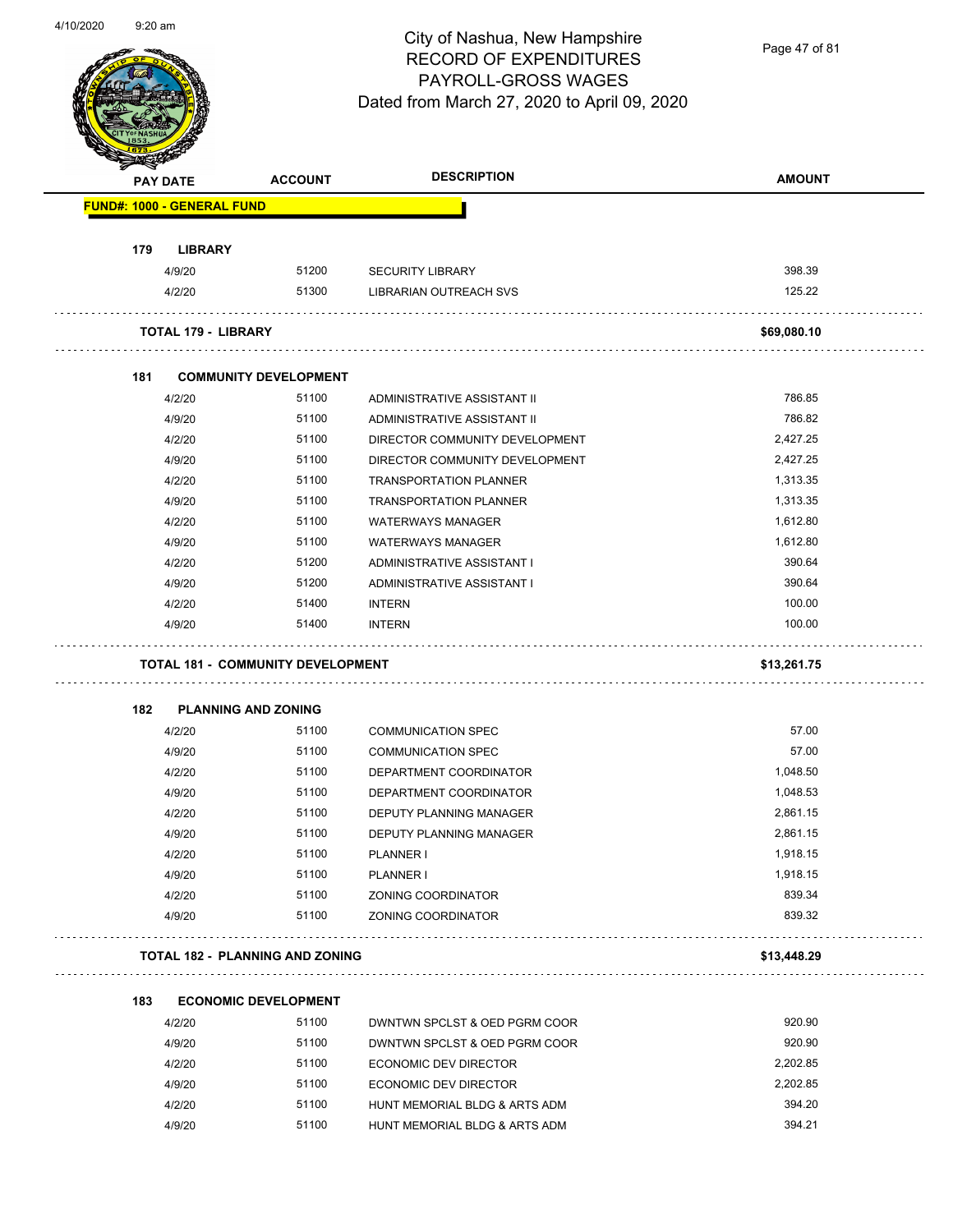# City of Nashua, New Hampshire
## RECORD OF EXPENDITURES
## PAYROLL-GROSS WAGES
## Dated from March 27, 2020 to April 09, 2020

| PAY DATE | ACCOUNT | DESCRIPTION | AMOUNT |
|---|---|---|---|
| **FUND#: 1000 - GENERAL FUND** | | | |
| **179 LIBRARY** | | | |
| 4/9/20 | 51200 | SECURITY LIBRARY | 398.39 |
| 4/2/20 | 51300 | LIBRARIAN OUTREACH SVS | 125.22 |
| **TOTAL 179 - LIBRARY** | | | **$69,080.10** |
| **181 COMMUNITY DEVELOPMENT** | | | |
| 4/2/20 | 51100 | ADMINISTRATIVE ASSISTANT II | 786.85 |
| 4/9/20 | 51100 | ADMINISTRATIVE ASSISTANT II | 786.82 |
| 4/2/20 | 51100 | DIRECTOR COMMUNITY DEVELOPMENT | 2,427.25 |
| 4/9/20 | 51100 | DIRECTOR COMMUNITY DEVELOPMENT | 2,427.25 |
| 4/2/20 | 51100 | TRANSPORTATION PLANNER | 1,313.35 |
| 4/9/20 | 51100 | TRANSPORTATION PLANNER | 1,313.35 |
| 4/2/20 | 51100 | WATERWAYS MANAGER | 1,612.80 |
| 4/9/20 | 51100 | WATERWAYS MANAGER | 1,612.80 |
| 4/2/20 | 51200 | ADMINISTRATIVE ASSISTANT I | 390.64 |
| 4/9/20 | 51200 | ADMINISTRATIVE ASSISTANT I | 390.64 |
| 4/2/20 | 51400 | INTERN | 100.00 |
| 4/9/20 | 51400 | INTERN | 100.00 |
| **TOTAL 181 - COMMUNITY DEVELOPMENT** | | | **$13,261.75** |
| **182 PLANNING AND ZONING** | | | |
| 4/2/20 | 51100 | COMMUNICATION SPEC | 57.00 |
| 4/9/20 | 51100 | COMMUNICATION SPEC | 57.00 |
| 4/2/20 | 51100 | DEPARTMENT COORDINATOR | 1,048.50 |
| 4/9/20 | 51100 | DEPARTMENT COORDINATOR | 1,048.53 |
| 4/2/20 | 51100 | DEPUTY PLANNING MANAGER | 2,861.15 |
| 4/9/20 | 51100 | DEPUTY PLANNING MANAGER | 2,861.15 |
| 4/2/20 | 51100 | PLANNER I | 1,918.15 |
| 4/9/20 | 51100 | PLANNER I | 1,918.15 |
| 4/2/20 | 51100 | ZONING COORDINATOR | 839.34 |
| 4/9/20 | 51100 | ZONING COORDINATOR | 839.32 |
| **TOTAL 182 - PLANNING AND ZONING** | | | **$13,448.29** |
| **183 ECONOMIC DEVELOPMENT** | | | |
| 4/2/20 | 51100 | DWNTWN SPCLST & OED PGRM COOR | 920.90 |
| 4/9/20 | 51100 | DWNTWN SPCLST & OED PGRM COOR | 920.90 |
| 4/2/20 | 51100 | ECONOMIC DEV DIRECTOR | 2,202.85 |
| 4/9/20 | 51100 | ECONOMIC DEV DIRECTOR | 2,202.85 |
| 4/2/20 | 51100 | HUNT MEMORIAL BLDG & ARTS ADM | 394.20 |
| 4/9/20 | 51100 | HUNT MEMORIAL BLDG & ARTS ADM | 394.21 |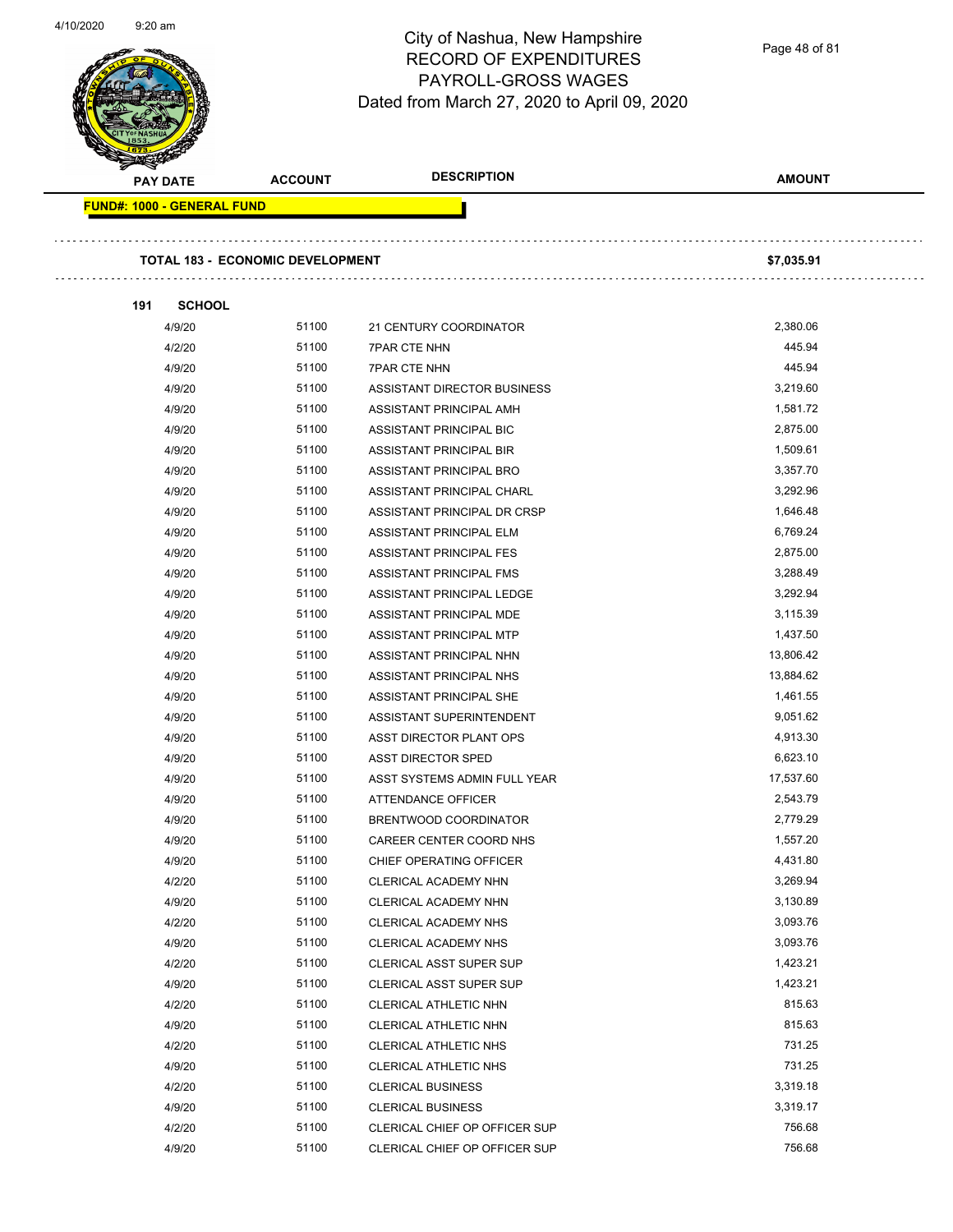# City of Nashua, New Hampshire
## RECORD OF EXPENDITURES
## PAYROLL-GROSS WAGES
## Dated from March 27, 2020 to April 09, 2020

| PAY DATE | ACCOUNT | DESCRIPTION | AMOUNT |
|---|---|---|---|
| **FUND#: 1000 - GENERAL FUND** | | | |
| **TOTAL 183 - ECONOMIC DEVELOPMENT** | | | **$7,035.91** |
| **191 SCHOOL** | | | |
| 4/9/20 | 51100 | 21 CENTURY COORDINATOR | 2,380.06 |
| 4/2/20 | 51100 | 7PAR CTE NHN | 445.94 |
| 4/9/20 | 51100 | 7PAR CTE NHN | 445.94 |
| 4/9/20 | 51100 | ASSISTANT DIRECTOR BUSINESS | 3,219.60 |
| 4/9/20 | 51100 | ASSISTANT PRINCIPAL AMH | 1,581.72 |
| 4/9/20 | 51100 | ASSISTANT PRINCIPAL BIC | 2,875.00 |
| 4/9/20 | 51100 | ASSISTANT PRINCIPAL BIR | 1,509.61 |
| 4/9/20 | 51100 | ASSISTANT PRINCIPAL BRO | 3,357.70 |
| 4/9/20 | 51100 | ASSISTANT PRINCIPAL CHARL | 3,292.96 |
| 4/9/20 | 51100 | ASSISTANT PRINCIPAL DR CRSP | 1,646.48 |
| 4/9/20 | 51100 | ASSISTANT PRINCIPAL ELM | 6,769.24 |
| 4/9/20 | 51100 | ASSISTANT PRINCIPAL FES | 2,875.00 |
| 4/9/20 | 51100 | ASSISTANT PRINCIPAL FMS | 3,288.49 |
| 4/9/20 | 51100 | ASSISTANT PRINCIPAL LEDGE | 3,292.94 |
| 4/9/20 | 51100 | ASSISTANT PRINCIPAL MDE | 3,115.39 |
| 4/9/20 | 51100 | ASSISTANT PRINCIPAL MTP | 1,437.50 |
| 4/9/20 | 51100 | ASSISTANT PRINCIPAL NHN | 13,806.42 |
| 4/9/20 | 51100 | ASSISTANT PRINCIPAL NHS | 13,884.62 |
| 4/9/20 | 51100 | ASSISTANT PRINCIPAL SHE | 1,461.55 |
| 4/9/20 | 51100 | ASSISTANT SUPERINTENDENT | 9,051.62 |
| 4/9/20 | 51100 | ASST DIRECTOR PLANT OPS | 4,913.30 |
| 4/9/20 | 51100 | ASST DIRECTOR SPED | 6,623.10 |
| 4/9/20 | 51100 | ASST SYSTEMS ADMIN FULL YEAR | 17,537.60 |
| 4/9/20 | 51100 | ATTENDANCE OFFICER | 2,543.79 |
| 4/9/20 | 51100 | BRENTWOOD COORDINATOR | 2,779.29 |
| 4/9/20 | 51100 | CAREER CENTER COORD NHS | 1,557.20 |
| 4/9/20 | 51100 | CHIEF OPERATING OFFICER | 4,431.80 |
| 4/2/20 | 51100 | CLERICAL ACADEMY NHN | 3,269.94 |
| 4/9/20 | 51100 | CLERICAL ACADEMY NHN | 3,130.89 |
| 4/2/20 | 51100 | CLERICAL ACADEMY NHS | 3,093.76 |
| 4/9/20 | 51100 | CLERICAL ACADEMY NHS | 3,093.76 |
| 4/2/20 | 51100 | CLERICAL ASST SUPER SUP | 1,423.21 |
| 4/9/20 | 51100 | CLERICAL ASST SUPER SUP | 1,423.21 |
| 4/2/20 | 51100 | CLERICAL ATHLETIC NHN | 815.63 |
| 4/9/20 | 51100 | CLERICAL ATHLETIC NHN | 815.63 |
| 4/2/20 | 51100 | CLERICAL ATHLETIC NHS | 731.25 |
| 4/9/20 | 51100 | CLERICAL ATHLETIC NHS | 731.25 |
| 4/2/20 | 51100 | CLERICAL BUSINESS | 3,319.18 |
| 4/9/20 | 51100 | CLERICAL BUSINESS | 3,319.17 |
| 4/2/20 | 51100 | CLERICAL CHIEF OP OFFICER SUP | 756.68 |
| 4/9/20 | 51100 | CLERICAL CHIEF OP OFFICER SUP | 756.68 |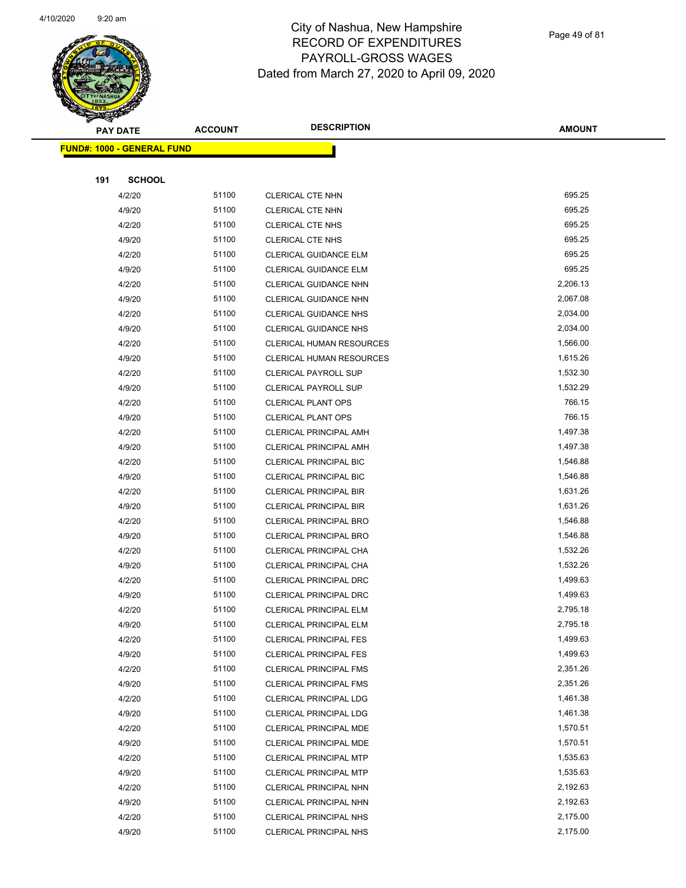# City of Nashua, New Hampshire
## RECORD OF EXPENDITURES
## PAYROLL-GROSS WAGES
## Dated from March 27, 2020 to April 09, 2020

**FUND#: 1000 - GENERAL FUND**

**191 SCHOOL**

| PAY DATE | ACCOUNT | DESCRIPTION | AMOUNT |
|---|---|---|---|
| 4/2/20 | 51100 | CLERICAL CTE NHN | 695.25 |
| 4/9/20 | 51100 | CLERICAL CTE NHN | 695.25 |
| 4/2/20 | 51100 | CLERICAL CTE NHS | 695.25 |
| 4/9/20 | 51100 | CLERICAL CTE NHS | 695.25 |
| 4/2/20 | 51100 | CLERICAL GUIDANCE ELM | 695.25 |
| 4/9/20 | 51100 | CLERICAL GUIDANCE ELM | 695.25 |
| 4/2/20 | 51100 | CLERICAL GUIDANCE NHN | 2,206.13 |
| 4/9/20 | 51100 | CLERICAL GUIDANCE NHN | 2,067.08 |
| 4/2/20 | 51100 | CLERICAL GUIDANCE NHS | 2,034.00 |
| 4/9/20 | 51100 | CLERICAL GUIDANCE NHS | 2,034.00 |
| 4/2/20 | 51100 | CLERICAL HUMAN RESOURCES | 1,566.00 |
| 4/9/20 | 51100 | CLERICAL HUMAN RESOURCES | 1,615.26 |
| 4/2/20 | 51100 | CLERICAL PAYROLL SUP | 1,532.30 |
| 4/9/20 | 51100 | CLERICAL PAYROLL SUP | 1,532.29 |
| 4/2/20 | 51100 | CLERICAL PLANT OPS | 766.15 |
| 4/9/20 | 51100 | CLERICAL PLANT OPS | 766.15 |
| 4/2/20 | 51100 | CLERICAL PRINCIPAL AMH | 1,497.38 |
| 4/9/20 | 51100 | CLERICAL PRINCIPAL AMH | 1,497.38 |
| 4/2/20 | 51100 | CLERICAL PRINCIPAL BIC | 1,546.88 |
| 4/9/20 | 51100 | CLERICAL PRINCIPAL BIC | 1,546.88 |
| 4/2/20 | 51100 | CLERICAL PRINCIPAL BIR | 1,631.26 |
| 4/9/20 | 51100 | CLERICAL PRINCIPAL BIR | 1,631.26 |
| 4/2/20 | 51100 | CLERICAL PRINCIPAL BRO | 1,546.88 |
| 4/9/20 | 51100 | CLERICAL PRINCIPAL BRO | 1,546.88 |
| 4/2/20 | 51100 | CLERICAL PRINCIPAL CHA | 1,532.26 |
| 4/9/20 | 51100 | CLERICAL PRINCIPAL CHA | 1,532.26 |
| 4/2/20 | 51100 | CLERICAL PRINCIPAL DRC | 1,499.63 |
| 4/9/20 | 51100 | CLERICAL PRINCIPAL DRC | 1,499.63 |
| 4/2/20 | 51100 | CLERICAL PRINCIPAL ELM | 2,795.18 |
| 4/9/20 | 51100 | CLERICAL PRINCIPAL ELM | 2,795.18 |
| 4/2/20 | 51100 | CLERICAL PRINCIPAL FES | 1,499.63 |
| 4/9/20 | 51100 | CLERICAL PRINCIPAL FES | 1,499.63 |
| 4/2/20 | 51100 | CLERICAL PRINCIPAL FMS | 2,351.26 |
| 4/9/20 | 51100 | CLERICAL PRINCIPAL FMS | 2,351.26 |
| 4/2/20 | 51100 | CLERICAL PRINCIPAL LDG | 1,461.38 |
| 4/9/20 | 51100 | CLERICAL PRINCIPAL LDG | 1,461.38 |
| 4/2/20 | 51100 | CLERICAL PRINCIPAL MDE | 1,570.51 |
| 4/9/20 | 51100 | CLERICAL PRINCIPAL MDE | 1,570.51 |
| 4/2/20 | 51100 | CLERICAL PRINCIPAL MTP | 1,535.63 |
| 4/9/20 | 51100 | CLERICAL PRINCIPAL MTP | 1,535.63 |
| 4/2/20 | 51100 | CLERICAL PRINCIPAL NHN | 2,192.63 |
| 4/9/20 | 51100 | CLERICAL PRINCIPAL NHN | 2,192.63 |
| 4/2/20 | 51100 | CLERICAL PRINCIPAL NHS | 2,175.00 |
| 4/9/20 | 51100 | CLERICAL PRINCIPAL NHS | 2,175.00 |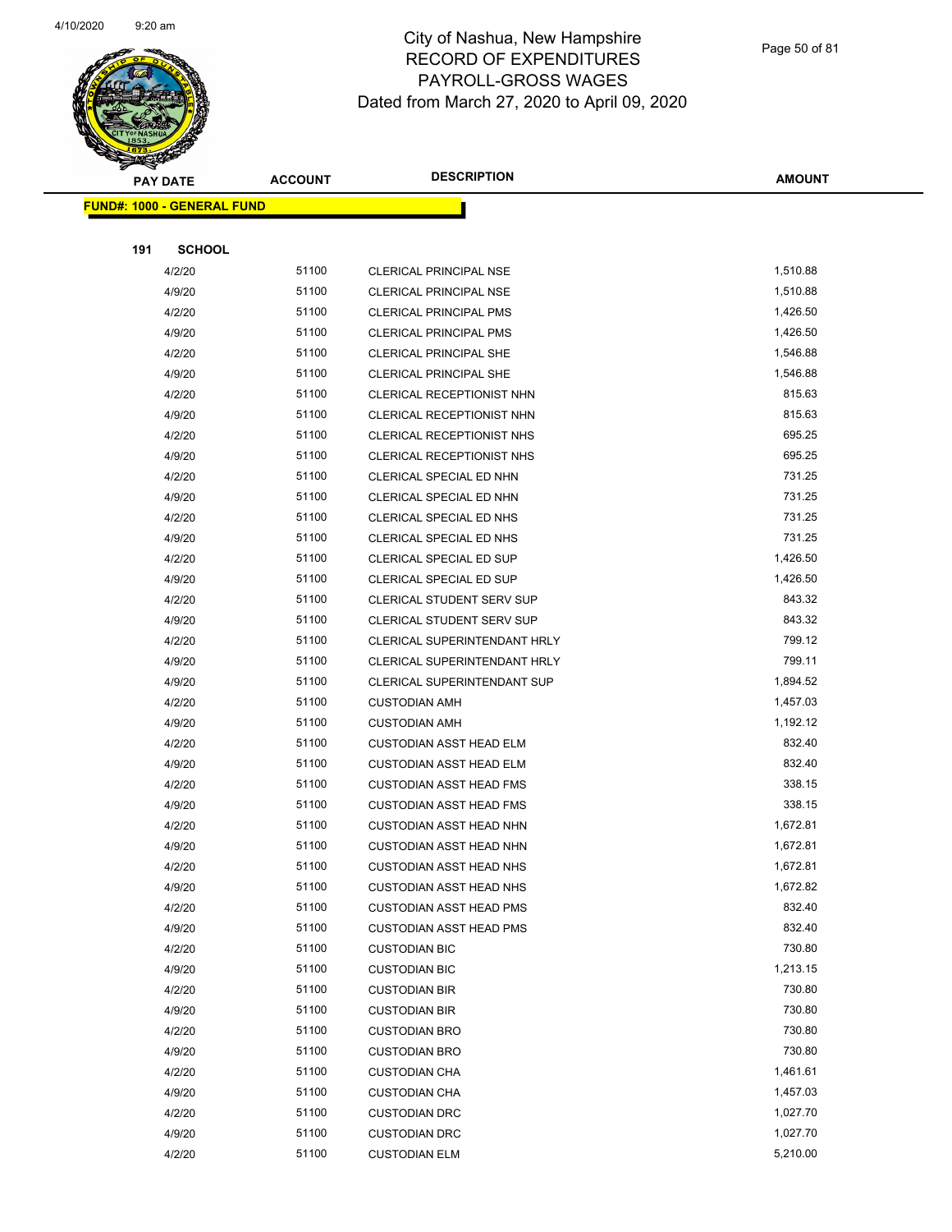# City of Nashua, New Hampshire
## RECORD OF EXPENDITURES
## PAYROLL-GROSS WAGES
## Dated from March 27, 2020 to April 09, 2020

**FUND#: 1000 - GENERAL FUND**

**191 SCHOOL**

| PAY DATE | ACCOUNT | DESCRIPTION | AMOUNT |
|---|---|---|---|
| 4/2/20 | 51100 | CLERICAL PRINCIPAL NSE | 1,510.88 |
| 4/9/20 | 51100 | CLERICAL PRINCIPAL NSE | 1,510.88 |
| 4/2/20 | 51100 | CLERICAL PRINCIPAL PMS | 1,426.50 |
| 4/9/20 | 51100 | CLERICAL PRINCIPAL PMS | 1,426.50 |
| 4/2/20 | 51100 | CLERICAL PRINCIPAL SHE | 1,546.88 |
| 4/9/20 | 51100 | CLERICAL PRINCIPAL SHE | 1,546.88 |
| 4/2/20 | 51100 | CLERICAL RECEPTIONIST NHN | 815.63 |
| 4/9/20 | 51100 | CLERICAL RECEPTIONIST NHN | 815.63 |
| 4/2/20 | 51100 | CLERICAL RECEPTIONIST NHS | 695.25 |
| 4/9/20 | 51100 | CLERICAL RECEPTIONIST NHS | 695.25 |
| 4/2/20 | 51100 | CLERICAL SPECIAL ED NHN | 731.25 |
| 4/9/20 | 51100 | CLERICAL SPECIAL ED NHN | 731.25 |
| 4/2/20 | 51100 | CLERICAL SPECIAL ED NHS | 731.25 |
| 4/9/20 | 51100 | CLERICAL SPECIAL ED NHS | 731.25 |
| 4/2/20 | 51100 | CLERICAL SPECIAL ED SUP | 1,426.50 |
| 4/9/20 | 51100 | CLERICAL SPECIAL ED SUP | 1,426.50 |
| 4/2/20 | 51100 | CLERICAL STUDENT SERV SUP | 843.32 |
| 4/9/20 | 51100 | CLERICAL STUDENT SERV SUP | 843.32 |
| 4/2/20 | 51100 | CLERICAL SUPERINTENDANT HRLY | 799.12 |
| 4/9/20 | 51100 | CLERICAL SUPERINTENDANT HRLY | 799.11 |
| 4/9/20 | 51100 | CLERICAL SUPERINTENDANT SUP | 1,894.52 |
| 4/2/20 | 51100 | CUSTODIAN AMH | 1,457.03 |
| 4/9/20 | 51100 | CUSTODIAN AMH | 1,192.12 |
| 4/2/20 | 51100 | CUSTODIAN ASST HEAD ELM | 832.40 |
| 4/9/20 | 51100 | CUSTODIAN ASST HEAD ELM | 832.40 |
| 4/2/20 | 51100 | CUSTODIAN ASST HEAD FMS | 338.15 |
| 4/9/20 | 51100 | CUSTODIAN ASST HEAD FMS | 338.15 |
| 4/2/20 | 51100 | CUSTODIAN ASST HEAD NHN | 1,672.81 |
| 4/9/20 | 51100 | CUSTODIAN ASST HEAD NHN | 1,672.81 |
| 4/2/20 | 51100 | CUSTODIAN ASST HEAD NHS | 1,672.81 |
| 4/9/20 | 51100 | CUSTODIAN ASST HEAD NHS | 1,672.82 |
| 4/2/20 | 51100 | CUSTODIAN ASST HEAD PMS | 832.40 |
| 4/9/20 | 51100 | CUSTODIAN ASST HEAD PMS | 832.40 |
| 4/2/20 | 51100 | CUSTODIAN BIC | 730.80 |
| 4/9/20 | 51100 | CUSTODIAN BIC | 1,213.15 |
| 4/2/20 | 51100 | CUSTODIAN BIR | 730.80 |
| 4/9/20 | 51100 | CUSTODIAN BIR | 730.80 |
| 4/2/20 | 51100 | CUSTODIAN BRO | 730.80 |
| 4/9/20 | 51100 | CUSTODIAN BRO | 730.80 |
| 4/2/20 | 51100 | CUSTODIAN CHA | 1,461.61 |
| 4/9/20 | 51100 | CUSTODIAN CHA | 1,457.03 |
| 4/2/20 | 51100 | CUSTODIAN DRC | 1,027.70 |
| 4/9/20 | 51100 | CUSTODIAN DRC | 1,027.70 |
| 4/2/20 | 51100 | CUSTODIAN ELM | 5,210.00 |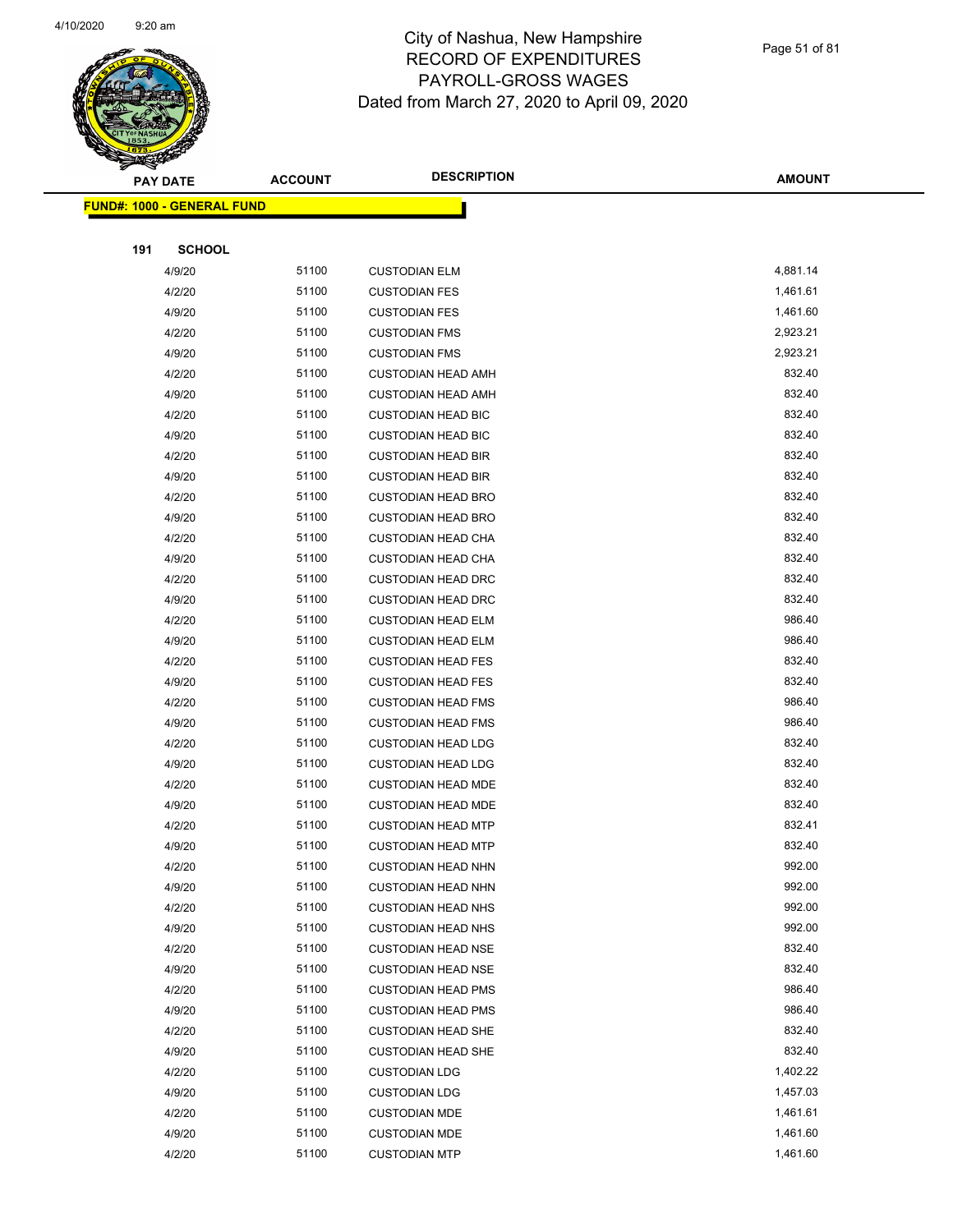# City of Nashua, New Hampshire
## RECORD OF EXPENDITURES
## PAYROLL-GROSS WAGES
## Dated from March 27, 2020 to April 09, 2020

| PAY DATE | ACCOUNT | DESCRIPTION | AMOUNT |
|---|---|---|---|

**FUND#: 1000 - GENERAL FUND**

**191 SCHOOL**

| PAY DATE | ACCOUNT | DESCRIPTION | AMOUNT |
|---|---|---|---|
| 4/9/20 | 51100 | CUSTODIAN ELM | 4,881.14 |
| 4/2/20 | 51100 | CUSTODIAN FES | 1,461.61 |
| 4/9/20 | 51100 | CUSTODIAN FES | 1,461.60 |
| 4/2/20 | 51100 | CUSTODIAN FMS | 2,923.21 |
| 4/9/20 | 51100 | CUSTODIAN FMS | 2,923.21 |
| 4/2/20 | 51100 | CUSTODIAN HEAD AMH | 832.40 |
| 4/9/20 | 51100 | CUSTODIAN HEAD AMH | 832.40 |
| 4/2/20 | 51100 | CUSTODIAN HEAD BIC | 832.40 |
| 4/9/20 | 51100 | CUSTODIAN HEAD BIC | 832.40 |
| 4/2/20 | 51100 | CUSTODIAN HEAD BIR | 832.40 |
| 4/9/20 | 51100 | CUSTODIAN HEAD BIR | 832.40 |
| 4/2/20 | 51100 | CUSTODIAN HEAD BRO | 832.40 |
| 4/9/20 | 51100 | CUSTODIAN HEAD BRO | 832.40 |
| 4/2/20 | 51100 | CUSTODIAN HEAD CHA | 832.40 |
| 4/9/20 | 51100 | CUSTODIAN HEAD CHA | 832.40 |
| 4/2/20 | 51100 | CUSTODIAN HEAD DRC | 832.40 |
| 4/9/20 | 51100 | CUSTODIAN HEAD DRC | 832.40 |
| 4/2/20 | 51100 | CUSTODIAN HEAD ELM | 986.40 |
| 4/9/20 | 51100 | CUSTODIAN HEAD ELM | 986.40 |
| 4/2/20 | 51100 | CUSTODIAN HEAD FES | 832.40 |
| 4/9/20 | 51100 | CUSTODIAN HEAD FES | 832.40 |
| 4/2/20 | 51100 | CUSTODIAN HEAD FMS | 986.40 |
| 4/9/20 | 51100 | CUSTODIAN HEAD FMS | 986.40 |
| 4/2/20 | 51100 | CUSTODIAN HEAD LDG | 832.40 |
| 4/9/20 | 51100 | CUSTODIAN HEAD LDG | 832.40 |
| 4/2/20 | 51100 | CUSTODIAN HEAD MDE | 832.40 |
| 4/9/20 | 51100 | CUSTODIAN HEAD MDE | 832.40 |
| 4/2/20 | 51100 | CUSTODIAN HEAD MTP | 832.41 |
| 4/9/20 | 51100 | CUSTODIAN HEAD MTP | 832.40 |
| 4/2/20 | 51100 | CUSTODIAN HEAD NHN | 992.00 |
| 4/9/20 | 51100 | CUSTODIAN HEAD NHN | 992.00 |
| 4/2/20 | 51100 | CUSTODIAN HEAD NHS | 992.00 |
| 4/9/20 | 51100 | CUSTODIAN HEAD NHS | 992.00 |
| 4/2/20 | 51100 | CUSTODIAN HEAD NSE | 832.40 |
| 4/9/20 | 51100 | CUSTODIAN HEAD NSE | 832.40 |
| 4/2/20 | 51100 | CUSTODIAN HEAD PMS | 986.40 |
| 4/9/20 | 51100 | CUSTODIAN HEAD PMS | 986.40 |
| 4/2/20 | 51100 | CUSTODIAN HEAD SHE | 832.40 |
| 4/9/20 | 51100 | CUSTODIAN HEAD SHE | 832.40 |
| 4/2/20 | 51100 | CUSTODIAN LDG | 1,402.22 |
| 4/9/20 | 51100 | CUSTODIAN LDG | 1,457.03 |
| 4/2/20 | 51100 | CUSTODIAN MDE | 1,461.61 |
| 4/9/20 | 51100 | CUSTODIAN MDE | 1,461.60 |
| 4/2/20 | 51100 | CUSTODIAN MTP | 1,461.60 |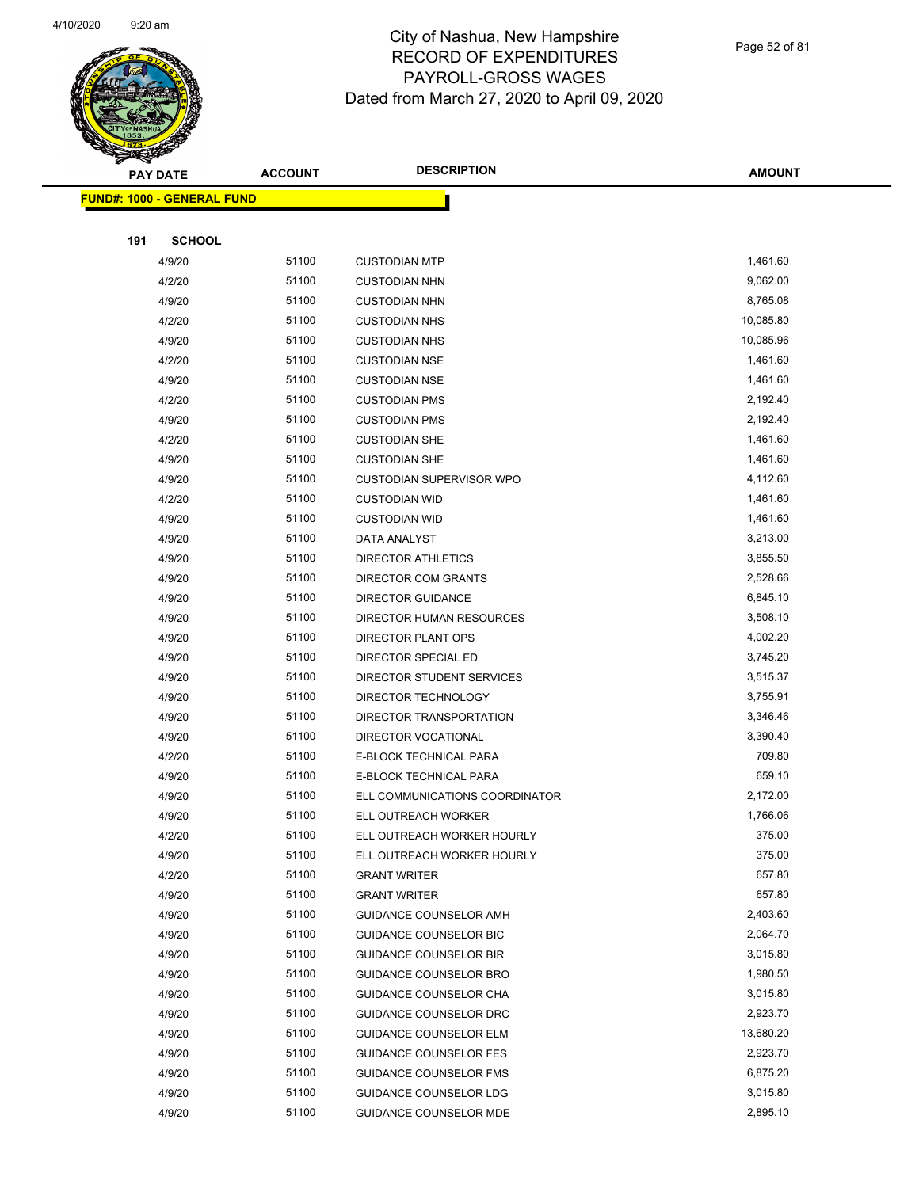# City of Nashua, New Hampshire
## RECORD OF EXPENDITURES
## PAYROLL-GROSS WAGES
## Dated from March 27, 2020 to April 09, 2020

**FUND#: 1000 - GENERAL FUND**

**191 SCHOOL**

| PAY DATE | ACCOUNT | DESCRIPTION | AMOUNT |
|---|---|---|---|
| 4/9/20 | 51100 | CUSTODIAN MTP | 1,461.60 |
| 4/2/20 | 51100 | CUSTODIAN NHN | 9,062.00 |
| 4/9/20 | 51100 | CUSTODIAN NHN | 8,765.08 |
| 4/2/20 | 51100 | CUSTODIAN NHS | 10,085.80 |
| 4/9/20 | 51100 | CUSTODIAN NHS | 10,085.96 |
| 4/2/20 | 51100 | CUSTODIAN NSE | 1,461.60 |
| 4/9/20 | 51100 | CUSTODIAN NSE | 1,461.60 |
| 4/2/20 | 51100 | CUSTODIAN PMS | 2,192.40 |
| 4/9/20 | 51100 | CUSTODIAN PMS | 2,192.40 |
| 4/2/20 | 51100 | CUSTODIAN SHE | 1,461.60 |
| 4/9/20 | 51100 | CUSTODIAN SHE | 1,461.60 |
| 4/9/20 | 51100 | CUSTODIAN SUPERVISOR WPO | 4,112.60 |
| 4/2/20 | 51100 | CUSTODIAN WID | 1,461.60 |
| 4/9/20 | 51100 | CUSTODIAN WID | 1,461.60 |
| 4/9/20 | 51100 | DATA ANALYST | 3,213.00 |
| 4/9/20 | 51100 | DIRECTOR ATHLETICS | 3,855.50 |
| 4/9/20 | 51100 | DIRECTOR COM GRANTS | 2,528.66 |
| 4/9/20 | 51100 | DIRECTOR GUIDANCE | 6,845.10 |
| 4/9/20 | 51100 | DIRECTOR HUMAN RESOURCES | 3,508.10 |
| 4/9/20 | 51100 | DIRECTOR PLANT OPS | 4,002.20 |
| 4/9/20 | 51100 | DIRECTOR SPECIAL ED | 3,745.20 |
| 4/9/20 | 51100 | DIRECTOR STUDENT SERVICES | 3,515.37 |
| 4/9/20 | 51100 | DIRECTOR TECHNOLOGY | 3,755.91 |
| 4/9/20 | 51100 | DIRECTOR TRANSPORTATION | 3,346.46 |
| 4/9/20 | 51100 | DIRECTOR VOCATIONAL | 3,390.40 |
| 4/2/20 | 51100 | E-BLOCK TECHNICAL PARA | 709.80 |
| 4/9/20 | 51100 | E-BLOCK TECHNICAL PARA | 659.10 |
| 4/9/20 | 51100 | ELL COMMUNICATIONS COORDINATOR | 2,172.00 |
| 4/9/20 | 51100 | ELL OUTREACH WORKER | 1,766.06 |
| 4/2/20 | 51100 | ELL OUTREACH WORKER HOURLY | 375.00 |
| 4/9/20 | 51100 | ELL OUTREACH WORKER HOURLY | 375.00 |
| 4/2/20 | 51100 | GRANT WRITER | 657.80 |
| 4/9/20 | 51100 | GRANT WRITER | 657.80 |
| 4/9/20 | 51100 | GUIDANCE COUNSELOR AMH | 2,403.60 |
| 4/9/20 | 51100 | GUIDANCE COUNSELOR BIC | 2,064.70 |
| 4/9/20 | 51100 | GUIDANCE COUNSELOR BIR | 3,015.80 |
| 4/9/20 | 51100 | GUIDANCE COUNSELOR BRO | 1,980.50 |
| 4/9/20 | 51100 | GUIDANCE COUNSELOR CHA | 3,015.80 |
| 4/9/20 | 51100 | GUIDANCE COUNSELOR DRC | 2,923.70 |
| 4/9/20 | 51100 | GUIDANCE COUNSELOR ELM | 13,680.20 |
| 4/9/20 | 51100 | GUIDANCE COUNSELOR FES | 2,923.70 |
| 4/9/20 | 51100 | GUIDANCE COUNSELOR FMS | 6,875.20 |
| 4/9/20 | 51100 | GUIDANCE COUNSELOR LDG | 3,015.80 |
| 4/9/20 | 51100 | GUIDANCE COUNSELOR MDE | 2,895.10 |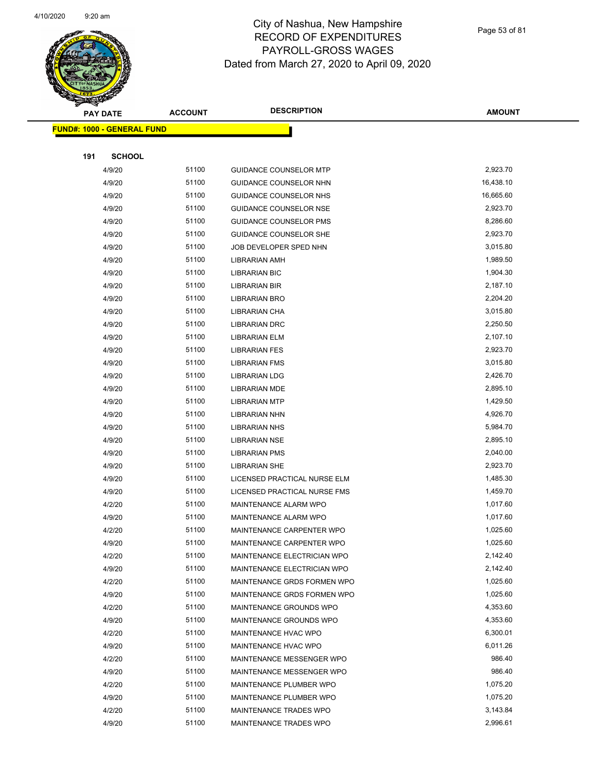# City of Nashua, New Hampshire
## RECORD OF EXPENDITURES
## PAYROLL-GROSS WAGES
## Dated from March 27, 2020 to April 09, 2020

| PAY DATE | ACCOUNT | DESCRIPTION | AMOUNT |
|---|---|---|---|

**FUND#: 1000 - GENERAL FUND**

**191 SCHOOL**

| PAY DATE | ACCOUNT | DESCRIPTION | AMOUNT |
|---|---|---|---|
| 4/9/20 | 51100 | GUIDANCE COUNSELOR MTP | 2,923.70 |
| 4/9/20 | 51100 | GUIDANCE COUNSELOR NHN | 16,438.10 |
| 4/9/20 | 51100 | GUIDANCE COUNSELOR NHS | 16,665.60 |
| 4/9/20 | 51100 | GUIDANCE COUNSELOR NSE | 2,923.70 |
| 4/9/20 | 51100 | GUIDANCE COUNSELOR PMS | 8,286.60 |
| 4/9/20 | 51100 | GUIDANCE COUNSELOR SHE | 2,923.70 |
| 4/9/20 | 51100 | JOB DEVELOPER SPED NHN | 3,015.80 |
| 4/9/20 | 51100 | LIBRARIAN AMH | 1,989.50 |
| 4/9/20 | 51100 | LIBRARIAN BIC | 1,904.30 |
| 4/9/20 | 51100 | LIBRARIAN BIR | 2,187.10 |
| 4/9/20 | 51100 | LIBRARIAN BRO | 2,204.20 |
| 4/9/20 | 51100 | LIBRARIAN CHA | 3,015.80 |
| 4/9/20 | 51100 | LIBRARIAN DRC | 2,250.50 |
| 4/9/20 | 51100 | LIBRARIAN ELM | 2,107.10 |
| 4/9/20 | 51100 | LIBRARIAN FES | 2,923.70 |
| 4/9/20 | 51100 | LIBRARIAN FMS | 3,015.80 |
| 4/9/20 | 51100 | LIBRARIAN LDG | 2,426.70 |
| 4/9/20 | 51100 | LIBRARIAN MDE | 2,895.10 |
| 4/9/20 | 51100 | LIBRARIAN MTP | 1,429.50 |
| 4/9/20 | 51100 | LIBRARIAN NHN | 4,926.70 |
| 4/9/20 | 51100 | LIBRARIAN NHS | 5,984.70 |
| 4/9/20 | 51100 | LIBRARIAN NSE | 2,895.10 |
| 4/9/20 | 51100 | LIBRARIAN PMS | 2,040.00 |
| 4/9/20 | 51100 | LIBRARIAN SHE | 2,923.70 |
| 4/9/20 | 51100 | LICENSED PRACTICAL NURSE ELM | 1,485.30 |
| 4/9/20 | 51100 | LICENSED PRACTICAL NURSE FMS | 1,459.70 |
| 4/2/20 | 51100 | MAINTENANCE ALARM WPO | 1,017.60 |
| 4/9/20 | 51100 | MAINTENANCE ALARM WPO | 1,017.60 |
| 4/2/20 | 51100 | MAINTENANCE CARPENTER WPO | 1,025.60 |
| 4/9/20 | 51100 | MAINTENANCE CARPENTER WPO | 1,025.60 |
| 4/2/20 | 51100 | MAINTENANCE ELECTRICIAN WPO | 2,142.40 |
| 4/9/20 | 51100 | MAINTENANCE ELECTRICIAN WPO | 2,142.40 |
| 4/2/20 | 51100 | MAINTENANCE GRDS FORMEN WPO | 1,025.60 |
| 4/9/20 | 51100 | MAINTENANCE GRDS FORMEN WPO | 1,025.60 |
| 4/2/20 | 51100 | MAINTENANCE GROUNDS WPO | 4,353.60 |
| 4/9/20 | 51100 | MAINTENANCE GROUNDS WPO | 4,353.60 |
| 4/2/20 | 51100 | MAINTENANCE HVAC WPO | 6,300.01 |
| 4/9/20 | 51100 | MAINTENANCE HVAC WPO | 6,011.26 |
| 4/2/20 | 51100 | MAINTENANCE MESSENGER WPO | 986.40 |
| 4/9/20 | 51100 | MAINTENANCE MESSENGER WPO | 986.40 |
| 4/2/20 | 51100 | MAINTENANCE PLUMBER WPO | 1,075.20 |
| 4/9/20 | 51100 | MAINTENANCE PLUMBER WPO | 1,075.20 |
| 4/2/20 | 51100 | MAINTENANCE TRADES WPO | 3,143.84 |
| 4/9/20 | 51100 | MAINTENANCE TRADES WPO | 2,996.61 |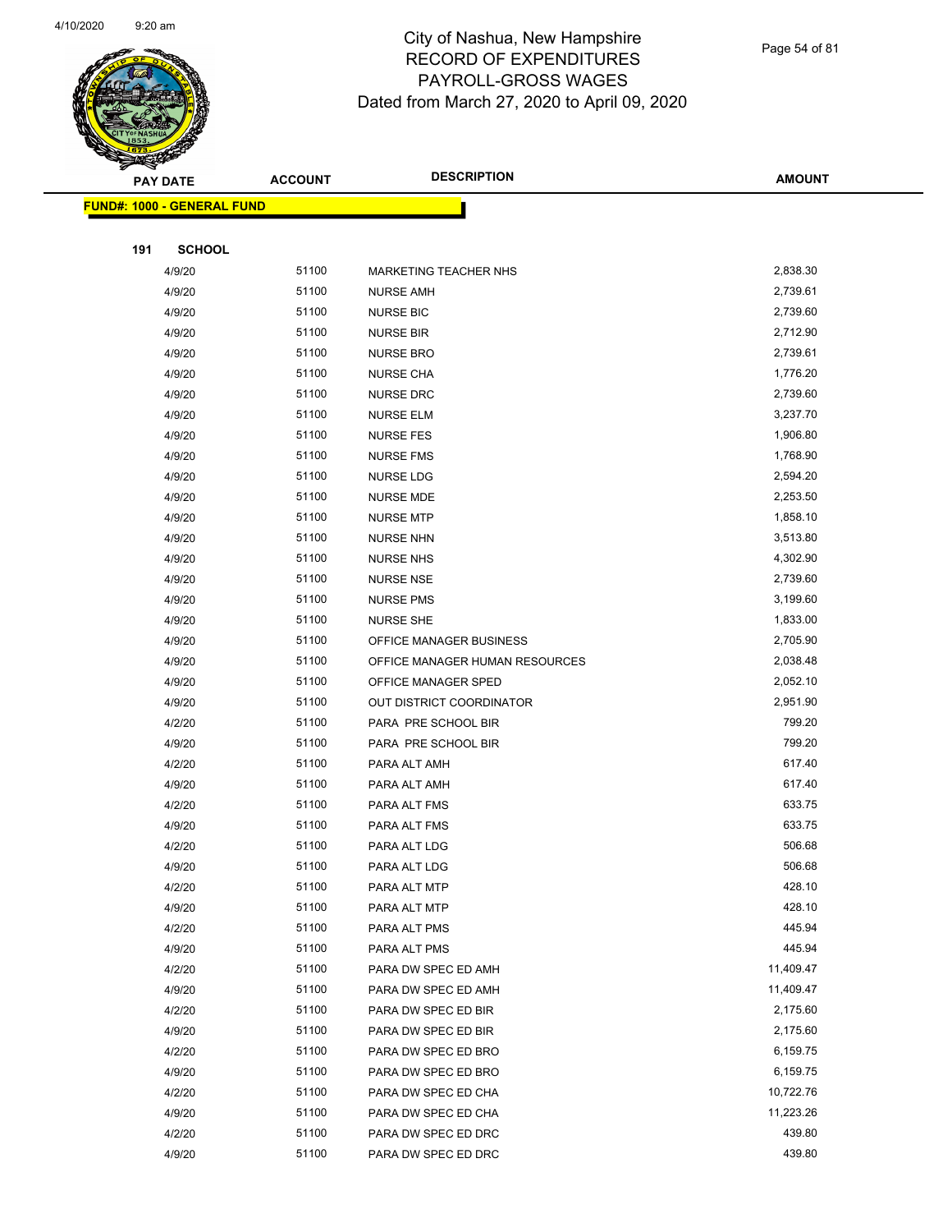# City of Nashua, New Hampshire
## RECORD OF EXPENDITURES
## PAYROLL-GROSS WAGES
## Dated from March 27, 2020 to April 09, 2020

| PAY DATE | ACCOUNT | DESCRIPTION | AMOUNT |
|---|---|---|---|
| **FUND#: 1000 - GENERAL FUND** | | | |
| **191 SCHOOL** | | | |
| 4/9/20 | 51100 | MARKETING TEACHER NHS | 2,838.30 |
| 4/9/20 | 51100 | NURSE AMH | 2,739.61 |
| 4/9/20 | 51100 | NURSE BIC | 2,739.60 |
| 4/9/20 | 51100 | NURSE BIR | 2,712.90 |
| 4/9/20 | 51100 | NURSE BRO | 2,739.61 |
| 4/9/20 | 51100 | NURSE CHA | 1,776.20 |
| 4/9/20 | 51100 | NURSE DRC | 2,739.60 |
| 4/9/20 | 51100 | NURSE ELM | 3,237.70 |
| 4/9/20 | 51100 | NURSE FES | 1,906.80 |
| 4/9/20 | 51100 | NURSE FMS | 1,768.90 |
| 4/9/20 | 51100 | NURSE LDG | 2,594.20 |
| 4/9/20 | 51100 | NURSE MDE | 2,253.50 |
| 4/9/20 | 51100 | NURSE MTP | 1,858.10 |
| 4/9/20 | 51100 | NURSE NHN | 3,513.80 |
| 4/9/20 | 51100 | NURSE NHS | 4,302.90 |
| 4/9/20 | 51100 | NURSE NSE | 2,739.60 |
| 4/9/20 | 51100 | NURSE PMS | 3,199.60 |
| 4/9/20 | 51100 | NURSE SHE | 1,833.00 |
| 4/9/20 | 51100 | OFFICE MANAGER BUSINESS | 2,705.90 |
| 4/9/20 | 51100 | OFFICE MANAGER HUMAN RESOURCES | 2,038.48 |
| 4/9/20 | 51100 | OFFICE MANAGER SPED | 2,052.10 |
| 4/9/20 | 51100 | OUT DISTRICT COORDINATOR | 2,951.90 |
| 4/2/20 | 51100 | PARA PRE SCHOOL BIR | 799.20 |
| 4/9/20 | 51100 | PARA PRE SCHOOL BIR | 799.20 |
| 4/2/20 | 51100 | PARA ALT AMH | 617.40 |
| 4/9/20 | 51100 | PARA ALT AMH | 617.40 |
| 4/2/20 | 51100 | PARA ALT FMS | 633.75 |
| 4/9/20 | 51100 | PARA ALT FMS | 633.75 |
| 4/2/20 | 51100 | PARA ALT LDG | 506.68 |
| 4/9/20 | 51100 | PARA ALT LDG | 506.68 |
| 4/2/20 | 51100 | PARA ALT MTP | 428.10 |
| 4/9/20 | 51100 | PARA ALT MTP | 428.10 |
| 4/2/20 | 51100 | PARA ALT PMS | 445.94 |
| 4/9/20 | 51100 | PARA ALT PMS | 445.94 |
| 4/2/20 | 51100 | PARA DW SPEC ED AMH | 11,409.47 |
| 4/9/20 | 51100 | PARA DW SPEC ED AMH | 11,409.47 |
| 4/2/20 | 51100 | PARA DW SPEC ED BIR | 2,175.60 |
| 4/9/20 | 51100 | PARA DW SPEC ED BIR | 2,175.60 |
| 4/2/20 | 51100 | PARA DW SPEC ED BRO | 6,159.75 |
| 4/9/20 | 51100 | PARA DW SPEC ED BRO | 6,159.75 |
| 4/2/20 | 51100 | PARA DW SPEC ED CHA | 10,722.76 |
| 4/9/20 | 51100 | PARA DW SPEC ED CHA | 11,223.26 |
| 4/2/20 | 51100 | PARA DW SPEC ED DRC | 439.80 |
| 4/9/20 | 51100 | PARA DW SPEC ED DRC | 439.80 |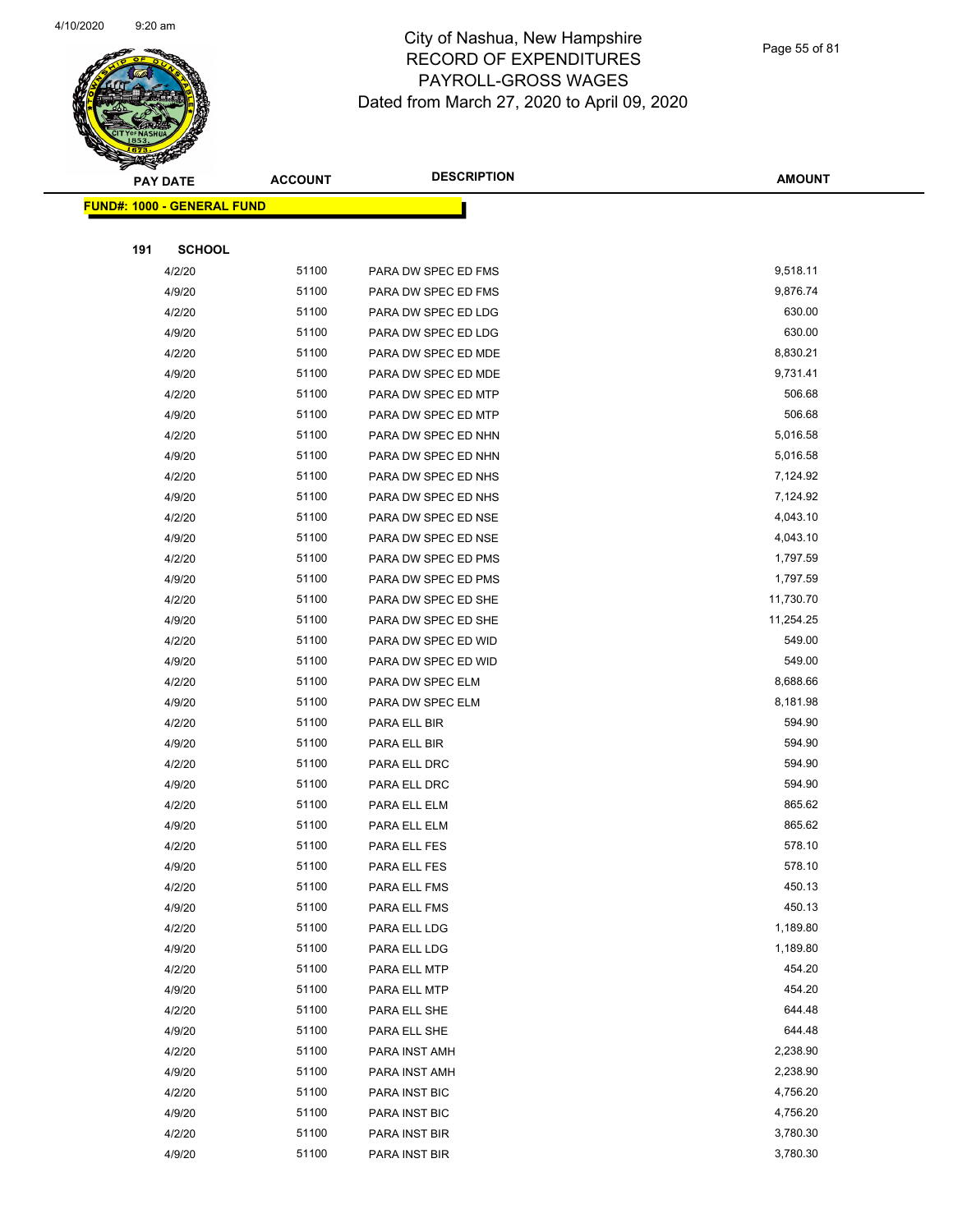# City of Nashua, New Hampshire
## RECORD OF EXPENDITURES
## PAYROLL-GROSS WAGES
## Dated from March 27, 2020 to April 09, 2020

| PAY DATE | ACCOUNT | DESCRIPTION | AMOUNT |
|---|---|---|---|

**FUND#: 1000 - GENERAL FUND**

**191 SCHOOL**

| PAY DATE | ACCOUNT | DESCRIPTION | AMOUNT |
|---|---|---|---|
| 4/2/20 | 51100 | PARA DW SPEC ED FMS | 9,518.11 |
| 4/9/20 | 51100 | PARA DW SPEC ED FMS | 9,876.74 |
| 4/2/20 | 51100 | PARA DW SPEC ED LDG | 630.00 |
| 4/9/20 | 51100 | PARA DW SPEC ED LDG | 630.00 |
| 4/2/20 | 51100 | PARA DW SPEC ED MDE | 8,830.21 |
| 4/9/20 | 51100 | PARA DW SPEC ED MDE | 9,731.41 |
| 4/2/20 | 51100 | PARA DW SPEC ED MTP | 506.68 |
| 4/9/20 | 51100 | PARA DW SPEC ED MTP | 506.68 |
| 4/2/20 | 51100 | PARA DW SPEC ED NHN | 5,016.58 |
| 4/9/20 | 51100 | PARA DW SPEC ED NHN | 5,016.58 |
| 4/2/20 | 51100 | PARA DW SPEC ED NHS | 7,124.92 |
| 4/9/20 | 51100 | PARA DW SPEC ED NHS | 7,124.92 |
| 4/2/20 | 51100 | PARA DW SPEC ED NSE | 4,043.10 |
| 4/9/20 | 51100 | PARA DW SPEC ED NSE | 4,043.10 |
| 4/2/20 | 51100 | PARA DW SPEC ED PMS | 1,797.59 |
| 4/9/20 | 51100 | PARA DW SPEC ED PMS | 1,797.59 |
| 4/2/20 | 51100 | PARA DW SPEC ED SHE | 11,730.70 |
| 4/9/20 | 51100 | PARA DW SPEC ED SHE | 11,254.25 |
| 4/2/20 | 51100 | PARA DW SPEC ED WID | 549.00 |
| 4/9/20 | 51100 | PARA DW SPEC ED WID | 549.00 |
| 4/2/20 | 51100 | PARA DW SPEC ELM | 8,688.66 |
| 4/9/20 | 51100 | PARA DW SPEC ELM | 8,181.98 |
| 4/2/20 | 51100 | PARA ELL BIR | 594.90 |
| 4/9/20 | 51100 | PARA ELL BIR | 594.90 |
| 4/2/20 | 51100 | PARA ELL DRC | 594.90 |
| 4/9/20 | 51100 | PARA ELL DRC | 594.90 |
| 4/2/20 | 51100 | PARA ELL ELM | 865.62 |
| 4/9/20 | 51100 | PARA ELL ELM | 865.62 |
| 4/2/20 | 51100 | PARA ELL FES | 578.10 |
| 4/9/20 | 51100 | PARA ELL FES | 578.10 |
| 4/2/20 | 51100 | PARA ELL FMS | 450.13 |
| 4/9/20 | 51100 | PARA ELL FMS | 450.13 |
| 4/2/20 | 51100 | PARA ELL LDG | 1,189.80 |
| 4/9/20 | 51100 | PARA ELL LDG | 1,189.80 |
| 4/2/20 | 51100 | PARA ELL MTP | 454.20 |
| 4/9/20 | 51100 | PARA ELL MTP | 454.20 |
| 4/2/20 | 51100 | PARA ELL SHE | 644.48 |
| 4/9/20 | 51100 | PARA ELL SHE | 644.48 |
| 4/2/20 | 51100 | PARA INST AMH | 2,238.90 |
| 4/9/20 | 51100 | PARA INST AMH | 2,238.90 |
| 4/2/20 | 51100 | PARA INST BIC | 4,756.20 |
| 4/9/20 | 51100 | PARA INST BIC | 4,756.20 |
| 4/2/20 | 51100 | PARA INST BIR | 3,780.30 |
| 4/9/20 | 51100 | PARA INST BIR | 3,780.30 |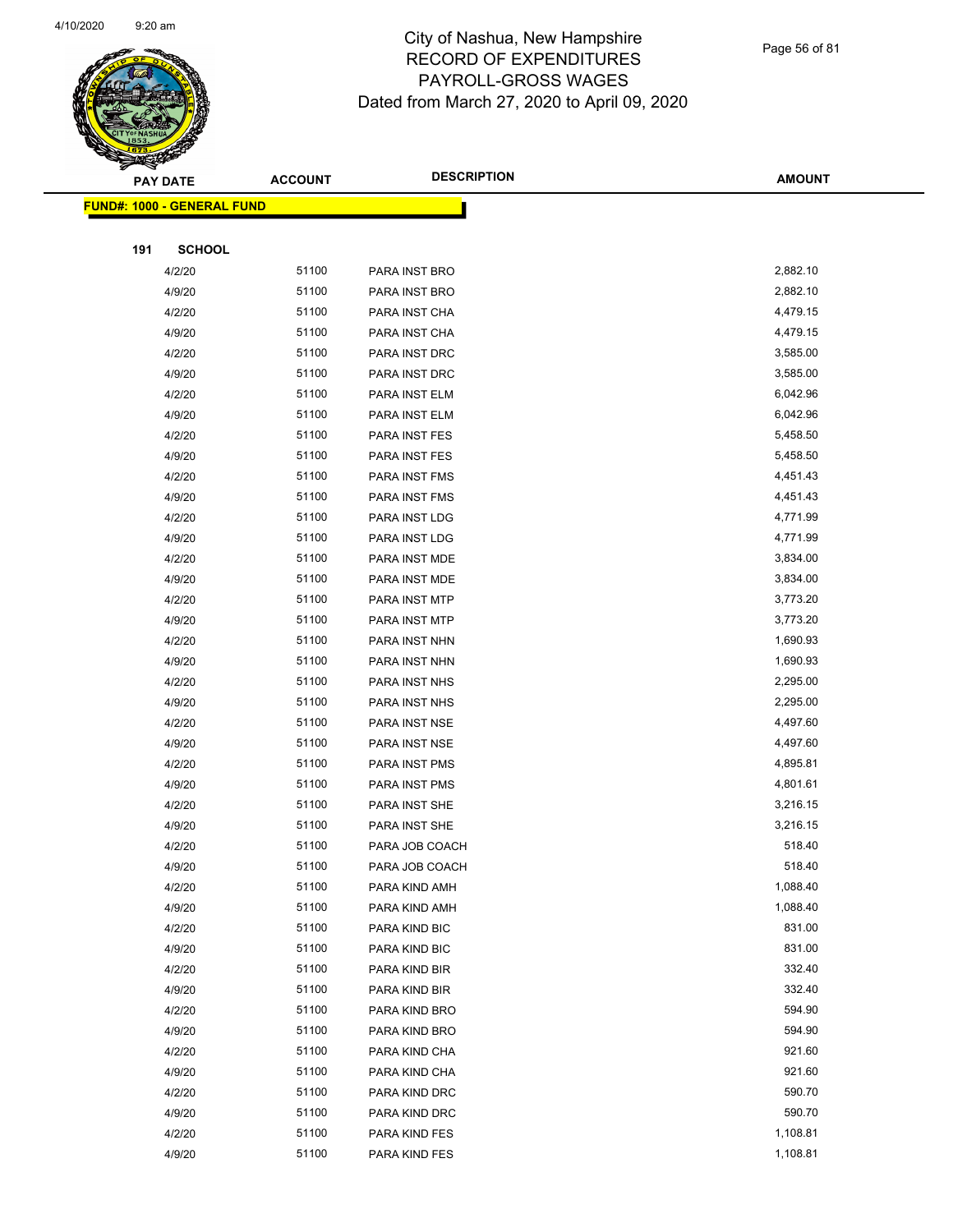# City of Nashua, New Hampshire
## RECORD OF EXPENDITURES
## PAYROLL-GROSS WAGES
## Dated from March 27, 2020 to April 09, 2020

| PAY DATE | ACCOUNT | DESCRIPTION | AMOUNT |
|---|---|---|---|
| **FUND#: 1000 - GENERAL FUND** | | | |
| **191 SCHOOL** | | | |
| 4/2/20 | 51100 | PARA INST BRO | 2,882.10 |
| 4/9/20 | 51100 | PARA INST BRO | 2,882.10 |
| 4/2/20 | 51100 | PARA INST CHA | 4,479.15 |
| 4/9/20 | 51100 | PARA INST CHA | 4,479.15 |
| 4/2/20 | 51100 | PARA INST DRC | 3,585.00 |
| 4/9/20 | 51100 | PARA INST DRC | 3,585.00 |
| 4/2/20 | 51100 | PARA INST ELM | 6,042.96 |
| 4/9/20 | 51100 | PARA INST ELM | 6,042.96 |
| 4/2/20 | 51100 | PARA INST FES | 5,458.50 |
| 4/9/20 | 51100 | PARA INST FES | 5,458.50 |
| 4/2/20 | 51100 | PARA INST FMS | 4,451.43 |
| 4/9/20 | 51100 | PARA INST FMS | 4,451.43 |
| 4/2/20 | 51100 | PARA INST LDG | 4,771.99 |
| 4/9/20 | 51100 | PARA INST LDG | 4,771.99 |
| 4/2/20 | 51100 | PARA INST MDE | 3,834.00 |
| 4/9/20 | 51100 | PARA INST MDE | 3,834.00 |
| 4/2/20 | 51100 | PARA INST MTP | 3,773.20 |
| 4/9/20 | 51100 | PARA INST MTP | 3,773.20 |
| 4/2/20 | 51100 | PARA INST NHN | 1,690.93 |
| 4/9/20 | 51100 | PARA INST NHN | 1,690.93 |
| 4/2/20 | 51100 | PARA INST NHS | 2,295.00 |
| 4/9/20 | 51100 | PARA INST NHS | 2,295.00 |
| 4/2/20 | 51100 | PARA INST NSE | 4,497.60 |
| 4/9/20 | 51100 | PARA INST NSE | 4,497.60 |
| 4/2/20 | 51100 | PARA INST PMS | 4,895.81 |
| 4/9/20 | 51100 | PARA INST PMS | 4,801.61 |
| 4/2/20 | 51100 | PARA INST SHE | 3,216.15 |
| 4/9/20 | 51100 | PARA INST SHE | 3,216.15 |
| 4/2/20 | 51100 | PARA JOB COACH | 518.40 |
| 4/9/20 | 51100 | PARA JOB COACH | 518.40 |
| 4/2/20 | 51100 | PARA KIND AMH | 1,088.40 |
| 4/9/20 | 51100 | PARA KIND AMH | 1,088.40 |
| 4/2/20 | 51100 | PARA KIND BIC | 831.00 |
| 4/9/20 | 51100 | PARA KIND BIC | 831.00 |
| 4/2/20 | 51100 | PARA KIND BIR | 332.40 |
| 4/9/20 | 51100 | PARA KIND BIR | 332.40 |
| 4/2/20 | 51100 | PARA KIND BRO | 594.90 |
| 4/9/20 | 51100 | PARA KIND BRO | 594.90 |
| 4/2/20 | 51100 | PARA KIND CHA | 921.60 |
| 4/9/20 | 51100 | PARA KIND CHA | 921.60 |
| 4/2/20 | 51100 | PARA KIND DRC | 590.70 |
| 4/9/20 | 51100 | PARA KIND DRC | 590.70 |
| 4/2/20 | 51100 | PARA KIND FES | 1,108.81 |
| 4/9/20 | 51100 | PARA KIND FES | 1,108.81 |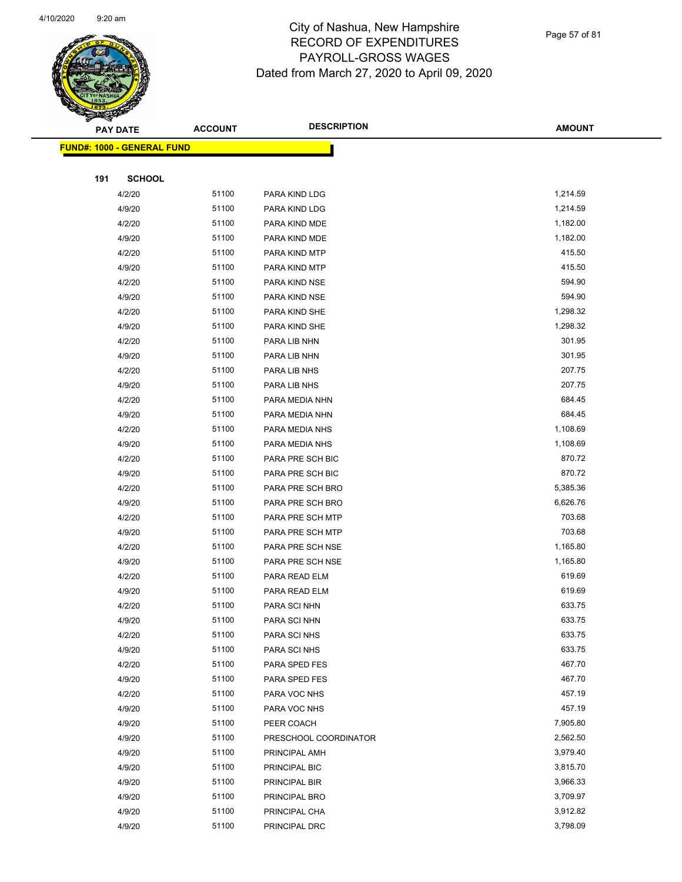# City of Nashua, New Hampshire
## RECORD OF EXPENDITURES
## PAYROLL-GROSS WAGES
## Dated from March 27, 2020 to April 09, 2020

**FUND#: 1000 - GENERAL FUND**

**191 SCHOOL**

| PAY DATE | ACCOUNT | DESCRIPTION | AMOUNT |
|---|---|---|---|
| 4/2/20 | 51100 | PARA KIND LDG | 1,214.59 |
| 4/9/20 | 51100 | PARA KIND LDG | 1,214.59 |
| 4/2/20 | 51100 | PARA KIND MDE | 1,182.00 |
| 4/9/20 | 51100 | PARA KIND MDE | 1,182.00 |
| 4/2/20 | 51100 | PARA KIND MTP | 415.50 |
| 4/9/20 | 51100 | PARA KIND MTP | 415.50 |
| 4/2/20 | 51100 | PARA KIND NSE | 594.90 |
| 4/9/20 | 51100 | PARA KIND NSE | 594.90 |
| 4/2/20 | 51100 | PARA KIND SHE | 1,298.32 |
| 4/9/20 | 51100 | PARA KIND SHE | 1,298.32 |
| 4/2/20 | 51100 | PARA LIB NHN | 301.95 |
| 4/9/20 | 51100 | PARA LIB NHN | 301.95 |
| 4/2/20 | 51100 | PARA LIB NHS | 207.75 |
| 4/9/20 | 51100 | PARA LIB NHS | 207.75 |
| 4/2/20 | 51100 | PARA MEDIA NHN | 684.45 |
| 4/9/20 | 51100 | PARA MEDIA NHN | 684.45 |
| 4/2/20 | 51100 | PARA MEDIA NHS | 1,108.69 |
| 4/9/20 | 51100 | PARA MEDIA NHS | 1,108.69 |
| 4/2/20 | 51100 | PARA PRE SCH BIC | 870.72 |
| 4/9/20 | 51100 | PARA PRE SCH BIC | 870.72 |
| 4/2/20 | 51100 | PARA PRE SCH BRO | 5,385.36 |
| 4/9/20 | 51100 | PARA PRE SCH BRO | 6,626.76 |
| 4/2/20 | 51100 | PARA PRE SCH MTP | 703.68 |
| 4/9/20 | 51100 | PARA PRE SCH MTP | 703.68 |
| 4/2/20 | 51100 | PARA PRE SCH NSE | 1,165.80 |
| 4/9/20 | 51100 | PARA PRE SCH NSE | 1,165.80 |
| 4/2/20 | 51100 | PARA READ ELM | 619.69 |
| 4/9/20 | 51100 | PARA READ ELM | 619.69 |
| 4/2/20 | 51100 | PARA SCI NHN | 633.75 |
| 4/9/20 | 51100 | PARA SCI NHN | 633.75 |
| 4/2/20 | 51100 | PARA SCI NHS | 633.75 |
| 4/9/20 | 51100 | PARA SCI NHS | 633.75 |
| 4/2/20 | 51100 | PARA SPED FES | 467.70 |
| 4/9/20 | 51100 | PARA SPED FES | 467.70 |
| 4/2/20 | 51100 | PARA VOC NHS | 457.19 |
| 4/9/20 | 51100 | PARA VOC NHS | 457.19 |
| 4/9/20 | 51100 | PEER COACH | 7,905.80 |
| 4/9/20 | 51100 | PRESCHOOL COORDINATOR | 2,562.50 |
| 4/9/20 | 51100 | PRINCIPAL AMH | 3,979.40 |
| 4/9/20 | 51100 | PRINCIPAL BIC | 3,815.70 |
| 4/9/20 | 51100 | PRINCIPAL BIR | 3,966.33 |
| 4/9/20 | 51100 | PRINCIPAL BRO | 3,709.97 |
| 4/9/20 | 51100 | PRINCIPAL CHA | 3,912.82 |
| 4/9/20 | 51100 | PRINCIPAL DRC | 3,798.09 |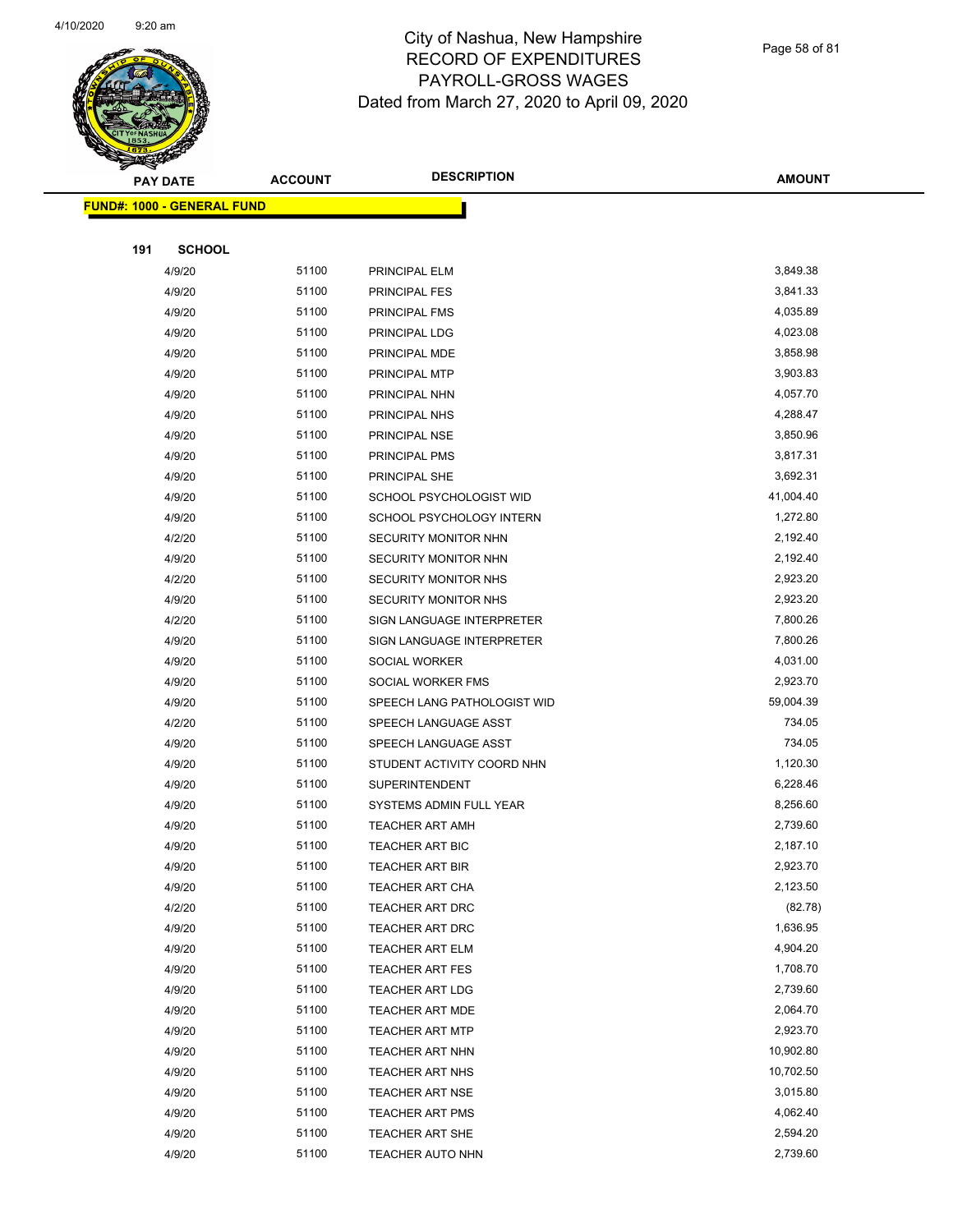# City of Nashua, New Hampshire
## RECORD OF EXPENDITURES
## PAYROLL-GROSS WAGES
## Dated from March 27, 2020 to April 09, 2020

| PAY DATE | ACCOUNT | DESCRIPTION | AMOUNT |
|---|---|---|---|
| **FUND#: 1000 - GENERAL FUND** | | | |
| **191 SCHOOL** | | | |
| 4/9/20 | 51100 | PRINCIPAL ELM | 3,849.38 |
| 4/9/20 | 51100 | PRINCIPAL FES | 3,841.33 |
| 4/9/20 | 51100 | PRINCIPAL FMS | 4,035.89 |
| 4/9/20 | 51100 | PRINCIPAL LDG | 4,023.08 |
| 4/9/20 | 51100 | PRINCIPAL MDE | 3,858.98 |
| 4/9/20 | 51100 | PRINCIPAL MTP | 3,903.83 |
| 4/9/20 | 51100 | PRINCIPAL NHN | 4,057.70 |
| 4/9/20 | 51100 | PRINCIPAL NHS | 4,288.47 |
| 4/9/20 | 51100 | PRINCIPAL NSE | 3,850.96 |
| 4/9/20 | 51100 | PRINCIPAL PMS | 3,817.31 |
| 4/9/20 | 51100 | PRINCIPAL SHE | 3,692.31 |
| 4/9/20 | 51100 | SCHOOL PSYCHOLOGIST WID | 41,004.40 |
| 4/9/20 | 51100 | SCHOOL PSYCHOLOGY INTERN | 1,272.80 |
| 4/2/20 | 51100 | SECURITY MONITOR NHN | 2,192.40 |
| 4/9/20 | 51100 | SECURITY MONITOR NHN | 2,192.40 |
| 4/2/20 | 51100 | SECURITY MONITOR NHS | 2,923.20 |
| 4/9/20 | 51100 | SECURITY MONITOR NHS | 2,923.20 |
| 4/2/20 | 51100 | SIGN LANGUAGE INTERPRETER | 7,800.26 |
| 4/9/20 | 51100 | SIGN LANGUAGE INTERPRETER | 7,800.26 |
| 4/9/20 | 51100 | SOCIAL WORKER | 4,031.00 |
| 4/9/20 | 51100 | SOCIAL WORKER FMS | 2,923.70 |
| 4/9/20 | 51100 | SPEECH LANG PATHOLOGIST WID | 59,004.39 |
| 4/2/20 | 51100 | SPEECH LANGUAGE ASST | 734.05 |
| 4/9/20 | 51100 | SPEECH LANGUAGE ASST | 734.05 |
| 4/9/20 | 51100 | STUDENT ACTIVITY COORD NHN | 1,120.30 |
| 4/9/20 | 51100 | SUPERINTENDENT | 6,228.46 |
| 4/9/20 | 51100 | SYSTEMS ADMIN FULL YEAR | 8,256.60 |
| 4/9/20 | 51100 | TEACHER ART AMH | 2,739.60 |
| 4/9/20 | 51100 | TEACHER ART BIC | 2,187.10 |
| 4/9/20 | 51100 | TEACHER ART BIR | 2,923.70 |
| 4/9/20 | 51100 | TEACHER ART CHA | 2,123.50 |
| 4/2/20 | 51100 | TEACHER ART DRC | (82.78) |
| 4/9/20 | 51100 | TEACHER ART DRC | 1,636.95 |
| 4/9/20 | 51100 | TEACHER ART ELM | 4,904.20 |
| 4/9/20 | 51100 | TEACHER ART FES | 1,708.70 |
| 4/9/20 | 51100 | TEACHER ART LDG | 2,739.60 |
| 4/9/20 | 51100 | TEACHER ART MDE | 2,064.70 |
| 4/9/20 | 51100 | TEACHER ART MTP | 2,923.70 |
| 4/9/20 | 51100 | TEACHER ART NHN | 10,902.80 |
| 4/9/20 | 51100 | TEACHER ART NHS | 10,702.50 |
| 4/9/20 | 51100 | TEACHER ART NSE | 3,015.80 |
| 4/9/20 | 51100 | TEACHER ART PMS | 4,062.40 |
| 4/9/20 | 51100 | TEACHER ART SHE | 2,594.20 |
| 4/9/20 | 51100 | TEACHER AUTO NHN | 2,739.60 |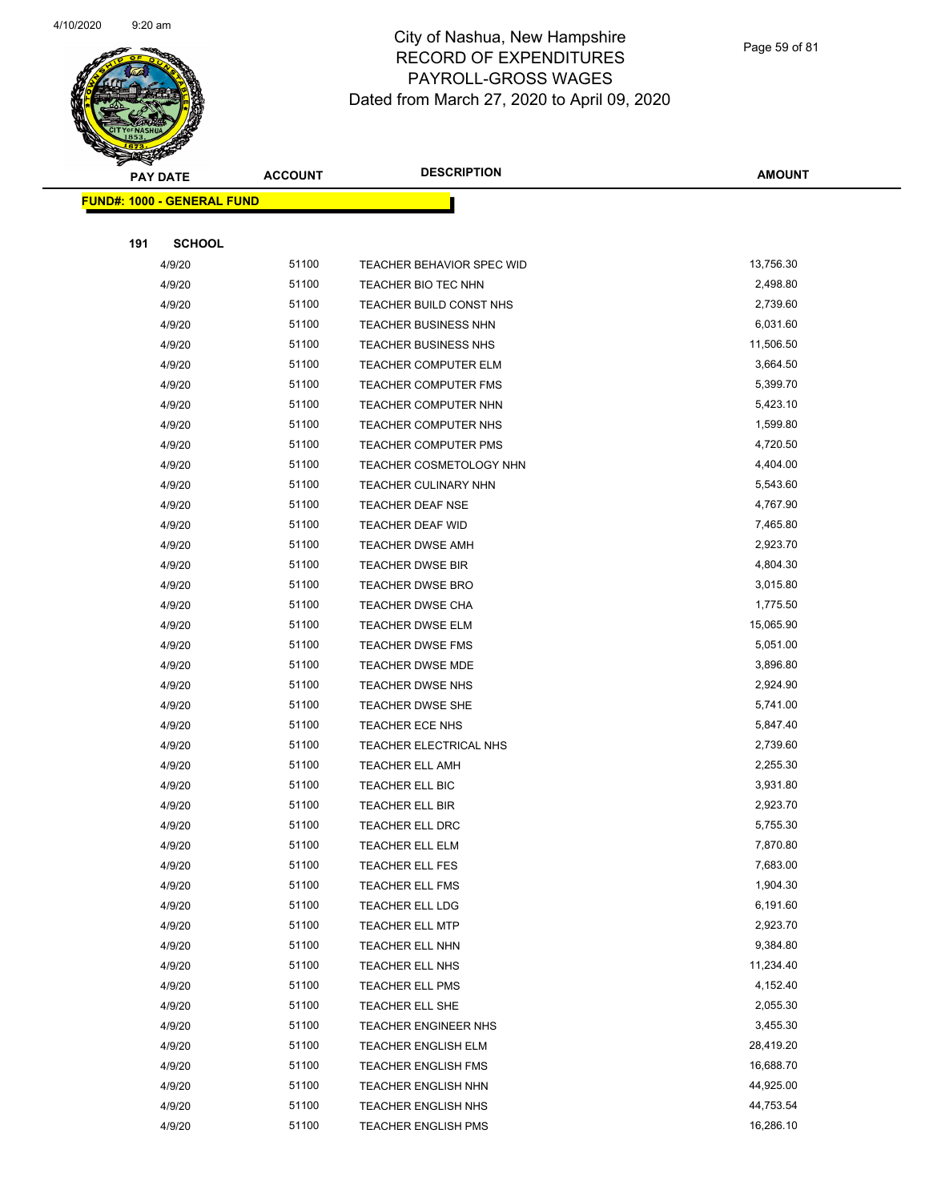City of Nashua, New Hampshire
RECORD OF EXPENDITURES
PAYROLL-GROSS WAGES
Dated from March 27, 2020 to April 09, 2020

| PAY DATE | ACCOUNT | DESCRIPTION | AMOUNT |
|---|---|---|---|
| **FUND#: 1000 - GENERAL FUND** | | | |
| **191 SCHOOL** | | | |
| 4/9/20 | 51100 | TEACHER BEHAVIOR SPEC WID | 13,756.30 |
| 4/9/20 | 51100 | TEACHER BIO TEC NHN | 2,498.80 |
| 4/9/20 | 51100 | TEACHER BUILD CONST NHS | 2,739.60 |
| 4/9/20 | 51100 | TEACHER BUSINESS NHN | 6,031.60 |
| 4/9/20 | 51100 | TEACHER BUSINESS NHS | 11,506.50 |
| 4/9/20 | 51100 | TEACHER COMPUTER ELM | 3,664.50 |
| 4/9/20 | 51100 | TEACHER COMPUTER FMS | 5,399.70 |
| 4/9/20 | 51100 | TEACHER COMPUTER NHN | 5,423.10 |
| 4/9/20 | 51100 | TEACHER COMPUTER NHS | 1,599.80 |
| 4/9/20 | 51100 | TEACHER COMPUTER PMS | 4,720.50 |
| 4/9/20 | 51100 | TEACHER COSMETOLOGY NHN | 4,404.00 |
| 4/9/20 | 51100 | TEACHER CULINARY NHN | 5,543.60 |
| 4/9/20 | 51100 | TEACHER DEAF NSE | 4,767.90 |
| 4/9/20 | 51100 | TEACHER DEAF WID | 7,465.80 |
| 4/9/20 | 51100 | TEACHER DWSE AMH | 2,923.70 |
| 4/9/20 | 51100 | TEACHER DWSE BIR | 4,804.30 |
| 4/9/20 | 51100 | TEACHER DWSE BRO | 3,015.80 |
| 4/9/20 | 51100 | TEACHER DWSE CHA | 1,775.50 |
| 4/9/20 | 51100 | TEACHER DWSE ELM | 15,065.90 |
| 4/9/20 | 51100 | TEACHER DWSE FMS | 5,051.00 |
| 4/9/20 | 51100 | TEACHER DWSE MDE | 3,896.80 |
| 4/9/20 | 51100 | TEACHER DWSE NHS | 2,924.90 |
| 4/9/20 | 51100 | TEACHER DWSE SHE | 5,741.00 |
| 4/9/20 | 51100 | TEACHER ECE NHS | 5,847.40 |
| 4/9/20 | 51100 | TEACHER ELECTRICAL NHS | 2,739.60 |
| 4/9/20 | 51100 | TEACHER ELL AMH | 2,255.30 |
| 4/9/20 | 51100 | TEACHER ELL BIC | 3,931.80 |
| 4/9/20 | 51100 | TEACHER ELL BIR | 2,923.70 |
| 4/9/20 | 51100 | TEACHER ELL DRC | 5,755.30 |
| 4/9/20 | 51100 | TEACHER ELL ELM | 7,870.80 |
| 4/9/20 | 51100 | TEACHER ELL FES | 7,683.00 |
| 4/9/20 | 51100 | TEACHER ELL FMS | 1,904.30 |
| 4/9/20 | 51100 | TEACHER ELL LDG | 6,191.60 |
| 4/9/20 | 51100 | TEACHER ELL MTP | 2,923.70 |
| 4/9/20 | 51100 | TEACHER ELL NHN | 9,384.80 |
| 4/9/20 | 51100 | TEACHER ELL NHS | 11,234.40 |
| 4/9/20 | 51100 | TEACHER ELL PMS | 4,152.40 |
| 4/9/20 | 51100 | TEACHER ELL SHE | 2,055.30 |
| 4/9/20 | 51100 | TEACHER ENGINEER NHS | 3,455.30 |
| 4/9/20 | 51100 | TEACHER ENGLISH ELM | 28,419.20 |
| 4/9/20 | 51100 | TEACHER ENGLISH FMS | 16,688.70 |
| 4/9/20 | 51100 | TEACHER ENGLISH NHN | 44,925.00 |
| 4/9/20 | 51100 | TEACHER ENGLISH NHS | 44,753.54 |
| 4/9/20 | 51100 | TEACHER ENGLISH PMS | 16,286.10 |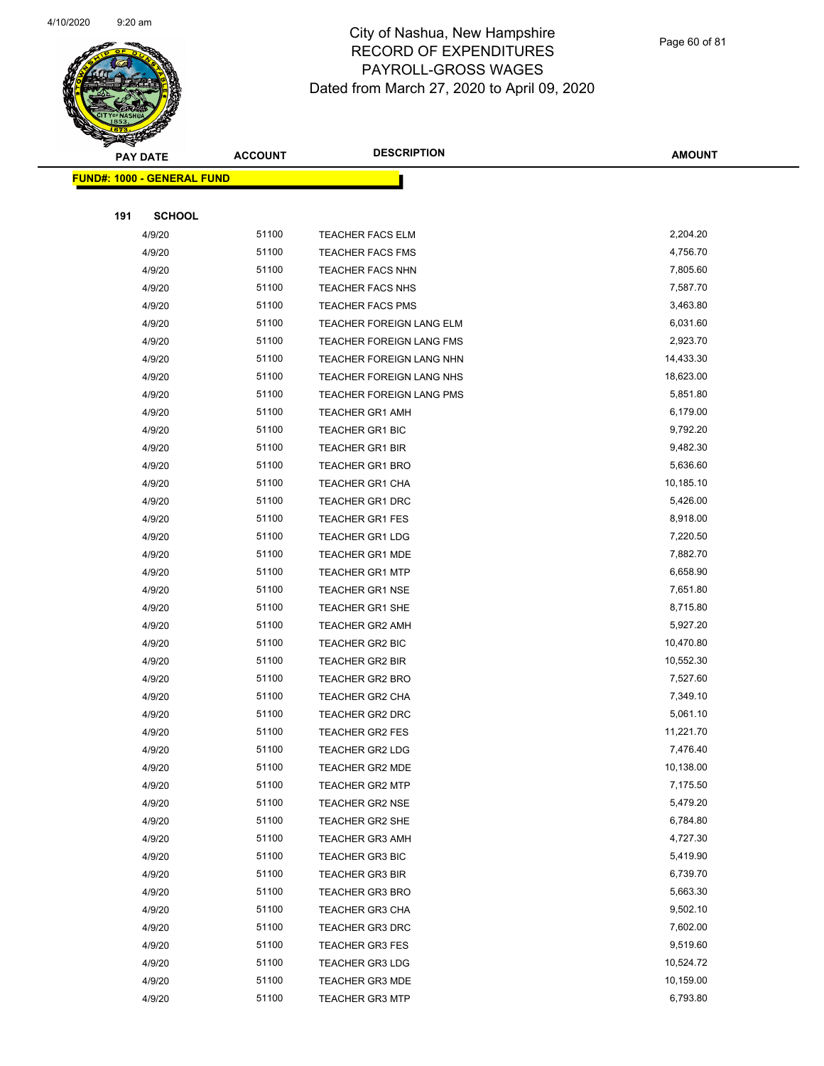# City of Nashua, New Hampshire
## RECORD OF EXPENDITURES
## PAYROLL-GROSS WAGES
### Dated from March 27, 2020 to April 09, 2020

| PAY DATE | ACCOUNT | DESCRIPTION | AMOUNT |
|---|---|---|---|

**FUND#: 1000 - GENERAL FUND**

**191 SCHOOL**

| PAY DATE | ACCOUNT | DESCRIPTION | AMOUNT |
|---|---|---|---|
| 4/9/20 | 51100 | TEACHER FACS ELM | 2,204.20 |
| 4/9/20 | 51100 | TEACHER FACS FMS | 4,756.70 |
| 4/9/20 | 51100 | TEACHER FACS NHN | 7,805.60 |
| 4/9/20 | 51100 | TEACHER FACS NHS | 7,587.70 |
| 4/9/20 | 51100 | TEACHER FACS PMS | 3,463.80 |
| 4/9/20 | 51100 | TEACHER FOREIGN LANG ELM | 6,031.60 |
| 4/9/20 | 51100 | TEACHER FOREIGN LANG FMS | 2,923.70 |
| 4/9/20 | 51100 | TEACHER FOREIGN LANG NHN | 14,433.30 |
| 4/9/20 | 51100 | TEACHER FOREIGN LANG NHS | 18,623.00 |
| 4/9/20 | 51100 | TEACHER FOREIGN LANG PMS | 5,851.80 |
| 4/9/20 | 51100 | TEACHER GR1 AMH | 6,179.00 |
| 4/9/20 | 51100 | TEACHER GR1 BIC | 9,792.20 |
| 4/9/20 | 51100 | TEACHER GR1 BIR | 9,482.30 |
| 4/9/20 | 51100 | TEACHER GR1 BRO | 5,636.60 |
| 4/9/20 | 51100 | TEACHER GR1 CHA | 10,185.10 |
| 4/9/20 | 51100 | TEACHER GR1 DRC | 5,426.00 |
| 4/9/20 | 51100 | TEACHER GR1 FES | 8,918.00 |
| 4/9/20 | 51100 | TEACHER GR1 LDG | 7,220.50 |
| 4/9/20 | 51100 | TEACHER GR1 MDE | 7,882.70 |
| 4/9/20 | 51100 | TEACHER GR1 MTP | 6,658.90 |
| 4/9/20 | 51100 | TEACHER GR1 NSE | 7,651.80 |
| 4/9/20 | 51100 | TEACHER GR1 SHE | 8,715.80 |
| 4/9/20 | 51100 | TEACHER GR2 AMH | 5,927.20 |
| 4/9/20 | 51100 | TEACHER GR2 BIC | 10,470.80 |
| 4/9/20 | 51100 | TEACHER GR2 BIR | 10,552.30 |
| 4/9/20 | 51100 | TEACHER GR2 BRO | 7,527.60 |
| 4/9/20 | 51100 | TEACHER GR2 CHA | 7,349.10 |
| 4/9/20 | 51100 | TEACHER GR2 DRC | 5,061.10 |
| 4/9/20 | 51100 | TEACHER GR2 FES | 11,221.70 |
| 4/9/20 | 51100 | TEACHER GR2 LDG | 7,476.40 |
| 4/9/20 | 51100 | TEACHER GR2 MDE | 10,138.00 |
| 4/9/20 | 51100 | TEACHER GR2 MTP | 7,175.50 |
| 4/9/20 | 51100 | TEACHER GR2 NSE | 5,479.20 |
| 4/9/20 | 51100 | TEACHER GR2 SHE | 6,784.80 |
| 4/9/20 | 51100 | TEACHER GR3 AMH | 4,727.30 |
| 4/9/20 | 51100 | TEACHER GR3 BIC | 5,419.90 |
| 4/9/20 | 51100 | TEACHER GR3 BIR | 6,739.70 |
| 4/9/20 | 51100 | TEACHER GR3 BRO | 5,663.30 |
| 4/9/20 | 51100 | TEACHER GR3 CHA | 9,502.10 |
| 4/9/20 | 51100 | TEACHER GR3 DRC | 7,602.00 |
| 4/9/20 | 51100 | TEACHER GR3 FES | 9,519.60 |
| 4/9/20 | 51100 | TEACHER GR3 LDG | 10,524.72 |
| 4/9/20 | 51100 | TEACHER GR3 MDE | 10,159.00 |
| 4/9/20 | 51100 | TEACHER GR3 MTP | 6,793.80 |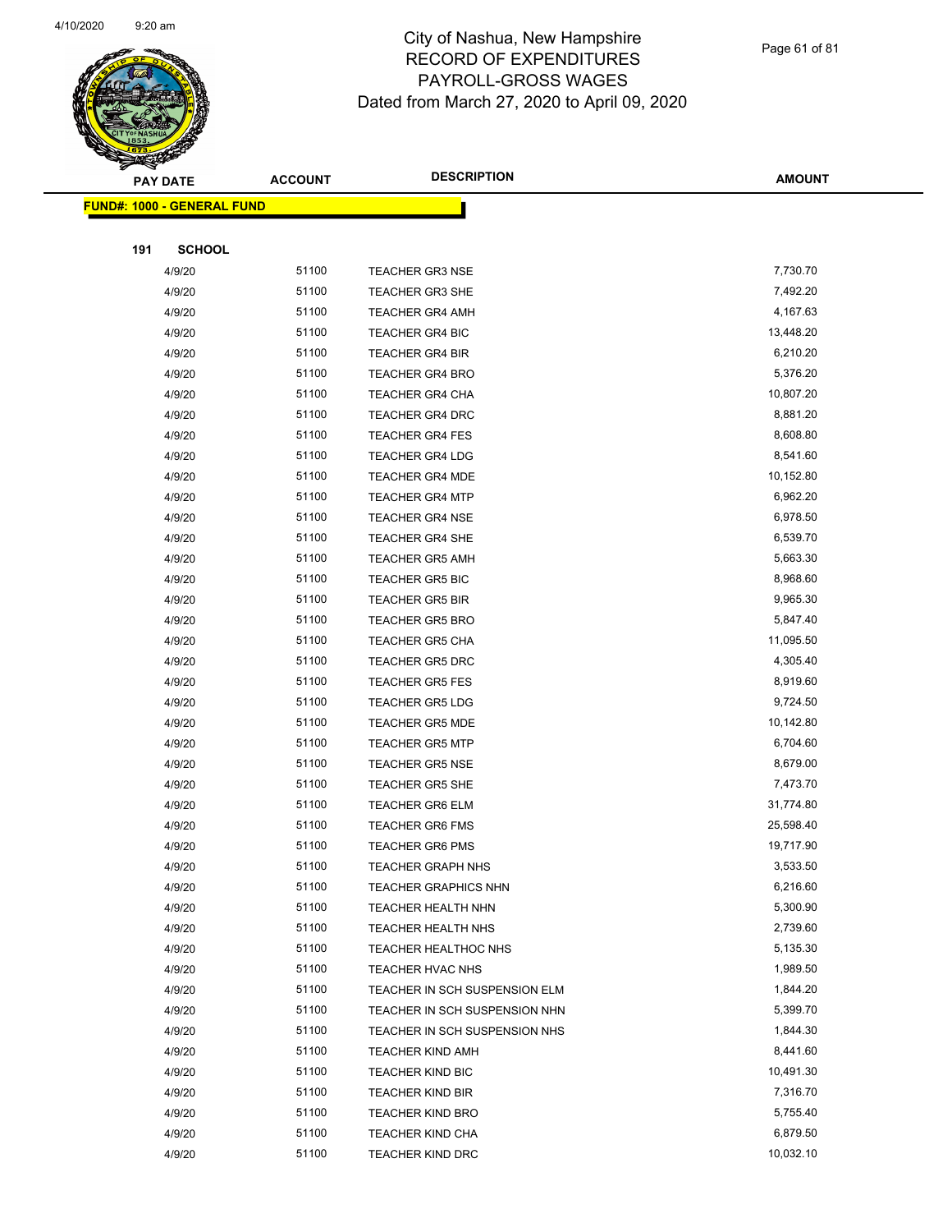# City of Nashua, New Hampshire
## RECORD OF EXPENDITURES
## PAYROLL-GROSS WAGES
### Dated from March 27, 2020 to April 09, 2020

**FUND#: 1000 - GENERAL FUND**

**191 SCHOOL**

| PAY DATE | ACCOUNT | DESCRIPTION | AMOUNT |
|---|---|---|---|
| 4/9/20 | 51100 | TEACHER GR3 NSE | 7,730.70 |
| 4/9/20 | 51100 | TEACHER GR3 SHE | 7,492.20 |
| 4/9/20 | 51100 | TEACHER GR4 AMH | 4,167.63 |
| 4/9/20 | 51100 | TEACHER GR4 BIC | 13,448.20 |
| 4/9/20 | 51100 | TEACHER GR4 BIR | 6,210.20 |
| 4/9/20 | 51100 | TEACHER GR4 BRO | 5,376.20 |
| 4/9/20 | 51100 | TEACHER GR4 CHA | 10,807.20 |
| 4/9/20 | 51100 | TEACHER GR4 DRC | 8,881.20 |
| 4/9/20 | 51100 | TEACHER GR4 FES | 8,608.80 |
| 4/9/20 | 51100 | TEACHER GR4 LDG | 8,541.60 |
| 4/9/20 | 51100 | TEACHER GR4 MDE | 10,152.80 |
| 4/9/20 | 51100 | TEACHER GR4 MTP | 6,962.20 |
| 4/9/20 | 51100 | TEACHER GR4 NSE | 6,978.50 |
| 4/9/20 | 51100 | TEACHER GR4 SHE | 6,539.70 |
| 4/9/20 | 51100 | TEACHER GR5 AMH | 5,663.30 |
| 4/9/20 | 51100 | TEACHER GR5 BIC | 8,968.60 |
| 4/9/20 | 51100 | TEACHER GR5 BIR | 9,965.30 |
| 4/9/20 | 51100 | TEACHER GR5 BRO | 5,847.40 |
| 4/9/20 | 51100 | TEACHER GR5 CHA | 11,095.50 |
| 4/9/20 | 51100 | TEACHER GR5 DRC | 4,305.40 |
| 4/9/20 | 51100 | TEACHER GR5 FES | 8,919.60 |
| 4/9/20 | 51100 | TEACHER GR5 LDG | 9,724.50 |
| 4/9/20 | 51100 | TEACHER GR5 MDE | 10,142.80 |
| 4/9/20 | 51100 | TEACHER GR5 MTP | 6,704.60 |
| 4/9/20 | 51100 | TEACHER GR5 NSE | 8,679.00 |
| 4/9/20 | 51100 | TEACHER GR5 SHE | 7,473.70 |
| 4/9/20 | 51100 | TEACHER GR6 ELM | 31,774.80 |
| 4/9/20 | 51100 | TEACHER GR6 FMS | 25,598.40 |
| 4/9/20 | 51100 | TEACHER GR6 PMS | 19,717.90 |
| 4/9/20 | 51100 | TEACHER GRAPH NHS | 3,533.50 |
| 4/9/20 | 51100 | TEACHER GRAPHICS NHN | 6,216.60 |
| 4/9/20 | 51100 | TEACHER HEALTH NHN | 5,300.90 |
| 4/9/20 | 51100 | TEACHER HEALTH NHS | 2,739.60 |
| 4/9/20 | 51100 | TEACHER HEALTHOC NHS | 5,135.30 |
| 4/9/20 | 51100 | TEACHER HVAC NHS | 1,989.50 |
| 4/9/20 | 51100 | TEACHER IN SCH SUSPENSION ELM | 1,844.20 |
| 4/9/20 | 51100 | TEACHER IN SCH SUSPENSION NHN | 5,399.70 |
| 4/9/20 | 51100 | TEACHER IN SCH SUSPENSION NHS | 1,844.30 |
| 4/9/20 | 51100 | TEACHER KIND AMH | 8,441.60 |
| 4/9/20 | 51100 | TEACHER KIND BIC | 10,491.30 |
| 4/9/20 | 51100 | TEACHER KIND BIR | 7,316.70 |
| 4/9/20 | 51100 | TEACHER KIND BRO | 5,755.40 |
| 4/9/20 | 51100 | TEACHER KIND CHA | 6,879.50 |
| 4/9/20 | 51100 | TEACHER KIND DRC | 10,032.10 |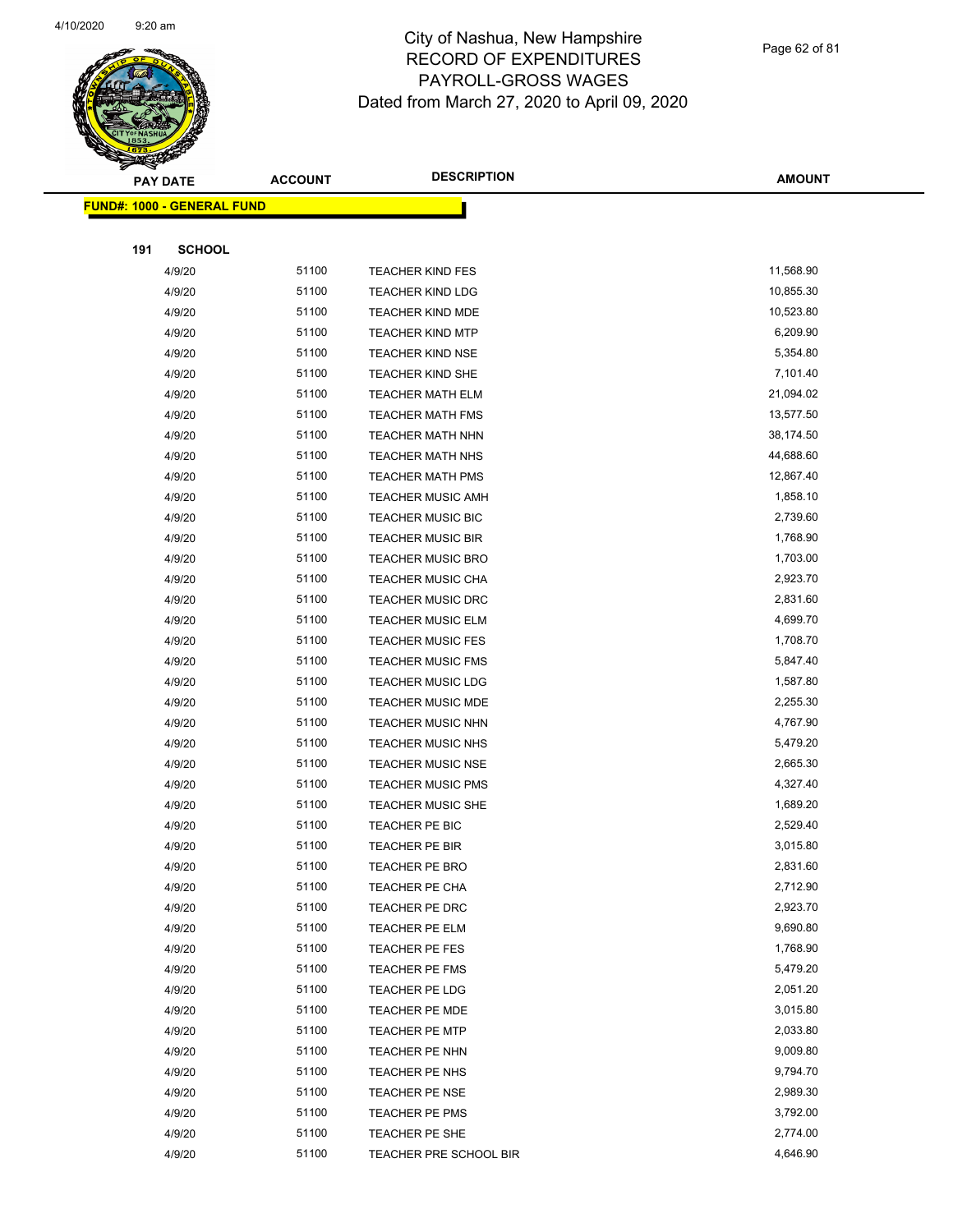# City of Nashua, New Hampshire
# RECORD OF EXPENDITURES
# PAYROLL-GROSS WAGES
# Dated from March 27, 2020 to April 09, 2020

**FUND#: 1000 - GENERAL FUND**

**191 SCHOOL**

| PAY DATE | ACCOUNT | DESCRIPTION | AMOUNT |
|---|---|---|---|
| 4/9/20 | 51100 | TEACHER KIND FES | 11,568.90 |
| 4/9/20 | 51100 | TEACHER KIND LDG | 10,855.30 |
| 4/9/20 | 51100 | TEACHER KIND MDE | 10,523.80 |
| 4/9/20 | 51100 | TEACHER KIND MTP | 6,209.90 |
| 4/9/20 | 51100 | TEACHER KIND NSE | 5,354.80 |
| 4/9/20 | 51100 | TEACHER KIND SHE | 7,101.40 |
| 4/9/20 | 51100 | TEACHER MATH ELM | 21,094.02 |
| 4/9/20 | 51100 | TEACHER MATH FMS | 13,577.50 |
| 4/9/20 | 51100 | TEACHER MATH NHN | 38,174.50 |
| 4/9/20 | 51100 | TEACHER MATH NHS | 44,688.60 |
| 4/9/20 | 51100 | TEACHER MATH PMS | 12,867.40 |
| 4/9/20 | 51100 | TEACHER MUSIC AMH | 1,858.10 |
| 4/9/20 | 51100 | TEACHER MUSIC BIC | 2,739.60 |
| 4/9/20 | 51100 | TEACHER MUSIC BIR | 1,768.90 |
| 4/9/20 | 51100 | TEACHER MUSIC BRO | 1,703.00 |
| 4/9/20 | 51100 | TEACHER MUSIC CHA | 2,923.70 |
| 4/9/20 | 51100 | TEACHER MUSIC DRC | 2,831.60 |
| 4/9/20 | 51100 | TEACHER MUSIC ELM | 4,699.70 |
| 4/9/20 | 51100 | TEACHER MUSIC FES | 1,708.70 |
| 4/9/20 | 51100 | TEACHER MUSIC FMS | 5,847.40 |
| 4/9/20 | 51100 | TEACHER MUSIC LDG | 1,587.80 |
| 4/9/20 | 51100 | TEACHER MUSIC MDE | 2,255.30 |
| 4/9/20 | 51100 | TEACHER MUSIC NHN | 4,767.90 |
| 4/9/20 | 51100 | TEACHER MUSIC NHS | 5,479.20 |
| 4/9/20 | 51100 | TEACHER MUSIC NSE | 2,665.30 |
| 4/9/20 | 51100 | TEACHER MUSIC PMS | 4,327.40 |
| 4/9/20 | 51100 | TEACHER MUSIC SHE | 1,689.20 |
| 4/9/20 | 51100 | TEACHER PE BIC | 2,529.40 |
| 4/9/20 | 51100 | TEACHER PE BIR | 3,015.80 |
| 4/9/20 | 51100 | TEACHER PE BRO | 2,831.60 |
| 4/9/20 | 51100 | TEACHER PE CHA | 2,712.90 |
| 4/9/20 | 51100 | TEACHER PE DRC | 2,923.70 |
| 4/9/20 | 51100 | TEACHER PE ELM | 9,690.80 |
| 4/9/20 | 51100 | TEACHER PE FES | 1,768.90 |
| 4/9/20 | 51100 | TEACHER PE FMS | 5,479.20 |
| 4/9/20 | 51100 | TEACHER PE LDG | 2,051.20 |
| 4/9/20 | 51100 | TEACHER PE MDE | 3,015.80 |
| 4/9/20 | 51100 | TEACHER PE MTP | 2,033.80 |
| 4/9/20 | 51100 | TEACHER PE NHN | 9,009.80 |
| 4/9/20 | 51100 | TEACHER PE NHS | 9,794.70 |
| 4/9/20 | 51100 | TEACHER PE NSE | 2,989.30 |
| 4/9/20 | 51100 | TEACHER PE PMS | 3,792.00 |
| 4/9/20 | 51100 | TEACHER PE SHE | 2,774.00 |
| 4/9/20 | 51100 | TEACHER PRE SCHOOL BIR | 4,646.90 |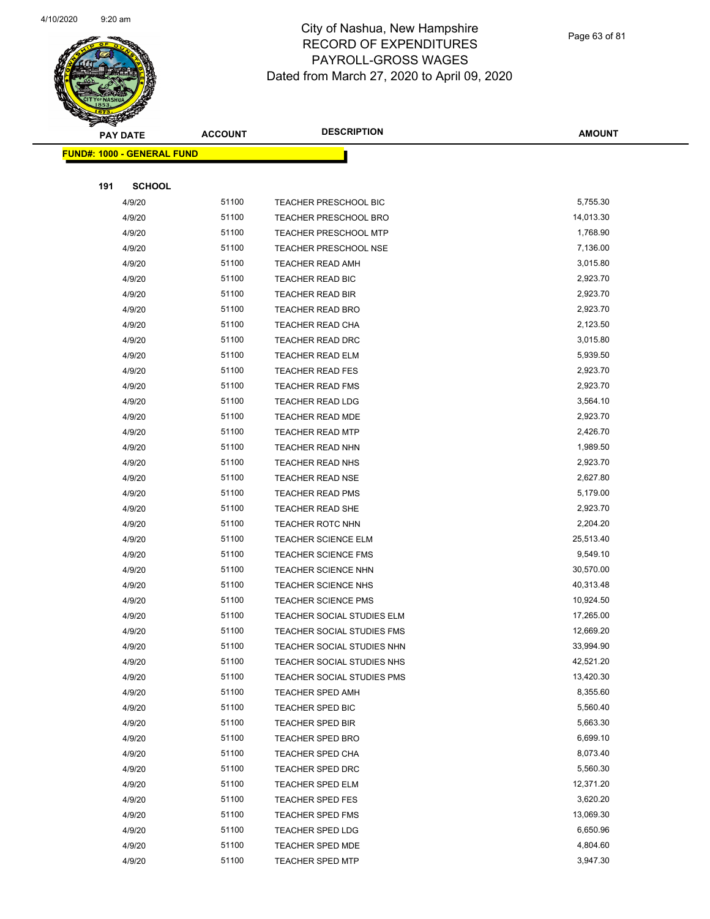# City of Nashua, New Hampshire
## RECORD OF EXPENDITURES
## PAYROLL-GROSS WAGES
## Dated from March 27, 2020 to April 09, 2020

| PAY DATE | ACCOUNT | DESCRIPTION | AMOUNT |
|---|---|---|---|
| **FUND#: 1000 - GENERAL FUND** | | | |
| **191 SCHOOL** | | | |
| 4/9/20 | 51100 | TEACHER PRESCHOOL BIC | 5,755.30 |
| 4/9/20 | 51100 | TEACHER PRESCHOOL BRO | 14,013.30 |
| 4/9/20 | 51100 | TEACHER PRESCHOOL MTP | 1,768.90 |
| 4/9/20 | 51100 | TEACHER PRESCHOOL NSE | 7,136.00 |
| 4/9/20 | 51100 | TEACHER READ AMH | 3,015.80 |
| 4/9/20 | 51100 | TEACHER READ BIC | 2,923.70 |
| 4/9/20 | 51100 | TEACHER READ BIR | 2,923.70 |
| 4/9/20 | 51100 | TEACHER READ BRO | 2,923.70 |
| 4/9/20 | 51100 | TEACHER READ CHA | 2,123.50 |
| 4/9/20 | 51100 | TEACHER READ DRC | 3,015.80 |
| 4/9/20 | 51100 | TEACHER READ ELM | 5,939.50 |
| 4/9/20 | 51100 | TEACHER READ FES | 2,923.70 |
| 4/9/20 | 51100 | TEACHER READ FMS | 2,923.70 |
| 4/9/20 | 51100 | TEACHER READ LDG | 3,564.10 |
| 4/9/20 | 51100 | TEACHER READ MDE | 2,923.70 |
| 4/9/20 | 51100 | TEACHER READ MTP | 2,426.70 |
| 4/9/20 | 51100 | TEACHER READ NHN | 1,989.50 |
| 4/9/20 | 51100 | TEACHER READ NHS | 2,923.70 |
| 4/9/20 | 51100 | TEACHER READ NSE | 2,627.80 |
| 4/9/20 | 51100 | TEACHER READ PMS | 5,179.00 |
| 4/9/20 | 51100 | TEACHER READ SHE | 2,923.70 |
| 4/9/20 | 51100 | TEACHER ROTC NHN | 2,204.20 |
| 4/9/20 | 51100 | TEACHER SCIENCE ELM | 25,513.40 |
| 4/9/20 | 51100 | TEACHER SCIENCE FMS | 9,549.10 |
| 4/9/20 | 51100 | TEACHER SCIENCE NHN | 30,570.00 |
| 4/9/20 | 51100 | TEACHER SCIENCE NHS | 40,313.48 |
| 4/9/20 | 51100 | TEACHER SCIENCE PMS | 10,924.50 |
| 4/9/20 | 51100 | TEACHER SOCIAL STUDIES ELM | 17,265.00 |
| 4/9/20 | 51100 | TEACHER SOCIAL STUDIES FMS | 12,669.20 |
| 4/9/20 | 51100 | TEACHER SOCIAL STUDIES NHN | 33,994.90 |
| 4/9/20 | 51100 | TEACHER SOCIAL STUDIES NHS | 42,521.20 |
| 4/9/20 | 51100 | TEACHER SOCIAL STUDIES PMS | 13,420.30 |
| 4/9/20 | 51100 | TEACHER SPED AMH | 8,355.60 |
| 4/9/20 | 51100 | TEACHER SPED BIC | 5,560.40 |
| 4/9/20 | 51100 | TEACHER SPED BIR | 5,663.30 |
| 4/9/20 | 51100 | TEACHER SPED BRO | 6,699.10 |
| 4/9/20 | 51100 | TEACHER SPED CHA | 8,073.40 |
| 4/9/20 | 51100 | TEACHER SPED DRC | 5,560.30 |
| 4/9/20 | 51100 | TEACHER SPED ELM | 12,371.20 |
| 4/9/20 | 51100 | TEACHER SPED FES | 3,620.20 |
| 4/9/20 | 51100 | TEACHER SPED FMS | 13,069.30 |
| 4/9/20 | 51100 | TEACHER SPED LDG | 6,650.96 |
| 4/9/20 | 51100 | TEACHER SPED MDE | 4,804.60 |
| 4/9/20 | 51100 | TEACHER SPED MTP | 3,947.30 |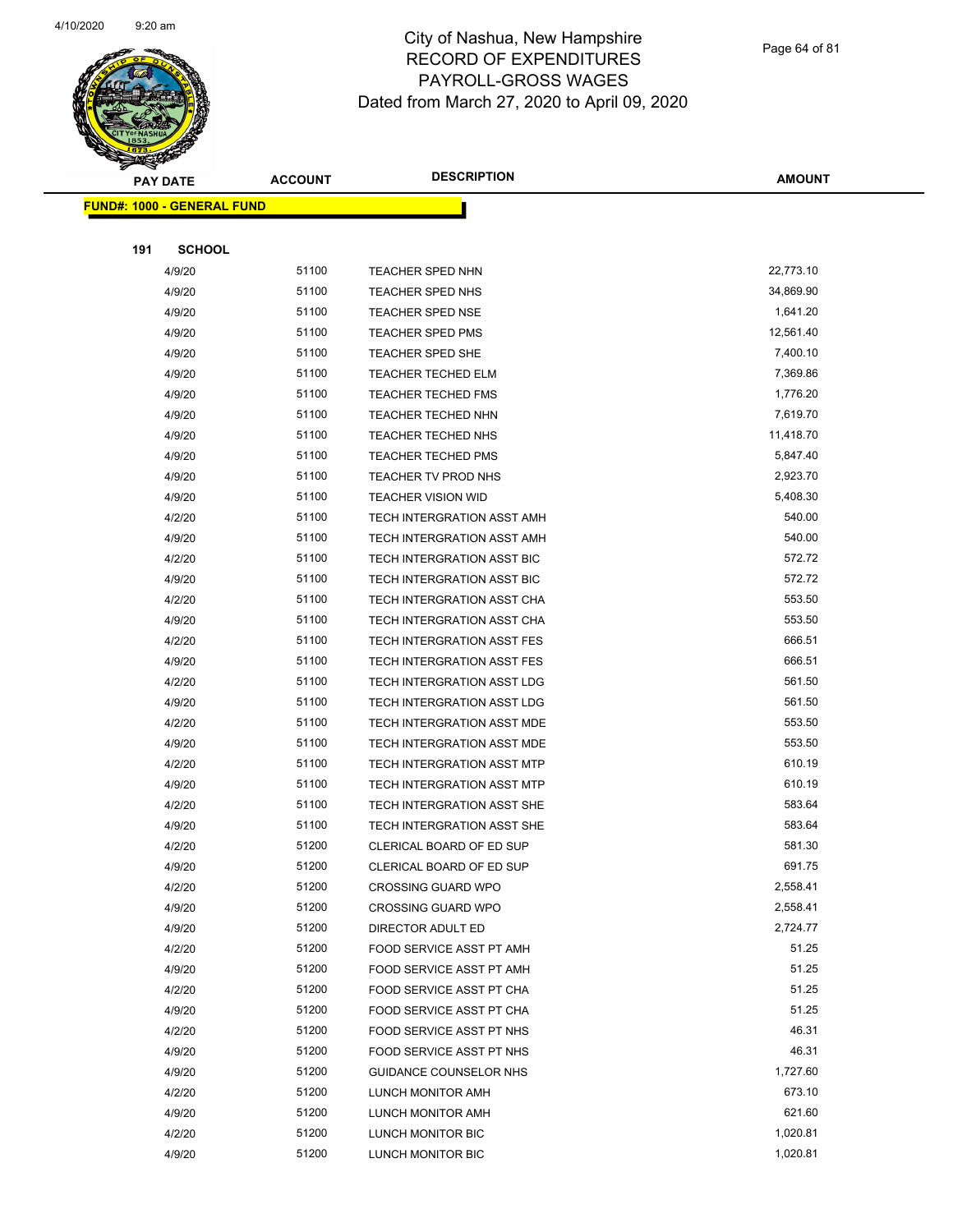# City of Nashua, New Hampshire
## RECORD OF EXPENDITURES
## PAYROLL-GROSS WAGES
## Dated from March 27, 2020 to April 09, 2020

**FUND#: 1000 - GENERAL FUND**

**191 SCHOOL**

| PAY DATE | ACCOUNT | DESCRIPTION | AMOUNT |
|---|---|---|---|
| 4/9/20 | 51100 | TEACHER SPED NHN | 22,773.10 |
| 4/9/20 | 51100 | TEACHER SPED NHS | 34,869.90 |
| 4/9/20 | 51100 | TEACHER SPED NSE | 1,641.20 |
| 4/9/20 | 51100 | TEACHER SPED PMS | 12,561.40 |
| 4/9/20 | 51100 | TEACHER SPED SHE | 7,400.10 |
| 4/9/20 | 51100 | TEACHER TECHED ELM | 7,369.86 |
| 4/9/20 | 51100 | TEACHER TECHED FMS | 1,776.20 |
| 4/9/20 | 51100 | TEACHER TECHED NHN | 7,619.70 |
| 4/9/20 | 51100 | TEACHER TECHED NHS | 11,418.70 |
| 4/9/20 | 51100 | TEACHER TECHED PMS | 5,847.40 |
| 4/9/20 | 51100 | TEACHER TV PROD NHS | 2,923.70 |
| 4/9/20 | 51100 | TEACHER VISION WID | 5,408.30 |
| 4/2/20 | 51100 | TECH INTERGRATION ASST AMH | 540.00 |
| 4/9/20 | 51100 | TECH INTERGRATION ASST AMH | 540.00 |
| 4/2/20 | 51100 | TECH INTERGRATION ASST BIC | 572.72 |
| 4/9/20 | 51100 | TECH INTERGRATION ASST BIC | 572.72 |
| 4/2/20 | 51100 | TECH INTERGRATION ASST CHA | 553.50 |
| 4/9/20 | 51100 | TECH INTERGRATION ASST CHA | 553.50 |
| 4/2/20 | 51100 | TECH INTERGRATION ASST FES | 666.51 |
| 4/9/20 | 51100 | TECH INTERGRATION ASST FES | 666.51 |
| 4/2/20 | 51100 | TECH INTERGRATION ASST LDG | 561.50 |
| 4/9/20 | 51100 | TECH INTERGRATION ASST LDG | 561.50 |
| 4/2/20 | 51100 | TECH INTERGRATION ASST MDE | 553.50 |
| 4/9/20 | 51100 | TECH INTERGRATION ASST MDE | 553.50 |
| 4/2/20 | 51100 | TECH INTERGRATION ASST MTP | 610.19 |
| 4/9/20 | 51100 | TECH INTERGRATION ASST MTP | 610.19 |
| 4/2/20 | 51100 | TECH INTERGRATION ASST SHE | 583.64 |
| 4/9/20 | 51100 | TECH INTERGRATION ASST SHE | 583.64 |
| 4/2/20 | 51200 | CLERICAL BOARD OF ED SUP | 581.30 |
| 4/9/20 | 51200 | CLERICAL BOARD OF ED SUP | 691.75 |
| 4/2/20 | 51200 | CROSSING GUARD WPO | 2,558.41 |
| 4/9/20 | 51200 | CROSSING GUARD WPO | 2,558.41 |
| 4/9/20 | 51200 | DIRECTOR ADULT ED | 2,724.77 |
| 4/2/20 | 51200 | FOOD SERVICE ASST PT AMH | 51.25 |
| 4/9/20 | 51200 | FOOD SERVICE ASST PT AMH | 51.25 |
| 4/2/20 | 51200 | FOOD SERVICE ASST PT CHA | 51.25 |
| 4/9/20 | 51200 | FOOD SERVICE ASST PT CHA | 51.25 |
| 4/2/20 | 51200 | FOOD SERVICE ASST PT NHS | 46.31 |
| 4/9/20 | 51200 | FOOD SERVICE ASST PT NHS | 46.31 |
| 4/9/20 | 51200 | GUIDANCE COUNSELOR NHS | 1,727.60 |
| 4/2/20 | 51200 | LUNCH MONITOR AMH | 673.10 |
| 4/9/20 | 51200 | LUNCH MONITOR AMH | 621.60 |
| 4/2/20 | 51200 | LUNCH MONITOR BIC | 1,020.81 |
| 4/9/20 | 51200 | LUNCH MONITOR BIC | 1,020.81 |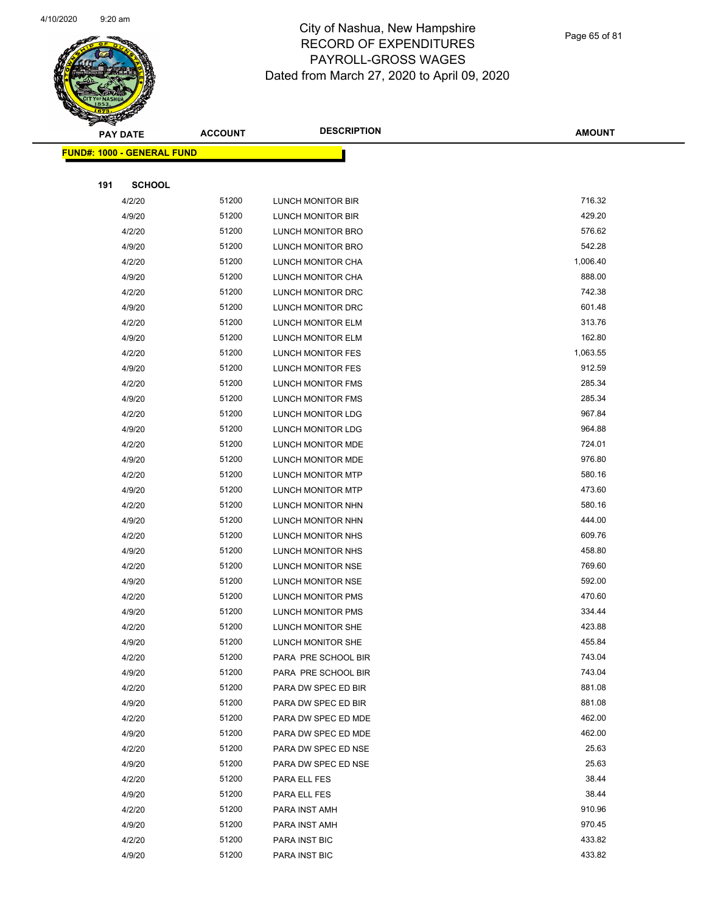# City of Nashua, New Hampshire
## RECORD OF EXPENDITURES
## PAYROLL-GROSS WAGES
## Dated from March 27, 2020 to April 09, 2020

| PAY DATE | ACCOUNT | DESCRIPTION | AMOUNT |
|---|---|---|---|
| **FUND#: 1000 - GENERAL FUND** | | | |
| **191 SCHOOL** | | | |
| 4/2/20 | 51200 | LUNCH MONITOR BIR | 716.32 |
| 4/9/20 | 51200 | LUNCH MONITOR BIR | 429.20 |
| 4/2/20 | 51200 | LUNCH MONITOR BRO | 576.62 |
| 4/9/20 | 51200 | LUNCH MONITOR BRO | 542.28 |
| 4/2/20 | 51200 | LUNCH MONITOR CHA | 1,006.40 |
| 4/9/20 | 51200 | LUNCH MONITOR CHA | 888.00 |
| 4/2/20 | 51200 | LUNCH MONITOR DRC | 742.38 |
| 4/9/20 | 51200 | LUNCH MONITOR DRC | 601.48 |
| 4/2/20 | 51200 | LUNCH MONITOR ELM | 313.76 |
| 4/9/20 | 51200 | LUNCH MONITOR ELM | 162.80 |
| 4/2/20 | 51200 | LUNCH MONITOR FES | 1,063.55 |
| 4/9/20 | 51200 | LUNCH MONITOR FES | 912.59 |
| 4/2/20 | 51200 | LUNCH MONITOR FMS | 285.34 |
| 4/9/20 | 51200 | LUNCH MONITOR FMS | 285.34 |
| 4/2/20 | 51200 | LUNCH MONITOR LDG | 967.84 |
| 4/9/20 | 51200 | LUNCH MONITOR LDG | 964.88 |
| 4/2/20 | 51200 | LUNCH MONITOR MDE | 724.01 |
| 4/9/20 | 51200 | LUNCH MONITOR MDE | 976.80 |
| 4/2/20 | 51200 | LUNCH MONITOR MTP | 580.16 |
| 4/9/20 | 51200 | LUNCH MONITOR MTP | 473.60 |
| 4/2/20 | 51200 | LUNCH MONITOR NHN | 580.16 |
| 4/9/20 | 51200 | LUNCH MONITOR NHN | 444.00 |
| 4/2/20 | 51200 | LUNCH MONITOR NHS | 609.76 |
| 4/9/20 | 51200 | LUNCH MONITOR NHS | 458.80 |
| 4/2/20 | 51200 | LUNCH MONITOR NSE | 769.60 |
| 4/9/20 | 51200 | LUNCH MONITOR NSE | 592.00 |
| 4/2/20 | 51200 | LUNCH MONITOR PMS | 470.60 |
| 4/9/20 | 51200 | LUNCH MONITOR PMS | 334.44 |
| 4/2/20 | 51200 | LUNCH MONITOR SHE | 423.88 |
| 4/9/20 | 51200 | LUNCH MONITOR SHE | 455.84 |
| 4/2/20 | 51200 | PARA PRE SCHOOL BIR | 743.04 |
| 4/9/20 | 51200 | PARA PRE SCHOOL BIR | 743.04 |
| 4/2/20 | 51200 | PARA DW SPEC ED BIR | 881.08 |
| 4/9/20 | 51200 | PARA DW SPEC ED BIR | 881.08 |
| 4/2/20 | 51200 | PARA DW SPEC ED MDE | 462.00 |
| 4/9/20 | 51200 | PARA DW SPEC ED MDE | 462.00 |
| 4/2/20 | 51200 | PARA DW SPEC ED NSE | 25.63 |
| 4/9/20 | 51200 | PARA DW SPEC ED NSE | 25.63 |
| 4/2/20 | 51200 | PARA ELL FES | 38.44 |
| 4/9/20 | 51200 | PARA ELL FES | 38.44 |
| 4/2/20 | 51200 | PARA INST AMH | 910.96 |
| 4/9/20 | 51200 | PARA INST AMH | 970.45 |
| 4/2/20 | 51200 | PARA INST BIC | 433.82 |
| 4/9/20 | 51200 | PARA INST BIC | 433.82 |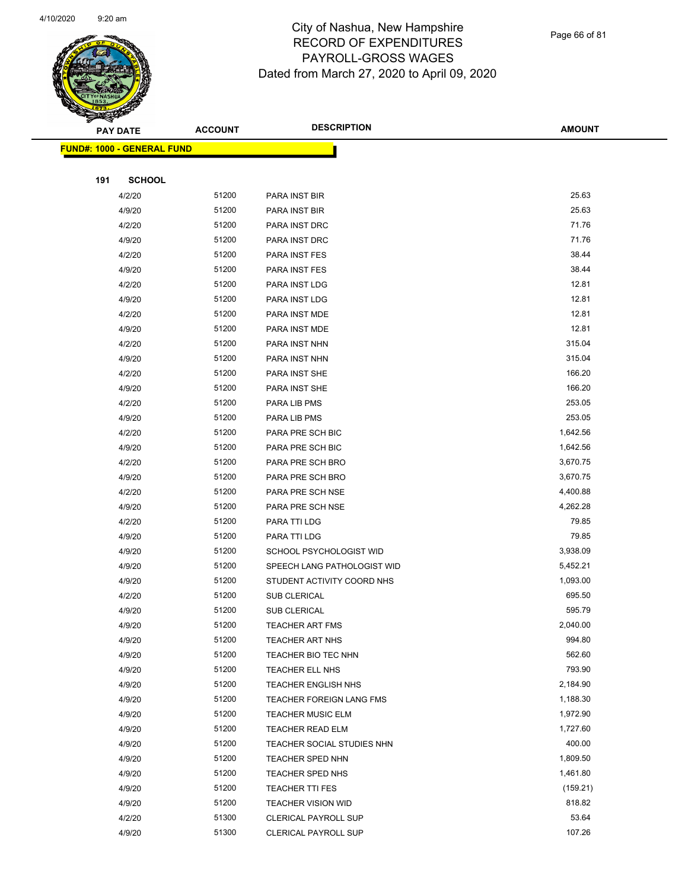# City of Nashua, New Hampshire
## RECORD OF EXPENDITURES
## PAYROLL-GROSS WAGES
## Dated from March 27, 2020 to April 09, 2020

**FUND#: 1000 - GENERAL FUND**

**191 SCHOOL**

| PAY DATE | ACCOUNT | DESCRIPTION | AMOUNT |
|---|---|---|---|
| 4/2/20 | 51200 | PARA INST BIR | 25.63 |
| 4/9/20 | 51200 | PARA INST BIR | 25.63 |
| 4/2/20 | 51200 | PARA INST DRC | 71.76 |
| 4/9/20 | 51200 | PARA INST DRC | 71.76 |
| 4/2/20 | 51200 | PARA INST FES | 38.44 |
| 4/9/20 | 51200 | PARA INST FES | 38.44 |
| 4/2/20 | 51200 | PARA INST LDG | 12.81 |
| 4/9/20 | 51200 | PARA INST LDG | 12.81 |
| 4/2/20 | 51200 | PARA INST MDE | 12.81 |
| 4/9/20 | 51200 | PARA INST MDE | 12.81 |
| 4/2/20 | 51200 | PARA INST NHN | 315.04 |
| 4/9/20 | 51200 | PARA INST NHN | 315.04 |
| 4/2/20 | 51200 | PARA INST SHE | 166.20 |
| 4/9/20 | 51200 | PARA INST SHE | 166.20 |
| 4/2/20 | 51200 | PARA LIB PMS | 253.05 |
| 4/9/20 | 51200 | PARA LIB PMS | 253.05 |
| 4/2/20 | 51200 | PARA PRE SCH BIC | 1,642.56 |
| 4/9/20 | 51200 | PARA PRE SCH BIC | 1,642.56 |
| 4/2/20 | 51200 | PARA PRE SCH BRO | 3,670.75 |
| 4/9/20 | 51200 | PARA PRE SCH BRO | 3,670.75 |
| 4/2/20 | 51200 | PARA PRE SCH NSE | 4,400.88 |
| 4/9/20 | 51200 | PARA PRE SCH NSE | 4,262.28 |
| 4/2/20 | 51200 | PARA TTI LDG | 79.85 |
| 4/9/20 | 51200 | PARA TTI LDG | 79.85 |
| 4/9/20 | 51200 | SCHOOL PSYCHOLOGIST WID | 3,938.09 |
| 4/9/20 | 51200 | SPEECH LANG PATHOLOGIST WID | 5,452.21 |
| 4/9/20 | 51200 | STUDENT ACTIVITY COORD NHS | 1,093.00 |
| 4/2/20 | 51200 | SUB CLERICAL | 695.50 |
| 4/9/20 | 51200 | SUB CLERICAL | 595.79 |
| 4/9/20 | 51200 | TEACHER ART FMS | 2,040.00 |
| 4/9/20 | 51200 | TEACHER ART NHS | 994.80 |
| 4/9/20 | 51200 | TEACHER BIO TEC NHN | 562.60 |
| 4/9/20 | 51200 | TEACHER ELL NHS | 793.90 |
| 4/9/20 | 51200 | TEACHER ENGLISH NHS | 2,184.90 |
| 4/9/20 | 51200 | TEACHER FOREIGN LANG FMS | 1,188.30 |
| 4/9/20 | 51200 | TEACHER MUSIC ELM | 1,972.90 |
| 4/9/20 | 51200 | TEACHER READ ELM | 1,727.60 |
| 4/9/20 | 51200 | TEACHER SOCIAL STUDIES NHN | 400.00 |
| 4/9/20 | 51200 | TEACHER SPED NHN | 1,809.50 |
| 4/9/20 | 51200 | TEACHER SPED NHS | 1,461.80 |
| 4/9/20 | 51200 | TEACHER TTI FES | (159.21) |
| 4/9/20 | 51200 | TEACHER VISION WID | 818.82 |
| 4/2/20 | 51300 | CLERICAL PAYROLL SUP | 53.64 |
| 4/9/20 | 51300 | CLERICAL PAYROLL SUP | 107.26 |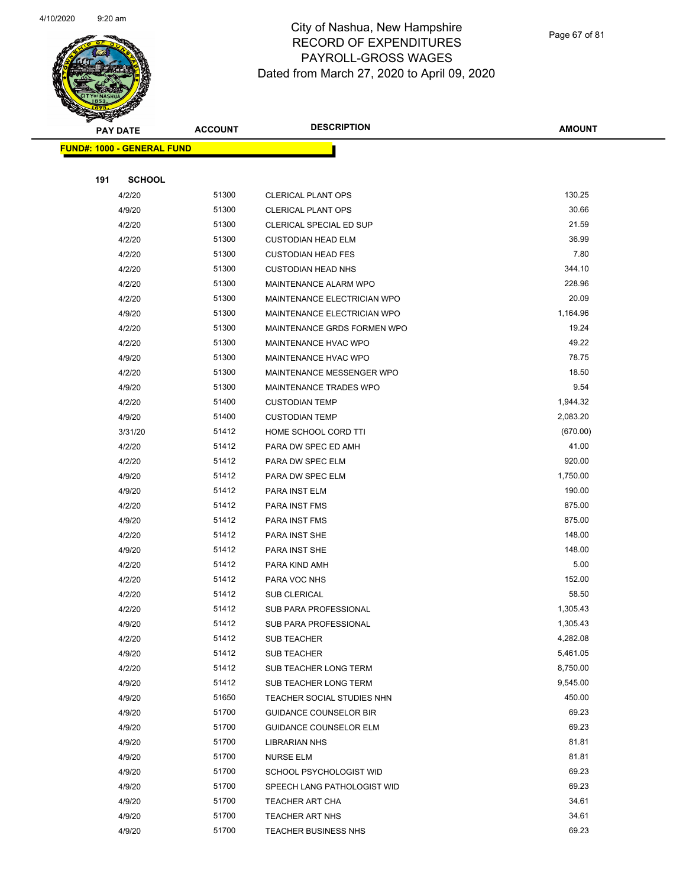# City of Nashua, New Hampshire
## RECORD OF EXPENDITURES
## PAYROLL-GROSS WAGES
## Dated from March 27, 2020 to April 09, 2020

**FUND#: 1000 - GENERAL FUND**

**191 SCHOOL**

| PAY DATE | ACCOUNT | DESCRIPTION | AMOUNT |
|---|---|---|---|
| 4/2/20 | 51300 | CLERICAL PLANT OPS | 130.25 |
| 4/9/20 | 51300 | CLERICAL PLANT OPS | 30.66 |
| 4/2/20 | 51300 | CLERICAL SPECIAL ED SUP | 21.59 |
| 4/2/20 | 51300 | CUSTODIAN HEAD ELM | 36.99 |
| 4/2/20 | 51300 | CUSTODIAN HEAD FES | 7.80 |
| 4/2/20 | 51300 | CUSTODIAN HEAD NHS | 344.10 |
| 4/2/20 | 51300 | MAINTENANCE ALARM WPO | 228.96 |
| 4/2/20 | 51300 | MAINTENANCE ELECTRICIAN WPO | 20.09 |
| 4/9/20 | 51300 | MAINTENANCE ELECTRICIAN WPO | 1,164.96 |
| 4/2/20 | 51300 | MAINTENANCE GRDS FORMEN WPO | 19.24 |
| 4/2/20 | 51300 | MAINTENANCE HVAC WPO | 49.22 |
| 4/9/20 | 51300 | MAINTENANCE HVAC WPO | 78.75 |
| 4/2/20 | 51300 | MAINTENANCE MESSENGER WPO | 18.50 |
| 4/9/20 | 51300 | MAINTENANCE TRADES WPO | 9.54 |
| 4/2/20 | 51400 | CUSTODIAN TEMP | 1,944.32 |
| 4/9/20 | 51400 | CUSTODIAN TEMP | 2,083.20 |
| 3/31/20 | 51412 | HOME SCHOOL CORD TTI | (670.00) |
| 4/2/20 | 51412 | PARA DW SPEC ED AMH | 41.00 |
| 4/2/20 | 51412 | PARA DW SPEC ELM | 920.00 |
| 4/9/20 | 51412 | PARA DW SPEC ELM | 1,750.00 |
| 4/9/20 | 51412 | PARA INST ELM | 190.00 |
| 4/2/20 | 51412 | PARA INST FMS | 875.00 |
| 4/9/20 | 51412 | PARA INST FMS | 875.00 |
| 4/2/20 | 51412 | PARA INST SHE | 148.00 |
| 4/9/20 | 51412 | PARA INST SHE | 148.00 |
| 4/2/20 | 51412 | PARA KIND AMH | 5.00 |
| 4/2/20 | 51412 | PARA VOC NHS | 152.00 |
| 4/2/20 | 51412 | SUB CLERICAL | 58.50 |
| 4/2/20 | 51412 | SUB PARA PROFESSIONAL | 1,305.43 |
| 4/9/20 | 51412 | SUB PARA PROFESSIONAL | 1,305.43 |
| 4/2/20 | 51412 | SUB TEACHER | 4,282.08 |
| 4/9/20 | 51412 | SUB TEACHER | 5,461.05 |
| 4/2/20 | 51412 | SUB TEACHER LONG TERM | 8,750.00 |
| 4/9/20 | 51412 | SUB TEACHER LONG TERM | 9,545.00 |
| 4/9/20 | 51650 | TEACHER SOCIAL STUDIES NHN | 450.00 |
| 4/9/20 | 51700 | GUIDANCE COUNSELOR BIR | 69.23 |
| 4/9/20 | 51700 | GUIDANCE COUNSELOR ELM | 69.23 |
| 4/9/20 | 51700 | LIBRARIAN NHS | 81.81 |
| 4/9/20 | 51700 | NURSE ELM | 81.81 |
| 4/9/20 | 51700 | SCHOOL PSYCHOLOGIST WID | 69.23 |
| 4/9/20 | 51700 | SPEECH LANG PATHOLOGIST WID | 69.23 |
| 4/9/20 | 51700 | TEACHER ART CHA | 34.61 |
| 4/9/20 | 51700 | TEACHER ART NHS | 34.61 |
| 4/9/20 | 51700 | TEACHER BUSINESS NHS | 69.23 |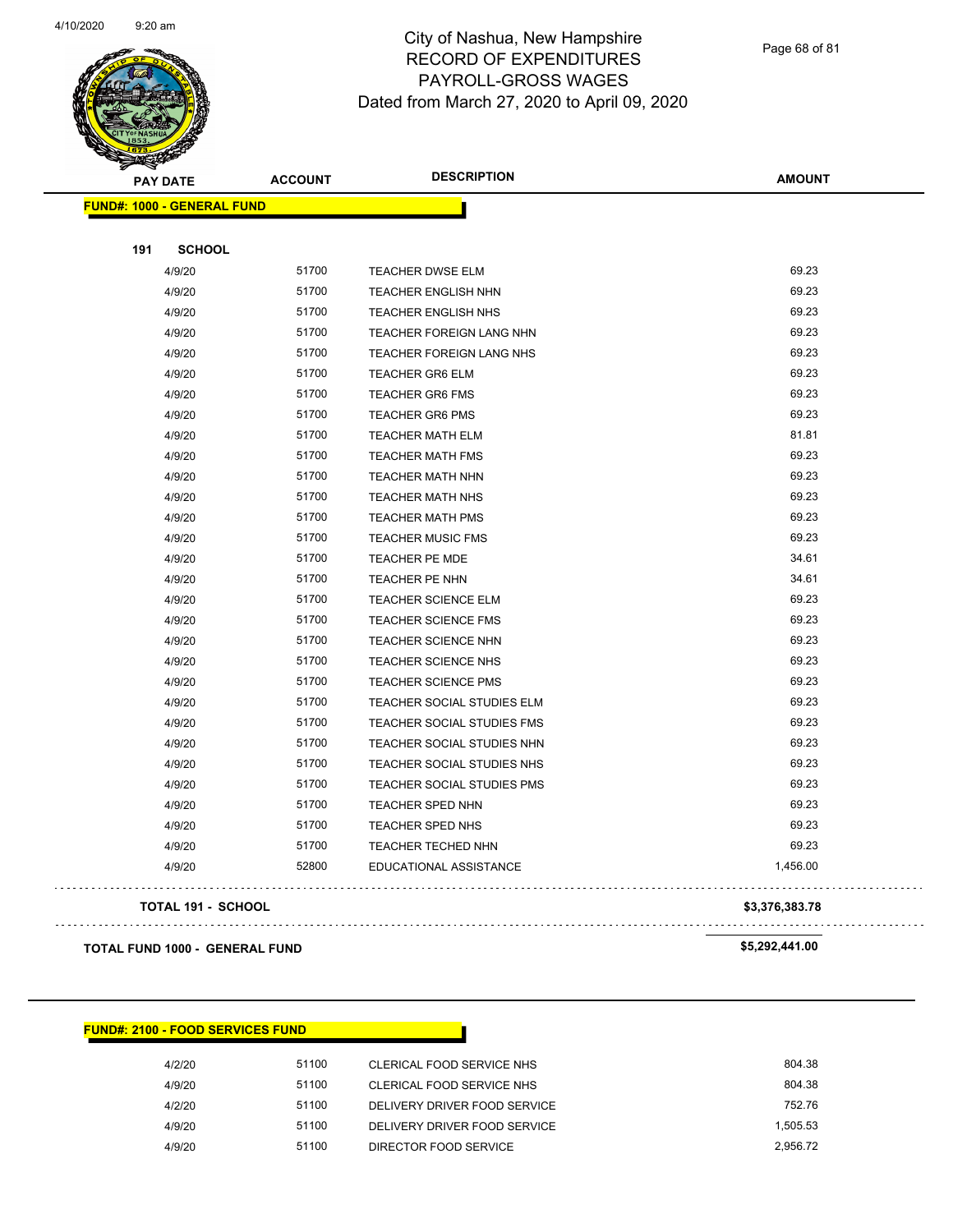# City of Nashua, New Hampshire
## RECORD OF EXPENDITURES
## PAYROLL-GROSS WAGES
## Dated from March 27, 2020 to April 09, 2020

| PAY DATE | ACCOUNT | DESCRIPTION | AMOUNT |
|---|---|---|---|
| **FUND#: 1000 - GENERAL FUND** | | | |
| **191 SCHOOL** | | | |
| 4/9/20 | 51700 | TEACHER DWSE ELM | 69.23 |
| 4/9/20 | 51700 | TEACHER ENGLISH NHN | 69.23 |
| 4/9/20 | 51700 | TEACHER ENGLISH NHS | 69.23 |
| 4/9/20 | 51700 | TEACHER FOREIGN LANG NHN | 69.23 |
| 4/9/20 | 51700 | TEACHER FOREIGN LANG NHS | 69.23 |
| 4/9/20 | 51700 | TEACHER GR6 ELM | 69.23 |
| 4/9/20 | 51700 | TEACHER GR6 FMS | 69.23 |
| 4/9/20 | 51700 | TEACHER GR6 PMS | 69.23 |
| 4/9/20 | 51700 | TEACHER MATH ELM | 81.81 |
| 4/9/20 | 51700 | TEACHER MATH FMS | 69.23 |
| 4/9/20 | 51700 | TEACHER MATH NHN | 69.23 |
| 4/9/20 | 51700 | TEACHER MATH NHS | 69.23 |
| 4/9/20 | 51700 | TEACHER MATH PMS | 69.23 |
| 4/9/20 | 51700 | TEACHER MUSIC FMS | 69.23 |
| 4/9/20 | 51700 | TEACHER PE MDE | 34.61 |
| 4/9/20 | 51700 | TEACHER PE NHN | 34.61 |
| 4/9/20 | 51700 | TEACHER SCIENCE ELM | 69.23 |
| 4/9/20 | 51700 | TEACHER SCIENCE FMS | 69.23 |
| 4/9/20 | 51700 | TEACHER SCIENCE NHN | 69.23 |
| 4/9/20 | 51700 | TEACHER SCIENCE NHS | 69.23 |
| 4/9/20 | 51700 | TEACHER SCIENCE PMS | 69.23 |
| 4/9/20 | 51700 | TEACHER SOCIAL STUDIES ELM | 69.23 |
| 4/9/20 | 51700 | TEACHER SOCIAL STUDIES FMS | 69.23 |
| 4/9/20 | 51700 | TEACHER SOCIAL STUDIES NHN | 69.23 |
| 4/9/20 | 51700 | TEACHER SOCIAL STUDIES NHS | 69.23 |
| 4/9/20 | 51700 | TEACHER SOCIAL STUDIES PMS | 69.23 |
| 4/9/20 | 51700 | TEACHER SPED NHN | 69.23 |
| 4/9/20 | 51700 | TEACHER SPED NHS | 69.23 |
| 4/9/20 | 51700 | TEACHER TECHED NHN | 69.23 |
| 4/9/20 | 52800 | EDUCATIONAL ASSISTANCE | 1,456.00 |
| **TOTAL 191 - SCHOOL** | | | **$3,376,383.78** |
| **TOTAL FUND 1000 - GENERAL FUND** | | | **$5,292,441.00** |

| PAY DATE | ACCOUNT | DESCRIPTION | AMOUNT |
|---|---|---|---|
| **FUND#: 2100 - FOOD SERVICES FUND** | | | |
| 4/2/20 | 51100 | CLERICAL FOOD SERVICE NHS | 804.38 |
| 4/9/20 | 51100 | CLERICAL FOOD SERVICE NHS | 804.38 |
| 4/2/20 | 51100 | DELIVERY DRIVER FOOD SERVICE | 752.76 |
| 4/9/20 | 51100 | DELIVERY DRIVER FOOD SERVICE | 1,505.53 |
| 4/9/20 | 51100 | DIRECTOR FOOD SERVICE | 2,956.72 |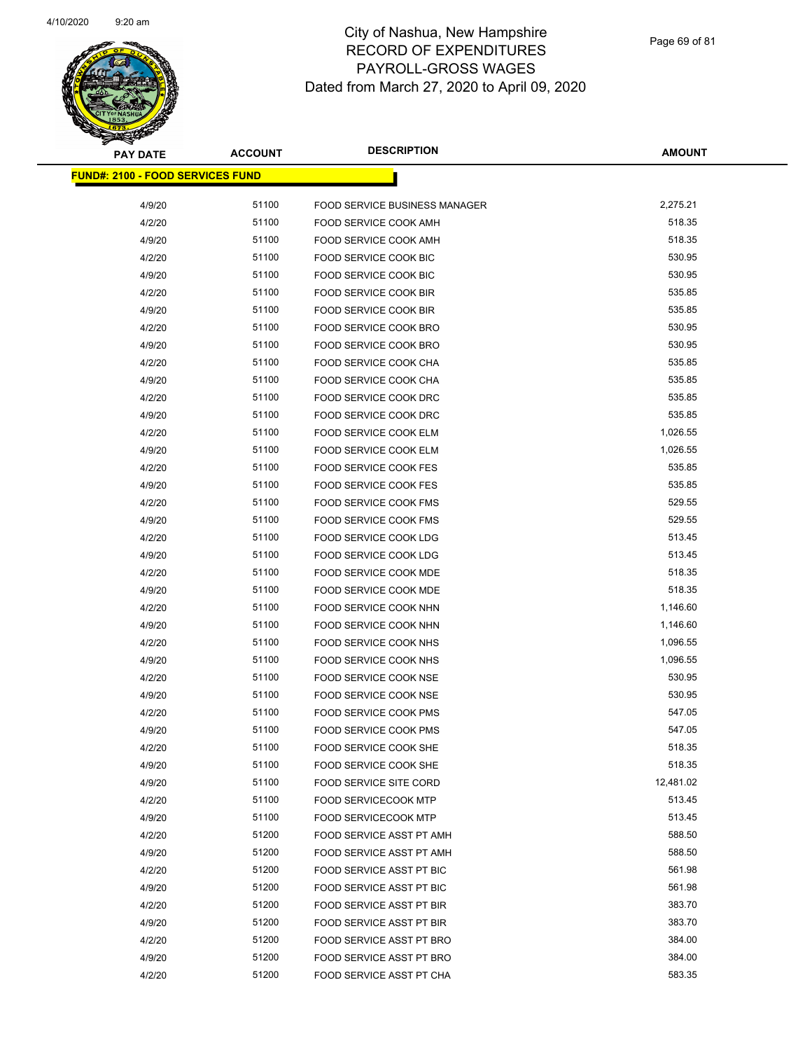# City of Nashua, New Hampshire
# RECORD OF EXPENDITURES
# PAYROLL-GROSS WAGES
# Dated from March 27, 2020 to April 09, 2020

| PAY DATE | ACCOUNT | DESCRIPTION | AMOUNT |
|---|---|---|---|
| **FUND#: 2100 - FOOD SERVICES FUND** | | | |
| 4/9/20 | 51100 | FOOD SERVICE BUSINESS MANAGER | 2,275.21 |
| 4/2/20 | 51100 | FOOD SERVICE COOK AMH | 518.35 |
| 4/9/20 | 51100 | FOOD SERVICE COOK AMH | 518.35 |
| 4/2/20 | 51100 | FOOD SERVICE COOK BIC | 530.95 |
| 4/9/20 | 51100 | FOOD SERVICE COOK BIC | 530.95 |
| 4/2/20 | 51100 | FOOD SERVICE COOK BIR | 535.85 |
| 4/9/20 | 51100 | FOOD SERVICE COOK BIR | 535.85 |
| 4/2/20 | 51100 | FOOD SERVICE COOK BRO | 530.95 |
| 4/9/20 | 51100 | FOOD SERVICE COOK BRO | 530.95 |
| 4/2/20 | 51100 | FOOD SERVICE COOK CHA | 535.85 |
| 4/9/20 | 51100 | FOOD SERVICE COOK CHA | 535.85 |
| 4/2/20 | 51100 | FOOD SERVICE COOK DRC | 535.85 |
| 4/9/20 | 51100 | FOOD SERVICE COOK DRC | 535.85 |
| 4/2/20 | 51100 | FOOD SERVICE COOK ELM | 1,026.55 |
| 4/9/20 | 51100 | FOOD SERVICE COOK ELM | 1,026.55 |
| 4/2/20 | 51100 | FOOD SERVICE COOK FES | 535.85 |
| 4/9/20 | 51100 | FOOD SERVICE COOK FES | 535.85 |
| 4/2/20 | 51100 | FOOD SERVICE COOK FMS | 529.55 |
| 4/9/20 | 51100 | FOOD SERVICE COOK FMS | 529.55 |
| 4/2/20 | 51100 | FOOD SERVICE COOK LDG | 513.45 |
| 4/9/20 | 51100 | FOOD SERVICE COOK LDG | 513.45 |
| 4/2/20 | 51100 | FOOD SERVICE COOK MDE | 518.35 |
| 4/9/20 | 51100 | FOOD SERVICE COOK MDE | 518.35 |
| 4/2/20 | 51100 | FOOD SERVICE COOK NHN | 1,146.60 |
| 4/9/20 | 51100 | FOOD SERVICE COOK NHN | 1,146.60 |
| 4/2/20 | 51100 | FOOD SERVICE COOK NHS | 1,096.55 |
| 4/9/20 | 51100 | FOOD SERVICE COOK NHS | 1,096.55 |
| 4/2/20 | 51100 | FOOD SERVICE COOK NSE | 530.95 |
| 4/9/20 | 51100 | FOOD SERVICE COOK NSE | 530.95 |
| 4/2/20 | 51100 | FOOD SERVICE COOK PMS | 547.05 |
| 4/9/20 | 51100 | FOOD SERVICE COOK PMS | 547.05 |
| 4/2/20 | 51100 | FOOD SERVICE COOK SHE | 518.35 |
| 4/9/20 | 51100 | FOOD SERVICE COOK SHE | 518.35 |
| 4/9/20 | 51100 | FOOD SERVICE SITE CORD | 12,481.02 |
| 4/2/20 | 51100 | FOOD SERVICECOOK MTP | 513.45 |
| 4/9/20 | 51100 | FOOD SERVICECOOK MTP | 513.45 |
| 4/2/20 | 51200 | FOOD SERVICE ASST PT AMH | 588.50 |
| 4/9/20 | 51200 | FOOD SERVICE ASST PT AMH | 588.50 |
| 4/2/20 | 51200 | FOOD SERVICE ASST PT BIC | 561.98 |
| 4/9/20 | 51200 | FOOD SERVICE ASST PT BIC | 561.98 |
| 4/2/20 | 51200 | FOOD SERVICE ASST PT BIR | 383.70 |
| 4/9/20 | 51200 | FOOD SERVICE ASST PT BIR | 383.70 |
| 4/2/20 | 51200 | FOOD SERVICE ASST PT BRO | 384.00 |
| 4/9/20 | 51200 | FOOD SERVICE ASST PT BRO | 384.00 |
| 4/2/20 | 51200 | FOOD SERVICE ASST PT CHA | 583.35 |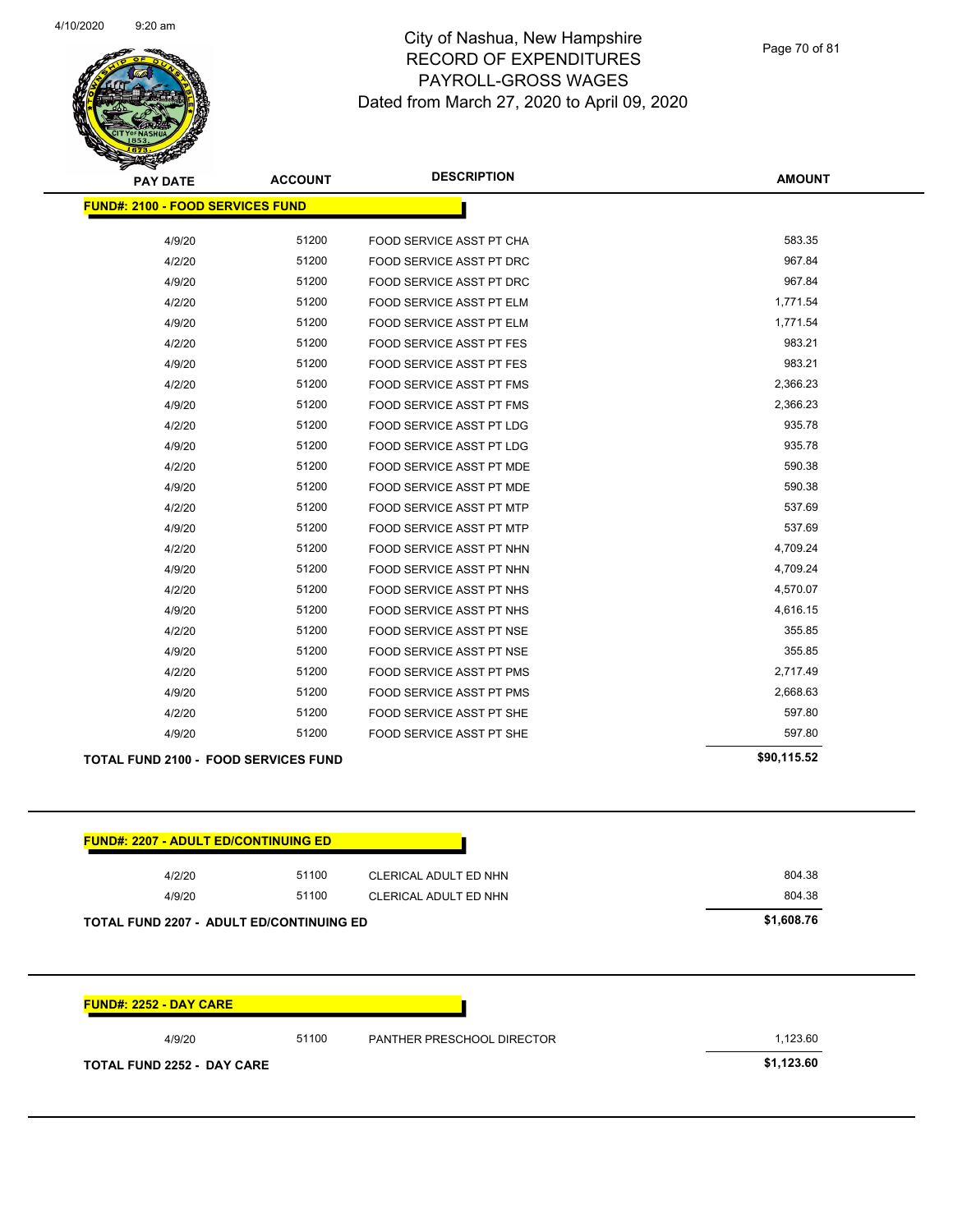# City of Nashua, New Hampshire
## RECORD OF EXPENDITURES
## PAYROLL-GROSS WAGES
## Dated from March 27, 2020 to April 09, 2020

| PAY DATE | ACCOUNT | DESCRIPTION | AMOUNT |
|---|---|---|---|
| **FUND#: 2100 - FOOD SERVICES FUND** | | | |
| 4/9/20 | 51200 | FOOD SERVICE ASST PT CHA | 583.35 |
| 4/2/20 | 51200 | FOOD SERVICE ASST PT DRC | 967.84 |
| 4/9/20 | 51200 | FOOD SERVICE ASST PT DRC | 967.84 |
| 4/2/20 | 51200 | FOOD SERVICE ASST PT ELM | 1,771.54 |
| 4/9/20 | 51200 | FOOD SERVICE ASST PT ELM | 1,771.54 |
| 4/2/20 | 51200 | FOOD SERVICE ASST PT FES | 983.21 |
| 4/9/20 | 51200 | FOOD SERVICE ASST PT FES | 983.21 |
| 4/2/20 | 51200 | FOOD SERVICE ASST PT FMS | 2,366.23 |
| 4/9/20 | 51200 | FOOD SERVICE ASST PT FMS | 2,366.23 |
| 4/2/20 | 51200 | FOOD SERVICE ASST PT LDG | 935.78 |
| 4/9/20 | 51200 | FOOD SERVICE ASST PT LDG | 935.78 |
| 4/2/20 | 51200 | FOOD SERVICE ASST PT MDE | 590.38 |
| 4/9/20 | 51200 | FOOD SERVICE ASST PT MDE | 590.38 |
| 4/2/20 | 51200 | FOOD SERVICE ASST PT MTP | 537.69 |
| 4/9/20 | 51200 | FOOD SERVICE ASST PT MTP | 537.69 |
| 4/2/20 | 51200 | FOOD SERVICE ASST PT NHN | 4,709.24 |
| 4/9/20 | 51200 | FOOD SERVICE ASST PT NHN | 4,709.24 |
| 4/2/20 | 51200 | FOOD SERVICE ASST PT NHS | 4,570.07 |
| 4/9/20 | 51200 | FOOD SERVICE ASST PT NHS | 4,616.15 |
| 4/2/20 | 51200 | FOOD SERVICE ASST PT NSE | 355.85 |
| 4/9/20 | 51200 | FOOD SERVICE ASST PT NSE | 355.85 |
| 4/2/20 | 51200 | FOOD SERVICE ASST PT PMS | 2,717.49 |
| 4/9/20 | 51200 | FOOD SERVICE ASST PT PMS | 2,668.63 |
| 4/2/20 | 51200 | FOOD SERVICE ASST PT SHE | 597.80 |
| 4/9/20 | 51200 | FOOD SERVICE ASST PT SHE | 597.80 |
| **TOTAL FUND 2100 - FOOD SERVICES FUND** | | | **$90,115.52** |

| PAY DATE | ACCOUNT | DESCRIPTION | AMOUNT |
|---|---|---|---|
| **FUND#: 2207 - ADULT ED/CONTINUING ED** | | | |
| 4/2/20 | 51100 | CLERICAL ADULT ED NHN | 804.38 |
| 4/9/20 | 51100 | CLERICAL ADULT ED NHN | 804.38 |
| **TOTAL FUND 2207 - ADULT ED/CONTINUING ED** | | | **$1,608.76** |

| PAY DATE | ACCOUNT | DESCRIPTION | AMOUNT |
|---|---|---|---|
| **FUND#: 2252 - DAY CARE** | | | |
| 4/9/20 | 51100 | PANTHER PRESCHOOL DIRECTOR | 1,123.60 |
| **TOTAL FUND 2252 - DAY CARE** | | | **$1,123.60** |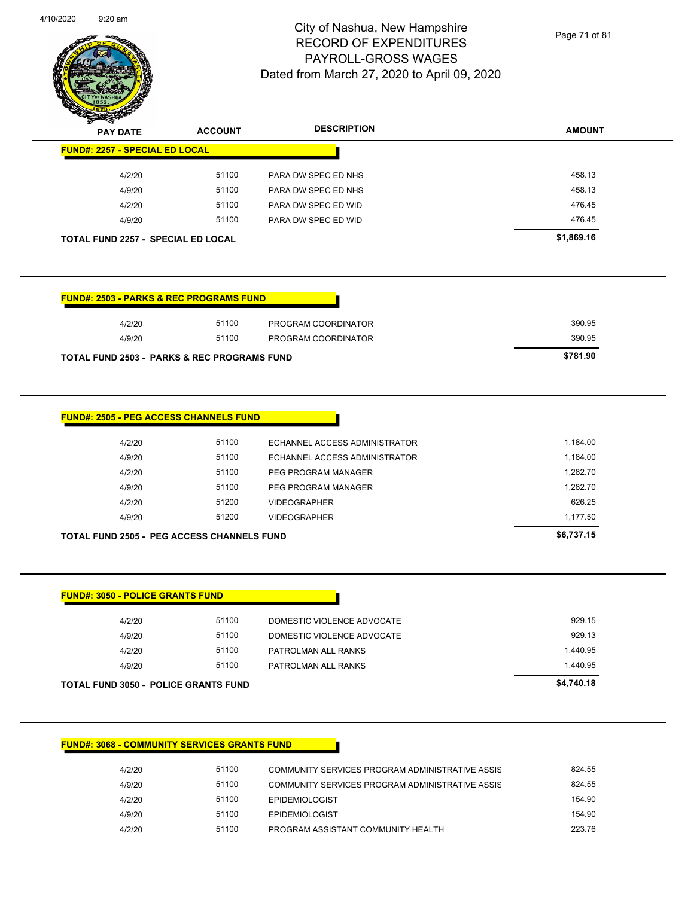# City of Nashua, New Hampshire
## RECORD OF EXPENDITURES
## PAYROLL-GROSS WAGES
## Dated from March 27, 2020 to April 09, 2020

| PAY DATE | ACCOUNT | DESCRIPTION | AMOUNT |
|---|---|---|---|
| **FUND#: 2257 - SPECIAL ED LOCAL** | | | |
| 4/2/20 | 51100 | PARA DW SPEC ED NHS | 458.13 |
| 4/9/20 | 51100 | PARA DW SPEC ED NHS | 458.13 |
| 4/2/20 | 51100 | PARA DW SPEC ED WID | 476.45 |
| 4/9/20 | 51100 | PARA DW SPEC ED WID | 476.45 |
| **TOTAL FUND 2257 - SPECIAL ED LOCAL** | | | **$1,869.16** |

| PAY DATE | ACCOUNT | DESCRIPTION | AMOUNT |
|---|---|---|---|
| **FUND#: 2503 - PARKS & REC PROGRAMS FUND** | | | |
| 4/2/20 | 51100 | PROGRAM COORDINATOR | 390.95 |
| 4/9/20 | 51100 | PROGRAM COORDINATOR | 390.95 |
| **TOTAL FUND 2503 - PARKS & REC PROGRAMS FUND** | | | **$781.90** |

| PAY DATE | ACCOUNT | DESCRIPTION | AMOUNT |
|---|---|---|---|
| **FUND#: 2505 - PEG ACCESS CHANNELS FUND** | | | |
| 4/2/20 | 51100 | ECHANNEL ACCESS ADMINISTRATOR | 1,184.00 |
| 4/9/20 | 51100 | ECHANNEL ACCESS ADMINISTRATOR | 1,184.00 |
| 4/2/20 | 51100 | PEG PROGRAM MANAGER | 1,282.70 |
| 4/9/20 | 51100 | PEG PROGRAM MANAGER | 1,282.70 |
| 4/2/20 | 51200 | VIDEOGRAPHER | 626.25 |
| 4/9/20 | 51200 | VIDEOGRAPHER | 1,177.50 |
| **TOTAL FUND 2505 - PEG ACCESS CHANNELS FUND** | | | **$6,737.15** |

| PAY DATE | ACCOUNT | DESCRIPTION | AMOUNT |
|---|---|---|---|
| **FUND#: 3050 - POLICE GRANTS FUND** | | | |
| 4/2/20 | 51100 | DOMESTIC VIOLENCE ADVOCATE | 929.15 |
| 4/9/20 | 51100 | DOMESTIC VIOLENCE ADVOCATE | 929.13 |
| 4/2/20 | 51100 | PATROLMAN ALL RANKS | 1,440.95 |
| 4/9/20 | 51100 | PATROLMAN ALL RANKS | 1,440.95 |
| **TOTAL FUND 3050 - POLICE GRANTS FUND** | | | **$4,740.18** |

| PAY DATE | ACCOUNT | DESCRIPTION | AMOUNT |
|---|---|---|---|
| **FUND#: 3068 - COMMUNITY SERVICES GRANTS FUND** | | | |
| 4/2/20 | 51100 | COMMUNITY SERVICES PROGRAM ADMINISTRATIVE ASSIS | 824.55 |
| 4/9/20 | 51100 | COMMUNITY SERVICES PROGRAM ADMINISTRATIVE ASSIS | 824.55 |
| 4/2/20 | 51100 | EPIDEMIOLOGIST | 154.90 |
| 4/9/20 | 51100 | EPIDEMIOLOGIST | 154.90 |
| 4/2/20 | 51100 | PROGRAM ASSISTANT COMMUNITY HEALTH | 223.76 |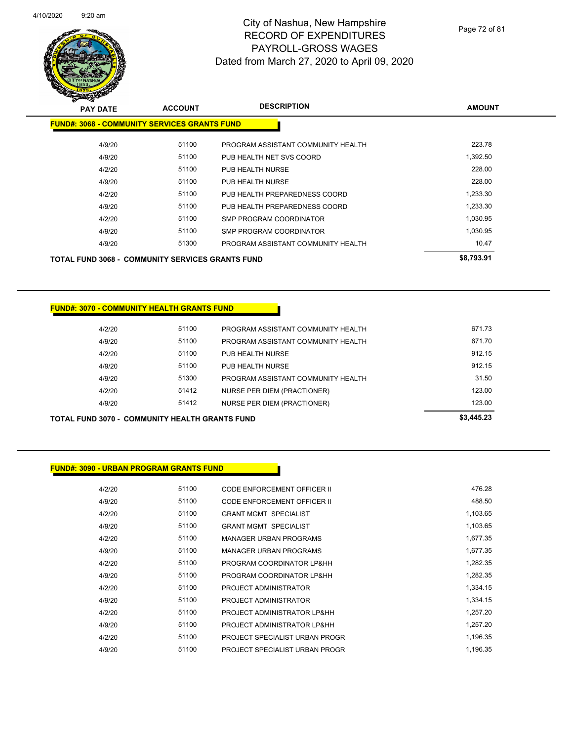# City of Nashua, New Hampshire
## RECORD OF EXPENDITURES
## PAYROLL-GROSS WAGES
## Dated from March 27, 2020 to April 09, 2020

| PAY DATE | ACCOUNT | DESCRIPTION | AMOUNT |
|---|---|---|---|
| **FUND#: 3068 - COMMUNITY SERVICES GRANTS FUND** | | | |
| 4/9/20 | 51100 | PROGRAM ASSISTANT COMMUNITY HEALTH | 223.78 |
| 4/9/20 | 51100 | PUB HEALTH NET SVS COORD | 1,392.50 |
| 4/2/20 | 51100 | PUB HEALTH NURSE | 228.00 |
| 4/9/20 | 51100 | PUB HEALTH NURSE | 228.00 |
| 4/2/20 | 51100 | PUB HEALTH PREPAREDNESS COORD | 1,233.30 |
| 4/9/20 | 51100 | PUB HEALTH PREPAREDNESS COORD | 1,233.30 |
| 4/2/20 | 51100 | SMP PROGRAM COORDINATOR | 1,030.95 |
| 4/9/20 | 51100 | SMP PROGRAM COORDINATOR | 1,030.95 |
| 4/9/20 | 51300 | PROGRAM ASSISTANT COMMUNITY HEALTH | 10.47 |
| **TOTAL FUND 3068 - COMMUNITY SERVICES GRANTS FUND** | | | **$8,793.91** |

| PAY DATE | ACCOUNT | DESCRIPTION | AMOUNT |
|---|---|---|---|
| **FUND#: 3070 - COMMUNITY HEALTH GRANTS FUND** | | | |
| 4/2/20 | 51100 | PROGRAM ASSISTANT COMMUNITY HEALTH | 671.73 |
| 4/9/20 | 51100 | PROGRAM ASSISTANT COMMUNITY HEALTH | 671.70 |
| 4/2/20 | 51100 | PUB HEALTH NURSE | 912.15 |
| 4/9/20 | 51100 | PUB HEALTH NURSE | 912.15 |
| 4/9/20 | 51300 | PROGRAM ASSISTANT COMMUNITY HEALTH | 31.50 |
| 4/2/20 | 51412 | NURSE PER DIEM (PRACTIONER) | 123.00 |
| 4/9/20 | 51412 | NURSE PER DIEM (PRACTIONER) | 123.00 |
| **TOTAL FUND 3070 - COMMUNITY HEALTH GRANTS FUND** | | | **$3,445.23** |

| PAY DATE | ACCOUNT | DESCRIPTION | AMOUNT |
|---|---|---|---|
| **FUND#: 3090 - URBAN PROGRAM GRANTS FUND** | | | |
| 4/2/20 | 51100 | CODE ENFORCEMENT OFFICER II | 476.28 |
| 4/9/20 | 51100 | CODE ENFORCEMENT OFFICER II | 488.50 |
| 4/2/20 | 51100 | GRANT MGMT SPECIALIST | 1,103.65 |
| 4/9/20 | 51100 | GRANT MGMT SPECIALIST | 1,103.65 |
| 4/2/20 | 51100 | MANAGER URBAN PROGRAMS | 1,677.35 |
| 4/9/20 | 51100 | MANAGER URBAN PROGRAMS | 1,677.35 |
| 4/2/20 | 51100 | PROGRAM COORDINATOR LP&HH | 1,282.35 |
| 4/9/20 | 51100 | PROGRAM COORDINATOR LP&HH | 1,282.35 |
| 4/2/20 | 51100 | PROJECT ADMINISTRATOR | 1,334.15 |
| 4/9/20 | 51100 | PROJECT ADMINISTRATOR | 1,334.15 |
| 4/2/20 | 51100 | PROJECT ADMINISTRATOR LP&HH | 1,257.20 |
| 4/9/20 | 51100 | PROJECT ADMINISTRATOR LP&HH | 1,257.20 |
| 4/2/20 | 51100 | PROJECT SPECIALIST URBAN PROGR | 1,196.35 |
| 4/9/20 | 51100 | PROJECT SPECIALIST URBAN PROGR | 1,196.35 |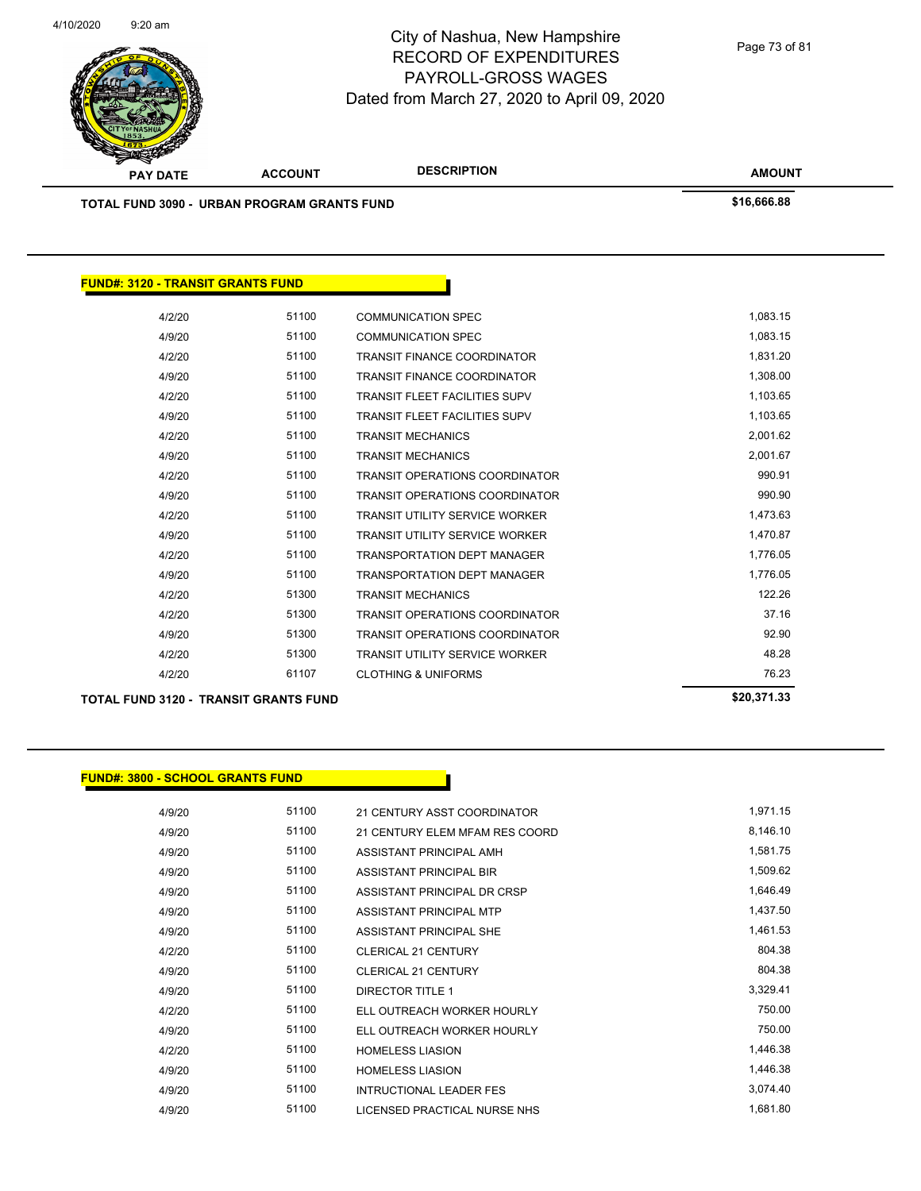# City of Nashua, New Hampshire
## RECORD OF EXPENDITURES
## PAYROLL-GROSS WAGES
### Dated from March 27, 2020 to April 09, 2020

| PAY DATE | ACCOUNT | DESCRIPTION | AMOUNT |
|---|---|---|---|
| **TOTAL FUND 3090 - URBAN PROGRAM GRANTS FUND** | | | **$16,666.88** |

**FUND#: 3120 - TRANSIT GRANTS FUND**

| PAY DATE | ACCOUNT | DESCRIPTION | AMOUNT |
|---|---|---|---|
| 4/2/20 | 51100 | COMMUNICATION SPEC | 1,083.15 |
| 4/9/20 | 51100 | COMMUNICATION SPEC | 1,083.15 |
| 4/2/20 | 51100 | TRANSIT FINANCE COORDINATOR | 1,831.20 |
| 4/9/20 | 51100 | TRANSIT FINANCE COORDINATOR | 1,308.00 |
| 4/2/20 | 51100 | TRANSIT FLEET FACILITIES SUPV | 1,103.65 |
| 4/9/20 | 51100 | TRANSIT FLEET FACILITIES SUPV | 1,103.65 |
| 4/2/20 | 51100 | TRANSIT MECHANICS | 2,001.62 |
| 4/9/20 | 51100 | TRANSIT MECHANICS | 2,001.67 |
| 4/2/20 | 51100 | TRANSIT OPERATIONS COORDINATOR | 990.91 |
| 4/9/20 | 51100 | TRANSIT OPERATIONS COORDINATOR | 990.90 |
| 4/2/20 | 51100 | TRANSIT UTILITY SERVICE WORKER | 1,473.63 |
| 4/9/20 | 51100 | TRANSIT UTILITY SERVICE WORKER | 1,470.87 |
| 4/2/20 | 51100 | TRANSPORTATION DEPT MANAGER | 1,776.05 |
| 4/9/20 | 51100 | TRANSPORTATION DEPT MANAGER | 1,776.05 |
| 4/2/20 | 51300 | TRANSIT MECHANICS | 122.26 |
| 4/2/20 | 51300 | TRANSIT OPERATIONS COORDINATOR | 37.16 |
| 4/9/20 | 51300 | TRANSIT OPERATIONS COORDINATOR | 92.90 |
| 4/2/20 | 51300 | TRANSIT UTILITY SERVICE WORKER | 48.28 |
| 4/2/20 | 61107 | CLOTHING & UNIFORMS | 76.23 |
| **TOTAL FUND 3120 - TRANSIT GRANTS FUND** | | | **$20,371.33** |

**FUND#: 3800 - SCHOOL GRANTS FUND**

| PAY DATE | ACCOUNT | DESCRIPTION | AMOUNT |
|---|---|---|---|
| 4/9/20 | 51100 | 21 CENTURY ASST COORDINATOR | 1,971.15 |
| 4/9/20 | 51100 | 21 CENTURY ELEM MFAM RES COORD | 8,146.10 |
| 4/9/20 | 51100 | ASSISTANT PRINCIPAL AMH | 1,581.75 |
| 4/9/20 | 51100 | ASSISTANT PRINCIPAL BIR | 1,509.62 |
| 4/9/20 | 51100 | ASSISTANT PRINCIPAL DR CRSP | 1,646.49 |
| 4/9/20 | 51100 | ASSISTANT PRINCIPAL MTP | 1,437.50 |
| 4/9/20 | 51100 | ASSISTANT PRINCIPAL SHE | 1,461.53 |
| 4/2/20 | 51100 | CLERICAL 21 CENTURY | 804.38 |
| 4/9/20 | 51100 | CLERICAL 21 CENTURY | 804.38 |
| 4/9/20 | 51100 | DIRECTOR TITLE 1 | 3,329.41 |
| 4/2/20 | 51100 | ELL OUTREACH WORKER HOURLY | 750.00 |
| 4/9/20 | 51100 | ELL OUTREACH WORKER HOURLY | 750.00 |
| 4/2/20 | 51100 | HOMELESS LIASION | 1,446.38 |
| 4/9/20 | 51100 | HOMELESS LIASION | 1,446.38 |
| 4/9/20 | 51100 | INTRUCTIONAL LEADER FES | 3,074.40 |
| 4/9/20 | 51100 | LICENSED PRACTICAL NURSE NHS | 1,681.80 |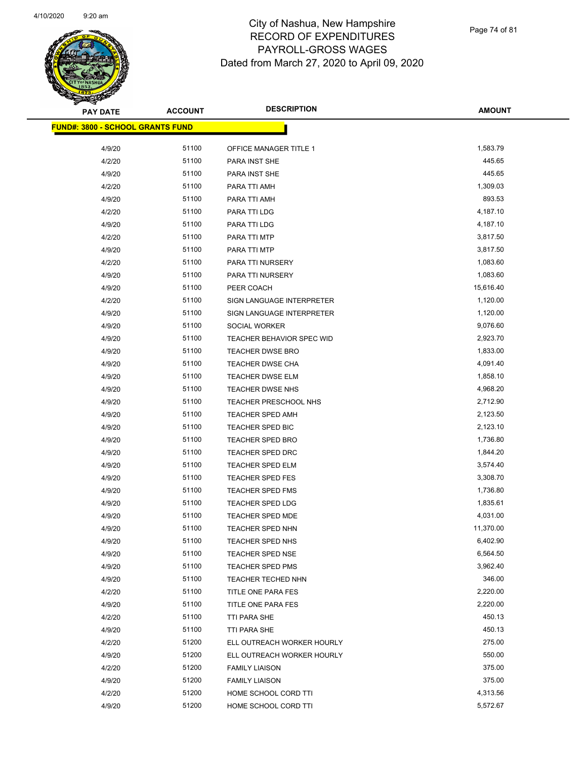# City of Nashua, New Hampshire
## RECORD OF EXPENDITURES
## PAYROLL-GROSS WAGES
## Dated from March 27, 2020 to April 09, 2020

| PAY DATE | ACCOUNT | DESCRIPTION | AMOUNT |
|---|---|---|---|
| **FUND#: 3800 - SCHOOL GRANTS FUND** | | | |
| 4/9/20 | 51100 | OFFICE MANAGER TITLE 1 | 1,583.79 |
| 4/2/20 | 51100 | PARA INST SHE | 445.65 |
| 4/9/20 | 51100 | PARA INST SHE | 445.65 |
| 4/2/20 | 51100 | PARA TTI AMH | 1,309.03 |
| 4/9/20 | 51100 | PARA TTI AMH | 893.53 |
| 4/2/20 | 51100 | PARA TTI LDG | 4,187.10 |
| 4/9/20 | 51100 | PARA TTI LDG | 4,187.10 |
| 4/2/20 | 51100 | PARA TTI MTP | 3,817.50 |
| 4/9/20 | 51100 | PARA TTI MTP | 3,817.50 |
| 4/2/20 | 51100 | PARA TTI NURSERY | 1,083.60 |
| 4/9/20 | 51100 | PARA TTI NURSERY | 1,083.60 |
| 4/9/20 | 51100 | PEER COACH | 15,616.40 |
| 4/2/20 | 51100 | SIGN LANGUAGE INTERPRETER | 1,120.00 |
| 4/9/20 | 51100 | SIGN LANGUAGE INTERPRETER | 1,120.00 |
| 4/9/20 | 51100 | SOCIAL WORKER | 9,076.60 |
| 4/9/20 | 51100 | TEACHER BEHAVIOR SPEC WID | 2,923.70 |
| 4/9/20 | 51100 | TEACHER DWSE BRO | 1,833.00 |
| 4/9/20 | 51100 | TEACHER DWSE CHA | 4,091.40 |
| 4/9/20 | 51100 | TEACHER DWSE ELM | 1,858.10 |
| 4/9/20 | 51100 | TEACHER DWSE NHS | 4,968.20 |
| 4/9/20 | 51100 | TEACHER PRESCHOOL NHS | 2,712.90 |
| 4/9/20 | 51100 | TEACHER SPED AMH | 2,123.50 |
| 4/9/20 | 51100 | TEACHER SPED BIC | 2,123.10 |
| 4/9/20 | 51100 | TEACHER SPED BRO | 1,736.80 |
| 4/9/20 | 51100 | TEACHER SPED DRC | 1,844.20 |
| 4/9/20 | 51100 | TEACHER SPED ELM | 3,574.40 |
| 4/9/20 | 51100 | TEACHER SPED FES | 3,308.70 |
| 4/9/20 | 51100 | TEACHER SPED FMS | 1,736.80 |
| 4/9/20 | 51100 | TEACHER SPED LDG | 1,835.61 |
| 4/9/20 | 51100 | TEACHER SPED MDE | 4,031.00 |
| 4/9/20 | 51100 | TEACHER SPED NHN | 11,370.00 |
| 4/9/20 | 51100 | TEACHER SPED NHS | 6,402.90 |
| 4/9/20 | 51100 | TEACHER SPED NSE | 6,564.50 |
| 4/9/20 | 51100 | TEACHER SPED PMS | 3,962.40 |
| 4/9/20 | 51100 | TEACHER TECHED NHN | 346.00 |
| 4/2/20 | 51100 | TITLE ONE PARA FES | 2,220.00 |
| 4/9/20 | 51100 | TITLE ONE PARA FES | 2,220.00 |
| 4/2/20 | 51100 | TTI PARA SHE | 450.13 |
| 4/9/20 | 51100 | TTI PARA SHE | 450.13 |
| 4/2/20 | 51200 | ELL OUTREACH WORKER HOURLY | 275.00 |
| 4/9/20 | 51200 | ELL OUTREACH WORKER HOURLY | 550.00 |
| 4/2/20 | 51200 | FAMILY LIAISON | 375.00 |
| 4/9/20 | 51200 | FAMILY LIAISON | 375.00 |
| 4/2/20 | 51200 | HOME SCHOOL CORD TTI | 4,313.56 |
| 4/9/20 | 51200 | HOME SCHOOL CORD TTI | 5,572.67 |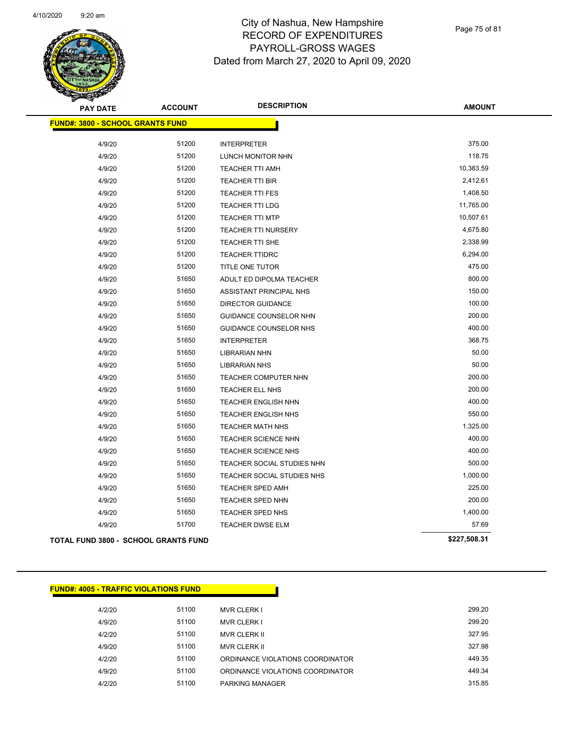# City of Nashua, New Hampshire
## RECORD OF EXPENDITURES
## PAYROLL-GROSS WAGES
## Dated from March 27, 2020 to April 09, 2020

| PAY DATE | ACCOUNT | DESCRIPTION | AMOUNT |
|---|---|---|---|
| **FUND#: 3800 - SCHOOL GRANTS FUND** | | | |
| 4/9/20 | 51200 | INTERPRETER | 375.00 |
| 4/9/20 | 51200 | LUNCH MONITOR NHN | 118.75 |
| 4/9/20 | 51200 | TEACHER TTI AMH | 10,383.59 |
| 4/9/20 | 51200 | TEACHER TTI BIR | 2,412.61 |
| 4/9/20 | 51200 | TEACHER TTI FES | 1,408.50 |
| 4/9/20 | 51200 | TEACHER TTI LDG | 11,765.00 |
| 4/9/20 | 51200 | TEACHER TTI MTP | 10,507.61 |
| 4/9/20 | 51200 | TEACHER TTI NURSERY | 4,675.80 |
| 4/9/20 | 51200 | TEACHER TTI SHE | 2,338.99 |
| 4/9/20 | 51200 | TEACHER TTIDRC | 6,294.00 |
| 4/9/20 | 51200 | TITLE ONE TUTOR | 475.00 |
| 4/9/20 | 51650 | ADULT ED DIPOLMA TEACHER | 800.00 |
| 4/9/20 | 51650 | ASSISTANT PRINCIPAL NHS | 150.00 |
| 4/9/20 | 51650 | DIRECTOR GUIDANCE | 100.00 |
| 4/9/20 | 51650 | GUIDANCE COUNSELOR NHN | 200.00 |
| 4/9/20 | 51650 | GUIDANCE COUNSELOR NHS | 400.00 |
| 4/9/20 | 51650 | INTERPRETER | 368.75 |
| 4/9/20 | 51650 | LIBRARIAN NHN | 50.00 |
| 4/9/20 | 51650 | LIBRARIAN NHS | 50.00 |
| 4/9/20 | 51650 | TEACHER COMPUTER NHN | 200.00 |
| 4/9/20 | 51650 | TEACHER ELL NHS | 200.00 |
| 4/9/20 | 51650 | TEACHER ENGLISH NHN | 400.00 |
| 4/9/20 | 51650 | TEACHER ENGLISH NHS | 550.00 |
| 4/9/20 | 51650 | TEACHER MATH NHS | 1,325.00 |
| 4/9/20 | 51650 | TEACHER SCIENCE NHN | 400.00 |
| 4/9/20 | 51650 | TEACHER SCIENCE NHS | 400.00 |
| 4/9/20 | 51650 | TEACHER SOCIAL STUDIES NHN | 500.00 |
| 4/9/20 | 51650 | TEACHER SOCIAL STUDIES NHS | 1,000.00 |
| 4/9/20 | 51650 | TEACHER SPED AMH | 225.00 |
| 4/9/20 | 51650 | TEACHER SPED NHN | 200.00 |
| 4/9/20 | 51650 | TEACHER SPED NHS | 1,400.00 |
| 4/9/20 | 51700 | TEACHER DWSE ELM | 57.69 |
| **TOTAL FUND 3800 - SCHOOL GRANTS FUND** | | | **$227,508.31** |

| PAY DATE | ACCOUNT | DESCRIPTION | AMOUNT |
|---|---|---|---|
| **FUND#: 4005 - TRAFFIC VIOLATIONS FUND** | | | |
| 4/2/20 | 51100 | MVR CLERK I | 299.20 |
| 4/9/20 | 51100 | MVR CLERK I | 299.20 |
| 4/2/20 | 51100 | MVR CLERK II | 327.95 |
| 4/9/20 | 51100 | MVR CLERK II | 327.98 |
| 4/2/20 | 51100 | ORDINANCE VIOLATIONS COORDINATOR | 449.35 |
| 4/9/20 | 51100 | ORDINANCE VIOLATIONS COORDINATOR | 449.34 |
| 4/2/20 | 51100 | PARKING MANAGER | 315.85 |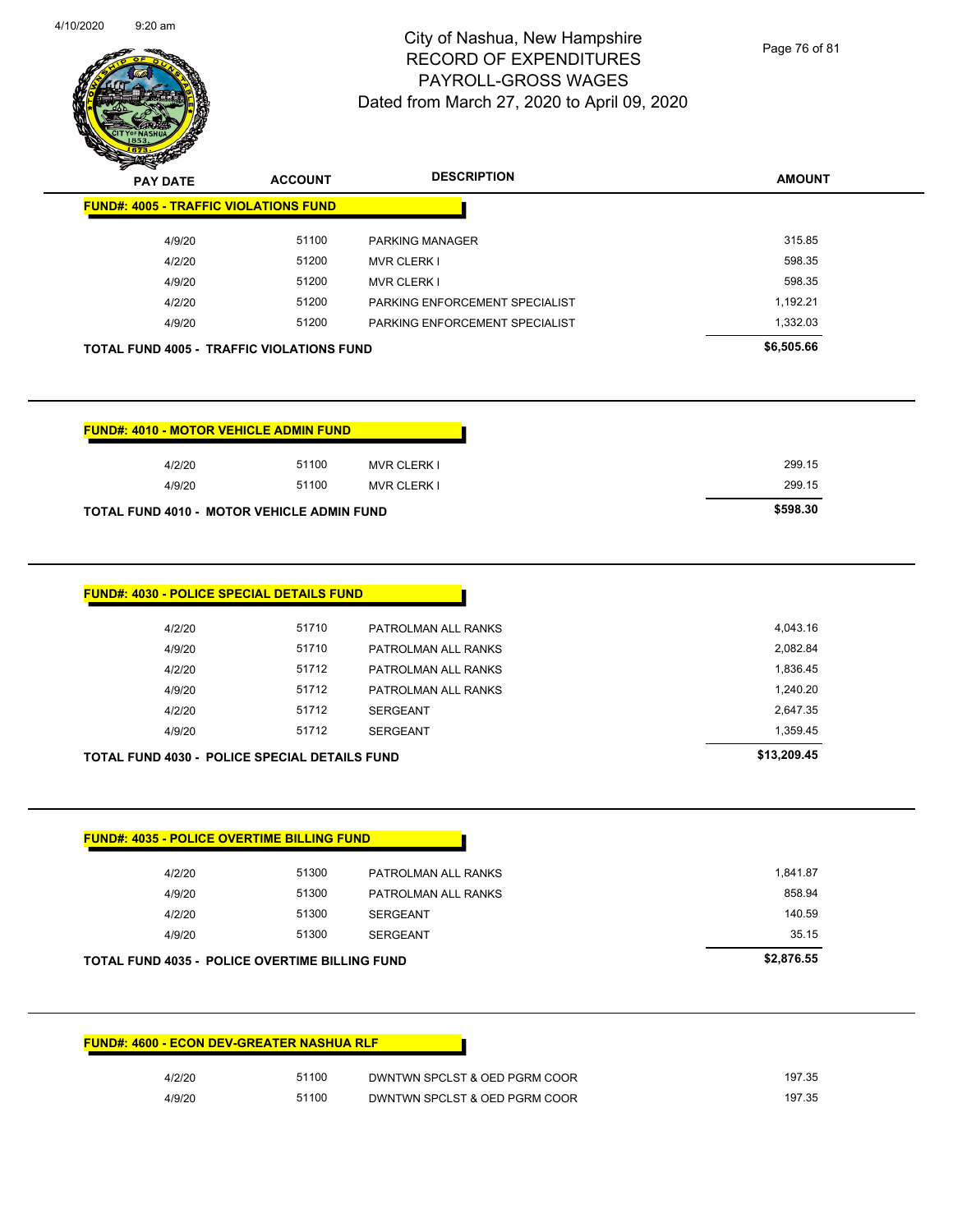# City of Nashua, New Hampshire
## RECORD OF EXPENDITURES
## PAYROLL-GROSS WAGES
## Dated from March 27, 2020 to April 09, 2020

| PAY DATE | ACCOUNT | DESCRIPTION | AMOUNT |
|---|---|---|---|
| **FUND#: 4005 - TRAFFIC VIOLATIONS FUND** | | | |
| 4/9/20 | 51100 | PARKING MANAGER | 315.85 |
| 4/2/20 | 51200 | MVR CLERK I | 598.35 |
| 4/9/20 | 51200 | MVR CLERK I | 598.35 |
| 4/2/20 | 51200 | PARKING ENFORCEMENT SPECIALIST | 1,192.21 |
| 4/9/20 | 51200 | PARKING ENFORCEMENT SPECIALIST | 1,332.03 |
| **TOTAL FUND 4005 - TRAFFIC VIOLATIONS FUND** | | | **$6,505.66** |

| PAY DATE | ACCOUNT | DESCRIPTION | AMOUNT |
|---|---|---|---|
| **FUND#: 4010 - MOTOR VEHICLE ADMIN FUND** | | | |
| 4/2/20 | 51100 | MVR CLERK I | 299.15 |
| 4/9/20 | 51100 | MVR CLERK I | 299.15 |
| **TOTAL FUND 4010 - MOTOR VEHICLE ADMIN FUND** | | | **$598.30** |

| PAY DATE | ACCOUNT | DESCRIPTION | AMOUNT |
|---|---|---|---|
| **FUND#: 4030 - POLICE SPECIAL DETAILS FUND** | | | |
| 4/2/20 | 51710 | PATROLMAN ALL RANKS | 4,043.16 |
| 4/9/20 | 51710 | PATROLMAN ALL RANKS | 2,082.84 |
| 4/2/20 | 51712 | PATROLMAN ALL RANKS | 1,836.45 |
| 4/9/20 | 51712 | PATROLMAN ALL RANKS | 1,240.20 |
| 4/2/20 | 51712 | SERGEANT | 2,647.35 |
| 4/9/20 | 51712 | SERGEANT | 1,359.45 |
| **TOTAL FUND 4030 - POLICE SPECIAL DETAILS FUND** | | | **$13,209.45** |

| PAY DATE | ACCOUNT | DESCRIPTION | AMOUNT |
|---|---|---|---|
| **FUND#: 4035 - POLICE OVERTIME BILLING FUND** | | | |
| 4/2/20 | 51300 | PATROLMAN ALL RANKS | 1,841.87 |
| 4/9/20 | 51300 | PATROLMAN ALL RANKS | 858.94 |
| 4/2/20 | 51300 | SERGEANT | 140.59 |
| 4/9/20 | 51300 | SERGEANT | 35.15 |
| **TOTAL FUND 4035 - POLICE OVERTIME BILLING FUND** | | | **$2,876.55** |

| PAY DATE | ACCOUNT | DESCRIPTION | AMOUNT |
|---|---|---|---|
| **FUND#: 4600 - ECON DEV-GREATER NASHUA RLF** | | | |
| 4/2/20 | 51100 | DWNTWN SPCLST & OED PGRM COOR | 197.35 |
| 4/9/20 | 51100 | DWNTWN SPCLST & OED PGRM COOR | 197.35 |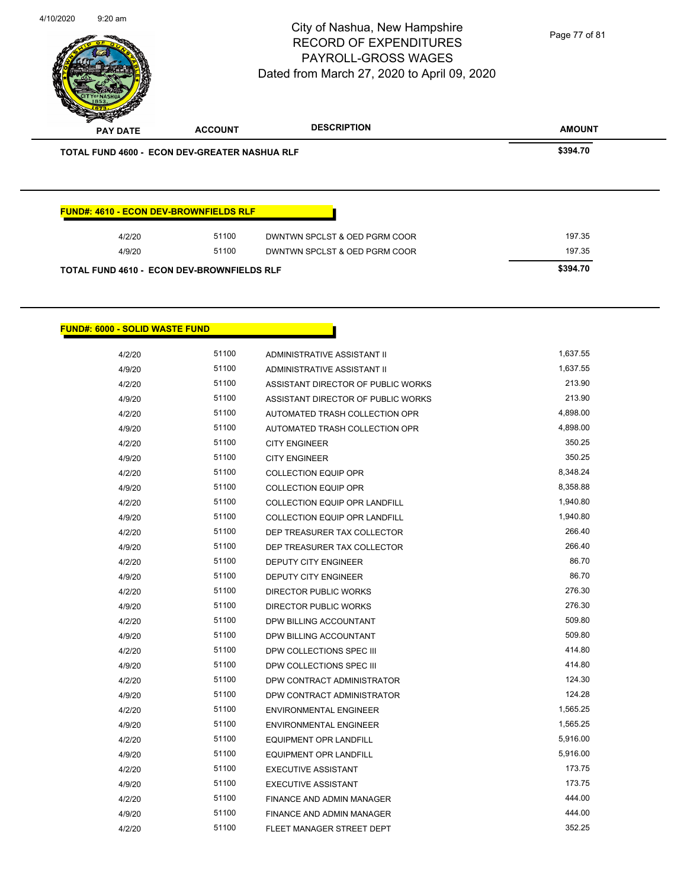| PAY DATE | ACCOUNT | DESCRIPTION | AMOUNT |
|---|---|---|---|
| **TOTAL FUND 4600 - ECON DEV-GREATER NASHUA RLF** | | | **$394.70** |

**FUND#: 4610 - ECON DEV-BROWNFIELDS RLF**

| PAY DATE | ACCOUNT | DESCRIPTION | AMOUNT |
|---|---|---|---|
| 4/2/20 | 51100 | DWNTWN SPCLST & OED PGRM COOR | 197.35 |
| 4/9/20 | 51100 | DWNTWN SPCLST & OED PGRM COOR | 197.35 |
| **TOTAL FUND 4610 - ECON DEV-BROWNFIELDS RLF** | | | **$394.70** |

**FUND#: 6000 - SOLID WASTE FUND**

| PAY DATE | ACCOUNT | DESCRIPTION | AMOUNT |
|---|---|---|---|
| 4/2/20 | 51100 | ADMINISTRATIVE ASSISTANT II | 1,637.55 |
| 4/9/20 | 51100 | ADMINISTRATIVE ASSISTANT II | 1,637.55 |
| 4/2/20 | 51100 | ASSISTANT DIRECTOR OF PUBLIC WORKS | 213.90 |
| 4/9/20 | 51100 | ASSISTANT DIRECTOR OF PUBLIC WORKS | 213.90 |
| 4/2/20 | 51100 | AUTOMATED TRASH COLLECTION OPR | 4,898.00 |
| 4/9/20 | 51100 | AUTOMATED TRASH COLLECTION OPR | 4,898.00 |
| 4/2/20 | 51100 | CITY ENGINEER | 350.25 |
| 4/9/20 | 51100 | CITY ENGINEER | 350.25 |
| 4/2/20 | 51100 | COLLECTION EQUIP OPR | 8,348.24 |
| 4/9/20 | 51100 | COLLECTION EQUIP OPR | 8,358.88 |
| 4/2/20 | 51100 | COLLECTION EQUIP OPR LANDFILL | 1,940.80 |
| 4/9/20 | 51100 | COLLECTION EQUIP OPR LANDFILL | 1,940.80 |
| 4/2/20 | 51100 | DEP TREASURER TAX COLLECTOR | 266.40 |
| 4/9/20 | 51100 | DEP TREASURER TAX COLLECTOR | 266.40 |
| 4/2/20 | 51100 | DEPUTY CITY ENGINEER | 86.70 |
| 4/9/20 | 51100 | DEPUTY CITY ENGINEER | 86.70 |
| 4/2/20 | 51100 | DIRECTOR PUBLIC WORKS | 276.30 |
| 4/9/20 | 51100 | DIRECTOR PUBLIC WORKS | 276.30 |
| 4/2/20 | 51100 | DPW BILLING ACCOUNTANT | 509.80 |
| 4/9/20 | 51100 | DPW BILLING ACCOUNTANT | 509.80 |
| 4/2/20 | 51100 | DPW COLLECTIONS SPEC III | 414.80 |
| 4/9/20 | 51100 | DPW COLLECTIONS SPEC III | 414.80 |
| 4/2/20 | 51100 | DPW CONTRACT ADMINISTRATOR | 124.30 |
| 4/9/20 | 51100 | DPW CONTRACT ADMINISTRATOR | 124.28 |
| 4/2/20 | 51100 | ENVIRONMENTAL ENGINEER | 1,565.25 |
| 4/9/20 | 51100 | ENVIRONMENTAL ENGINEER | 1,565.25 |
| 4/2/20 | 51100 | EQUIPMENT OPR LANDFILL | 5,916.00 |
| 4/9/20 | 51100 | EQUIPMENT OPR LANDFILL | 5,916.00 |
| 4/2/20 | 51100 | EXECUTIVE ASSISTANT | 173.75 |
| 4/9/20 | 51100 | EXECUTIVE ASSISTANT | 173.75 |
| 4/2/20 | 51100 | FINANCE AND ADMIN MANAGER | 444.00 |
| 4/9/20 | 51100 | FINANCE AND ADMIN MANAGER | 444.00 |
| 4/2/20 | 51100 | FLEET MANAGER STREET DEPT | 352.25 |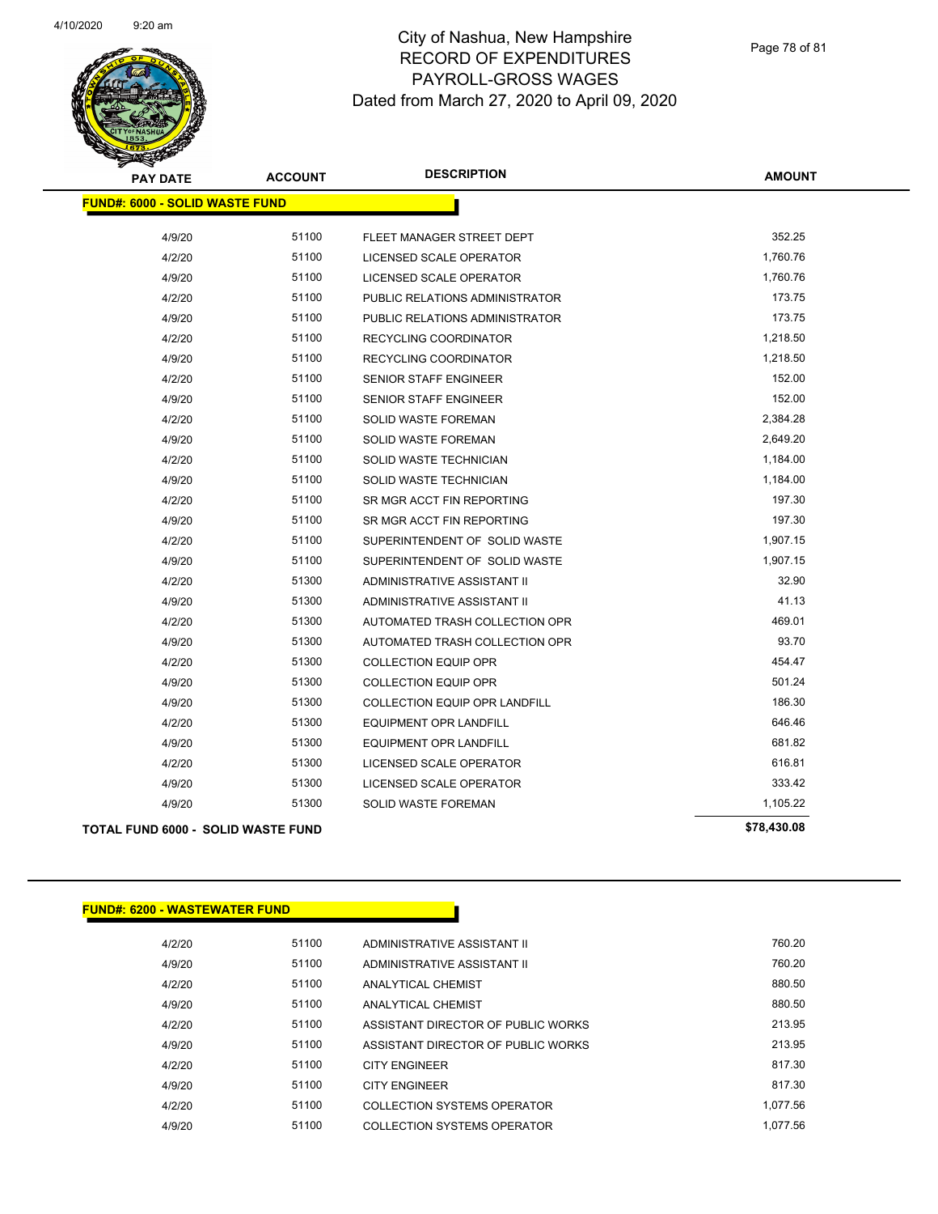# City of Nashua, New Hampshire
## RECORD OF EXPENDITURES
## PAYROLL-GROSS WAGES
## Dated from March 27, 2020 to April 09, 2020

| PAY DATE | ACCOUNT | DESCRIPTION | AMOUNT |
|---|---|---|---|
| **FUND#: 6000 - SOLID WASTE FUND** | | | |
| 4/9/20 | 51100 | FLEET MANAGER STREET DEPT | 352.25 |
| 4/2/20 | 51100 | LICENSED SCALE OPERATOR | 1,760.76 |
| 4/9/20 | 51100 | LICENSED SCALE OPERATOR | 1,760.76 |
| 4/2/20 | 51100 | PUBLIC RELATIONS ADMINISTRATOR | 173.75 |
| 4/9/20 | 51100 | PUBLIC RELATIONS ADMINISTRATOR | 173.75 |
| 4/2/20 | 51100 | RECYCLING COORDINATOR | 1,218.50 |
| 4/9/20 | 51100 | RECYCLING COORDINATOR | 1,218.50 |
| 4/2/20 | 51100 | SENIOR STAFF ENGINEER | 152.00 |
| 4/9/20 | 51100 | SENIOR STAFF ENGINEER | 152.00 |
| 4/2/20 | 51100 | SOLID WASTE FOREMAN | 2,384.28 |
| 4/9/20 | 51100 | SOLID WASTE FOREMAN | 2,649.20 |
| 4/2/20 | 51100 | SOLID WASTE TECHNICIAN | 1,184.00 |
| 4/9/20 | 51100 | SOLID WASTE TECHNICIAN | 1,184.00 |
| 4/2/20 | 51100 | SR MGR ACCT FIN REPORTING | 197.30 |
| 4/9/20 | 51100 | SR MGR ACCT FIN REPORTING | 197.30 |
| 4/2/20 | 51100 | SUPERINTENDENT OF SOLID WASTE | 1,907.15 |
| 4/9/20 | 51100 | SUPERINTENDENT OF SOLID WASTE | 1,907.15 |
| 4/2/20 | 51300 | ADMINISTRATIVE ASSISTANT II | 32.90 |
| 4/9/20 | 51300 | ADMINISTRATIVE ASSISTANT II | 41.13 |
| 4/2/20 | 51300 | AUTOMATED TRASH COLLECTION OPR | 469.01 |
| 4/9/20 | 51300 | AUTOMATED TRASH COLLECTION OPR | 93.70 |
| 4/2/20 | 51300 | COLLECTION EQUIP OPR | 454.47 |
| 4/9/20 | 51300 | COLLECTION EQUIP OPR | 501.24 |
| 4/9/20 | 51300 | COLLECTION EQUIP OPR LANDFILL | 186.30 |
| 4/2/20 | 51300 | EQUIPMENT OPR LANDFILL | 646.46 |
| 4/9/20 | 51300 | EQUIPMENT OPR LANDFILL | 681.82 |
| 4/2/20 | 51300 | LICENSED SCALE OPERATOR | 616.81 |
| 4/9/20 | 51300 | LICENSED SCALE OPERATOR | 333.42 |
| 4/9/20 | 51300 | SOLID WASTE FOREMAN | 1,105.22 |
| **TOTAL FUND 6000 - SOLID WASTE FUND** | | | **$78,430.08** |

| PAY DATE | ACCOUNT | DESCRIPTION | AMOUNT |
|---|---|---|---|
| **FUND#: 6200 - WASTEWATER FUND** | | | |
| 4/2/20 | 51100 | ADMINISTRATIVE ASSISTANT II | 760.20 |
| 4/9/20 | 51100 | ADMINISTRATIVE ASSISTANT II | 760.20 |
| 4/2/20 | 51100 | ANALYTICAL CHEMIST | 880.50 |
| 4/9/20 | 51100 | ANALYTICAL CHEMIST | 880.50 |
| 4/2/20 | 51100 | ASSISTANT DIRECTOR OF PUBLIC WORKS | 213.95 |
| 4/9/20 | 51100 | ASSISTANT DIRECTOR OF PUBLIC WORKS | 213.95 |
| 4/2/20 | 51100 | CITY ENGINEER | 817.30 |
| 4/9/20 | 51100 | CITY ENGINEER | 817.30 |
| 4/2/20 | 51100 | COLLECTION SYSTEMS OPERATOR | 1,077.56 |
| 4/9/20 | 51100 | COLLECTION SYSTEMS OPERATOR | 1,077.56 |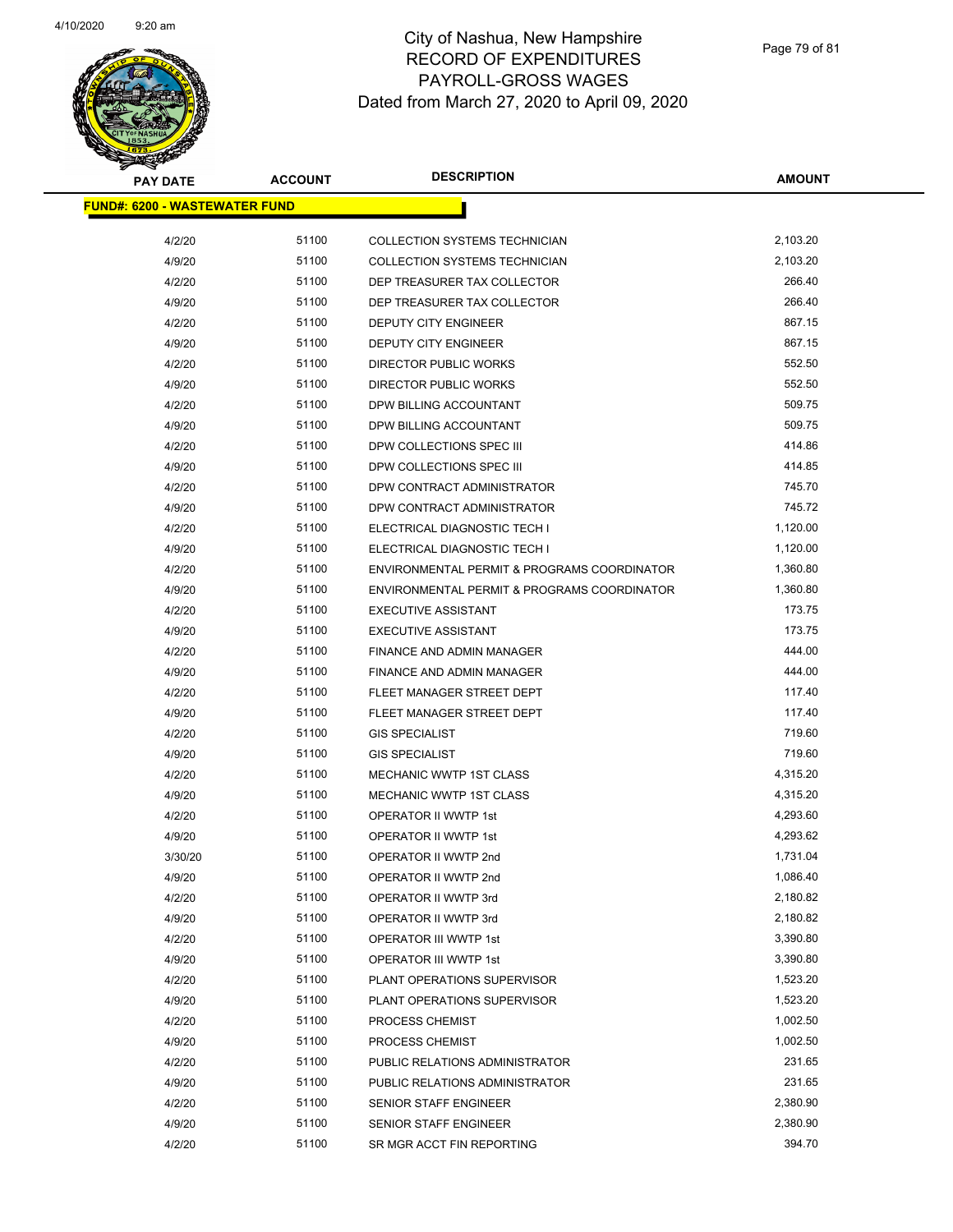# City of Nashua, New Hampshire
## RECORD OF EXPENDITURES
## PAYROLL-GROSS WAGES
### Dated from March 27, 2020 to April 09, 2020

| PAY DATE | ACCOUNT | DESCRIPTION | AMOUNT |
|---|---|---|---|
| **FUND#: 6200 - WASTEWATER FUND** | | | |
| 4/2/20 | 51100 | COLLECTION SYSTEMS TECHNICIAN | 2,103.20 |
| 4/9/20 | 51100 | COLLECTION SYSTEMS TECHNICIAN | 2,103.20 |
| 4/2/20 | 51100 | DEP TREASURER TAX COLLECTOR | 266.40 |
| 4/9/20 | 51100 | DEP TREASURER TAX COLLECTOR | 266.40 |
| 4/2/20 | 51100 | DEPUTY CITY ENGINEER | 867.15 |
| 4/9/20 | 51100 | DEPUTY CITY ENGINEER | 867.15 |
| 4/2/20 | 51100 | DIRECTOR PUBLIC WORKS | 552.50 |
| 4/9/20 | 51100 | DIRECTOR PUBLIC WORKS | 552.50 |
| 4/2/20 | 51100 | DPW BILLING ACCOUNTANT | 509.75 |
| 4/9/20 | 51100 | DPW BILLING ACCOUNTANT | 509.75 |
| 4/2/20 | 51100 | DPW COLLECTIONS SPEC III | 414.86 |
| 4/9/20 | 51100 | DPW COLLECTIONS SPEC III | 414.85 |
| 4/2/20 | 51100 | DPW CONTRACT ADMINISTRATOR | 745.70 |
| 4/9/20 | 51100 | DPW CONTRACT ADMINISTRATOR | 745.72 |
| 4/2/20 | 51100 | ELECTRICAL DIAGNOSTIC TECH I | 1,120.00 |
| 4/9/20 | 51100 | ELECTRICAL DIAGNOSTIC TECH I | 1,120.00 |
| 4/2/20 | 51100 | ENVIRONMENTAL PERMIT & PROGRAMS COORDINATOR | 1,360.80 |
| 4/9/20 | 51100 | ENVIRONMENTAL PERMIT & PROGRAMS COORDINATOR | 1,360.80 |
| 4/2/20 | 51100 | EXECUTIVE ASSISTANT | 173.75 |
| 4/9/20 | 51100 | EXECUTIVE ASSISTANT | 173.75 |
| 4/2/20 | 51100 | FINANCE AND ADMIN MANAGER | 444.00 |
| 4/9/20 | 51100 | FINANCE AND ADMIN MANAGER | 444.00 |
| 4/2/20 | 51100 | FLEET MANAGER STREET DEPT | 117.40 |
| 4/9/20 | 51100 | FLEET MANAGER STREET DEPT | 117.40 |
| 4/2/20 | 51100 | GIS SPECIALIST | 719.60 |
| 4/9/20 | 51100 | GIS SPECIALIST | 719.60 |
| 4/2/20 | 51100 | MECHANIC WWTP 1ST CLASS | 4,315.20 |
| 4/9/20 | 51100 | MECHANIC WWTP 1ST CLASS | 4,315.20 |
| 4/2/20 | 51100 | OPERATOR II WWTP 1st | 4,293.60 |
| 4/9/20 | 51100 | OPERATOR II WWTP 1st | 4,293.62 |
| 3/30/20 | 51100 | OPERATOR II WWTP 2nd | 1,731.04 |
| 4/9/20 | 51100 | OPERATOR II WWTP 2nd | 1,086.40 |
| 4/2/20 | 51100 | OPERATOR II WWTP 3rd | 2,180.82 |
| 4/9/20 | 51100 | OPERATOR II WWTP 3rd | 2,180.82 |
| 4/2/20 | 51100 | OPERATOR III WWTP 1st | 3,390.80 |
| 4/9/20 | 51100 | OPERATOR III WWTP 1st | 3,390.80 |
| 4/2/20 | 51100 | PLANT OPERATIONS SUPERVISOR | 1,523.20 |
| 4/9/20 | 51100 | PLANT OPERATIONS SUPERVISOR | 1,523.20 |
| 4/2/20 | 51100 | PROCESS CHEMIST | 1,002.50 |
| 4/9/20 | 51100 | PROCESS CHEMIST | 1,002.50 |
| 4/2/20 | 51100 | PUBLIC RELATIONS ADMINISTRATOR | 231.65 |
| 4/9/20 | 51100 | PUBLIC RELATIONS ADMINISTRATOR | 231.65 |
| 4/2/20 | 51100 | SENIOR STAFF ENGINEER | 2,380.90 |
| 4/9/20 | 51100 | SENIOR STAFF ENGINEER | 2,380.90 |
| 4/2/20 | 51100 | SR MGR ACCT FIN REPORTING | 394.70 |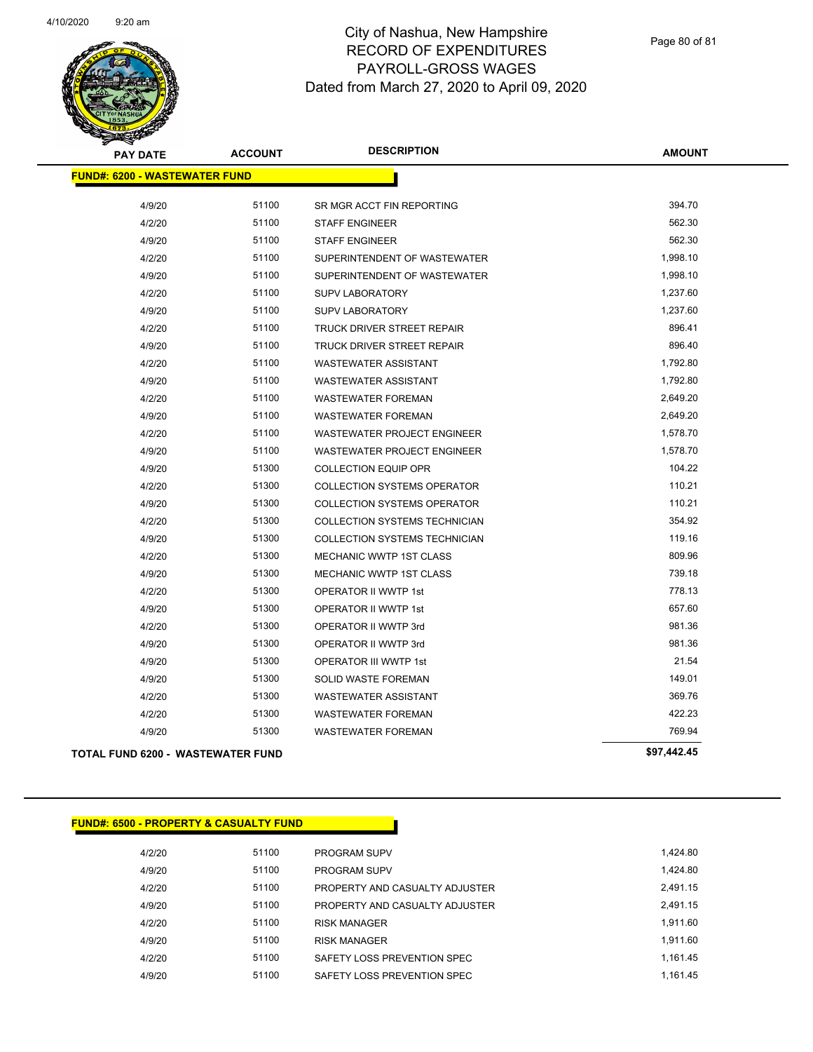# City of Nashua, New Hampshire
## RECORD OF EXPENDITURES
## PAYROLL-GROSS WAGES
## Dated from March 27, 2020 to April 09, 2020

| PAY DATE | ACCOUNT | DESCRIPTION | AMOUNT |
|---|---|---|---|
| **FUND#: 6200 - WASTEWATER FUND** | | | |
| 4/9/20 | 51100 | SR MGR ACCT FIN REPORTING | 394.70 |
| 4/2/20 | 51100 | STAFF ENGINEER | 562.30 |
| 4/9/20 | 51100 | STAFF ENGINEER | 562.30 |
| 4/2/20 | 51100 | SUPERINTENDENT OF WASTEWATER | 1,998.10 |
| 4/9/20 | 51100 | SUPERINTENDENT OF WASTEWATER | 1,998.10 |
| 4/2/20 | 51100 | SUPV LABORATORY | 1,237.60 |
| 4/9/20 | 51100 | SUPV LABORATORY | 1,237.60 |
| 4/2/20 | 51100 | TRUCK DRIVER STREET REPAIR | 896.41 |
| 4/9/20 | 51100 | TRUCK DRIVER STREET REPAIR | 896.40 |
| 4/2/20 | 51100 | WASTEWATER ASSISTANT | 1,792.80 |
| 4/9/20 | 51100 | WASTEWATER ASSISTANT | 1,792.80 |
| 4/2/20 | 51100 | WASTEWATER FOREMAN | 2,649.20 |
| 4/9/20 | 51100 | WASTEWATER FOREMAN | 2,649.20 |
| 4/2/20 | 51100 | WASTEWATER PROJECT ENGINEER | 1,578.70 |
| 4/9/20 | 51100 | WASTEWATER PROJECT ENGINEER | 1,578.70 |
| 4/9/20 | 51300 | COLLECTION EQUIP OPR | 104.22 |
| 4/2/20 | 51300 | COLLECTION SYSTEMS OPERATOR | 110.21 |
| 4/9/20 | 51300 | COLLECTION SYSTEMS OPERATOR | 110.21 |
| 4/2/20 | 51300 | COLLECTION SYSTEMS TECHNICIAN | 354.92 |
| 4/9/20 | 51300 | COLLECTION SYSTEMS TECHNICIAN | 119.16 |
| 4/2/20 | 51300 | MECHANIC WWTP 1ST CLASS | 809.96 |
| 4/9/20 | 51300 | MECHANIC WWTP 1ST CLASS | 739.18 |
| 4/2/20 | 51300 | OPERATOR II WWTP 1st | 778.13 |
| 4/9/20 | 51300 | OPERATOR II WWTP 1st | 657.60 |
| 4/2/20 | 51300 | OPERATOR II WWTP 3rd | 981.36 |
| 4/9/20 | 51300 | OPERATOR II WWTP 3rd | 981.36 |
| 4/9/20 | 51300 | OPERATOR III WWTP 1st | 21.54 |
| 4/9/20 | 51300 | SOLID WASTE FOREMAN | 149.01 |
| 4/2/20 | 51300 | WASTEWATER ASSISTANT | 369.76 |
| 4/2/20 | 51300 | WASTEWATER FOREMAN | 422.23 |
| 4/9/20 | 51300 | WASTEWATER FOREMAN | 769.94 |
| **TOTAL FUND 6200 - WASTEWATER FUND** | | | **$97,442.45** |

| PAY DATE | ACCOUNT | DESCRIPTION | AMOUNT |
|---|---|---|---|
| **FUND#: 6500 - PROPERTY & CASUALTY FUND** | | | |
| 4/2/20 | 51100 | PROGRAM SUPV | 1,424.80 |
| 4/9/20 | 51100 | PROGRAM SUPV | 1,424.80 |
| 4/2/20 | 51100 | PROPERTY AND CASUALTY ADJUSTER | 2,491.15 |
| 4/9/20 | 51100 | PROPERTY AND CASUALTY ADJUSTER | 2,491.15 |
| 4/2/20 | 51100 | RISK MANAGER | 1,911.60 |
| 4/9/20 | 51100 | RISK MANAGER | 1,911.60 |
| 4/2/20 | 51100 | SAFETY LOSS PREVENTION SPEC | 1,161.45 |
| 4/9/20 | 51100 | SAFETY LOSS PREVENTION SPEC | 1,161.45 |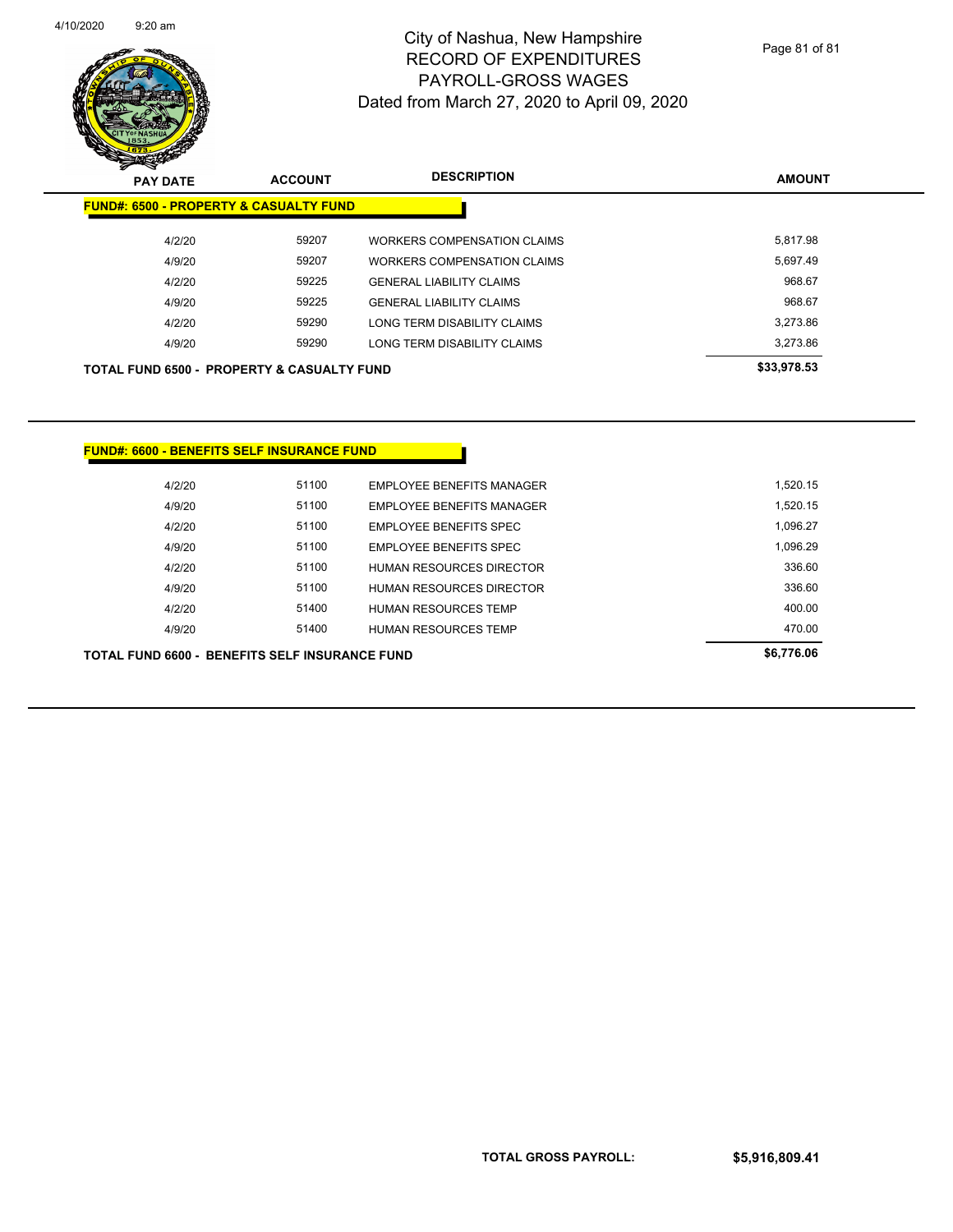# City of Nashua, New Hampshire
## RECORD OF EXPENDITURES
## PAYROLL-GROSS WAGES
### Dated from March 27, 2020 to April 09, 2020

**FUND#: 6500 - PROPERTY & CASUALTY FUND**

| PAY DATE | ACCOUNT | DESCRIPTION | AMOUNT |
|---|---|---|---|
| 4/2/20 | 59207 | WORKERS COMPENSATION CLAIMS | 5,817.98 |
| 4/9/20 | 59207 | WORKERS COMPENSATION CLAIMS | 5,697.49 |
| 4/2/20 | 59225 | GENERAL LIABILITY CLAIMS | 968.67 |
| 4/9/20 | 59225 | GENERAL LIABILITY CLAIMS | 968.67 |
| 4/2/20 | 59290 | LONG TERM DISABILITY CLAIMS | 3,273.86 |
| 4/9/20 | 59290 | LONG TERM DISABILITY CLAIMS | 3,273.86 |
| **TOTAL FUND 6500 - PROPERTY & CASUALTY FUND** | | | **$33,978.53** |

**FUND#: 6600 - BENEFITS SELF INSURANCE FUND**

| PAY DATE | ACCOUNT | DESCRIPTION | AMOUNT |
|---|---|---|---|
| 4/2/20 | 51100 | EMPLOYEE BENEFITS MANAGER | 1,520.15 |
| 4/9/20 | 51100 | EMPLOYEE BENEFITS MANAGER | 1,520.15 |
| 4/2/20 | 51100 | EMPLOYEE BENEFITS SPEC | 1,096.27 |
| 4/9/20 | 51100 | EMPLOYEE BENEFITS SPEC | 1,096.29 |
| 4/2/20 | 51100 | HUMAN RESOURCES DIRECTOR | 336.60 |
| 4/9/20 | 51100 | HUMAN RESOURCES DIRECTOR | 336.60 |
| 4/2/20 | 51400 | HUMAN RESOURCES TEMP | 400.00 |
| 4/9/20 | 51400 | HUMAN RESOURCES TEMP | 470.00 |
| **TOTAL FUND 6600 - BENEFITS SELF INSURANCE FUND** | | | **$6,776.06** |

**TOTAL GROSS PAYROLL: $5,916,809.41**